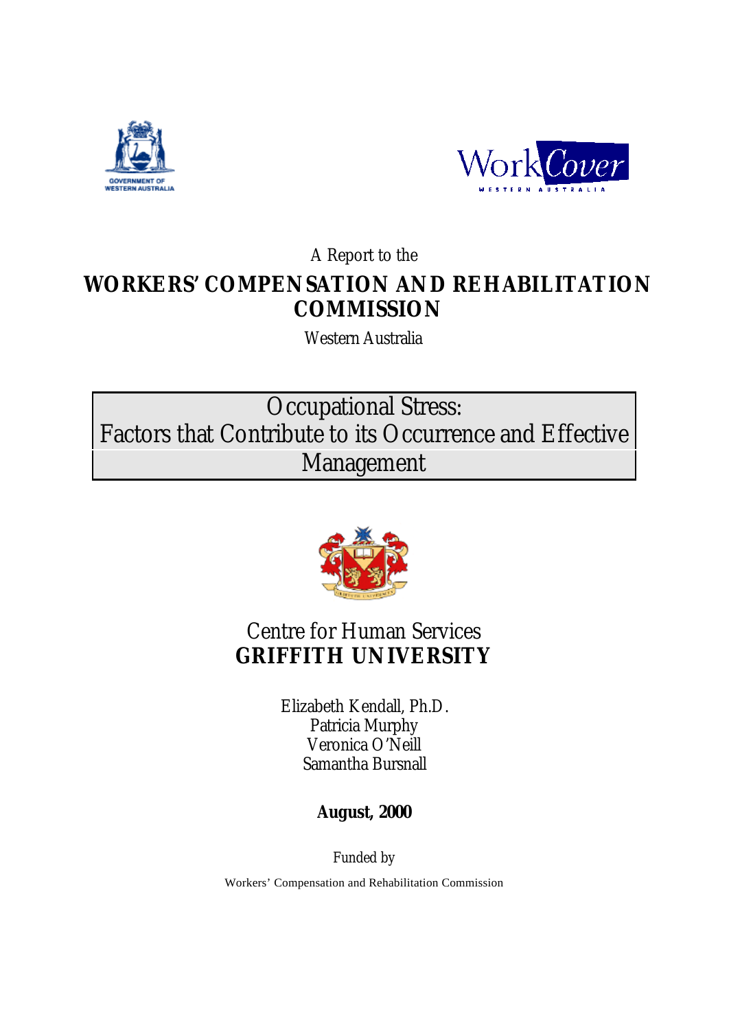GOVERNMENT OF WESTERN AUSTRALIA

WorkCover WESTERN AUSTRALIA

A Report to the

# WORKERS' COMPENSATION AND REHABILITATION COMMISSION

Western Australia

# Occupational Stress: Factors that Contribute to its Occurrence and Effective Management

Centre for Human Services
**GRIFFITH UNIVERSITY**

Elizabeth Kendall, Ph.D.
Patricia Murphy
Veronica O'Neill
Samantha Bursnall

**August, 2000**

Funded by

Workers' Compensation and Rehabilitation Commission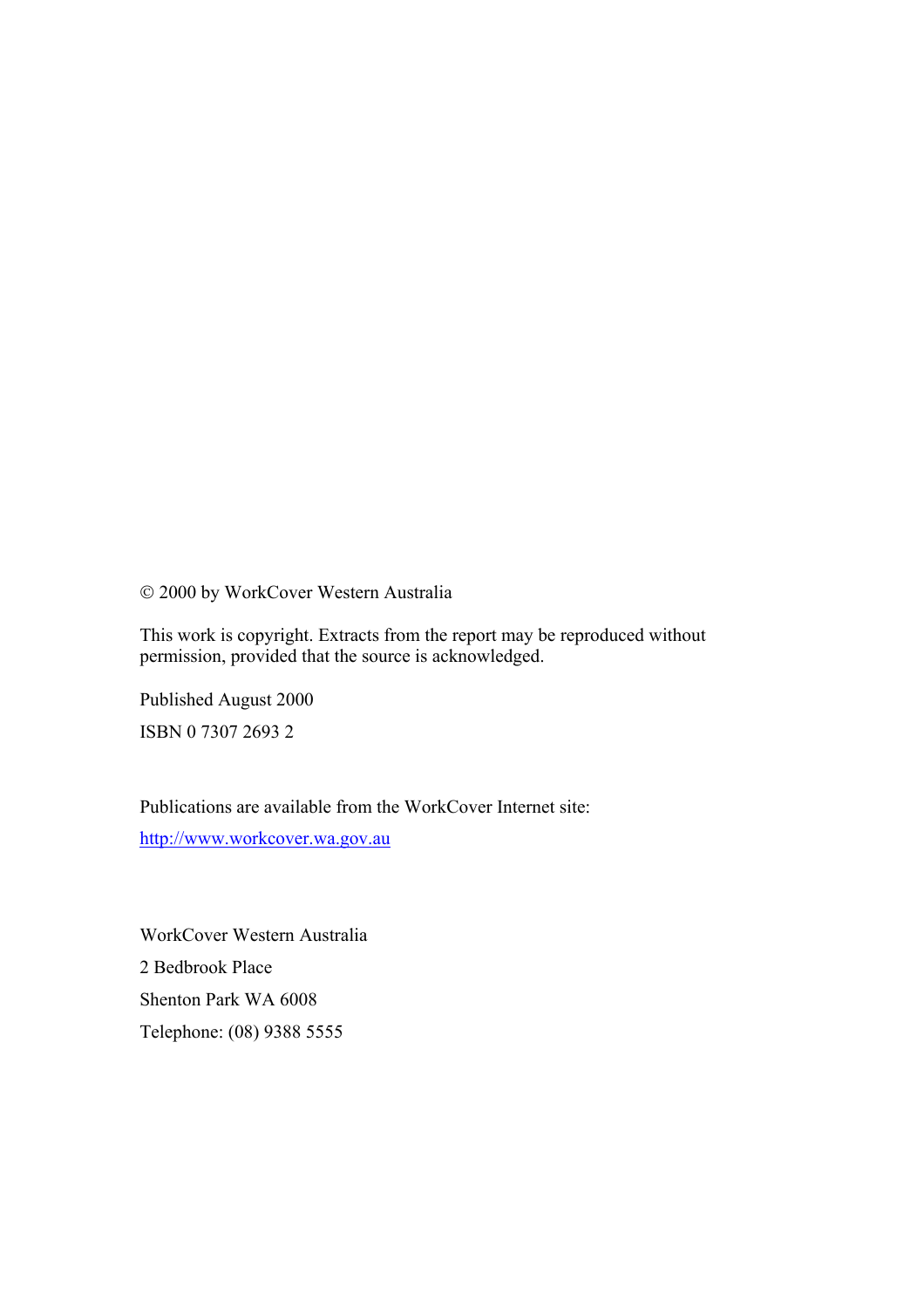© 2000 by WorkCover Western Australia

This work is copyright. Extracts from the report may be reproduced without permission, provided that the source is acknowledged.

Published August 2000

ISBN 0 7307 2693 2

Publications are available from the WorkCover Internet site:

http://www.workcover.wa.gov.au

WorkCover Western Australia

2 Bedbrook Place

Shenton Park WA 6008

Telephone: (08) 9388 5555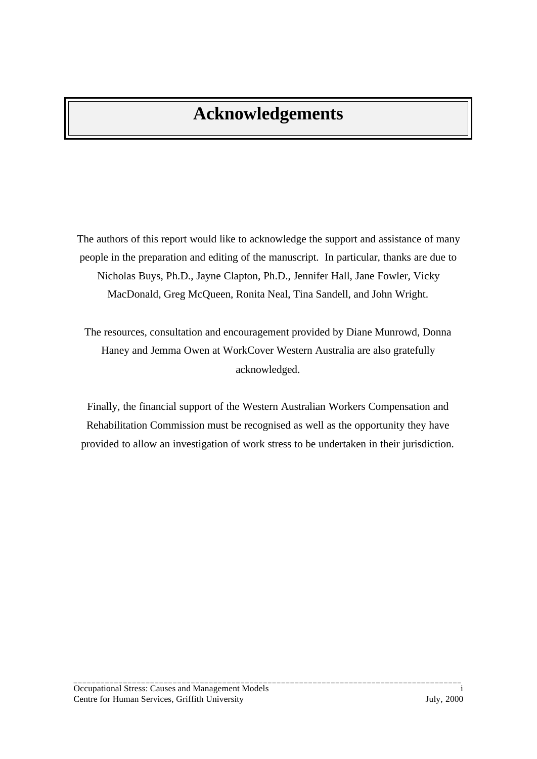# Acknowledgements

The authors of this report would like to acknowledge the support and assistance of many people in the preparation and editing of the manuscript. In particular, thanks are due to Nicholas Buys, Ph.D., Jayne Clapton, Ph.D., Jennifer Hall, Jane Fowler, Vicky MacDonald, Greg McQueen, Ronita Neal, Tina Sandell, and John Wright.

The resources, consultation and encouragement provided by Diane Munrowd, Donna Haney and Jemma Owen at WorkCover Western Australia are also gratefully acknowledged.

Finally, the financial support of the Western Australian Workers Compensation and Rehabilitation Commission must be recognised as well as the opportunity they have provided to allow an investigation of work stress to be undertaken in their jurisdiction.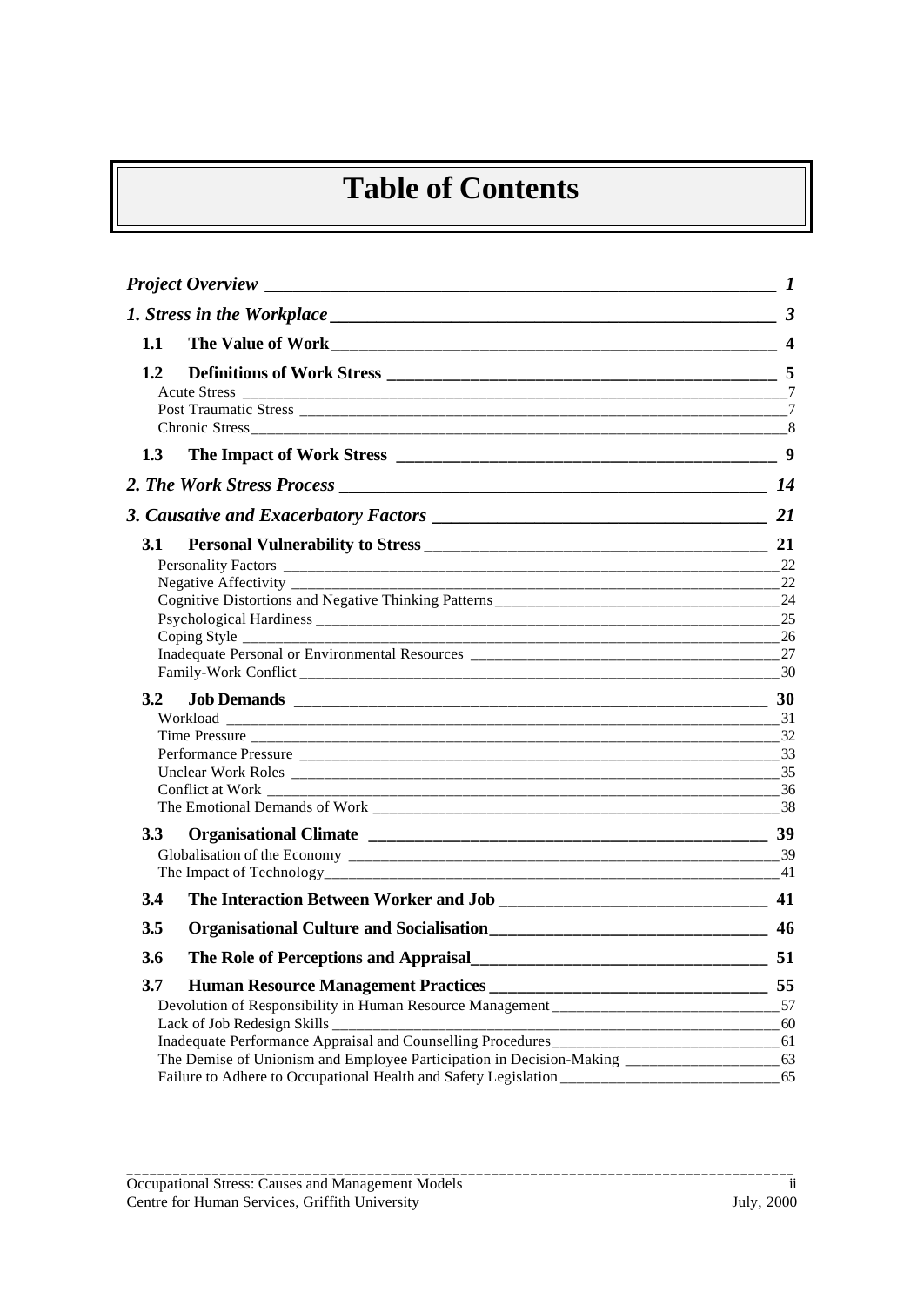# Table of Contents

*Project Overview* — 1

*1. Stress in the Workplace* — 3

- **1.1 The Value of Work** — 4
- **1.2 Definitions of Work Stress** — 5
  - Acute Stress — 7
  - Post Traumatic Stress — 7
  - Chronic Stress — 8
- **1.3 The Impact of Work Stress** — 9

*2. The Work Stress Process* — 14

*3. Causative and Exacerbatory Factors* — 21

- **3.1 Personal Vulnerability to Stress** — 21
  - Personality Factors — 22
  - Negative Affectivity — 22
  - Cognitive Distortions and Negative Thinking Patterns — 24
  - Psychological Hardiness — 25
  - Coping Style — 26
  - Inadequate Personal or Environmental Resources — 27
  - Family-Work Conflict — 30
- **3.2 Job Demands** — 30
  - Workload — 31
  - Time Pressure — 32
  - Performance Pressure — 33
  - Unclear Work Roles — 35
  - Conflict at Work — 36
  - The Emotional Demands of Work — 38
- **3.3 Organisational Climate** — 39
  - Globalisation of the Economy — 39
  - The Impact of Technology — 41
- **3.4 The Interaction Between Worker and Job** — 41
- **3.5 Organisational Culture and Socialisation** — 46
- **3.6 The Role of Perceptions and Appraisal** — 51
- **3.7 Human Resource Management Practices** — 55
  - Devolution of Responsibility in Human Resource Management — 57
  - Lack of Job Redesign Skills — 60
  - Inadequate Performance Appraisal and Counselling Procedures — 61
  - The Demise of Unionism and Employee Participation in Decision-Making — 63
  - Failure to Adhere to Occupational Health and Safety Legislation — 65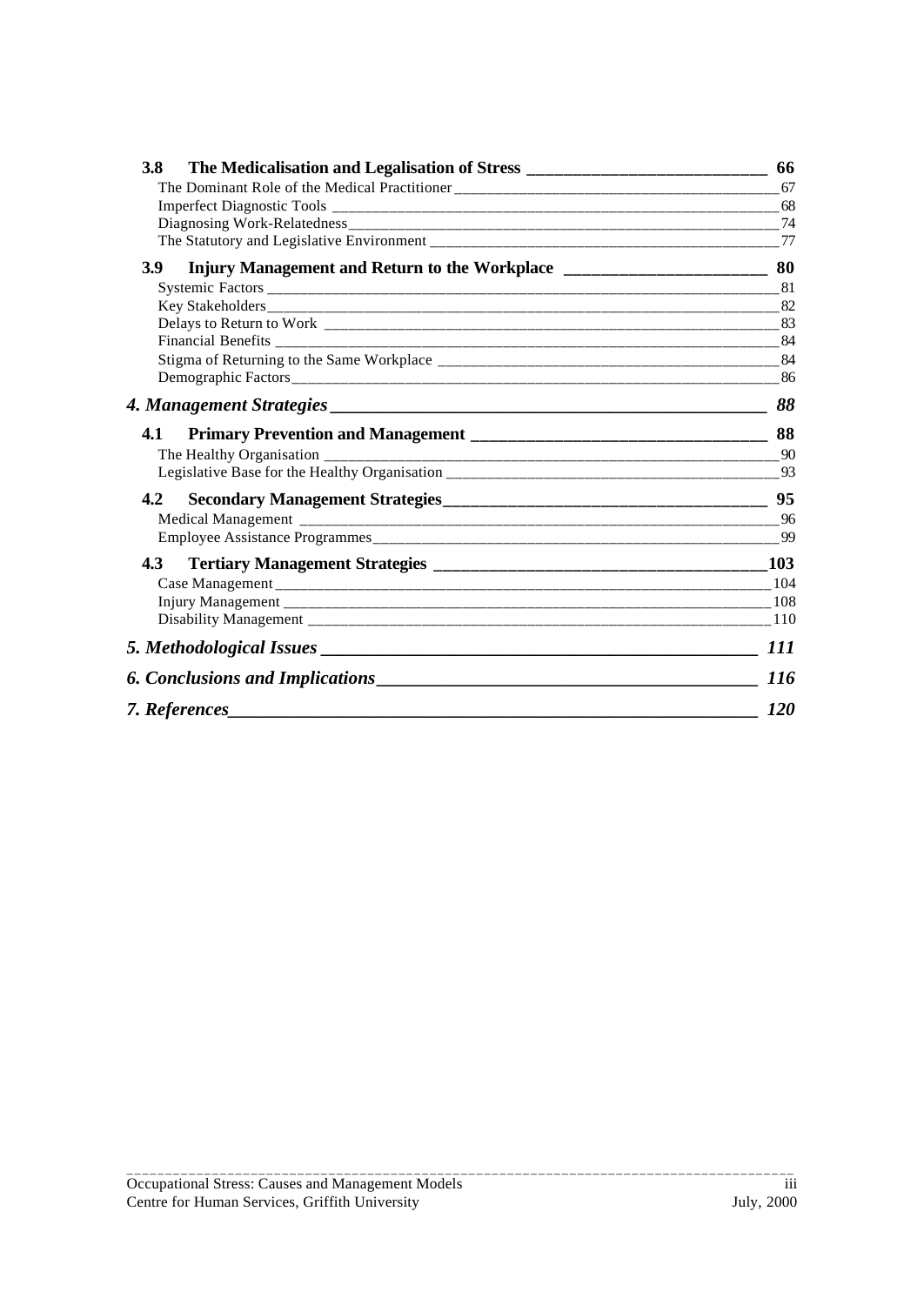**3.8 The Medicalisation and Legalisation of Stress** 66

The Dominant Role of the Medical Practitioner 67

Imperfect Diagnostic Tools 68

Diagnosing Work-Relatedness 74

The Statutory and Legislative Environment 77

**3.9 Injury Management and Return to the Workplace** 80

Systemic Factors 81

Key Stakeholders 82

Delays to Return to Work 83

Financial Benefits 84

Stigma of Returning to the Same Workplace 84

Demographic Factors 86

***4. Management Strategies*** 88

**4.1 Primary Prevention and Management** 88

The Healthy Organisation 90

Legislative Base for the Healthy Organisation 93

**4.2 Secondary Management Strategies** 95

Medical Management 96

Employee Assistance Programmes 99

**4.3 Tertiary Management Strategies** 103

Case Management 104

Injury Management 108

Disability Management 110

***5. Methodological Issues*** 111

***6. Conclusions and Implications*** 116

***7. References*** 120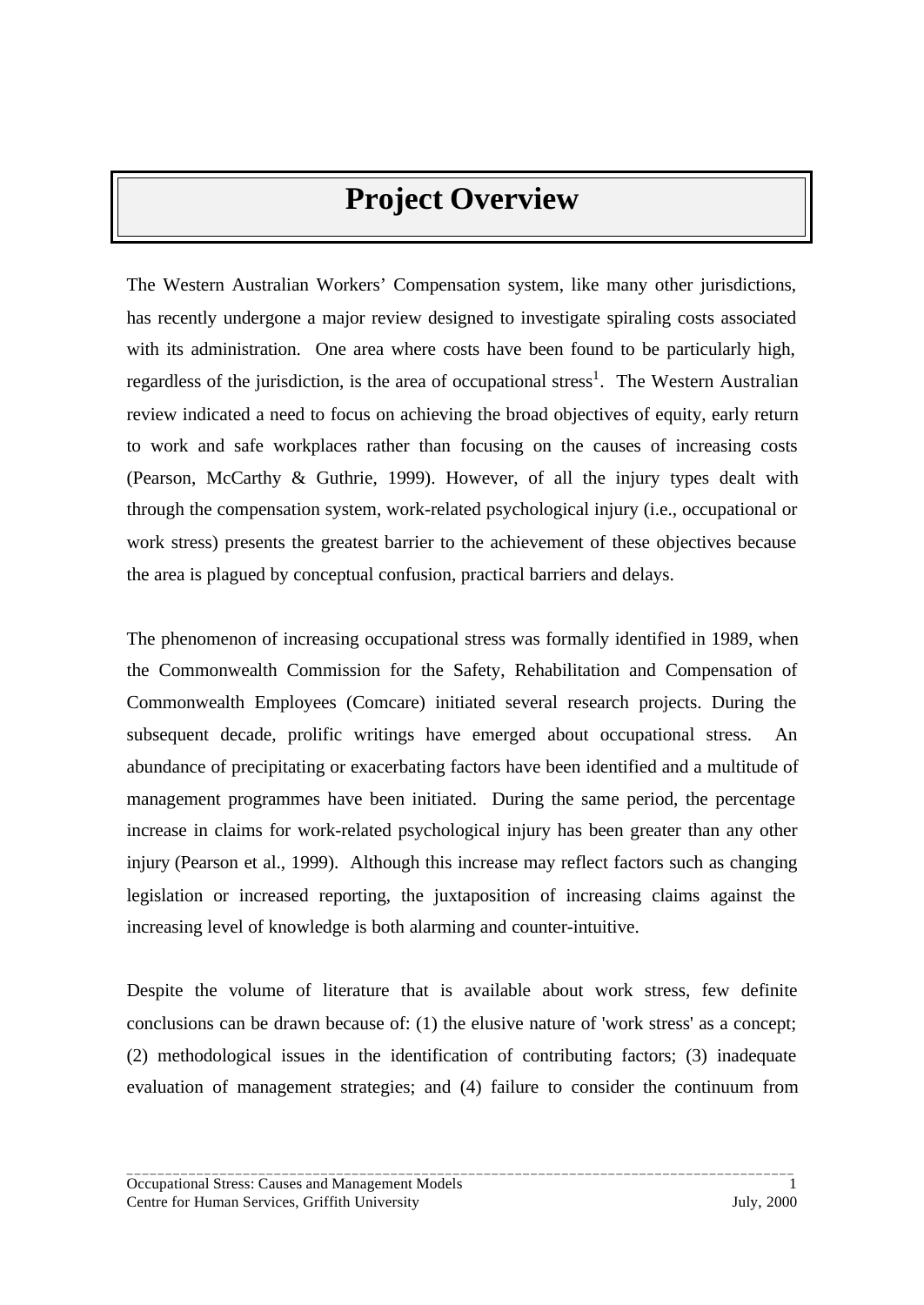# Project Overview

The Western Australian Workers' Compensation system, like many other jurisdictions, has recently undergone a major review designed to investigate spiraling costs associated with its administration. One area where costs have been found to be particularly high, regardless of the jurisdiction, is the area of occupational stress[1]. The Western Australian review indicated a need to focus on achieving the broad objectives of equity, early return to work and safe workplaces rather than focusing on the causes of increasing costs (Pearson, McCarthy & Guthrie, 1999). However, of all the injury types dealt with through the compensation system, work-related psychological injury (i.e., occupational or work stress) presents the greatest barrier to the achievement of these objectives because the area is plagued by conceptual confusion, practical barriers and delays.

The phenomenon of increasing occupational stress was formally identified in 1989, when the Commonwealth Commission for the Safety, Rehabilitation and Compensation of Commonwealth Employees (Comcare) initiated several research projects. During the subsequent decade, prolific writings have emerged about occupational stress. An abundance of precipitating or exacerbating factors have been identified and a multitude of management programmes have been initiated. During the same period, the percentage increase in claims for work-related psychological injury has been greater than any other injury (Pearson et al., 1999). Although this increase may reflect factors such as changing legislation or increased reporting, the juxtaposition of increasing claims against the increasing level of knowledge is both alarming and counter-intuitive.

Despite the volume of literature that is available about work stress, few definite conclusions can be drawn because of: (1) the elusive nature of 'work stress' as a concept; (2) methodological issues in the identification of contributing factors; (3) inadequate evaluation of management strategies; and (4) failure to consider the continuum from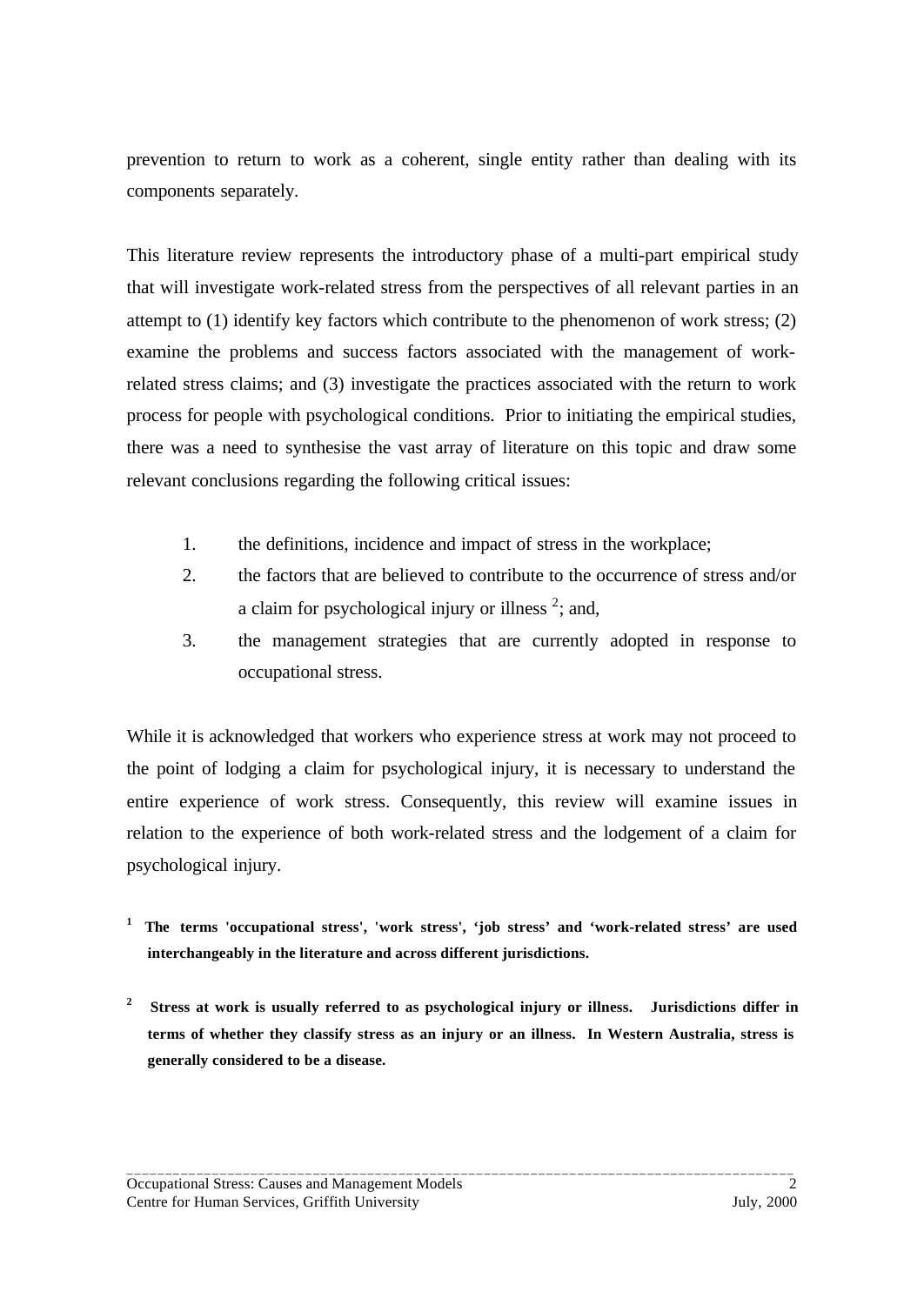prevention to return to work as a coherent, single entity rather than dealing with its components separately.

This literature review represents the introductory phase of a multi-part empirical study that will investigate work-related stress from the perspectives of all relevant parties in an attempt to (1) identify key factors which contribute to the phenomenon of work stress; (2) examine the problems and success factors associated with the management of work-related stress claims; and (3) investigate the practices associated with the return to work process for people with psychological conditions. Prior to initiating the empirical studies, there was a need to synthesise the vast array of literature on this topic and draw some relevant conclusions regarding the following critical issues:

1. the definitions, incidence and impact of stress in the workplace;
2. the factors that are believed to contribute to the occurrence of stress and/or a claim for psychological injury or illness [2]; and,
3. the management strategies that are currently adopted in response to occupational stress.

While it is acknowledged that workers who experience stress at work may not proceed to the point of lodging a claim for psychological injury, it is necessary to understand the entire experience of work stress. Consequently, this review will examine issues in relation to the experience of both work-related stress and the lodgement of a claim for psychological injury.

[1] **The terms 'occupational stress', 'work stress', 'job stress' and 'work-related stress' are used interchangeably in the literature and across different jurisdictions.**

[2] **Stress at work is usually referred to as psychological injury or illness. Jurisdictions differ in terms of whether they classify stress as an injury or an illness. In Western Australia, stress is generally considered to be a disease.**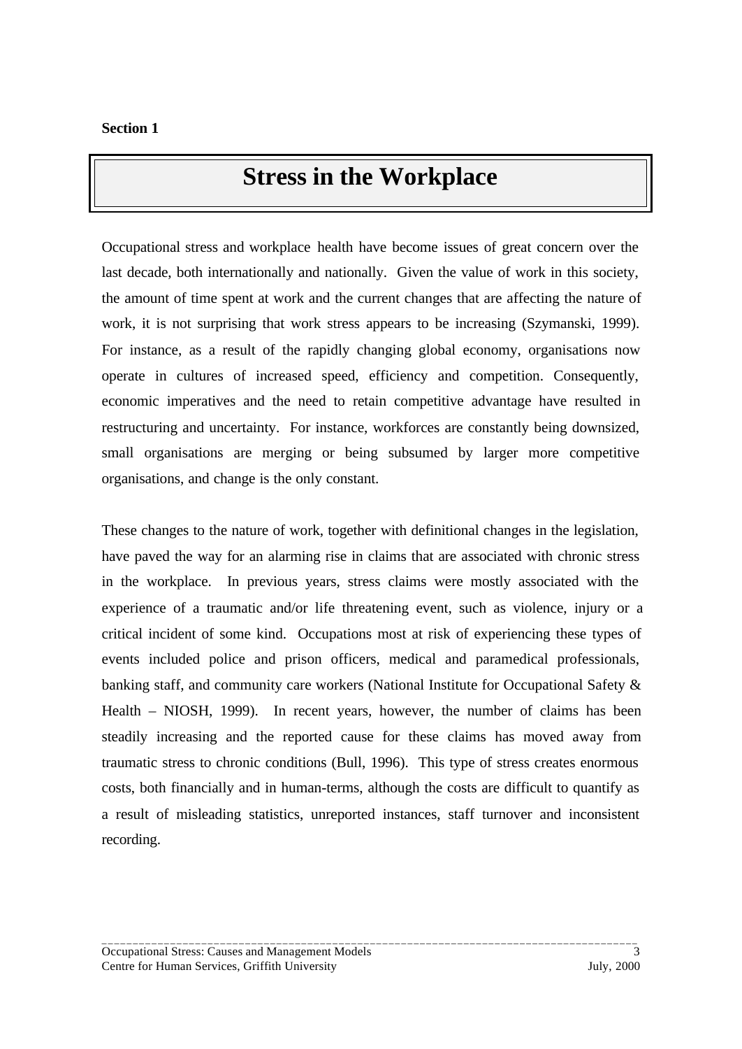**Section 1**

# Stress in the Workplace

Occupational stress and workplace health have become issues of great concern over the last decade, both internationally and nationally. Given the value of work in this society, the amount of time spent at work and the current changes that are affecting the nature of work, it is not surprising that work stress appears to be increasing (Szymanski, 1999). For instance, as a result of the rapidly changing global economy, organisations now operate in cultures of increased speed, efficiency and competition. Consequently, economic imperatives and the need to retain competitive advantage have resulted in restructuring and uncertainty. For instance, workforces are constantly being downsized, small organisations are merging or being subsumed by larger more competitive organisations, and change is the only constant.

These changes to the nature of work, together with definitional changes in the legislation, have paved the way for an alarming rise in claims that are associated with chronic stress in the workplace. In previous years, stress claims were mostly associated with the experience of a traumatic and/or life threatening event, such as violence, injury or a critical incident of some kind. Occupations most at risk of experiencing these types of events included police and prison officers, medical and paramedical professionals, banking staff, and community care workers (National Institute for Occupational Safety & Health – NIOSH, 1999). In recent years, however, the number of claims has been steadily increasing and the reported cause for these claims has moved away from traumatic stress to chronic conditions (Bull, 1996). This type of stress creates enormous costs, both financially and in human-terms, although the costs are difficult to quantify as a result of misleading statistics, unreported instances, staff turnover and inconsistent recording.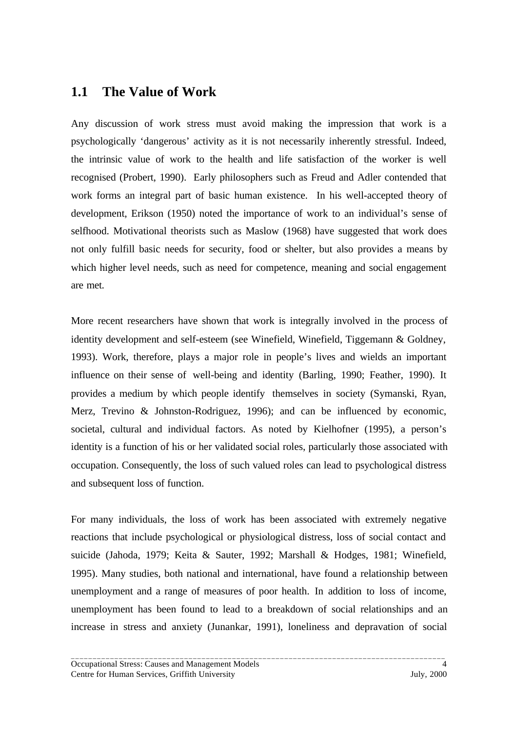## 1.1 The Value of Work

Any discussion of work stress must avoid making the impression that work is a psychologically 'dangerous' activity as it is not necessarily inherently stressful. Indeed, the intrinsic value of work to the health and life satisfaction of the worker is well recognised (Probert, 1990). Early philosophers such as Freud and Adler contended that work forms an integral part of basic human existence. In his well-accepted theory of development, Erikson (1950) noted the importance of work to an individual's sense of selfhood. Motivational theorists such as Maslow (1968) have suggested that work does not only fulfill basic needs for security, food or shelter, but also provides a means by which higher level needs, such as need for competence, meaning and social engagement are met.

More recent researchers have shown that work is integrally involved in the process of identity development and self-esteem (see Winefield, Winefield, Tiggemann & Goldney, 1993). Work, therefore, plays a major role in people's lives and wields an important influence on their sense of well-being and identity (Barling, 1990; Feather, 1990). It provides a medium by which people identify themselves in society (Symanski, Ryan, Merz, Trevino & Johnston-Rodriguez, 1996); and can be influenced by economic, societal, cultural and individual factors. As noted by Kielhofner (1995), a person's identity is a function of his or her validated social roles, particularly those associated with occupation. Consequently, the loss of such valued roles can lead to psychological distress and subsequent loss of function.

For many individuals, the loss of work has been associated with extremely negative reactions that include psychological or physiological distress, loss of social contact and suicide (Jahoda, 1979; Keita & Sauter, 1992; Marshall & Hodges, 1981; Winefield, 1995). Many studies, both national and international, have found a relationship between unemployment and a range of measures of poor health. In addition to loss of income, unemployment has been found to lead to a breakdown of social relationships and an increase in stress and anxiety (Junankar, 1991), loneliness and depravation of social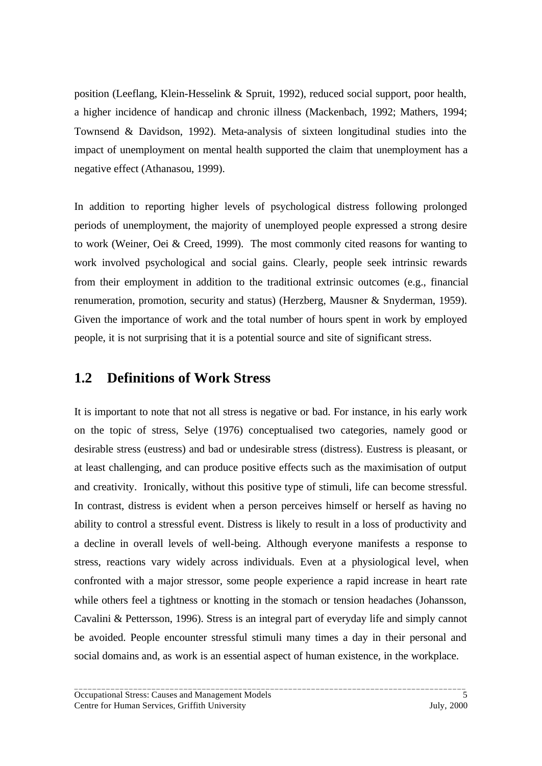position (Leeflang, Klein-Hesselink & Spruit, 1992), reduced social support, poor health, a higher incidence of handicap and chronic illness (Mackenbach, 1992; Mathers, 1994; Townsend & Davidson, 1992). Meta-analysis of sixteen longitudinal studies into the impact of unemployment on mental health supported the claim that unemployment has a negative effect (Athanasou, 1999).

In addition to reporting higher levels of psychological distress following prolonged periods of unemployment, the majority of unemployed people expressed a strong desire to work (Weiner, Oei & Creed, 1999). The most commonly cited reasons for wanting to work involved psychological and social gains. Clearly, people seek intrinsic rewards from their employment in addition to the traditional extrinsic outcomes (e.g., financial renumeration, promotion, security and status) (Herzberg, Mausner & Snyderman, 1959). Given the importance of work and the total number of hours spent in work by employed people, it is not surprising that it is a potential source and site of significant stress.

## 1.2 Definitions of Work Stress

It is important to note that not all stress is negative or bad. For instance, in his early work on the topic of stress, Selye (1976) conceptualised two categories, namely good or desirable stress (eustress) and bad or undesirable stress (distress). Eustress is pleasant, or at least challenging, and can produce positive effects such as the maximisation of output and creativity. Ironically, without this positive type of stimuli, life can become stressful. In contrast, distress is evident when a person perceives himself or herself as having no ability to control a stressful event. Distress is likely to result in a loss of productivity and a decline in overall levels of well-being. Although everyone manifests a response to stress, reactions vary widely across individuals. Even at a physiological level, when confronted with a major stressor, some people experience a rapid increase in heart rate while others feel a tightness or knotting in the stomach or tension headaches (Johansson, Cavalini & Pettersson, 1996). Stress is an integral part of everyday life and simply cannot be avoided. People encounter stressful stimuli many times a day in their personal and social domains and, as work is an essential aspect of human existence, in the workplace.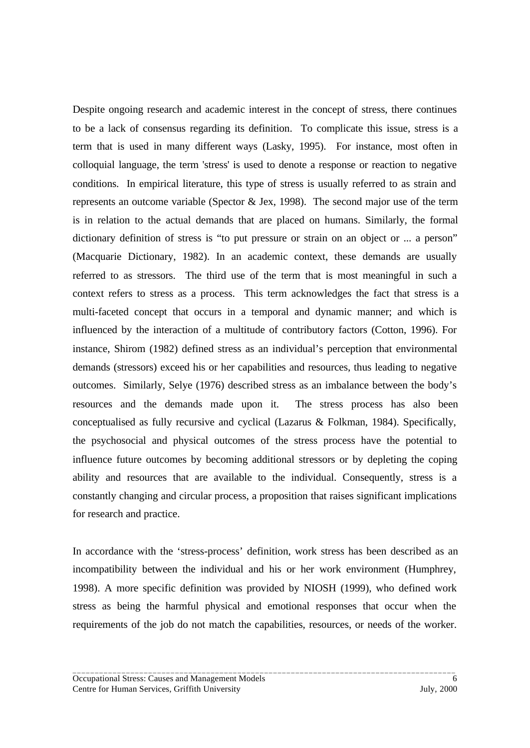Despite ongoing research and academic interest in the concept of stress, there continues to be a lack of consensus regarding its definition. To complicate this issue, stress is a term that is used in many different ways (Lasky, 1995). For instance, most often in colloquial language, the term 'stress' is used to denote a response or reaction to negative conditions. In empirical literature, this type of stress is usually referred to as strain and represents an outcome variable (Spector & Jex, 1998). The second major use of the term is in relation to the actual demands that are placed on humans. Similarly, the formal dictionary definition of stress is "to put pressure or strain on an object or ... a person" (Macquarie Dictionary, 1982). In an academic context, these demands are usually referred to as stressors. The third use of the term that is most meaningful in such a context refers to stress as a process. This term acknowledges the fact that stress is a multi-faceted concept that occurs in a temporal and dynamic manner; and which is influenced by the interaction of a multitude of contributory factors (Cotton, 1996). For instance, Shirom (1982) defined stress as an individual's perception that environmental demands (stressors) exceed his or her capabilities and resources, thus leading to negative outcomes. Similarly, Selye (1976) described stress as an imbalance between the body's resources and the demands made upon it. The stress process has also been conceptualised as fully recursive and cyclical (Lazarus & Folkman, 1984). Specifically, the psychosocial and physical outcomes of the stress process have the potential to influence future outcomes by becoming additional stressors or by depleting the coping ability and resources that are available to the individual. Consequently, stress is a constantly changing and circular process, a proposition that raises significant implications for research and practice.

In accordance with the 'stress-process' definition, work stress has been described as an incompatibility between the individual and his or her work environment (Humphrey, 1998). A more specific definition was provided by NIOSH (1999), who defined work stress as being the harmful physical and emotional responses that occur when the requirements of the job do not match the capabilities, resources, or needs of the worker.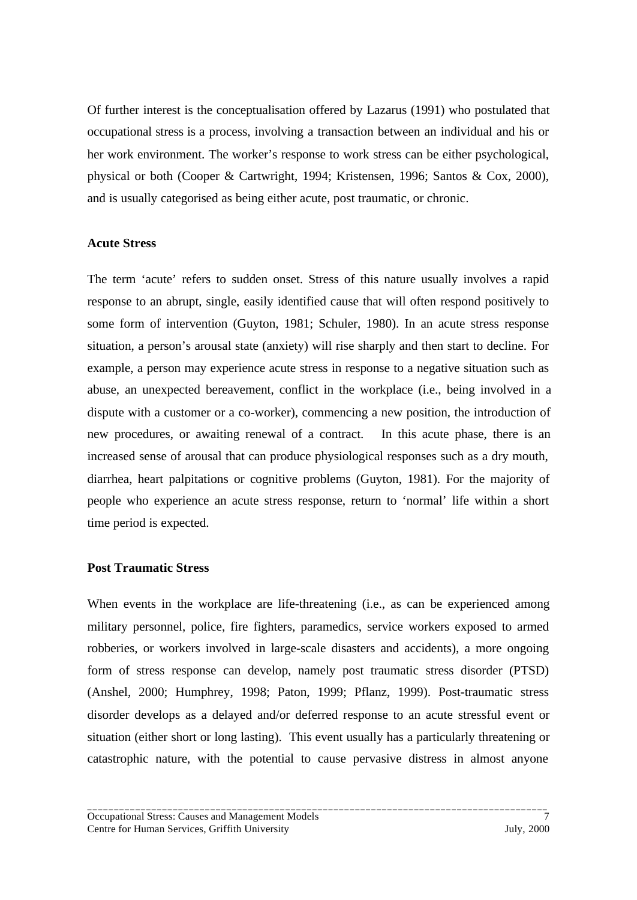Of further interest is the conceptualisation offered by Lazarus (1991) who postulated that occupational stress is a process, involving a transaction between an individual and his or her work environment. The worker's response to work stress can be either psychological, physical or both (Cooper & Cartwright, 1994; Kristensen, 1996; Santos & Cox, 2000), and is usually categorised as being either acute, post traumatic, or chronic.

### Acute Stress

The term 'acute' refers to sudden onset. Stress of this nature usually involves a rapid response to an abrupt, single, easily identified cause that will often respond positively to some form of intervention (Guyton, 1981; Schuler, 1980). In an acute stress response situation, a person's arousal state (anxiety) will rise sharply and then start to decline. For example, a person may experience acute stress in response to a negative situation such as abuse, an unexpected bereavement, conflict in the workplace (i.e., being involved in a dispute with a customer or a co-worker), commencing a new position, the introduction of new procedures, or awaiting renewal of a contract. In this acute phase, there is an increased sense of arousal that can produce physiological responses such as a dry mouth, diarrhea, heart palpitations or cognitive problems (Guyton, 1981). For the majority of people who experience an acute stress response, return to 'normal' life within a short time period is expected.

### Post Traumatic Stress

When events in the workplace are life-threatening (i.e., as can be experienced among military personnel, police, fire fighters, paramedics, service workers exposed to armed robberies, or workers involved in large-scale disasters and accidents), a more ongoing form of stress response can develop, namely post traumatic stress disorder (PTSD) (Anshel, 2000; Humphrey, 1998; Paton, 1999; Pflanz, 1999). Post-traumatic stress disorder develops as a delayed and/or deferred response to an acute stressful event or situation (either short or long lasting). This event usually has a particularly threatening or catastrophic nature, with the potential to cause pervasive distress in almost anyone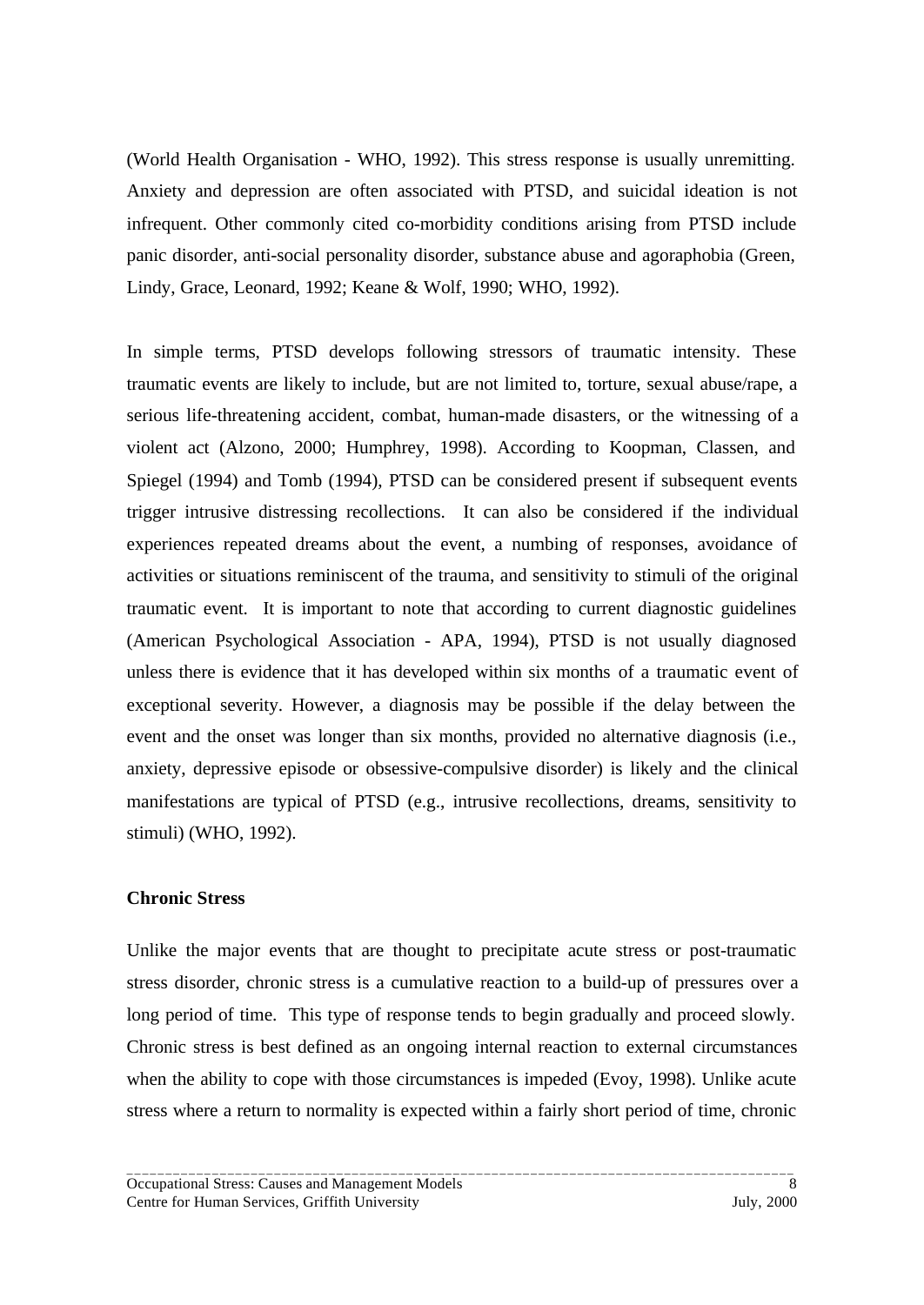(World Health Organisation - WHO, 1992). This stress response is usually unremitting. Anxiety and depression are often associated with PTSD, and suicidal ideation is not infrequent. Other commonly cited co-morbidity conditions arising from PTSD include panic disorder, anti-social personality disorder, substance abuse and agoraphobia (Green, Lindy, Grace, Leonard, 1992; Keane & Wolf, 1990; WHO, 1992).

In simple terms, PTSD develops following stressors of traumatic intensity. These traumatic events are likely to include, but are not limited to, torture, sexual abuse/rape, a serious life-threatening accident, combat, human-made disasters, or the witnessing of a violent act (Alzono, 2000; Humphrey, 1998). According to Koopman, Classen, and Spiegel (1994) and Tomb (1994), PTSD can be considered present if subsequent events trigger intrusive distressing recollections. It can also be considered if the individual experiences repeated dreams about the event, a numbing of responses, avoidance of activities or situations reminiscent of the trauma, and sensitivity to stimuli of the original traumatic event. It is important to note that according to current diagnostic guidelines (American Psychological Association - APA, 1994), PTSD is not usually diagnosed unless there is evidence that it has developed within six months of a traumatic event of exceptional severity. However, a diagnosis may be possible if the delay between the event and the onset was longer than six months, provided no alternative diagnosis (i.e., anxiety, depressive episode or obsessive-compulsive disorder) is likely and the clinical manifestations are typical of PTSD (e.g., intrusive recollections, dreams, sensitivity to stimuli) (WHO, 1992).

**Chronic Stress**

Unlike the major events that are thought to precipitate acute stress or post-traumatic stress disorder, chronic stress is a cumulative reaction to a build-up of pressures over a long period of time. This type of response tends to begin gradually and proceed slowly. Chronic stress is best defined as an ongoing internal reaction to external circumstances when the ability to cope with those circumstances is impeded (Evoy, 1998). Unlike acute stress where a return to normality is expected within a fairly short period of time, chronic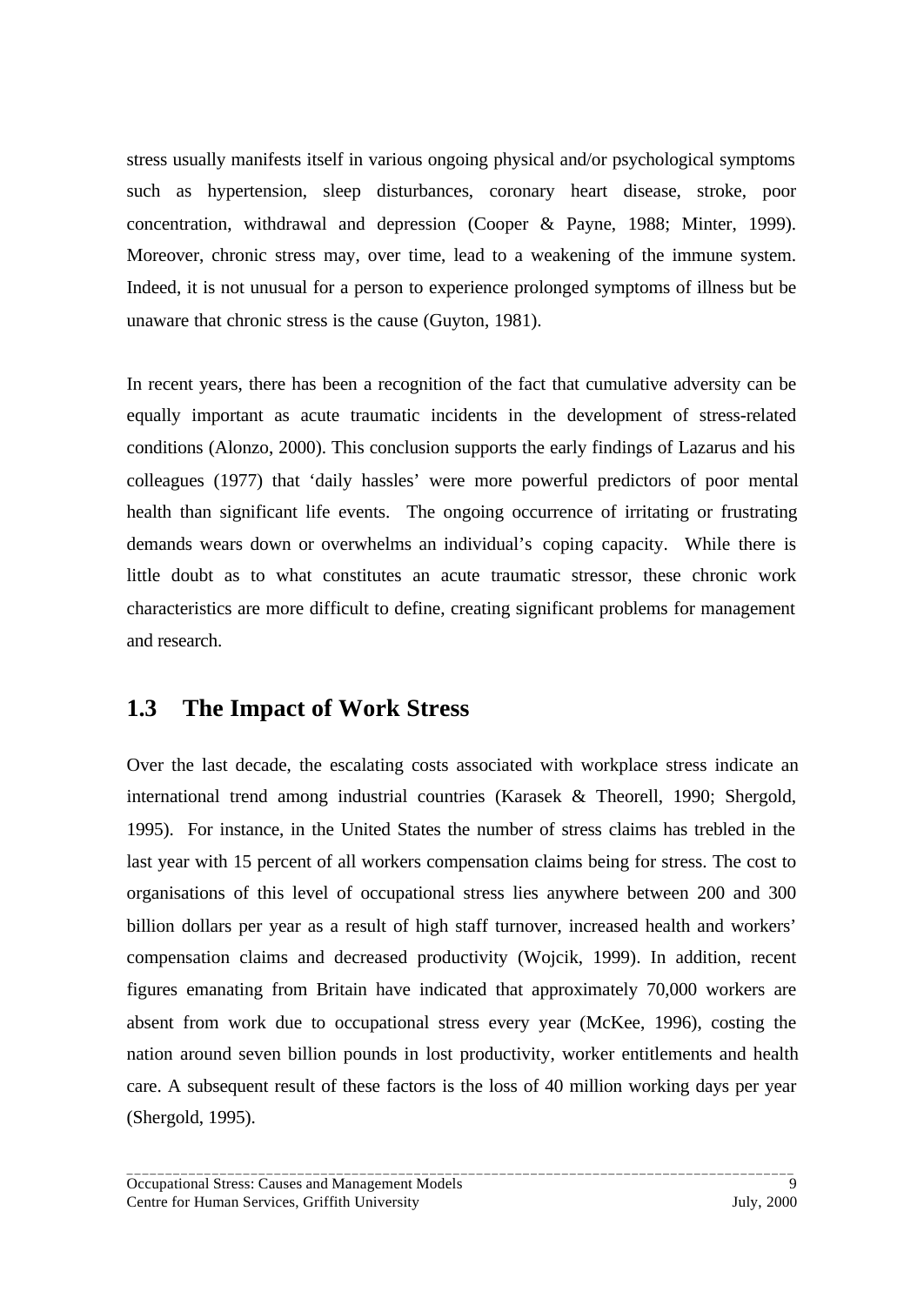stress usually manifests itself in various ongoing physical and/or psychological symptoms such as hypertension, sleep disturbances, coronary heart disease, stroke, poor concentration, withdrawal and depression (Cooper & Payne, 1988; Minter, 1999). Moreover, chronic stress may, over time, lead to a weakening of the immune system. Indeed, it is not unusual for a person to experience prolonged symptoms of illness but be unaware that chronic stress is the cause (Guyton, 1981).

In recent years, there has been a recognition of the fact that cumulative adversity can be equally important as acute traumatic incidents in the development of stress-related conditions (Alonzo, 2000). This conclusion supports the early findings of Lazarus and his colleagues (1977) that 'daily hassles' were more powerful predictors of poor mental health than significant life events. The ongoing occurrence of irritating or frustrating demands wears down or overwhelms an individual's coping capacity. While there is little doubt as to what constitutes an acute traumatic stressor, these chronic work characteristics are more difficult to define, creating significant problems for management and research.

## 1.3 The Impact of Work Stress

Over the last decade, the escalating costs associated with workplace stress indicate an international trend among industrial countries (Karasek & Theorell, 1990; Shergold, 1995). For instance, in the United States the number of stress claims has trebled in the last year with 15 percent of all workers compensation claims being for stress. The cost to organisations of this level of occupational stress lies anywhere between 200 and 300 billion dollars per year as a result of high staff turnover, increased health and workers' compensation claims and decreased productivity (Wojcik, 1999). In addition, recent figures emanating from Britain have indicated that approximately 70,000 workers are absent from work due to occupational stress every year (McKee, 1996), costing the nation around seven billion pounds in lost productivity, worker entitlements and health care. A subsequent result of these factors is the loss of 40 million working days per year (Shergold, 1995).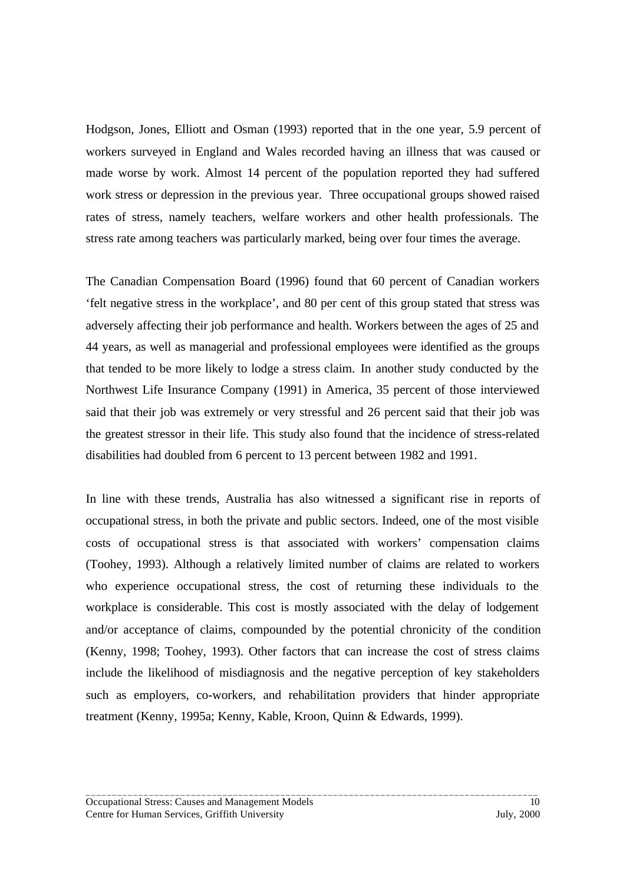Hodgson, Jones, Elliott and Osman (1993) reported that in the one year, 5.9 percent of workers surveyed in England and Wales recorded having an illness that was caused or made worse by work. Almost 14 percent of the population reported they had suffered work stress or depression in the previous year. Three occupational groups showed raised rates of stress, namely teachers, welfare workers and other health professionals. The stress rate among teachers was particularly marked, being over four times the average.

The Canadian Compensation Board (1996) found that 60 percent of Canadian workers 'felt negative stress in the workplace', and 80 per cent of this group stated that stress was adversely affecting their job performance and health. Workers between the ages of 25 and 44 years, as well as managerial and professional employees were identified as the groups that tended to be more likely to lodge a stress claim. In another study conducted by the Northwest Life Insurance Company (1991) in America, 35 percent of those interviewed said that their job was extremely or very stressful and 26 percent said that their job was the greatest stressor in their life. This study also found that the incidence of stress-related disabilities had doubled from 6 percent to 13 percent between 1982 and 1991.

In line with these trends, Australia has also witnessed a significant rise in reports of occupational stress, in both the private and public sectors. Indeed, one of the most visible costs of occupational stress is that associated with workers' compensation claims (Toohey, 1993). Although a relatively limited number of claims are related to workers who experience occupational stress, the cost of returning these individuals to the workplace is considerable. This cost is mostly associated with the delay of lodgement and/or acceptance of claims, compounded by the potential chronicity of the condition (Kenny, 1998; Toohey, 1993). Other factors that can increase the cost of stress claims include the likelihood of misdiagnosis and the negative perception of key stakeholders such as employers, co-workers, and rehabilitation providers that hinder appropriate treatment (Kenny, 1995a; Kenny, Kable, Kroon, Quinn & Edwards, 1999).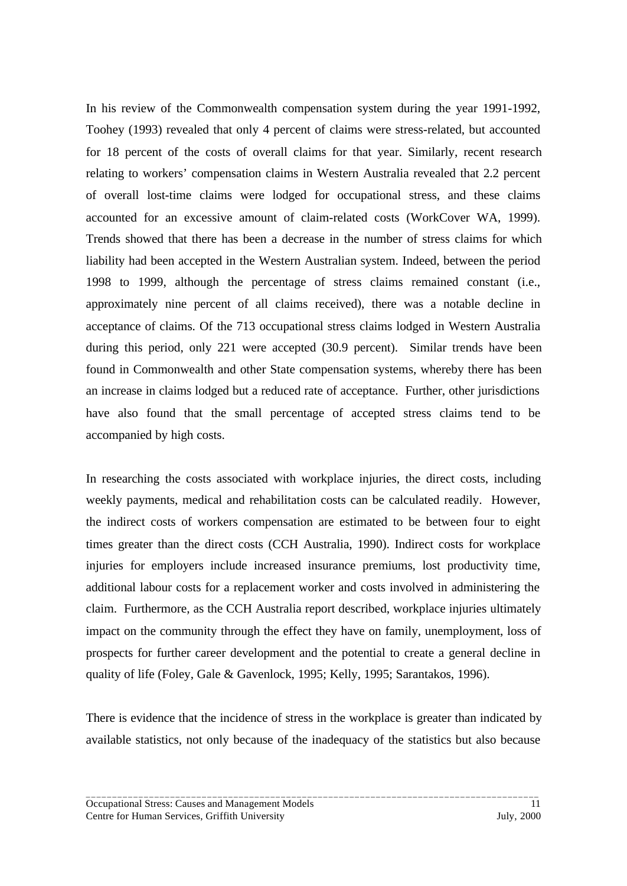In his review of the Commonwealth compensation system during the year 1991-1992, Toohey (1993) revealed that only 4 percent of claims were stress-related, but accounted for 18 percent of the costs of overall claims for that year. Similarly, recent research relating to workers' compensation claims in Western Australia revealed that 2.2 percent of overall lost-time claims were lodged for occupational stress, and these claims accounted for an excessive amount of claim-related costs (WorkCover WA, 1999). Trends showed that there has been a decrease in the number of stress claims for which liability had been accepted in the Western Australian system. Indeed, between the period 1998 to 1999, although the percentage of stress claims remained constant (i.e., approximately nine percent of all claims received), there was a notable decline in acceptance of claims. Of the 713 occupational stress claims lodged in Western Australia during this period, only 221 were accepted (30.9 percent). Similar trends have been found in Commonwealth and other State compensation systems, whereby there has been an increase in claims lodged but a reduced rate of acceptance. Further, other jurisdictions have also found that the small percentage of accepted stress claims tend to be accompanied by high costs.

In researching the costs associated with workplace injuries, the direct costs, including weekly payments, medical and rehabilitation costs can be calculated readily. However, the indirect costs of workers compensation are estimated to be between four to eight times greater than the direct costs (CCH Australia, 1990). Indirect costs for workplace injuries for employers include increased insurance premiums, lost productivity time, additional labour costs for a replacement worker and costs involved in administering the claim. Furthermore, as the CCH Australia report described, workplace injuries ultimately impact on the community through the effect they have on family, unemployment, loss of prospects for further career development and the potential to create a general decline in quality of life (Foley, Gale & Gavenlock, 1995; Kelly, 1995; Sarantakos, 1996).

There is evidence that the incidence of stress in the workplace is greater than indicated by available statistics, not only because of the inadequacy of the statistics but also because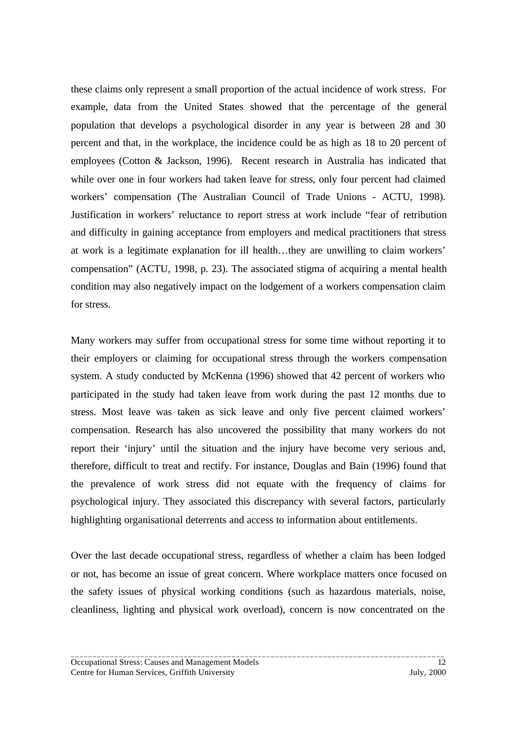these claims only represent a small proportion of the actual incidence of work stress. For example, data from the United States showed that the percentage of the general population that develops a psychological disorder in any year is between 28 and 30 percent and that, in the workplace, the incidence could be as high as 18 to 20 percent of employees (Cotton & Jackson, 1996). Recent research in Australia has indicated that while over one in four workers had taken leave for stress, only four percent had claimed workers' compensation (The Australian Council of Trade Unions - ACTU, 1998). Justification in workers' reluctance to report stress at work include "fear of retribution and difficulty in gaining acceptance from employers and medical practitioners that stress at work is a legitimate explanation for ill health…they are unwilling to claim workers' compensation" (ACTU, 1998, p. 23). The associated stigma of acquiring a mental health condition may also negatively impact on the lodgement of a workers compensation claim for stress.

Many workers may suffer from occupational stress for some time without reporting it to their employers or claiming for occupational stress through the workers compensation system. A study conducted by McKenna (1996) showed that 42 percent of workers who participated in the study had taken leave from work during the past 12 months due to stress. Most leave was taken as sick leave and only five percent claimed workers' compensation. Research has also uncovered the possibility that many workers do not report their 'injury' until the situation and the injury have become very serious and, therefore, difficult to treat and rectify. For instance, Douglas and Bain (1996) found that the prevalence of work stress did not equate with the frequency of claims for psychological injury. They associated this discrepancy with several factors, particularly highlighting organisational deterrents and access to information about entitlements.

Over the last decade occupational stress, regardless of whether a claim has been lodged or not, has become an issue of great concern. Where workplace matters once focused on the safety issues of physical working conditions (such as hazardous materials, noise, cleanliness, lighting and physical work overload), concern is now concentrated on the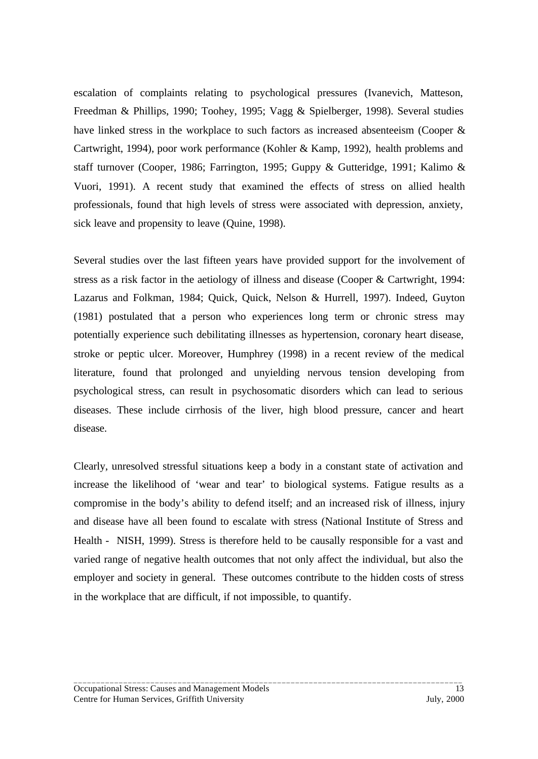escalation of complaints relating to psychological pressures (Ivanevich, Matteson, Freedman & Phillips, 1990; Toohey, 1995; Vagg & Spielberger, 1998). Several studies have linked stress in the workplace to such factors as increased absenteeism (Cooper & Cartwright, 1994), poor work performance (Kohler & Kamp, 1992), health problems and staff turnover (Cooper, 1986; Farrington, 1995; Guppy & Gutteridge, 1991; Kalimo & Vuori, 1991). A recent study that examined the effects of stress on allied health professionals, found that high levels of stress were associated with depression, anxiety, sick leave and propensity to leave (Quine, 1998).

Several studies over the last fifteen years have provided support for the involvement of stress as a risk factor in the aetiology of illness and disease (Cooper & Cartwright, 1994: Lazarus and Folkman, 1984; Quick, Quick, Nelson & Hurrell, 1997). Indeed, Guyton (1981) postulated that a person who experiences long term or chronic stress may potentially experience such debilitating illnesses as hypertension, coronary heart disease, stroke or peptic ulcer. Moreover, Humphrey (1998) in a recent review of the medical literature, found that prolonged and unyielding nervous tension developing from psychological stress, can result in psychosomatic disorders which can lead to serious diseases. These include cirrhosis of the liver, high blood pressure, cancer and heart disease.

Clearly, unresolved stressful situations keep a body in a constant state of activation and increase the likelihood of 'wear and tear' to biological systems. Fatigue results as a compromise in the body's ability to defend itself; and an increased risk of illness, injury and disease have all been found to escalate with stress (National Institute of Stress and Health - NISH, 1999). Stress is therefore held to be causally responsible for a vast and varied range of negative health outcomes that not only affect the individual, but also the employer and society in general. These outcomes contribute to the hidden costs of stress in the workplace that are difficult, if not impossible, to quantify.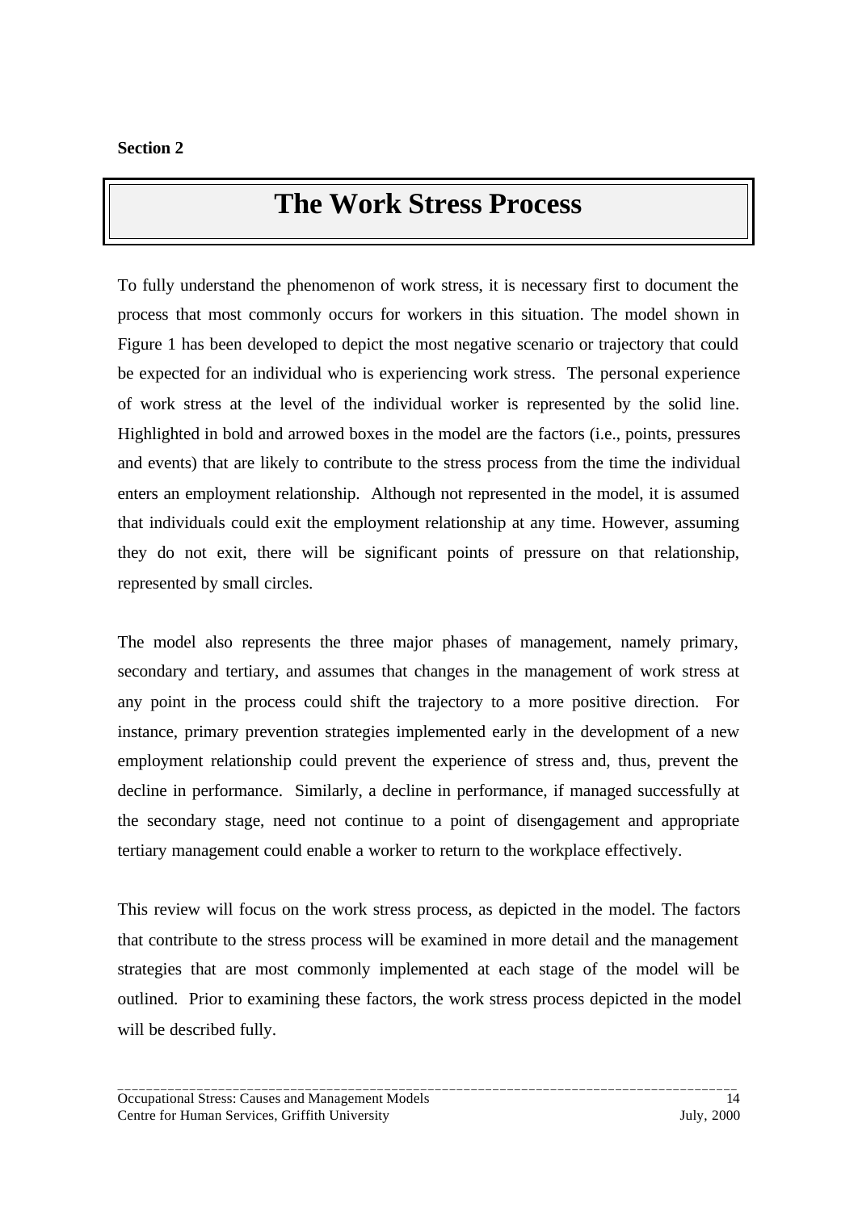**Section 2**

# The Work Stress Process

To fully understand the phenomenon of work stress, it is necessary first to document the process that most commonly occurs for workers in this situation. The model shown in Figure 1 has been developed to depict the most negative scenario or trajectory that could be expected for an individual who is experiencing work stress. The personal experience of work stress at the level of the individual worker is represented by the solid line. Highlighted in bold and arrowed boxes in the model are the factors (i.e., points, pressures and events) that are likely to contribute to the stress process from the time the individual enters an employment relationship. Although not represented in the model, it is assumed that individuals could exit the employment relationship at any time. However, assuming they do not exit, there will be significant points of pressure on that relationship, represented by small circles.

The model also represents the three major phases of management, namely primary, secondary and tertiary, and assumes that changes in the management of work stress at any point in the process could shift the trajectory to a more positive direction. For instance, primary prevention strategies implemented early in the development of a new employment relationship could prevent the experience of stress and, thus, prevent the decline in performance. Similarly, a decline in performance, if managed successfully at the secondary stage, need not continue to a point of disengagement and appropriate tertiary management could enable a worker to return to the workplace effectively.

This review will focus on the work stress process, as depicted in the model. The factors that contribute to the stress process will be examined in more detail and the management strategies that are most commonly implemented at each stage of the model will be outlined. Prior to examining these factors, the work stress process depicted in the model will be described fully.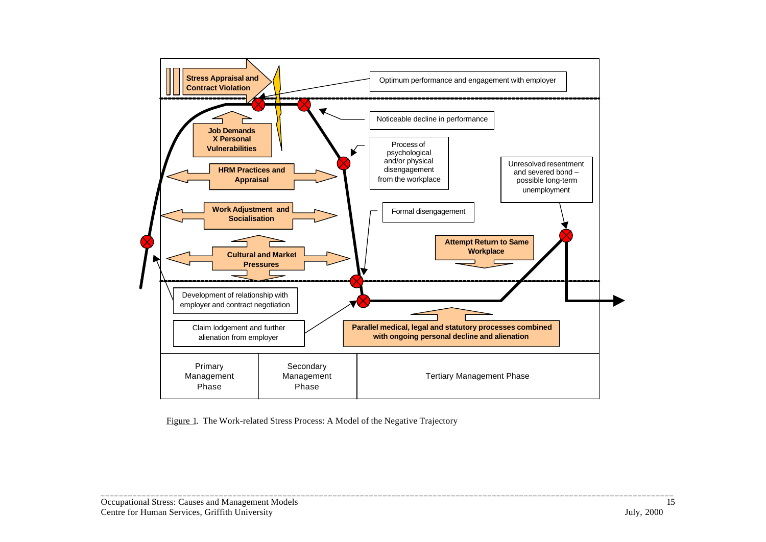Stress Appraisal and Contract Violation

Optimum performance and engagement with employer

Noticeable decline in performance

Job Demands X Personal Vulnerabilities

Process of psychological and/or physical disengagement from the workplace

Unresolved resentment and severed bond – possible long-term unemployment

HRM Practices and Appraisal

Work Adjustment and Socialisation

Formal disengagement

Attempt Return to Same Workplace

Cultural and Market Pressures

Development of relationship with employer and contract negotiation

Claim lodgement and further alienation from employer

Parallel medical, legal and statutory processes combined with ongoing personal decline and alienation

| Primary Management Phase | Secondary Management Phase | Tertiary Management Phase |
|---|---|---|

Figure 1. The Work-related Stress Process: A Model of the Negative Trajectory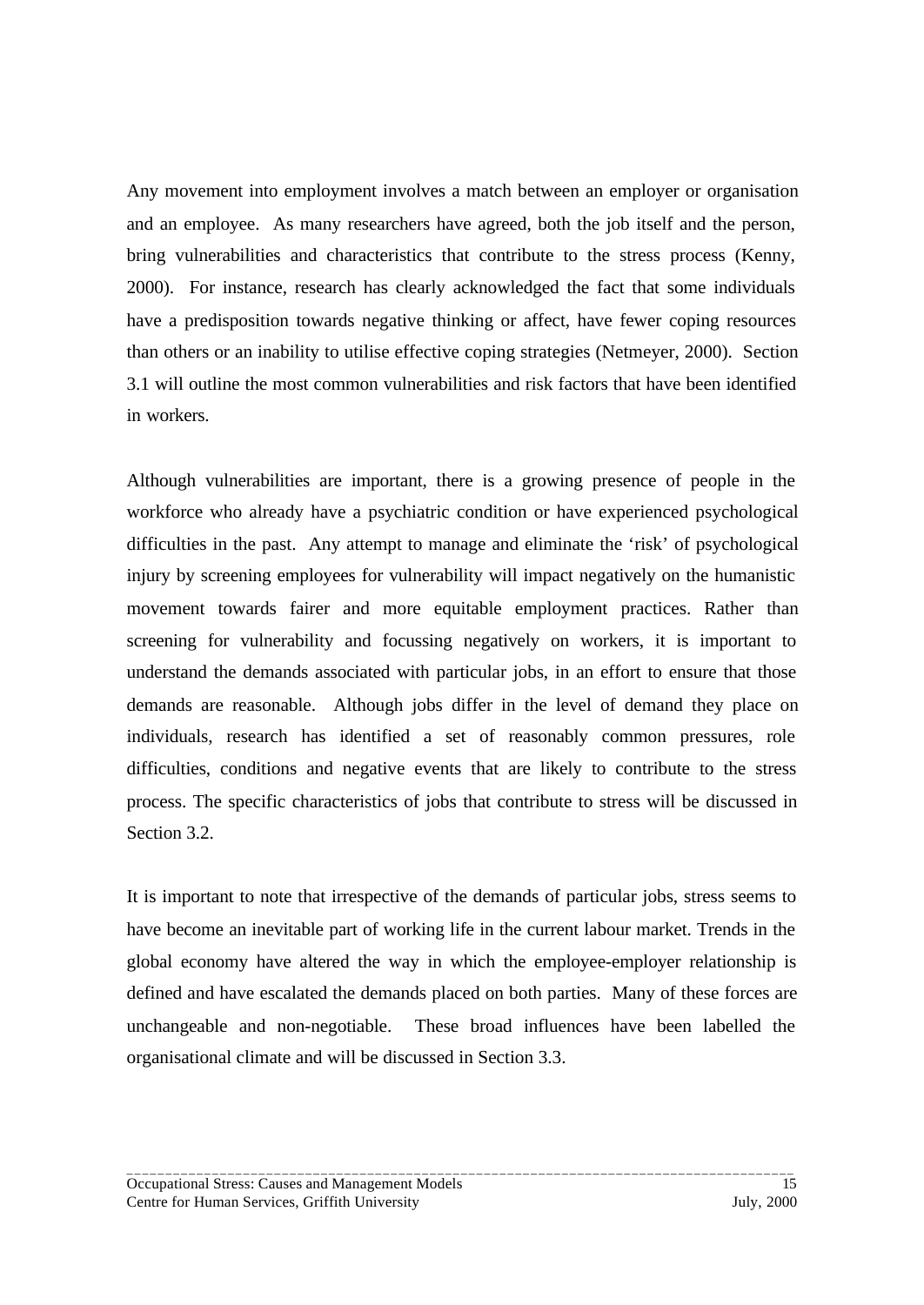Any movement into employment involves a match between an employer or organisation and an employee. As many researchers have agreed, both the job itself and the person, bring vulnerabilities and characteristics that contribute to the stress process (Kenny, 2000). For instance, research has clearly acknowledged the fact that some individuals have a predisposition towards negative thinking or affect, have fewer coping resources than others or an inability to utilise effective coping strategies (Netmeyer, 2000). Section 3.1 will outline the most common vulnerabilities and risk factors that have been identified in workers.

Although vulnerabilities are important, there is a growing presence of people in the workforce who already have a psychiatric condition or have experienced psychological difficulties in the past. Any attempt to manage and eliminate the 'risk' of psychological injury by screening employees for vulnerability will impact negatively on the humanistic movement towards fairer and more equitable employment practices. Rather than screening for vulnerability and focussing negatively on workers, it is important to understand the demands associated with particular jobs, in an effort to ensure that those demands are reasonable. Although jobs differ in the level of demand they place on individuals, research has identified a set of reasonably common pressures, role difficulties, conditions and negative events that are likely to contribute to the stress process. The specific characteristics of jobs that contribute to stress will be discussed in Section 3.2.

It is important to note that irrespective of the demands of particular jobs, stress seems to have become an inevitable part of working life in the current labour market. Trends in the global economy have altered the way in which the employee-employer relationship is defined and have escalated the demands placed on both parties. Many of these forces are unchangeable and non-negotiable. These broad influences have been labelled the organisational climate and will be discussed in Section 3.3.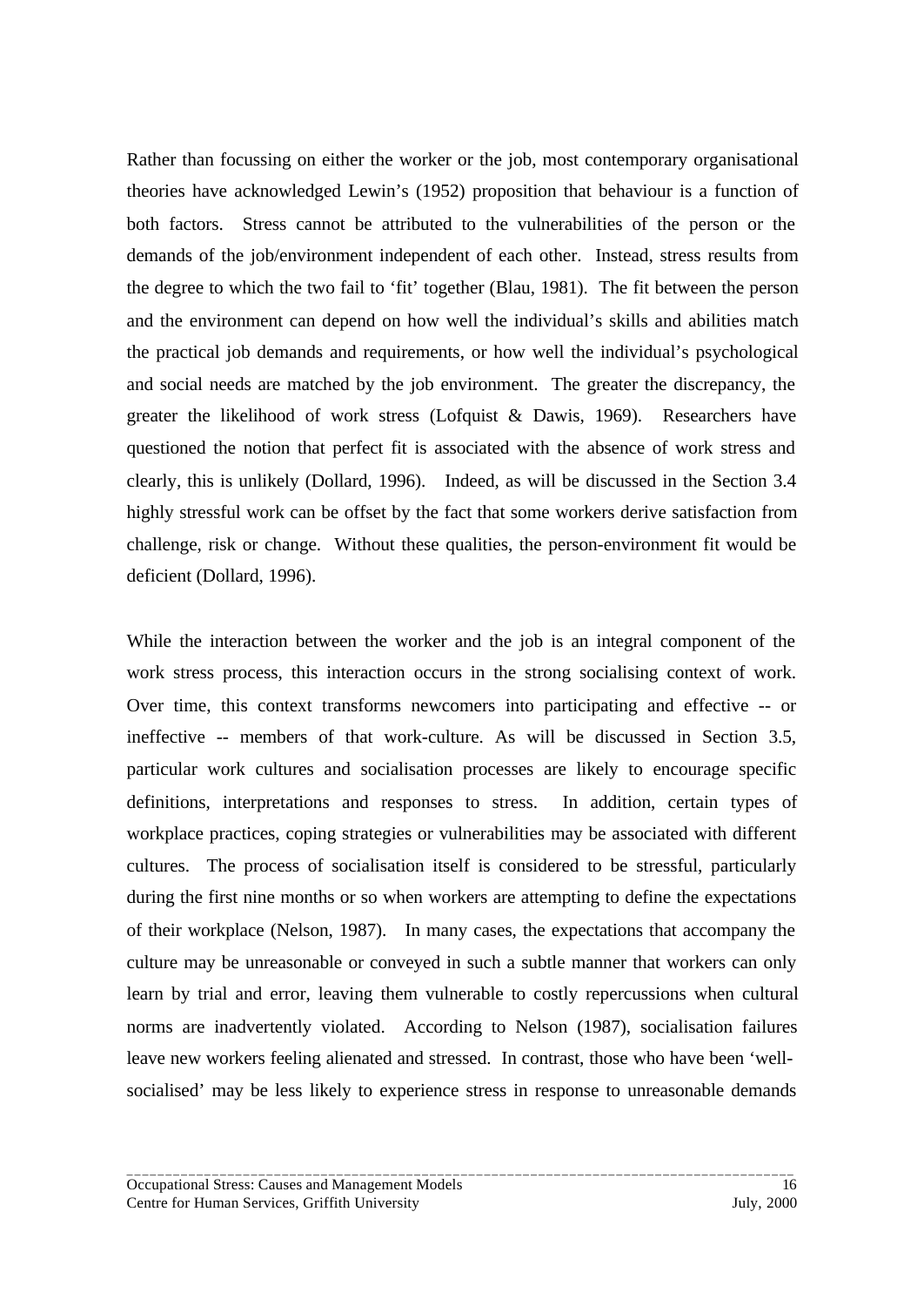Rather than focussing on either the worker or the job, most contemporary organisational theories have acknowledged Lewin's (1952) proposition that behaviour is a function of both factors. Stress cannot be attributed to the vulnerabilities of the person or the demands of the job/environment independent of each other. Instead, stress results from the degree to which the two fail to 'fit' together (Blau, 1981). The fit between the person and the environment can depend on how well the individual's skills and abilities match the practical job demands and requirements, or how well the individual's psychological and social needs are matched by the job environment. The greater the discrepancy, the greater the likelihood of work stress (Lofquist & Dawis, 1969). Researchers have questioned the notion that perfect fit is associated with the absence of work stress and clearly, this is unlikely (Dollard, 1996). Indeed, as will be discussed in the Section 3.4 highly stressful work can be offset by the fact that some workers derive satisfaction from challenge, risk or change. Without these qualities, the person-environment fit would be deficient (Dollard, 1996).

While the interaction between the worker and the job is an integral component of the work stress process, this interaction occurs in the strong socialising context of work. Over time, this context transforms newcomers into participating and effective -- or ineffective -- members of that work-culture. As will be discussed in Section 3.5, particular work cultures and socialisation processes are likely to encourage specific definitions, interpretations and responses to stress. In addition, certain types of workplace practices, coping strategies or vulnerabilities may be associated with different cultures. The process of socialisation itself is considered to be stressful, particularly during the first nine months or so when workers are attempting to define the expectations of their workplace (Nelson, 1987). In many cases, the expectations that accompany the culture may be unreasonable or conveyed in such a subtle manner that workers can only learn by trial and error, leaving them vulnerable to costly repercussions when cultural norms are inadvertently violated. According to Nelson (1987), socialisation failures leave new workers feeling alienated and stressed. In contrast, those who have been 'well-socialised' may be less likely to experience stress in response to unreasonable demands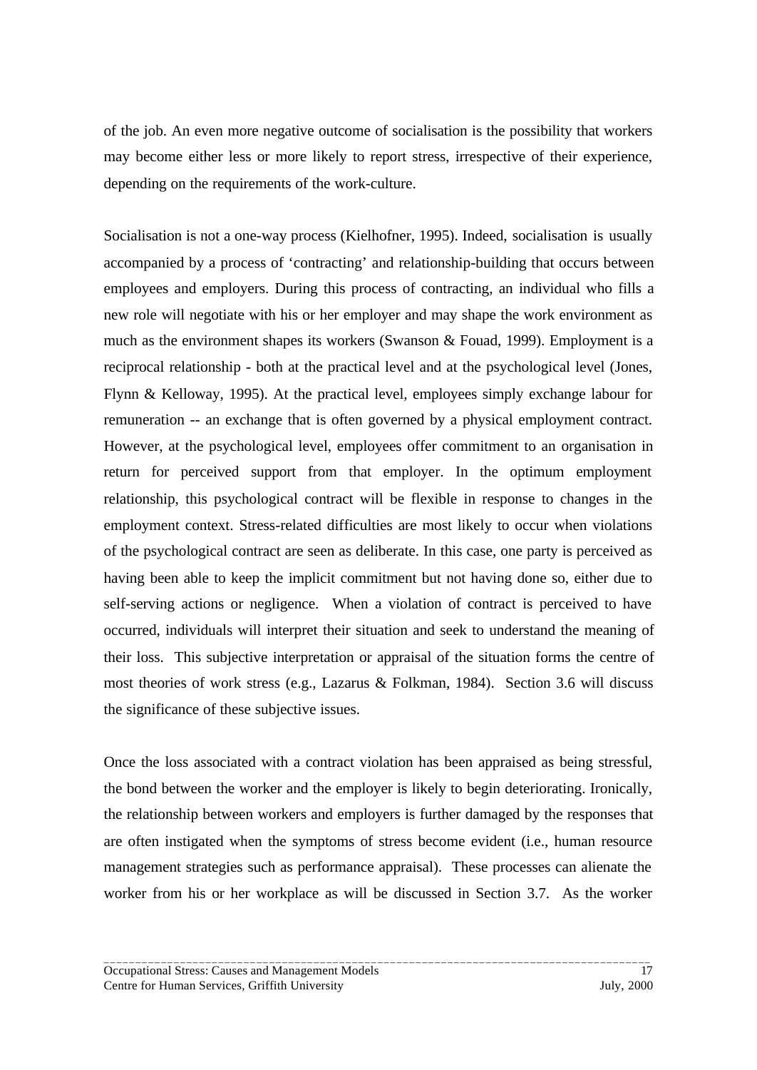of the job. An even more negative outcome of socialisation is the possibility that workers may become either less or more likely to report stress, irrespective of their experience, depending on the requirements of the work-culture.

Socialisation is not a one-way process (Kielhofner, 1995). Indeed, socialisation is usually accompanied by a process of 'contracting' and relationship-building that occurs between employees and employers. During this process of contracting, an individual who fills a new role will negotiate with his or her employer and may shape the work environment as much as the environment shapes its workers (Swanson & Fouad, 1999). Employment is a reciprocal relationship - both at the practical level and at the psychological level (Jones, Flynn & Kelloway, 1995). At the practical level, employees simply exchange labour for remuneration -- an exchange that is often governed by a physical employment contract. However, at the psychological level, employees offer commitment to an organisation in return for perceived support from that employer. In the optimum employment relationship, this psychological contract will be flexible in response to changes in the employment context. Stress-related difficulties are most likely to occur when violations of the psychological contract are seen as deliberate. In this case, one party is perceived as having been able to keep the implicit commitment but not having done so, either due to self-serving actions or negligence. When a violation of contract is perceived to have occurred, individuals will interpret their situation and seek to understand the meaning of their loss. This subjective interpretation or appraisal of the situation forms the centre of most theories of work stress (e.g., Lazarus & Folkman, 1984). Section 3.6 will discuss the significance of these subjective issues.

Once the loss associated with a contract violation has been appraised as being stressful, the bond between the worker and the employer is likely to begin deteriorating. Ironically, the relationship between workers and employers is further damaged by the responses that are often instigated when the symptoms of stress become evident (i.e., human resource management strategies such as performance appraisal). These processes can alienate the worker from his or her workplace as will be discussed in Section 3.7. As the worker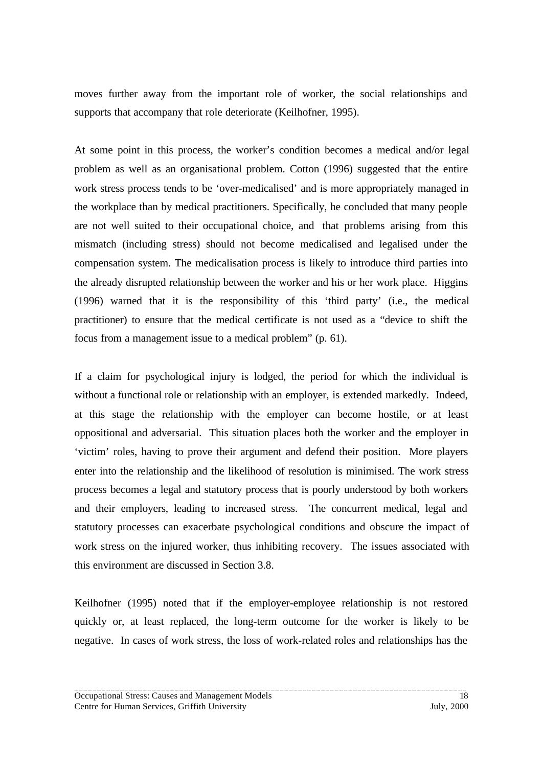moves further away from the important role of worker, the social relationships and supports that accompany that role deteriorate (Keilhofner, 1995).

At some point in this process, the worker's condition becomes a medical and/or legal problem as well as an organisational problem. Cotton (1996) suggested that the entire work stress process tends to be 'over-medicalised' and is more appropriately managed in the workplace than by medical practitioners. Specifically, he concluded that many people are not well suited to their occupational choice, and that problems arising from this mismatch (including stress) should not become medicalised and legalised under the compensation system. The medicalisation process is likely to introduce third parties into the already disrupted relationship between the worker and his or her work place. Higgins (1996) warned that it is the responsibility of this 'third party' (i.e., the medical practitioner) to ensure that the medical certificate is not used as a "device to shift the focus from a management issue to a medical problem" (p. 61).

If a claim for psychological injury is lodged, the period for which the individual is without a functional role or relationship with an employer, is extended markedly. Indeed, at this stage the relationship with the employer can become hostile, or at least oppositional and adversarial. This situation places both the worker and the employer in 'victim' roles, having to prove their argument and defend their position. More players enter into the relationship and the likelihood of resolution is minimised. The work stress process becomes a legal and statutory process that is poorly understood by both workers and their employers, leading to increased stress. The concurrent medical, legal and statutory processes can exacerbate psychological conditions and obscure the impact of work stress on the injured worker, thus inhibiting recovery. The issues associated with this environment are discussed in Section 3.8.

Keilhofner (1995) noted that if the employer-employee relationship is not restored quickly or, at least replaced, the long-term outcome for the worker is likely to be negative. In cases of work stress, the loss of work-related roles and relationships has the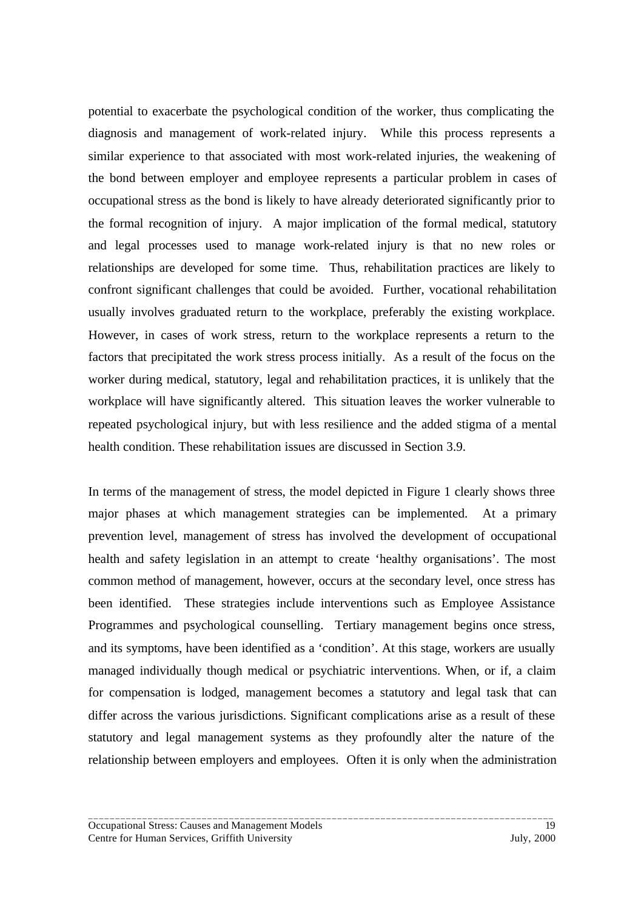potential to exacerbate the psychological condition of the worker, thus complicating the diagnosis and management of work-related injury. While this process represents a similar experience to that associated with most work-related injuries, the weakening of the bond between employer and employee represents a particular problem in cases of occupational stress as the bond is likely to have already deteriorated significantly prior to the formal recognition of injury. A major implication of the formal medical, statutory and legal processes used to manage work-related injury is that no new roles or relationships are developed for some time. Thus, rehabilitation practices are likely to confront significant challenges that could be avoided. Further, vocational rehabilitation usually involves graduated return to the workplace, preferably the existing workplace. However, in cases of work stress, return to the workplace represents a return to the factors that precipitated the work stress process initially. As a result of the focus on the worker during medical, statutory, legal and rehabilitation practices, it is unlikely that the workplace will have significantly altered. This situation leaves the worker vulnerable to repeated psychological injury, but with less resilience and the added stigma of a mental health condition. These rehabilitation issues are discussed in Section 3.9.

In terms of the management of stress, the model depicted in Figure 1 clearly shows three major phases at which management strategies can be implemented. At a primary prevention level, management of stress has involved the development of occupational health and safety legislation in an attempt to create 'healthy organisations'. The most common method of management, however, occurs at the secondary level, once stress has been identified. These strategies include interventions such as Employee Assistance Programmes and psychological counselling. Tertiary management begins once stress, and its symptoms, have been identified as a 'condition'. At this stage, workers are usually managed individually though medical or psychiatric interventions. When, or if, a claim for compensation is lodged, management becomes a statutory and legal task that can differ across the various jurisdictions. Significant complications arise as a result of these statutory and legal management systems as they profoundly alter the nature of the relationship between employers and employees. Often it is only when the administration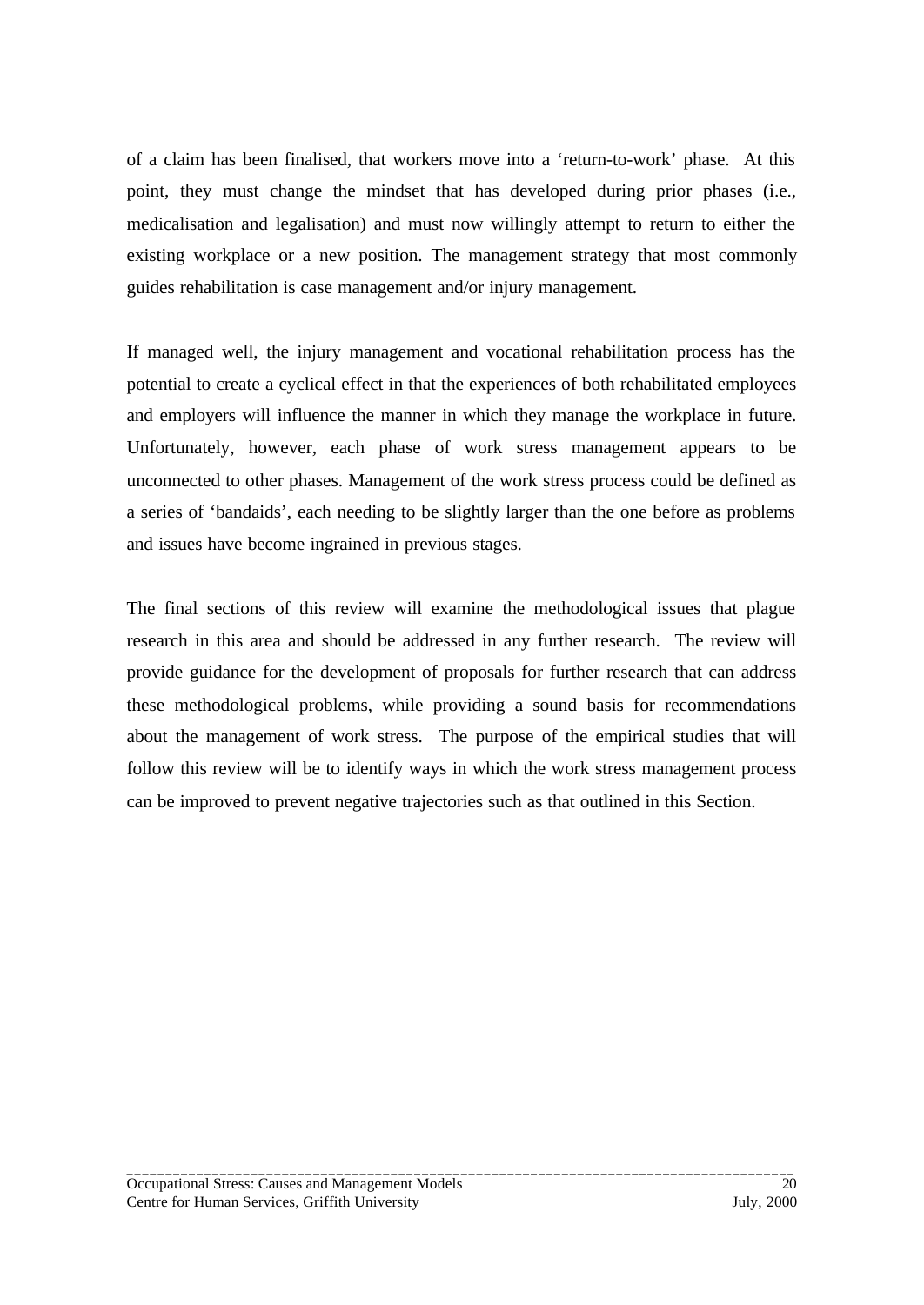of a claim has been finalised, that workers move into a ‘return-to-work’ phase. At this point, they must change the mindset that has developed during prior phases (i.e., medicalisation and legalisation) and must now willingly attempt to return to either the existing workplace or a new position. The management strategy that most commonly guides rehabilitation is case management and/or injury management.

If managed well, the injury management and vocational rehabilitation process has the potential to create a cyclical effect in that the experiences of both rehabilitated employees and employers will influence the manner in which they manage the workplace in future. Unfortunately, however, each phase of work stress management appears to be unconnected to other phases. Management of the work stress process could be defined as a series of ‘bandaids’, each needing to be slightly larger than the one before as problems and issues have become ingrained in previous stages.

The final sections of this review will examine the methodological issues that plague research in this area and should be addressed in any further research. The review will provide guidance for the development of proposals for further research that can address these methodological problems, while providing a sound basis for recommendations about the management of work stress. The purpose of the empirical studies that will follow this review will be to identify ways in which the work stress management process can be improved to prevent negative trajectories such as that outlined in this Section.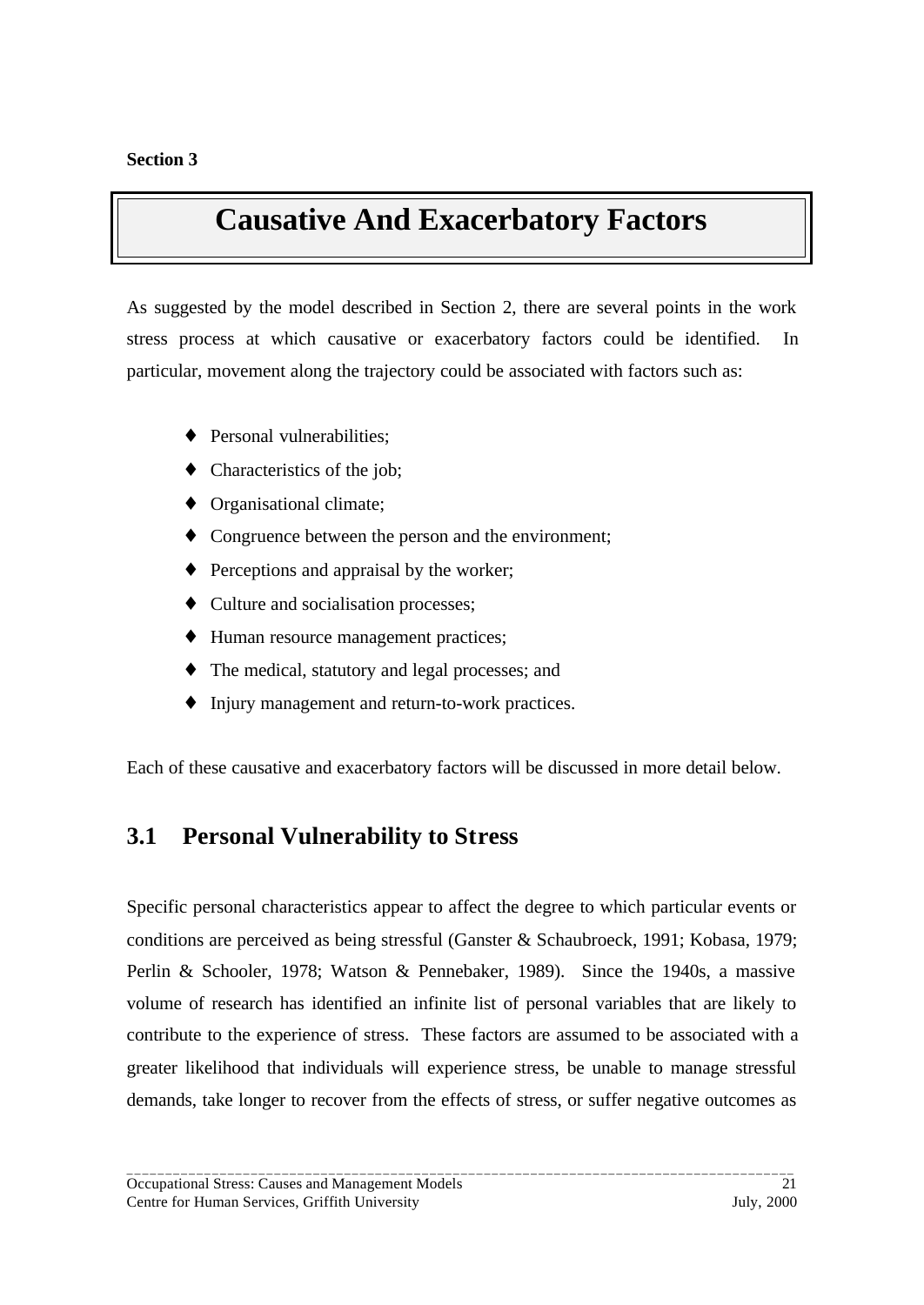**Section 3**

# Causative And Exacerbatory Factors

As suggested by the model described in Section 2, there are several points in the work stress process at which causative or exacerbatory factors could be identified. In particular, movement along the trajectory could be associated with factors such as:

- Personal vulnerabilities;
- Characteristics of the job;
- Organisational climate;
- Congruence between the person and the environment;
- Perceptions and appraisal by the worker;
- Culture and socialisation processes;
- Human resource management practices;
- The medical, statutory and legal processes; and
- Injury management and return-to-work practices.

Each of these causative and exacerbatory factors will be discussed in more detail below.

## 3.1 Personal Vulnerability to Stress

Specific personal characteristics appear to affect the degree to which particular events or conditions are perceived as being stressful (Ganster & Schaubroeck, 1991; Kobasa, 1979; Perlin & Schooler, 1978; Watson & Pennebaker, 1989). Since the 1940s, a massive volume of research has identified an infinite list of personal variables that are likely to contribute to the experience of stress. These factors are assumed to be associated with a greater likelihood that individuals will experience stress, be unable to manage stressful demands, take longer to recover from the effects of stress, or suffer negative outcomes as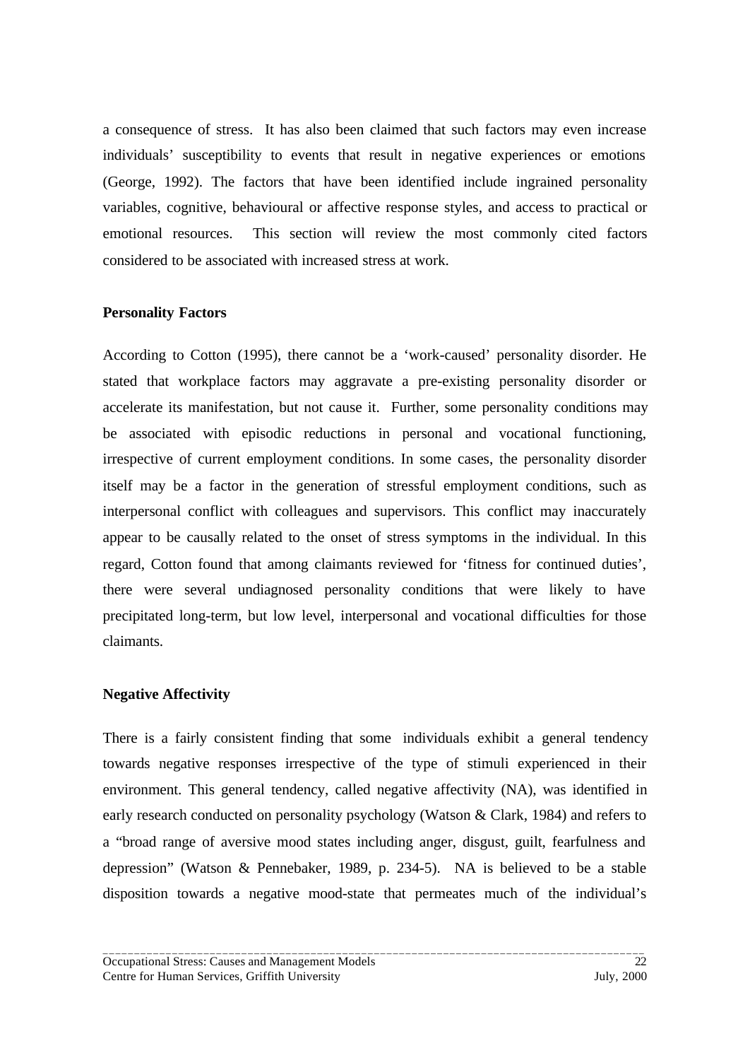a consequence of stress. It has also been claimed that such factors may even increase individuals' susceptibility to events that result in negative experiences or emotions (George, 1992). The factors that have been identified include ingrained personality variables, cognitive, behavioural or affective response styles, and access to practical or emotional resources. This section will review the most commonly cited factors considered to be associated with increased stress at work.

**Personality Factors**

According to Cotton (1995), there cannot be a 'work-caused' personality disorder. He stated that workplace factors may aggravate a pre-existing personality disorder or accelerate its manifestation, but not cause it. Further, some personality conditions may be associated with episodic reductions in personal and vocational functioning, irrespective of current employment conditions. In some cases, the personality disorder itself may be a factor in the generation of stressful employment conditions, such as interpersonal conflict with colleagues and supervisors. This conflict may inaccurately appear to be causally related to the onset of stress symptoms in the individual. In this regard, Cotton found that among claimants reviewed for 'fitness for continued duties', there were several undiagnosed personality conditions that were likely to have precipitated long-term, but low level, interpersonal and vocational difficulties for those claimants.

**Negative Affectivity**

There is a fairly consistent finding that some individuals exhibit a general tendency towards negative responses irrespective of the type of stimuli experienced in their environment. This general tendency, called negative affectivity (NA), was identified in early research conducted on personality psychology (Watson & Clark, 1984) and refers to a "broad range of aversive mood states including anger, disgust, guilt, fearfulness and depression" (Watson & Pennebaker, 1989, p. 234-5). NA is believed to be a stable disposition towards a negative mood-state that permeates much of the individual's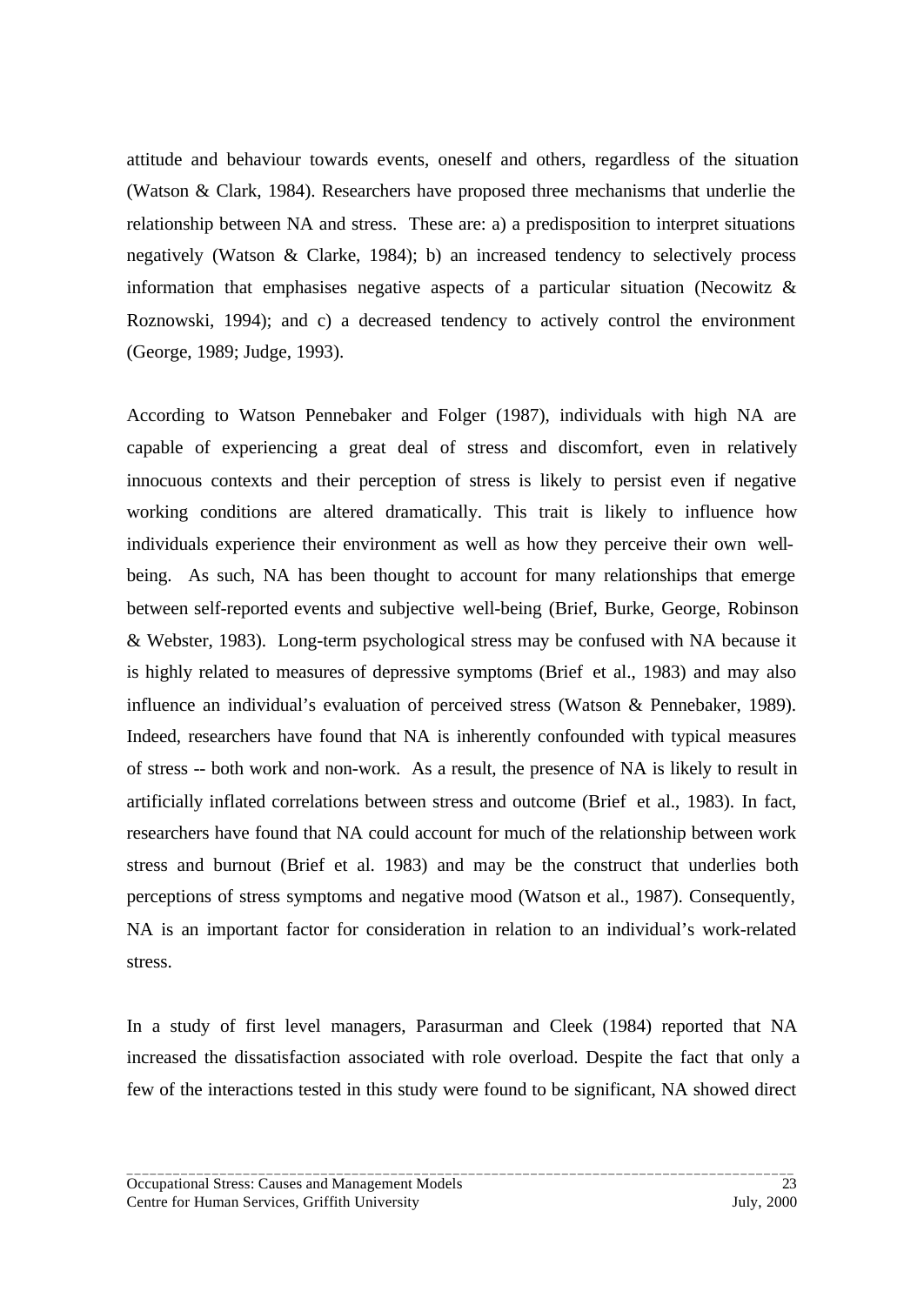attitude and behaviour towards events, oneself and others, regardless of the situation (Watson & Clark, 1984). Researchers have proposed three mechanisms that underlie the relationship between NA and stress. These are: a) a predisposition to interpret situations negatively (Watson & Clarke, 1984); b) an increased tendency to selectively process information that emphasises negative aspects of a particular situation (Necowitz & Roznowski, 1994); and c) a decreased tendency to actively control the environment (George, 1989; Judge, 1993).

According to Watson Pennebaker and Folger (1987), individuals with high NA are capable of experiencing a great deal of stress and discomfort, even in relatively innocuous contexts and their perception of stress is likely to persist even if negative working conditions are altered dramatically. This trait is likely to influence how individuals experience their environment as well as how they perceive their own well-being. As such, NA has been thought to account for many relationships that emerge between self-reported events and subjective well-being (Brief, Burke, George, Robinson & Webster, 1983). Long-term psychological stress may be confused with NA because it is highly related to measures of depressive symptoms (Brief et al., 1983) and may also influence an individual's evaluation of perceived stress (Watson & Pennebaker, 1989). Indeed, researchers have found that NA is inherently confounded with typical measures of stress -- both work and non-work. As a result, the presence of NA is likely to result in artificially inflated correlations between stress and outcome (Brief et al., 1983). In fact, researchers have found that NA could account for much of the relationship between work stress and burnout (Brief et al. 1983) and may be the construct that underlies both perceptions of stress symptoms and negative mood (Watson et al., 1987). Consequently, NA is an important factor for consideration in relation to an individual's work-related stress.

In a study of first level managers, Parasurman and Cleek (1984) reported that NA increased the dissatisfaction associated with role overload. Despite the fact that only a few of the interactions tested in this study were found to be significant, NA showed direct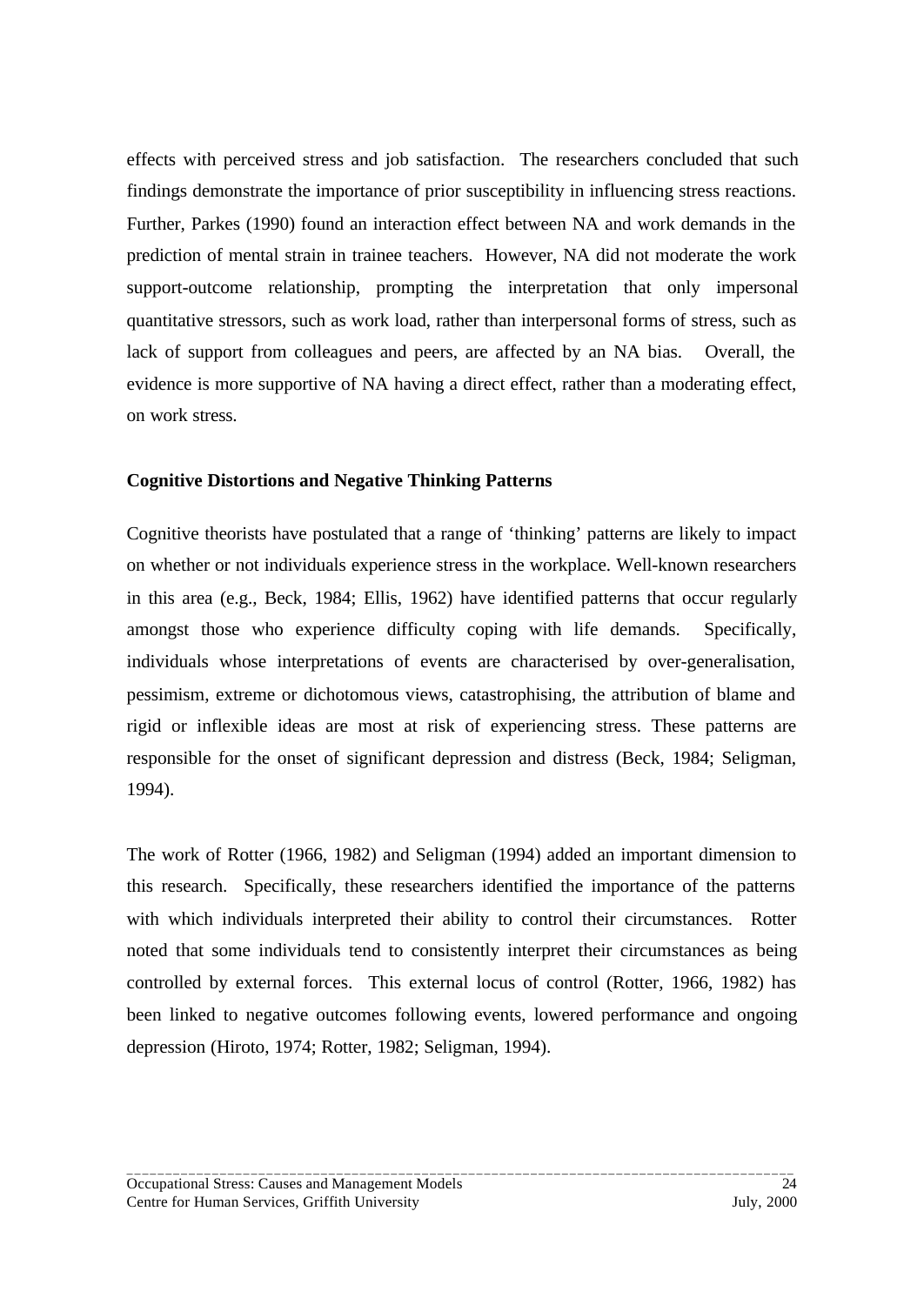effects with perceived stress and job satisfaction. The researchers concluded that such findings demonstrate the importance of prior susceptibility in influencing stress reactions. Further, Parkes (1990) found an interaction effect between NA and work demands in the prediction of mental strain in trainee teachers. However, NA did not moderate the work support-outcome relationship, prompting the interpretation that only impersonal quantitative stressors, such as work load, rather than interpersonal forms of stress, such as lack of support from colleagues and peers, are affected by an NA bias. Overall, the evidence is more supportive of NA having a direct effect, rather than a moderating effect, on work stress.

**Cognitive Distortions and Negative Thinking Patterns**

Cognitive theorists have postulated that a range of 'thinking' patterns are likely to impact on whether or not individuals experience stress in the workplace. Well-known researchers in this area (e.g., Beck, 1984; Ellis, 1962) have identified patterns that occur regularly amongst those who experience difficulty coping with life demands. Specifically, individuals whose interpretations of events are characterised by over-generalisation, pessimism, extreme or dichotomous views, catastrophising, the attribution of blame and rigid or inflexible ideas are most at risk of experiencing stress. These patterns are responsible for the onset of significant depression and distress (Beck, 1984; Seligman, 1994).

The work of Rotter (1966, 1982) and Seligman (1994) added an important dimension to this research. Specifically, these researchers identified the importance of the patterns with which individuals interpreted their ability to control their circumstances. Rotter noted that some individuals tend to consistently interpret their circumstances as being controlled by external forces. This external locus of control (Rotter, 1966, 1982) has been linked to negative outcomes following events, lowered performance and ongoing depression (Hiroto, 1974; Rotter, 1982; Seligman, 1994).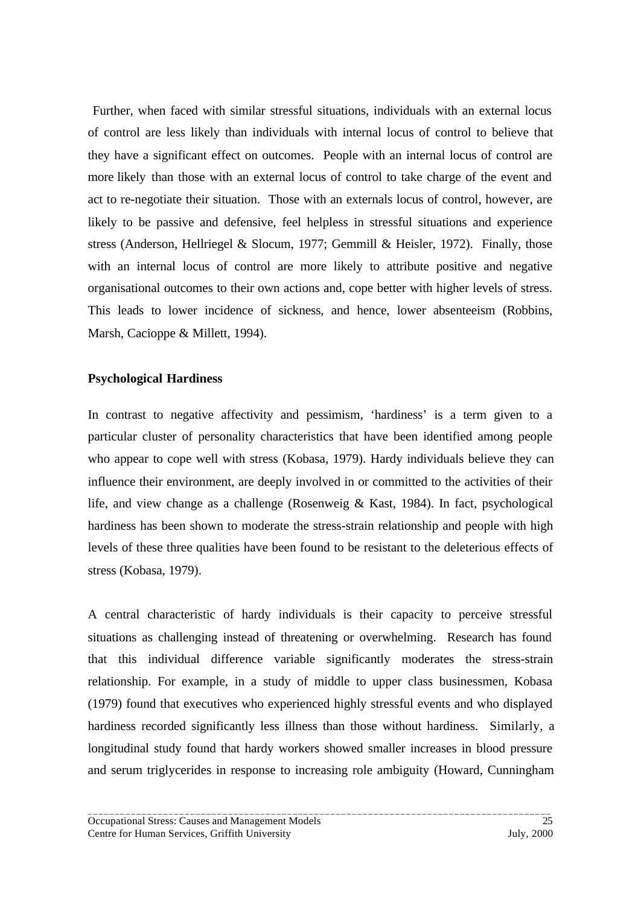Further, when faced with similar stressful situations, individuals with an external locus of control are less likely than individuals with internal locus of control to believe that they have a significant effect on outcomes. People with an internal locus of control are more likely than those with an external locus of control to take charge of the event and act to re-negotiate their situation. Those with an externals locus of control, however, are likely to be passive and defensive, feel helpless in stressful situations and experience stress (Anderson, Hellriegel & Slocum, 1977; Gemmill & Heisler, 1972). Finally, those with an internal locus of control are more likely to attribute positive and negative organisational outcomes to their own actions and, cope better with higher levels of stress. This leads to lower incidence of sickness, and hence, lower absenteeism (Robbins, Marsh, Cacioppe & Millett, 1994).

**Psychological Hardiness**

In contrast to negative affectivity and pessimism, 'hardiness' is a term given to a particular cluster of personality characteristics that have been identified among people who appear to cope well with stress (Kobasa, 1979). Hardy individuals believe they can influence their environment, are deeply involved in or committed to the activities of their life, and view change as a challenge (Rosenweig & Kast, 1984). In fact, psychological hardiness has been shown to moderate the stress-strain relationship and people with high levels of these three qualities have been found to be resistant to the deleterious effects of stress (Kobasa, 1979).

A central characteristic of hardy individuals is their capacity to perceive stressful situations as challenging instead of threatening or overwhelming. Research has found that this individual difference variable significantly moderates the stress-strain relationship. For example, in a study of middle to upper class businessmen, Kobasa (1979) found that executives who experienced highly stressful events and who displayed hardiness recorded significantly less illness than those without hardiness. Similarly, a longitudinal study found that hardy workers showed smaller increases in blood pressure and serum triglycerides in response to increasing role ambiguity (Howard, Cunningham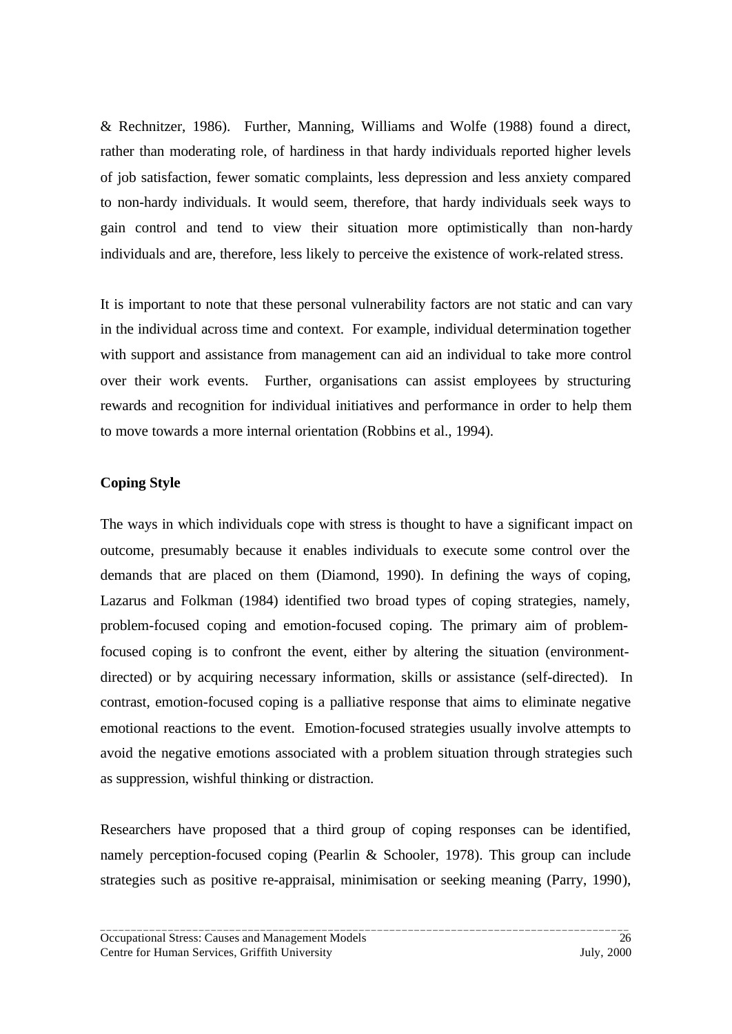& Rechnitzer, 1986). Further, Manning, Williams and Wolfe (1988) found a direct, rather than moderating role, of hardiness in that hardy individuals reported higher levels of job satisfaction, fewer somatic complaints, less depression and less anxiety compared to non-hardy individuals. It would seem, therefore, that hardy individuals seek ways to gain control and tend to view their situation more optimistically than non-hardy individuals and are, therefore, less likely to perceive the existence of work-related stress.

It is important to note that these personal vulnerability factors are not static and can vary in the individual across time and context. For example, individual determination together with support and assistance from management can aid an individual to take more control over their work events. Further, organisations can assist employees by structuring rewards and recognition for individual initiatives and performance in order to help them to move towards a more internal orientation (Robbins et al., 1994).

**Coping Style**

The ways in which individuals cope with stress is thought to have a significant impact on outcome, presumably because it enables individuals to execute some control over the demands that are placed on them (Diamond, 1990). In defining the ways of coping, Lazarus and Folkman (1984) identified two broad types of coping strategies, namely, problem-focused coping and emotion-focused coping. The primary aim of problem-focused coping is to confront the event, either by altering the situation (environment-directed) or by acquiring necessary information, skills or assistance (self-directed). In contrast, emotion-focused coping is a palliative response that aims to eliminate negative emotional reactions to the event. Emotion-focused strategies usually involve attempts to avoid the negative emotions associated with a problem situation through strategies such as suppression, wishful thinking or distraction.

Researchers have proposed that a third group of coping responses can be identified, namely perception-focused coping (Pearlin & Schooler, 1978). This group can include strategies such as positive re-appraisal, minimisation or seeking meaning (Parry, 1990),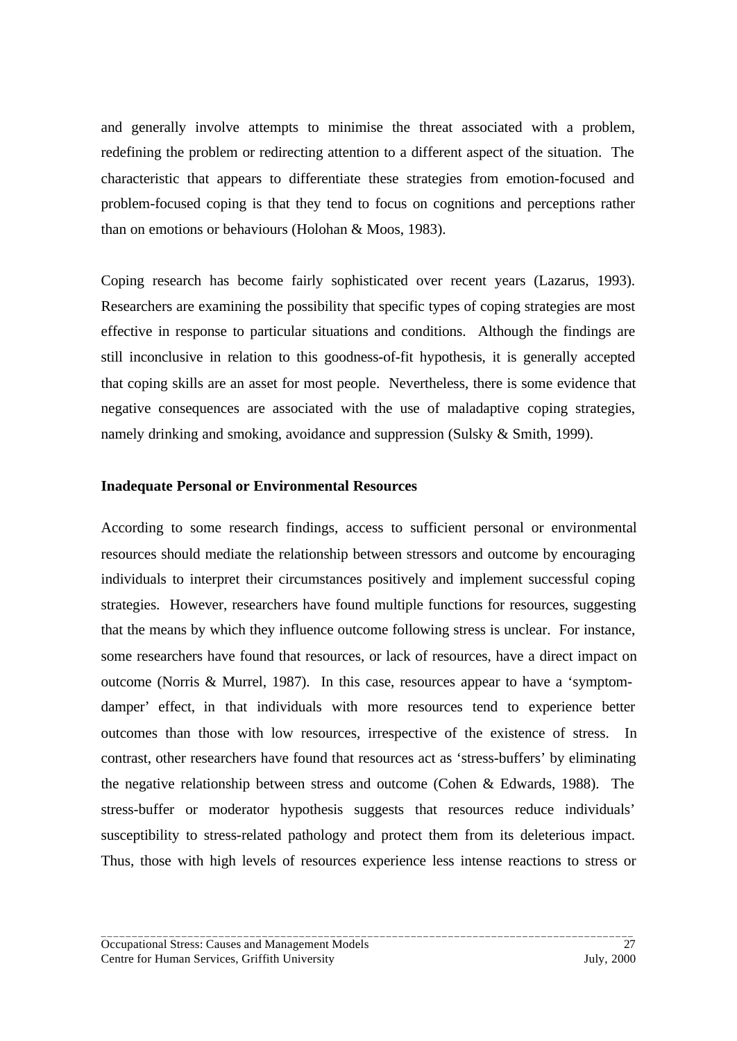and generally involve attempts to minimise the threat associated with a problem, redefining the problem or redirecting attention to a different aspect of the situation. The characteristic that appears to differentiate these strategies from emotion-focused and problem-focused coping is that they tend to focus on cognitions and perceptions rather than on emotions or behaviours (Holohan & Moos, 1983).

Coping research has become fairly sophisticated over recent years (Lazarus, 1993). Researchers are examining the possibility that specific types of coping strategies are most effective in response to particular situations and conditions. Although the findings are still inconclusive in relation to this goodness-of-fit hypothesis, it is generally accepted that coping skills are an asset for most people. Nevertheless, there is some evidence that negative consequences are associated with the use of maladaptive coping strategies, namely drinking and smoking, avoidance and suppression (Sulsky & Smith, 1999).

**Inadequate Personal or Environmental Resources**

According to some research findings, access to sufficient personal or environmental resources should mediate the relationship between stressors and outcome by encouraging individuals to interpret their circumstances positively and implement successful coping strategies. However, researchers have found multiple functions for resources, suggesting that the means by which they influence outcome following stress is unclear. For instance, some researchers have found that resources, or lack of resources, have a direct impact on outcome (Norris & Murrel, 1987). In this case, resources appear to have a 'symptom-damper' effect, in that individuals with more resources tend to experience better outcomes than those with low resources, irrespective of the existence of stress. In contrast, other researchers have found that resources act as 'stress-buffers' by eliminating the negative relationship between stress and outcome (Cohen & Edwards, 1988). The stress-buffer or moderator hypothesis suggests that resources reduce individuals' susceptibility to stress-related pathology and protect them from its deleterious impact. Thus, those with high levels of resources experience less intense reactions to stress or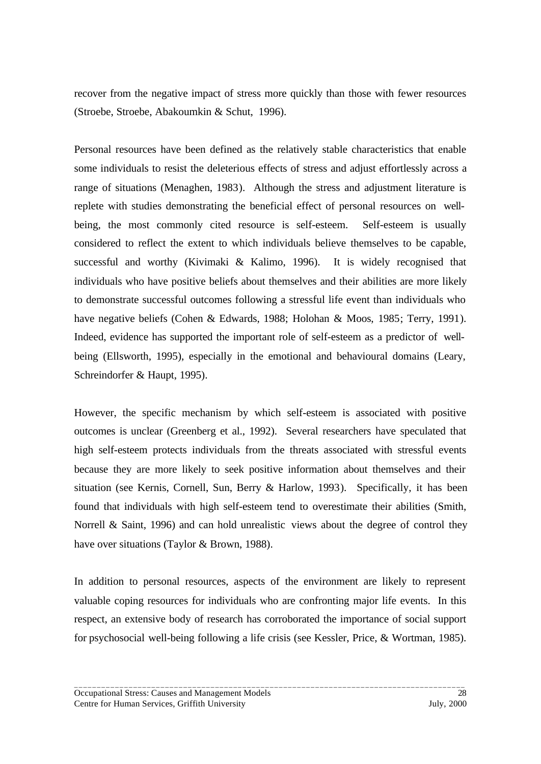recover from the negative impact of stress more quickly than those with fewer resources (Stroebe, Stroebe, Abakoumkin & Schut, 1996).

Personal resources have been defined as the relatively stable characteristics that enable some individuals to resist the deleterious effects of stress and adjust effortlessly across a range of situations (Menaghen, 1983). Although the stress and adjustment literature is replete with studies demonstrating the beneficial effect of personal resources on well-being, the most commonly cited resource is self-esteem. Self-esteem is usually considered to reflect the extent to which individuals believe themselves to be capable, successful and worthy (Kivimaki & Kalimo, 1996). It is widely recognised that individuals who have positive beliefs about themselves and their abilities are more likely to demonstrate successful outcomes following a stressful life event than individuals who have negative beliefs (Cohen & Edwards, 1988; Holohan & Moos, 1985; Terry, 1991). Indeed, evidence has supported the important role of self-esteem as a predictor of well-being (Ellsworth, 1995), especially in the emotional and behavioural domains (Leary, Schreindorfer & Haupt, 1995).

However, the specific mechanism by which self-esteem is associated with positive outcomes is unclear (Greenberg et al., 1992). Several researchers have speculated that high self-esteem protects individuals from the threats associated with stressful events because they are more likely to seek positive information about themselves and their situation (see Kernis, Cornell, Sun, Berry & Harlow, 1993). Specifically, it has been found that individuals with high self-esteem tend to overestimate their abilities (Smith, Norrell & Saint, 1996) and can hold unrealistic views about the degree of control they have over situations (Taylor & Brown, 1988).

In addition to personal resources, aspects of the environment are likely to represent valuable coping resources for individuals who are confronting major life events. In this respect, an extensive body of research has corroborated the importance of social support for psychosocial well-being following a life crisis (see Kessler, Price, & Wortman, 1985).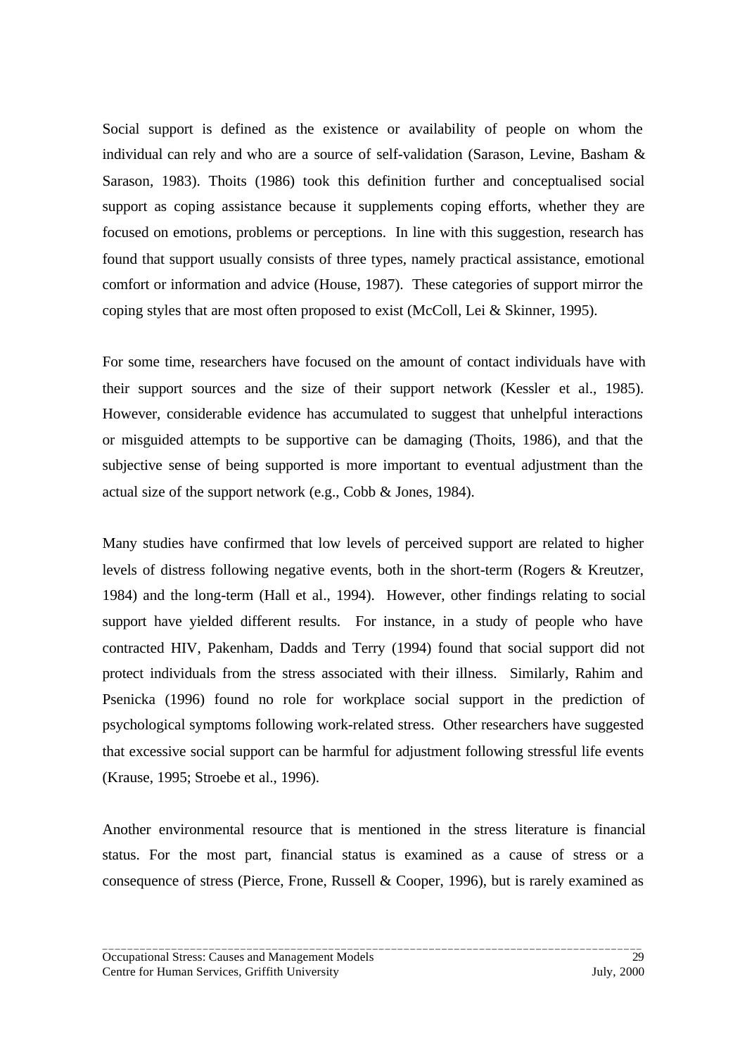Social support is defined as the existence or availability of people on whom the individual can rely and who are a source of self-validation (Sarason, Levine, Basham & Sarason, 1983). Thoits (1986) took this definition further and conceptualised social support as coping assistance because it supplements coping efforts, whether they are focused on emotions, problems or perceptions. In line with this suggestion, research has found that support usually consists of three types, namely practical assistance, emotional comfort or information and advice (House, 1987). These categories of support mirror the coping styles that are most often proposed to exist (McColl, Lei & Skinner, 1995).

For some time, researchers have focused on the amount of contact individuals have with their support sources and the size of their support network (Kessler et al., 1985). However, considerable evidence has accumulated to suggest that unhelpful interactions or misguided attempts to be supportive can be damaging (Thoits, 1986), and that the subjective sense of being supported is more important to eventual adjustment than the actual size of the support network (e.g., Cobb & Jones, 1984).

Many studies have confirmed that low levels of perceived support are related to higher levels of distress following negative events, both in the short-term (Rogers & Kreutzer, 1984) and the long-term (Hall et al., 1994). However, other findings relating to social support have yielded different results. For instance, in a study of people who have contracted HIV, Pakenham, Dadds and Terry (1994) found that social support did not protect individuals from the stress associated with their illness. Similarly, Rahim and Psenicka (1996) found no role for workplace social support in the prediction of psychological symptoms following work-related stress. Other researchers have suggested that excessive social support can be harmful for adjustment following stressful life events (Krause, 1995; Stroebe et al., 1996).

Another environmental resource that is mentioned in the stress literature is financial status. For the most part, financial status is examined as a cause of stress or a consequence of stress (Pierce, Frone, Russell & Cooper, 1996), but is rarely examined as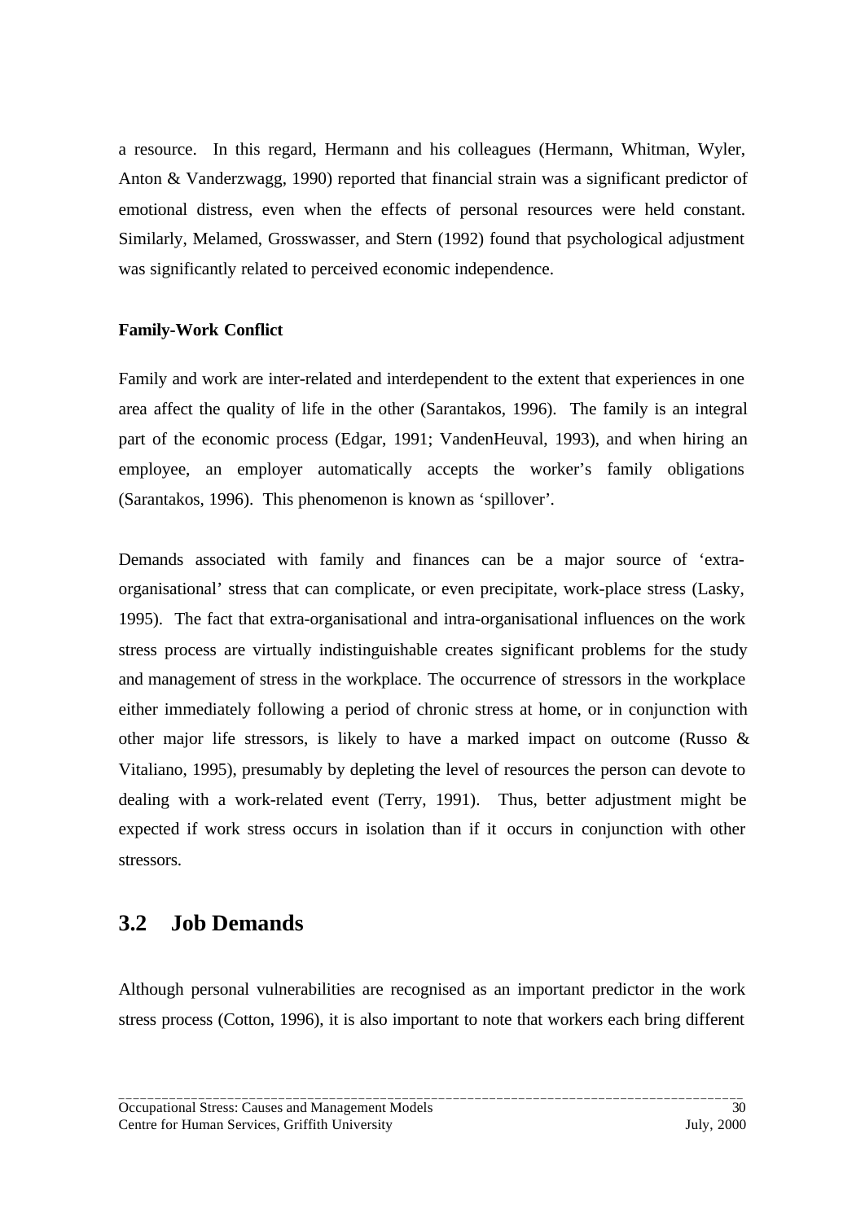a resource. In this regard, Hermann and his colleagues (Hermann, Whitman, Wyler, Anton & Vanderzwagg, 1990) reported that financial strain was a significant predictor of emotional distress, even when the effects of personal resources were held constant. Similarly, Melamed, Grosswasser, and Stern (1992) found that psychological adjustment was significantly related to perceived economic independence.

**Family-Work Conflict**

Family and work are inter-related and interdependent to the extent that experiences in one area affect the quality of life in the other (Sarantakos, 1996). The family is an integral part of the economic process (Edgar, 1991; VandenHeuval, 1993), and when hiring an employee, an employer automatically accepts the worker's family obligations (Sarantakos, 1996). This phenomenon is known as 'spillover'.

Demands associated with family and finances can be a major source of 'extra-organisational' stress that can complicate, or even precipitate, work-place stress (Lasky, 1995). The fact that extra-organisational and intra-organisational influences on the work stress process are virtually indistinguishable creates significant problems for the study and management of stress in the workplace. The occurrence of stressors in the workplace either immediately following a period of chronic stress at home, or in conjunction with other major life stressors, is likely to have a marked impact on outcome (Russo & Vitaliano, 1995), presumably by depleting the level of resources the person can devote to dealing with a work-related event (Terry, 1991). Thus, better adjustment might be expected if work stress occurs in isolation than if it occurs in conjunction with other stressors.

## 3.2 Job Demands

Although personal vulnerabilities are recognised as an important predictor in the work stress process (Cotton, 1996), it is also important to note that workers each bring different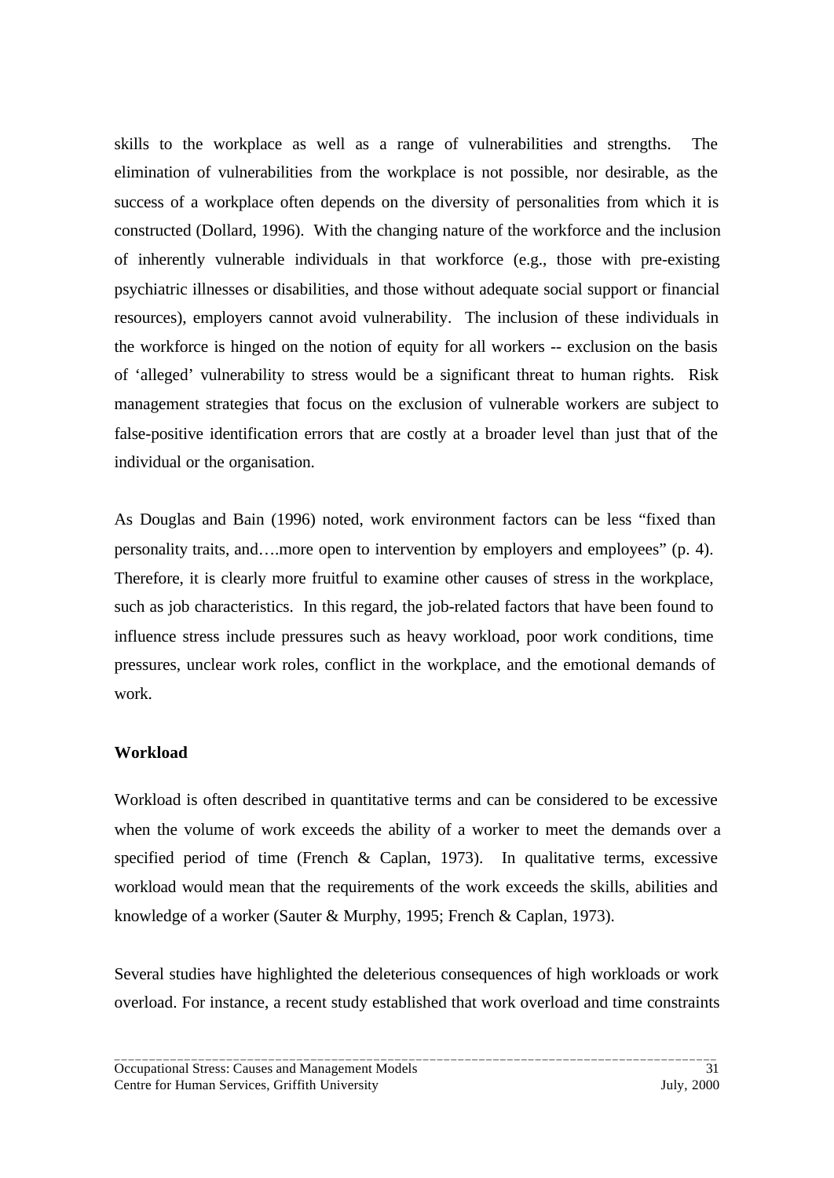skills to the workplace as well as a range of vulnerabilities and strengths. The elimination of vulnerabilities from the workplace is not possible, nor desirable, as the success of a workplace often depends on the diversity of personalities from which it is constructed (Dollard, 1996). With the changing nature of the workforce and the inclusion of inherently vulnerable individuals in that workforce (e.g., those with pre-existing psychiatric illnesses or disabilities, and those without adequate social support or financial resources), employers cannot avoid vulnerability. The inclusion of these individuals in the workforce is hinged on the notion of equity for all workers -- exclusion on the basis of 'alleged' vulnerability to stress would be a significant threat to human rights. Risk management strategies that focus on the exclusion of vulnerable workers are subject to false-positive identification errors that are costly at a broader level than just that of the individual or the organisation.

As Douglas and Bain (1996) noted, work environment factors can be less "fixed than personality traits, and….more open to intervention by employers and employees" (p. 4). Therefore, it is clearly more fruitful to examine other causes of stress in the workplace, such as job characteristics. In this regard, the job-related factors that have been found to influence stress include pressures such as heavy workload, poor work conditions, time pressures, unclear work roles, conflict in the workplace, and the emotional demands of work.

**Workload**

Workload is often described in quantitative terms and can be considered to be excessive when the volume of work exceeds the ability of a worker to meet the demands over a specified period of time (French & Caplan, 1973). In qualitative terms, excessive workload would mean that the requirements of the work exceeds the skills, abilities and knowledge of a worker (Sauter & Murphy, 1995; French & Caplan, 1973).

Several studies have highlighted the deleterious consequences of high workloads or work overload. For instance, a recent study established that work overload and time constraints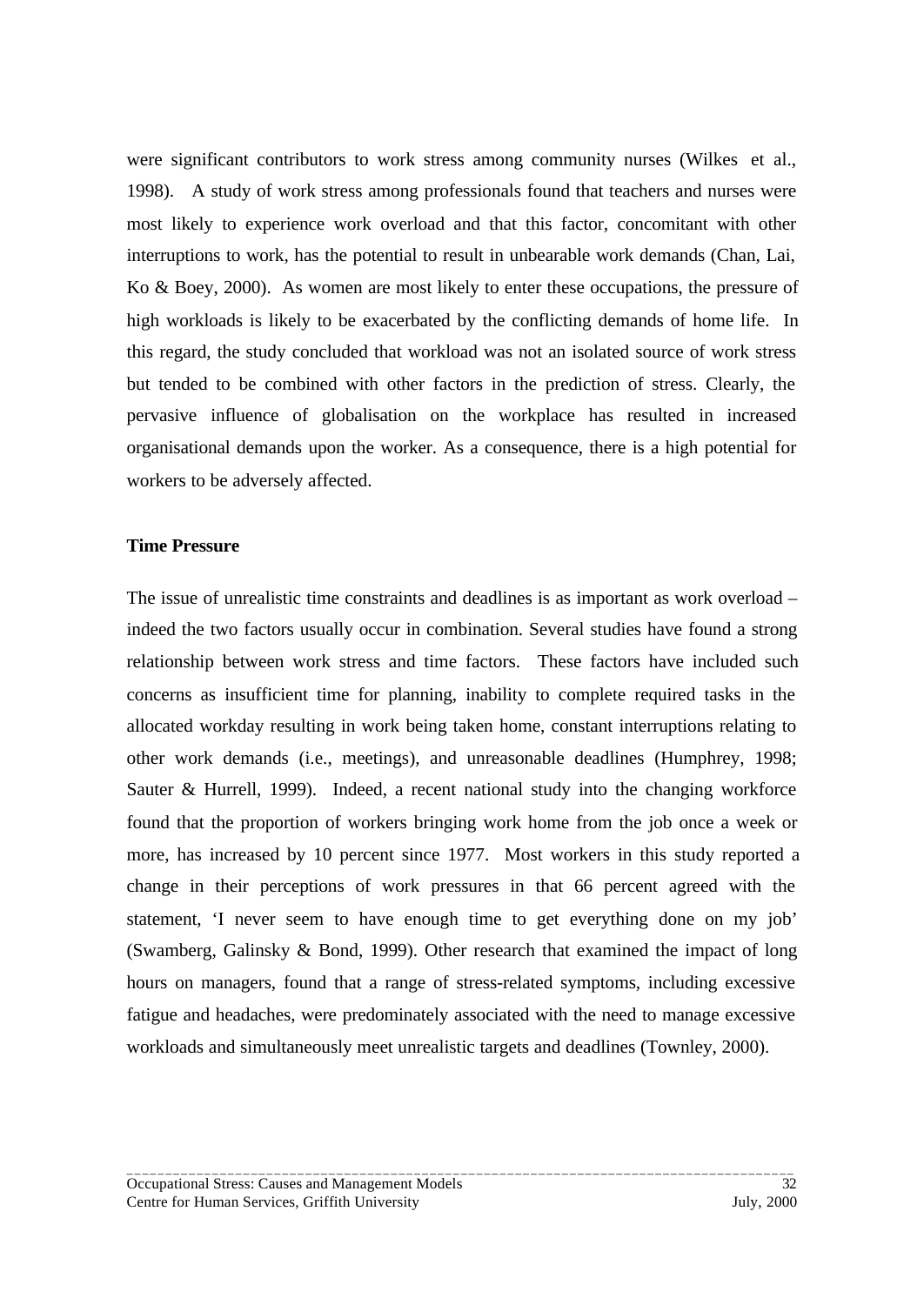were significant contributors to work stress among community nurses (Wilkes et al., 1998). A study of work stress among professionals found that teachers and nurses were most likely to experience work overload and that this factor, concomitant with other interruptions to work, has the potential to result in unbearable work demands (Chan, Lai, Ko & Boey, 2000). As women are most likely to enter these occupations, the pressure of high workloads is likely to be exacerbated by the conflicting demands of home life. In this regard, the study concluded that workload was not an isolated source of work stress but tended to be combined with other factors in the prediction of stress. Clearly, the pervasive influence of globalisation on the workplace has resulted in increased organisational demands upon the worker. As a consequence, there is a high potential for workers to be adversely affected.

**Time Pressure**

The issue of unrealistic time constraints and deadlines is as important as work overload – indeed the two factors usually occur in combination. Several studies have found a strong relationship between work stress and time factors. These factors have included such concerns as insufficient time for planning, inability to complete required tasks in the allocated workday resulting in work being taken home, constant interruptions relating to other work demands (i.e., meetings), and unreasonable deadlines (Humphrey, 1998; Sauter & Hurrell, 1999). Indeed, a recent national study into the changing workforce found that the proportion of workers bringing work home from the job once a week or more, has increased by 10 percent since 1977. Most workers in this study reported a change in their perceptions of work pressures in that 66 percent agreed with the statement, 'I never seem to have enough time to get everything done on my job' (Swamberg, Galinsky & Bond, 1999). Other research that examined the impact of long hours on managers, found that a range of stress-related symptoms, including excessive fatigue and headaches, were predominately associated with the need to manage excessive workloads and simultaneously meet unrealistic targets and deadlines (Townley, 2000).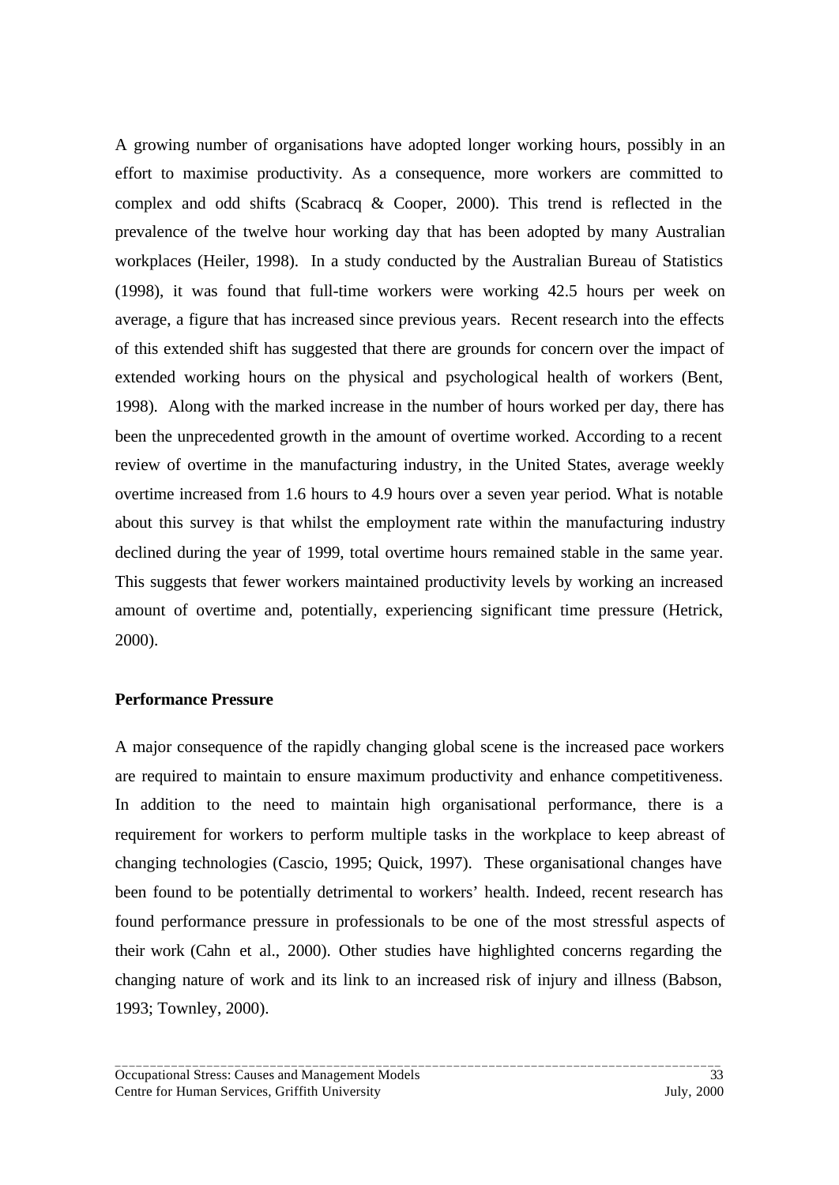A growing number of organisations have adopted longer working hours, possibly in an effort to maximise productivity. As a consequence, more workers are committed to complex and odd shifts (Scabracq & Cooper, 2000). This trend is reflected in the prevalence of the twelve hour working day that has been adopted by many Australian workplaces (Heiler, 1998). In a study conducted by the Australian Bureau of Statistics (1998), it was found that full-time workers were working 42.5 hours per week on average, a figure that has increased since previous years. Recent research into the effects of this extended shift has suggested that there are grounds for concern over the impact of extended working hours on the physical and psychological health of workers (Bent, 1998). Along with the marked increase in the number of hours worked per day, there has been the unprecedented growth in the amount of overtime worked. According to a recent review of overtime in the manufacturing industry, in the United States, average weekly overtime increased from 1.6 hours to 4.9 hours over a seven year period. What is notable about this survey is that whilst the employment rate within the manufacturing industry declined during the year of 1999, total overtime hours remained stable in the same year. This suggests that fewer workers maintained productivity levels by working an increased amount of overtime and, potentially, experiencing significant time pressure (Hetrick, 2000).

**Performance Pressure**

A major consequence of the rapidly changing global scene is the increased pace workers are required to maintain to ensure maximum productivity and enhance competitiveness. In addition to the need to maintain high organisational performance, there is a requirement for workers to perform multiple tasks in the workplace to keep abreast of changing technologies (Cascio, 1995; Quick, 1997). These organisational changes have been found to be potentially detrimental to workers' health. Indeed, recent research has found performance pressure in professionals to be one of the most stressful aspects of their work (Cahn et al., 2000). Other studies have highlighted concerns regarding the changing nature of work and its link to an increased risk of injury and illness (Babson, 1993; Townley, 2000).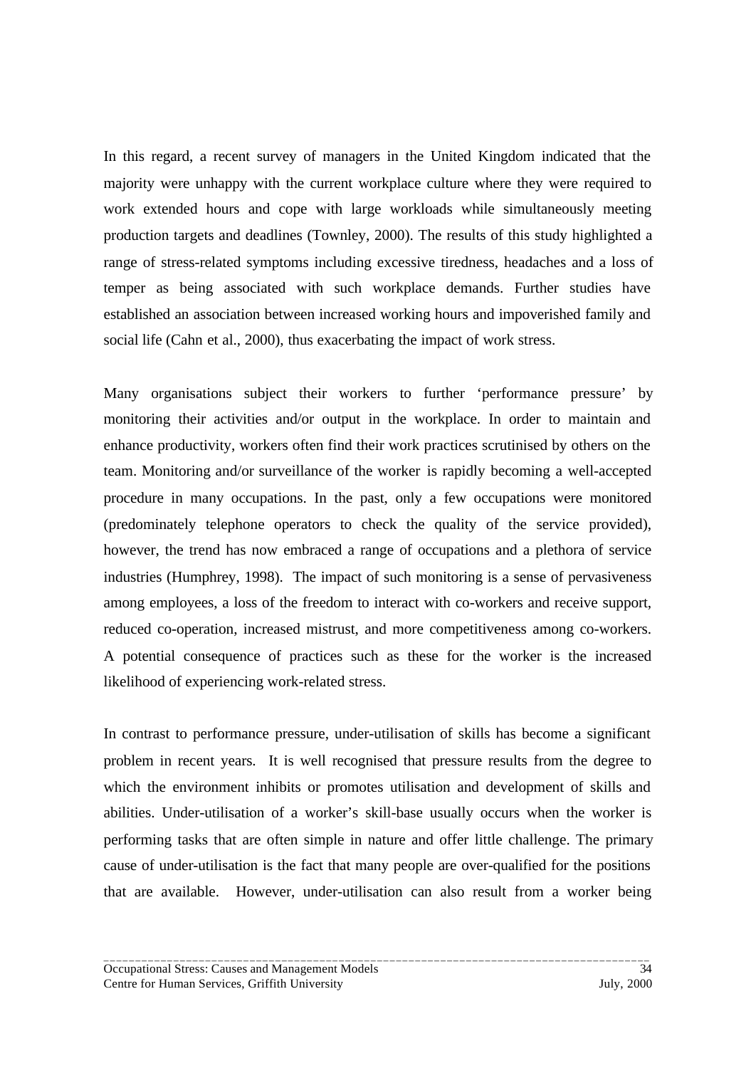In this regard, a recent survey of managers in the United Kingdom indicated that the majority were unhappy with the current workplace culture where they were required to work extended hours and cope with large workloads while simultaneously meeting production targets and deadlines (Townley, 2000). The results of this study highlighted a range of stress-related symptoms including excessive tiredness, headaches and a loss of temper as being associated with such workplace demands. Further studies have established an association between increased working hours and impoverished family and social life (Cahn et al., 2000), thus exacerbating the impact of work stress.

Many organisations subject their workers to further 'performance pressure' by monitoring their activities and/or output in the workplace. In order to maintain and enhance productivity, workers often find their work practices scrutinised by others on the team. Monitoring and/or surveillance of the worker is rapidly becoming a well-accepted procedure in many occupations. In the past, only a few occupations were monitored (predominately telephone operators to check the quality of the service provided), however, the trend has now embraced a range of occupations and a plethora of service industries (Humphrey, 1998). The impact of such monitoring is a sense of pervasiveness among employees, a loss of the freedom to interact with co-workers and receive support, reduced co-operation, increased mistrust, and more competitiveness among co-workers. A potential consequence of practices such as these for the worker is the increased likelihood of experiencing work-related stress.

In contrast to performance pressure, under-utilisation of skills has become a significant problem in recent years. It is well recognised that pressure results from the degree to which the environment inhibits or promotes utilisation and development of skills and abilities. Under-utilisation of a worker's skill-base usually occurs when the worker is performing tasks that are often simple in nature and offer little challenge. The primary cause of under-utilisation is the fact that many people are over-qualified for the positions that are available. However, under-utilisation can also result from a worker being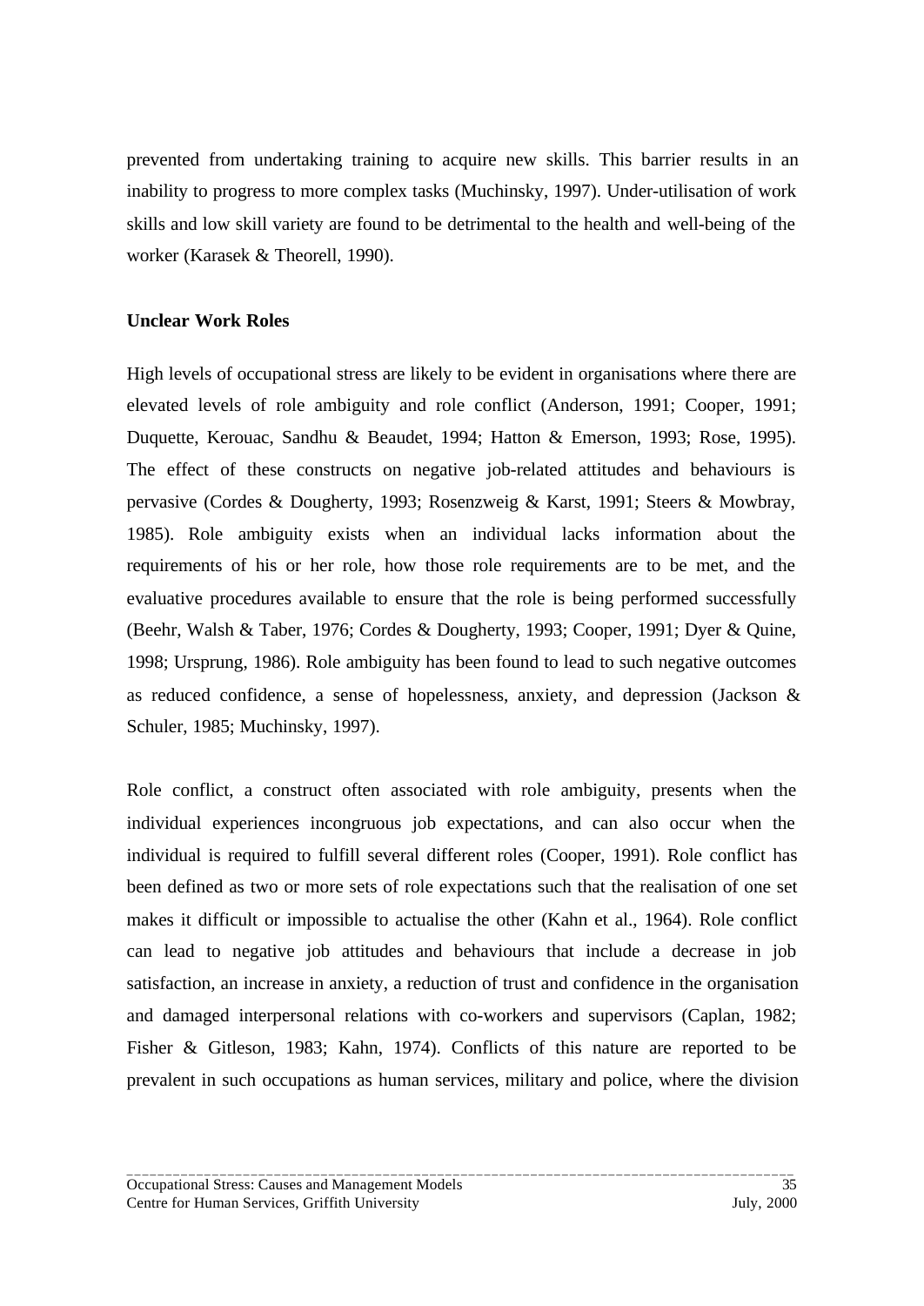prevented from undertaking training to acquire new skills. This barrier results in an inability to progress to more complex tasks (Muchinsky, 1997). Under-utilisation of work skills and low skill variety are found to be detrimental to the health and well-being of the worker (Karasek & Theorell, 1990).

**Unclear Work Roles**

High levels of occupational stress are likely to be evident in organisations where there are elevated levels of role ambiguity and role conflict (Anderson, 1991; Cooper, 1991; Duquette, Kerouac, Sandhu & Beaudet, 1994; Hatton & Emerson, 1993; Rose, 1995). The effect of these constructs on negative job-related attitudes and behaviours is pervasive (Cordes & Dougherty, 1993; Rosenzweig & Karst, 1991; Steers & Mowbray, 1985). Role ambiguity exists when an individual lacks information about the requirements of his or her role, how those role requirements are to be met, and the evaluative procedures available to ensure that the role is being performed successfully (Beehr, Walsh & Taber, 1976; Cordes & Dougherty, 1993; Cooper, 1991; Dyer & Quine, 1998; Ursprung, 1986). Role ambiguity has been found to lead to such negative outcomes as reduced confidence, a sense of hopelessness, anxiety, and depression (Jackson & Schuler, 1985; Muchinsky, 1997).

Role conflict, a construct often associated with role ambiguity, presents when the individual experiences incongruous job expectations, and can also occur when the individual is required to fulfill several different roles (Cooper, 1991). Role conflict has been defined as two or more sets of role expectations such that the realisation of one set makes it difficult or impossible to actualise the other (Kahn et al., 1964). Role conflict can lead to negative job attitudes and behaviours that include a decrease in job satisfaction, an increase in anxiety, a reduction of trust and confidence in the organisation and damaged interpersonal relations with co-workers and supervisors (Caplan, 1982; Fisher & Gitleson, 1983; Kahn, 1974). Conflicts of this nature are reported to be prevalent in such occupations as human services, military and police, where the division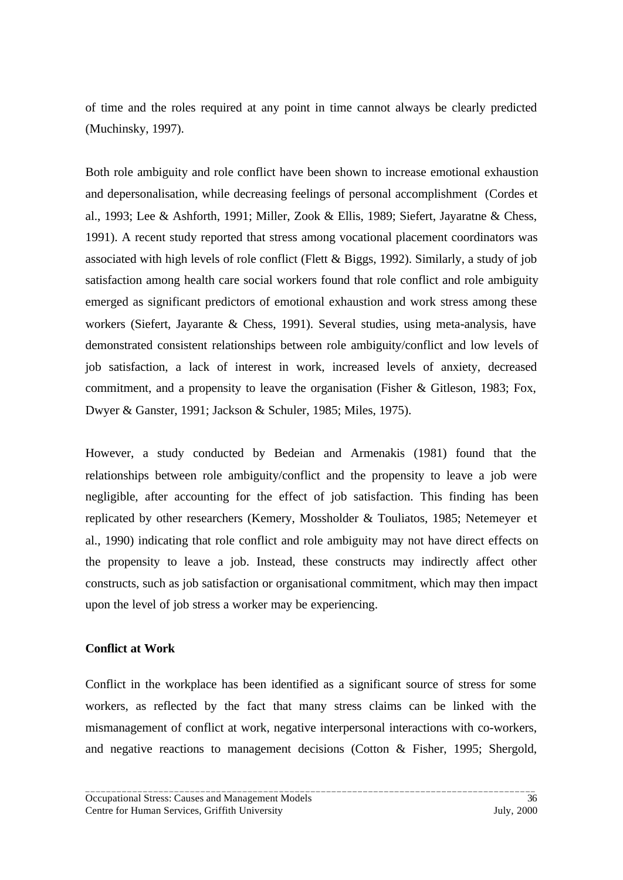of time and the roles required at any point in time cannot always be clearly predicted (Muchinsky, 1997).

Both role ambiguity and role conflict have been shown to increase emotional exhaustion and depersonalisation, while decreasing feelings of personal accomplishment (Cordes et al., 1993; Lee & Ashforth, 1991; Miller, Zook & Ellis, 1989; Siefert, Jayaratne & Chess, 1991). A recent study reported that stress among vocational placement coordinators was associated with high levels of role conflict (Flett & Biggs, 1992). Similarly, a study of job satisfaction among health care social workers found that role conflict and role ambiguity emerged as significant predictors of emotional exhaustion and work stress among these workers (Siefert, Jayarante & Chess, 1991). Several studies, using meta-analysis, have demonstrated consistent relationships between role ambiguity/conflict and low levels of job satisfaction, a lack of interest in work, increased levels of anxiety, decreased commitment, and a propensity to leave the organisation (Fisher & Gitleson, 1983; Fox, Dwyer & Ganster, 1991; Jackson & Schuler, 1985; Miles, 1975).

However, a study conducted by Bedeian and Armenakis (1981) found that the relationships between role ambiguity/conflict and the propensity to leave a job were negligible, after accounting for the effect of job satisfaction. This finding has been replicated by other researchers (Kemery, Mossholder & Touliatos, 1985; Netemeyer et al., 1990) indicating that role conflict and role ambiguity may not have direct effects on the propensity to leave a job. Instead, these constructs may indirectly affect other constructs, such as job satisfaction or organisational commitment, which may then impact upon the level of job stress a worker may be experiencing.

**Conflict at Work**

Conflict in the workplace has been identified as a significant source of stress for some workers, as reflected by the fact that many stress claims can be linked with the mismanagement of conflict at work, negative interpersonal interactions with co-workers, and negative reactions to management decisions (Cotton & Fisher, 1995; Shergold,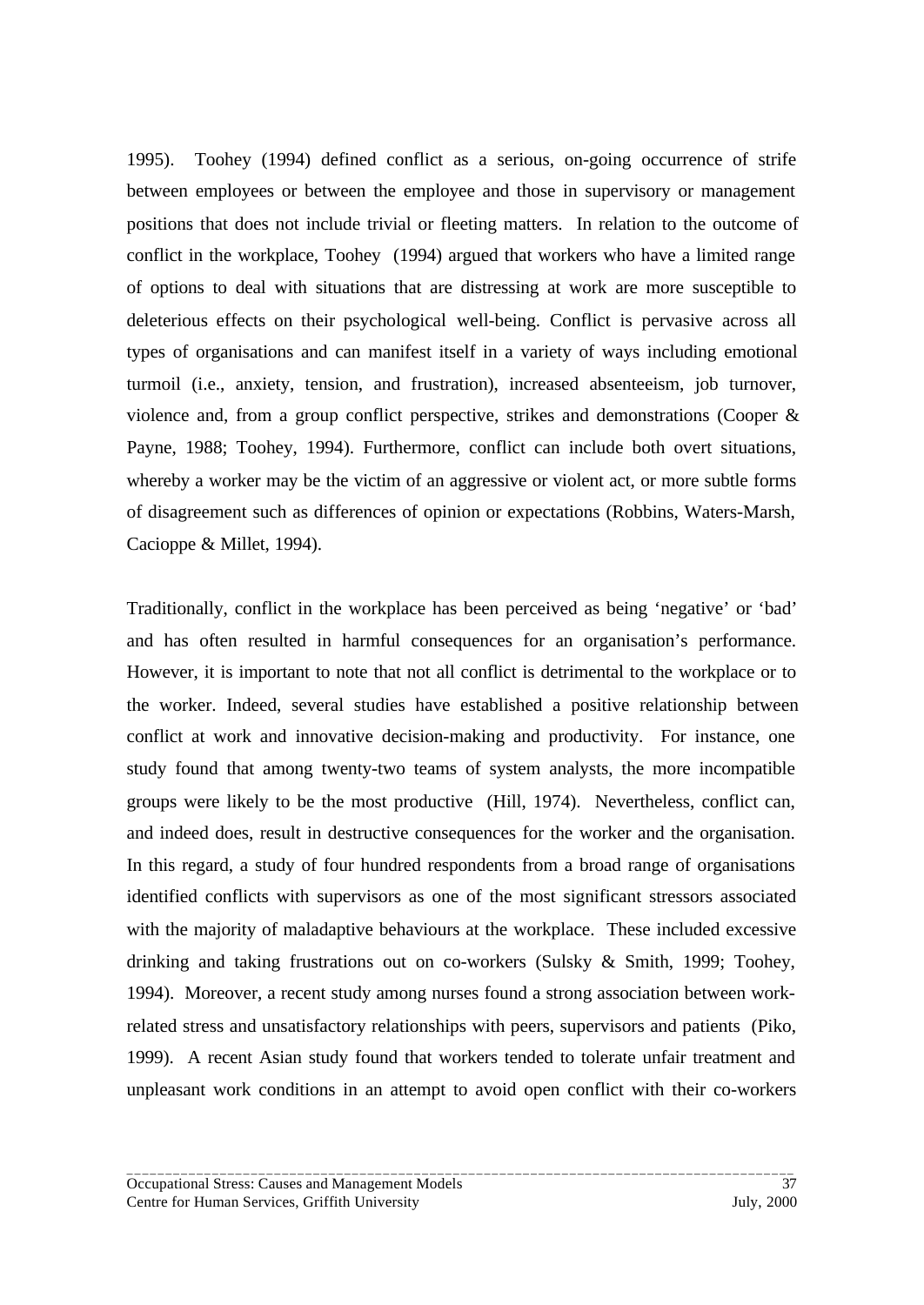1995). Toohey (1994) defined conflict as a serious, on-going occurrence of strife between employees or between the employee and those in supervisory or management positions that does not include trivial or fleeting matters. In relation to the outcome of conflict in the workplace, Toohey (1994) argued that workers who have a limited range of options to deal with situations that are distressing at work are more susceptible to deleterious effects on their psychological well-being. Conflict is pervasive across all types of organisations and can manifest itself in a variety of ways including emotional turmoil (i.e., anxiety, tension, and frustration), increased absenteeism, job turnover, violence and, from a group conflict perspective, strikes and demonstrations (Cooper & Payne, 1988; Toohey, 1994). Furthermore, conflict can include both overt situations, whereby a worker may be the victim of an aggressive or violent act, or more subtle forms of disagreement such as differences of opinion or expectations (Robbins, Waters-Marsh, Cacioppe & Millet, 1994).

Traditionally, conflict in the workplace has been perceived as being 'negative' or 'bad' and has often resulted in harmful consequences for an organisation's performance. However, it is important to note that not all conflict is detrimental to the workplace or to the worker. Indeed, several studies have established a positive relationship between conflict at work and innovative decision-making and productivity. For instance, one study found that among twenty-two teams of system analysts, the more incompatible groups were likely to be the most productive (Hill, 1974). Nevertheless, conflict can, and indeed does, result in destructive consequences for the worker and the organisation. In this regard, a study of four hundred respondents from a broad range of organisations identified conflicts with supervisors as one of the most significant stressors associated with the majority of maladaptive behaviours at the workplace. These included excessive drinking and taking frustrations out on co-workers (Sulsky & Smith, 1999; Toohey, 1994). Moreover, a recent study among nurses found a strong association between work-related stress and unsatisfactory relationships with peers, supervisors and patients (Piko, 1999). A recent Asian study found that workers tended to tolerate unfair treatment and unpleasant work conditions in an attempt to avoid open conflict with their co-workers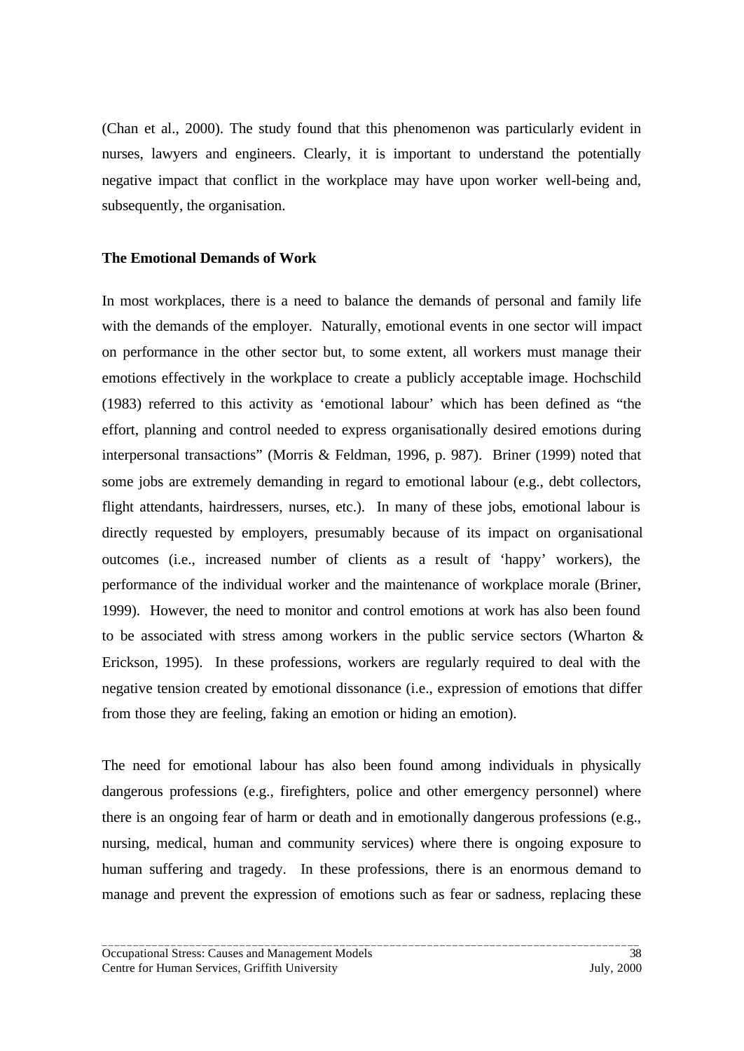(Chan et al., 2000). The study found that this phenomenon was particularly evident in nurses, lawyers and engineers. Clearly, it is important to understand the potentially negative impact that conflict in the workplace may have upon worker well-being and, subsequently, the organisation.

**The Emotional Demands of Work**

In most workplaces, there is a need to balance the demands of personal and family life with the demands of the employer. Naturally, emotional events in one sector will impact on performance in the other sector but, to some extent, all workers must manage their emotions effectively in the workplace to create a publicly acceptable image. Hochschild (1983) referred to this activity as 'emotional labour' which has been defined as "the effort, planning and control needed to express organisationally desired emotions during interpersonal transactions" (Morris & Feldman, 1996, p. 987). Briner (1999) noted that some jobs are extremely demanding in regard to emotional labour (e.g., debt collectors, flight attendants, hairdressers, nurses, etc.). In many of these jobs, emotional labour is directly requested by employers, presumably because of its impact on organisational outcomes (i.e., increased number of clients as a result of 'happy' workers), the performance of the individual worker and the maintenance of workplace morale (Briner, 1999). However, the need to monitor and control emotions at work has also been found to be associated with stress among workers in the public service sectors (Wharton & Erickson, 1995). In these professions, workers are regularly required to deal with the negative tension created by emotional dissonance (i.e., expression of emotions that differ from those they are feeling, faking an emotion or hiding an emotion).

The need for emotional labour has also been found among individuals in physically dangerous professions (e.g., firefighters, police and other emergency personnel) where there is an ongoing fear of harm or death and in emotionally dangerous professions (e.g., nursing, medical, human and community services) where there is ongoing exposure to human suffering and tragedy. In these professions, there is an enormous demand to manage and prevent the expression of emotions such as fear or sadness, replacing these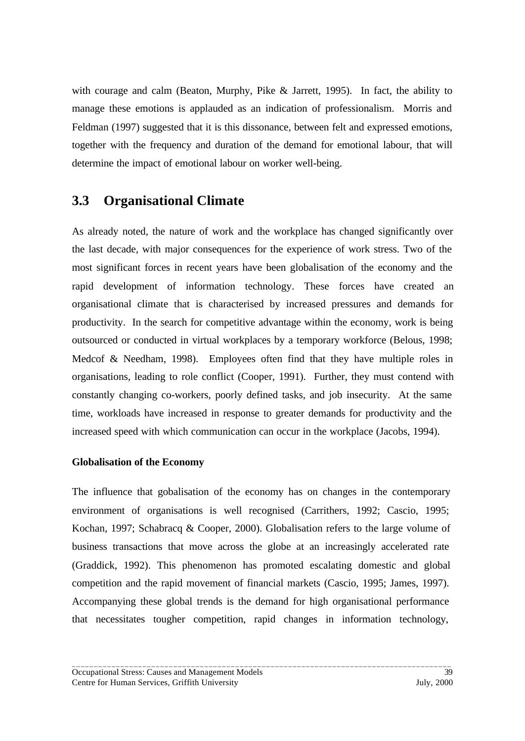with courage and calm (Beaton, Murphy, Pike & Jarrett, 1995). In fact, the ability to manage these emotions is applauded as an indication of professionalism. Morris and Feldman (1997) suggested that it is this dissonance, between felt and expressed emotions, together with the frequency and duration of the demand for emotional labour, that will determine the impact of emotional labour on worker well-being.

## 3.3 Organisational Climate

As already noted, the nature of work and the workplace has changed significantly over the last decade, with major consequences for the experience of work stress. Two of the most significant forces in recent years have been globalisation of the economy and the rapid development of information technology. These forces have created an organisational climate that is characterised by increased pressures and demands for productivity. In the search for competitive advantage within the economy, work is being outsourced or conducted in virtual workplaces by a temporary workforce (Belous, 1998; Medcof & Needham, 1998). Employees often find that they have multiple roles in organisations, leading to role conflict (Cooper, 1991). Further, they must contend with constantly changing co-workers, poorly defined tasks, and job insecurity. At the same time, workloads have increased in response to greater demands for productivity and the increased speed with which communication can occur in the workplace (Jacobs, 1994).

**Globalisation of the Economy**

The influence that gobalisation of the economy has on changes in the contemporary environment of organisations is well recognised (Carrithers, 1992; Cascio, 1995; Kochan, 1997; Schabracq & Cooper, 2000). Globalisation refers to the large volume of business transactions that move across the globe at an increasingly accelerated rate (Graddick, 1992). This phenomenon has promoted escalating domestic and global competition and the rapid movement of financial markets (Cascio, 1995; James, 1997). Accompanying these global trends is the demand for high organisational performance that necessitates tougher competition, rapid changes in information technology,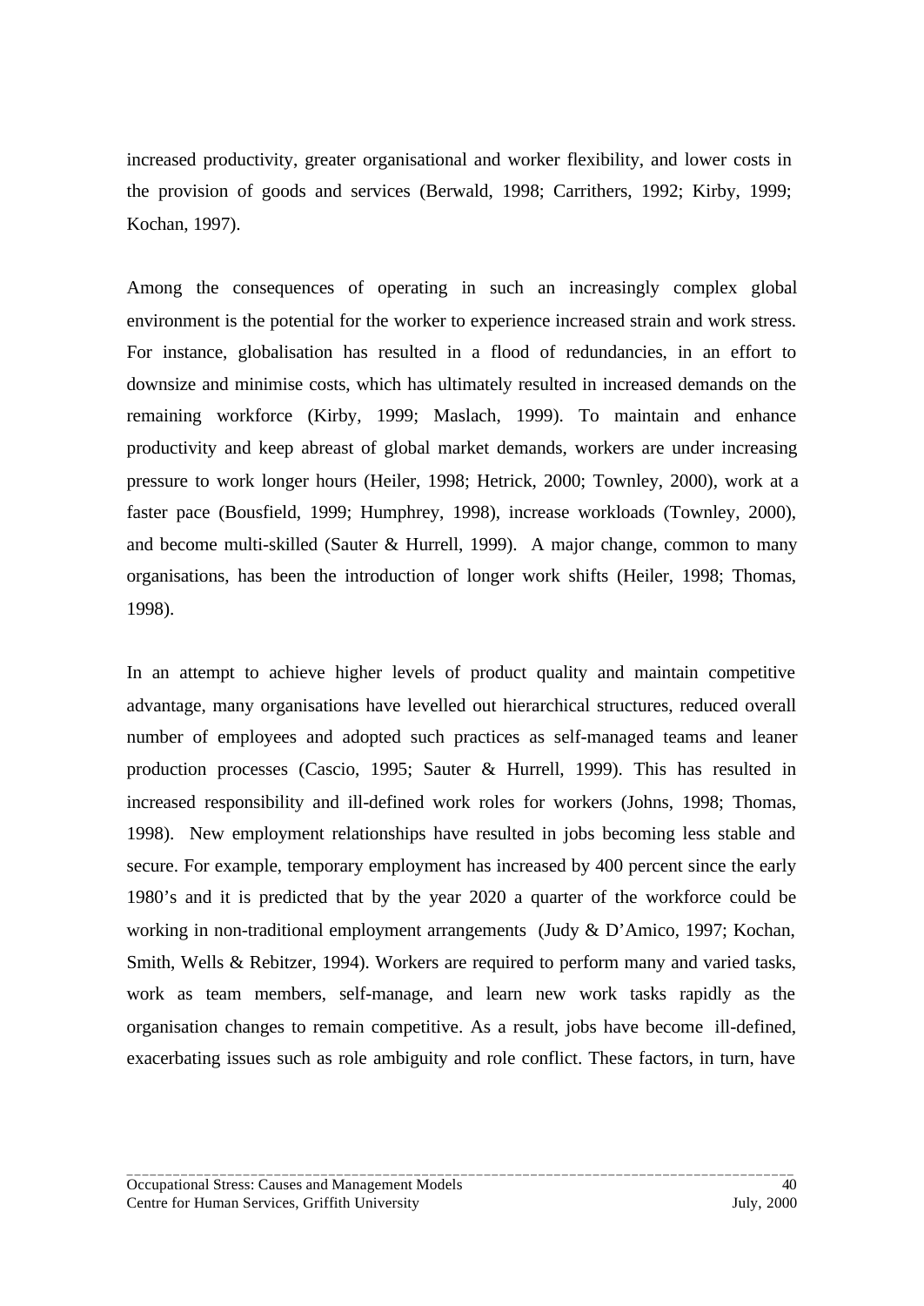increased productivity, greater organisational and worker flexibility, and lower costs in the provision of goods and services (Berwald, 1998; Carrithers, 1992; Kirby, 1999; Kochan, 1997).

Among the consequences of operating in such an increasingly complex global environment is the potential for the worker to experience increased strain and work stress. For instance, globalisation has resulted in a flood of redundancies, in an effort to downsize and minimise costs, which has ultimately resulted in increased demands on the remaining workforce (Kirby, 1999; Maslach, 1999). To maintain and enhance productivity and keep abreast of global market demands, workers are under increasing pressure to work longer hours (Heiler, 1998; Hetrick, 2000; Townley, 2000), work at a faster pace (Bousfield, 1999; Humphrey, 1998), increase workloads (Townley, 2000), and become multi-skilled (Sauter & Hurrell, 1999). A major change, common to many organisations, has been the introduction of longer work shifts (Heiler, 1998; Thomas, 1998).

In an attempt to achieve higher levels of product quality and maintain competitive advantage, many organisations have levelled out hierarchical structures, reduced overall number of employees and adopted such practices as self-managed teams and leaner production processes (Cascio, 1995; Sauter & Hurrell, 1999). This has resulted in increased responsibility and ill-defined work roles for workers (Johns, 1998; Thomas, 1998). New employment relationships have resulted in jobs becoming less stable and secure. For example, temporary employment has increased by 400 percent since the early 1980's and it is predicted that by the year 2020 a quarter of the workforce could be working in non-traditional employment arrangements (Judy & D'Amico, 1997; Kochan, Smith, Wells & Rebitzer, 1994). Workers are required to perform many and varied tasks, work as team members, self-manage, and learn new work tasks rapidly as the organisation changes to remain competitive. As a result, jobs have become ill-defined, exacerbating issues such as role ambiguity and role conflict. These factors, in turn, have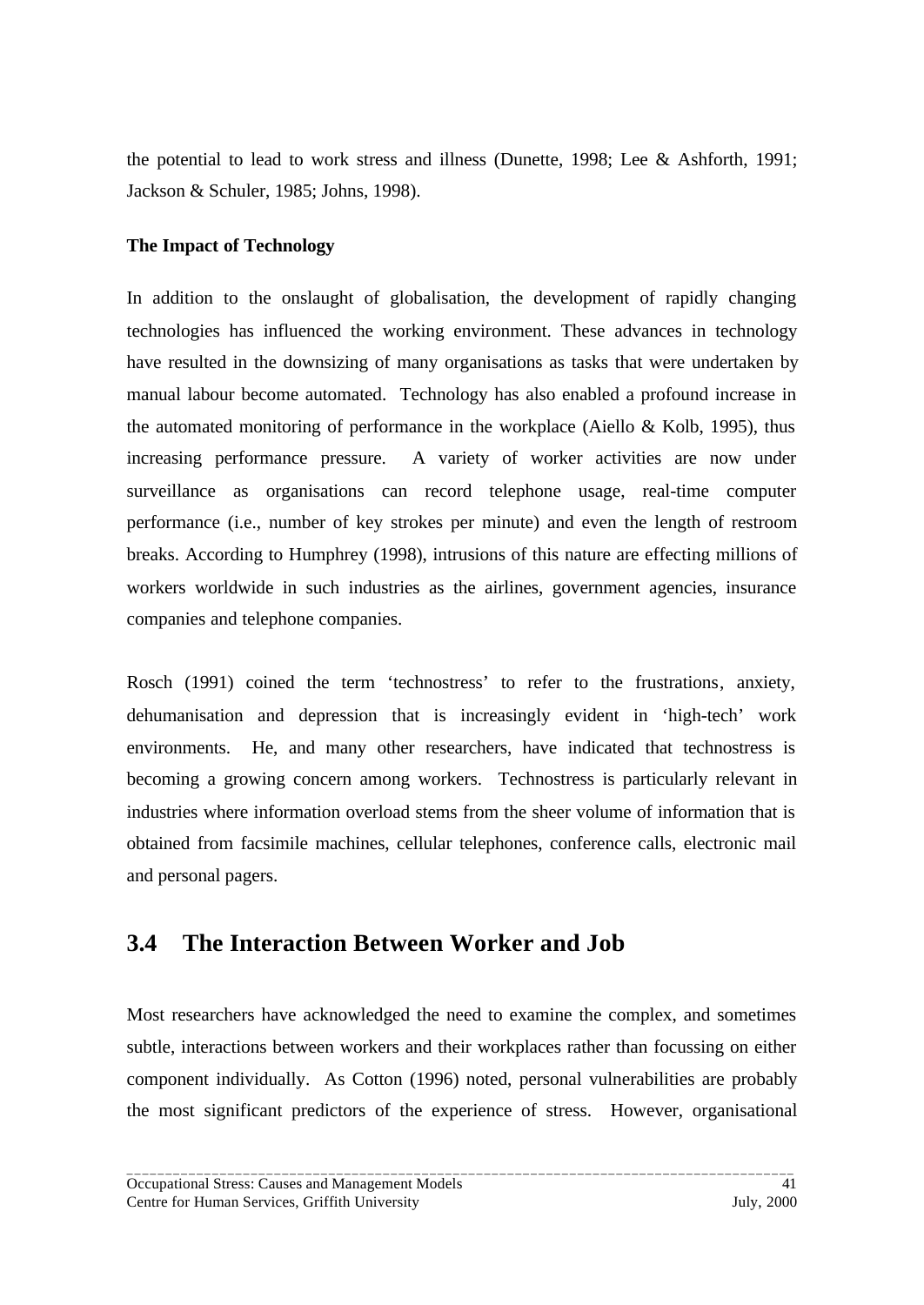the potential to lead to work stress and illness (Dunette, 1998; Lee & Ashforth, 1991; Jackson & Schuler, 1985; Johns, 1998).

**The Impact of Technology**

In addition to the onslaught of globalisation, the development of rapidly changing technologies has influenced the working environment. These advances in technology have resulted in the downsizing of many organisations as tasks that were undertaken by manual labour become automated. Technology has also enabled a profound increase in the automated monitoring of performance in the workplace (Aiello & Kolb, 1995), thus increasing performance pressure. A variety of worker activities are now under surveillance as organisations can record telephone usage, real-time computer performance (i.e., number of key strokes per minute) and even the length of restroom breaks. According to Humphrey (1998), intrusions of this nature are effecting millions of workers worldwide in such industries as the airlines, government agencies, insurance companies and telephone companies.

Rosch (1991) coined the term 'technostress' to refer to the frustrations, anxiety, dehumanisation and depression that is increasingly evident in 'high-tech' work environments. He, and many other researchers, have indicated that technostress is becoming a growing concern among workers. Technostress is particularly relevant in industries where information overload stems from the sheer volume of information that is obtained from facsimile machines, cellular telephones, conference calls, electronic mail and personal pagers.

## 3.4 The Interaction Between Worker and Job

Most researchers have acknowledged the need to examine the complex, and sometimes subtle, interactions between workers and their workplaces rather than focussing on either component individually. As Cotton (1996) noted, personal vulnerabilities are probably the most significant predictors of the experience of stress. However, organisational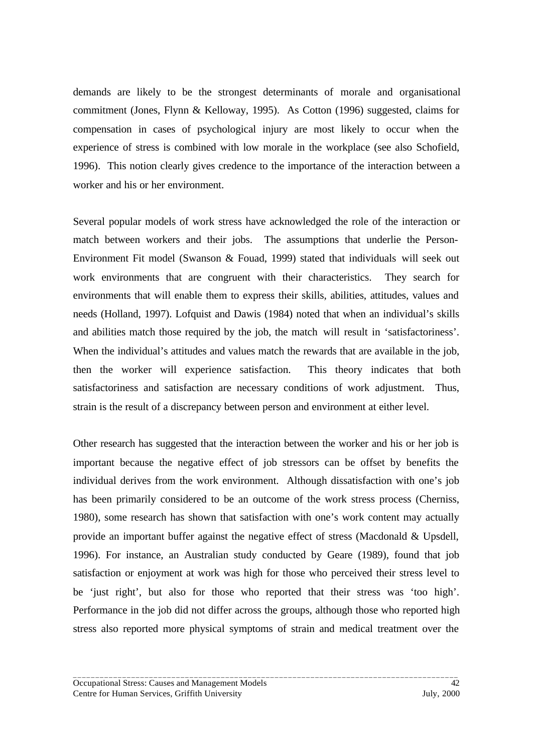demands are likely to be the strongest determinants of morale and organisational commitment (Jones, Flynn & Kelloway, 1995). As Cotton (1996) suggested, claims for compensation in cases of psychological injury are most likely to occur when the experience of stress is combined with low morale in the workplace (see also Schofield, 1996). This notion clearly gives credence to the importance of the interaction between a worker and his or her environment.

Several popular models of work stress have acknowledged the role of the interaction or match between workers and their jobs. The assumptions that underlie the Person-Environment Fit model (Swanson & Fouad, 1999) stated that individuals will seek out work environments that are congruent with their characteristics. They search for environments that will enable them to express their skills, abilities, attitudes, values and needs (Holland, 1997). Lofquist and Dawis (1984) noted that when an individual's skills and abilities match those required by the job, the match will result in 'satisfactoriness'. When the individual's attitudes and values match the rewards that are available in the job, then the worker will experience satisfaction. This theory indicates that both satisfactoriness and satisfaction are necessary conditions of work adjustment. Thus, strain is the result of a discrepancy between person and environment at either level.

Other research has suggested that the interaction between the worker and his or her job is important because the negative effect of job stressors can be offset by benefits the individual derives from the work environment. Although dissatisfaction with one's job has been primarily considered to be an outcome of the work stress process (Cherniss, 1980), some research has shown that satisfaction with one's work content may actually provide an important buffer against the negative effect of stress (Macdonald & Upsdell, 1996). For instance, an Australian study conducted by Geare (1989), found that job satisfaction or enjoyment at work was high for those who perceived their stress level to be 'just right', but also for those who reported that their stress was 'too high'. Performance in the job did not differ across the groups, although those who reported high stress also reported more physical symptoms of strain and medical treatment over the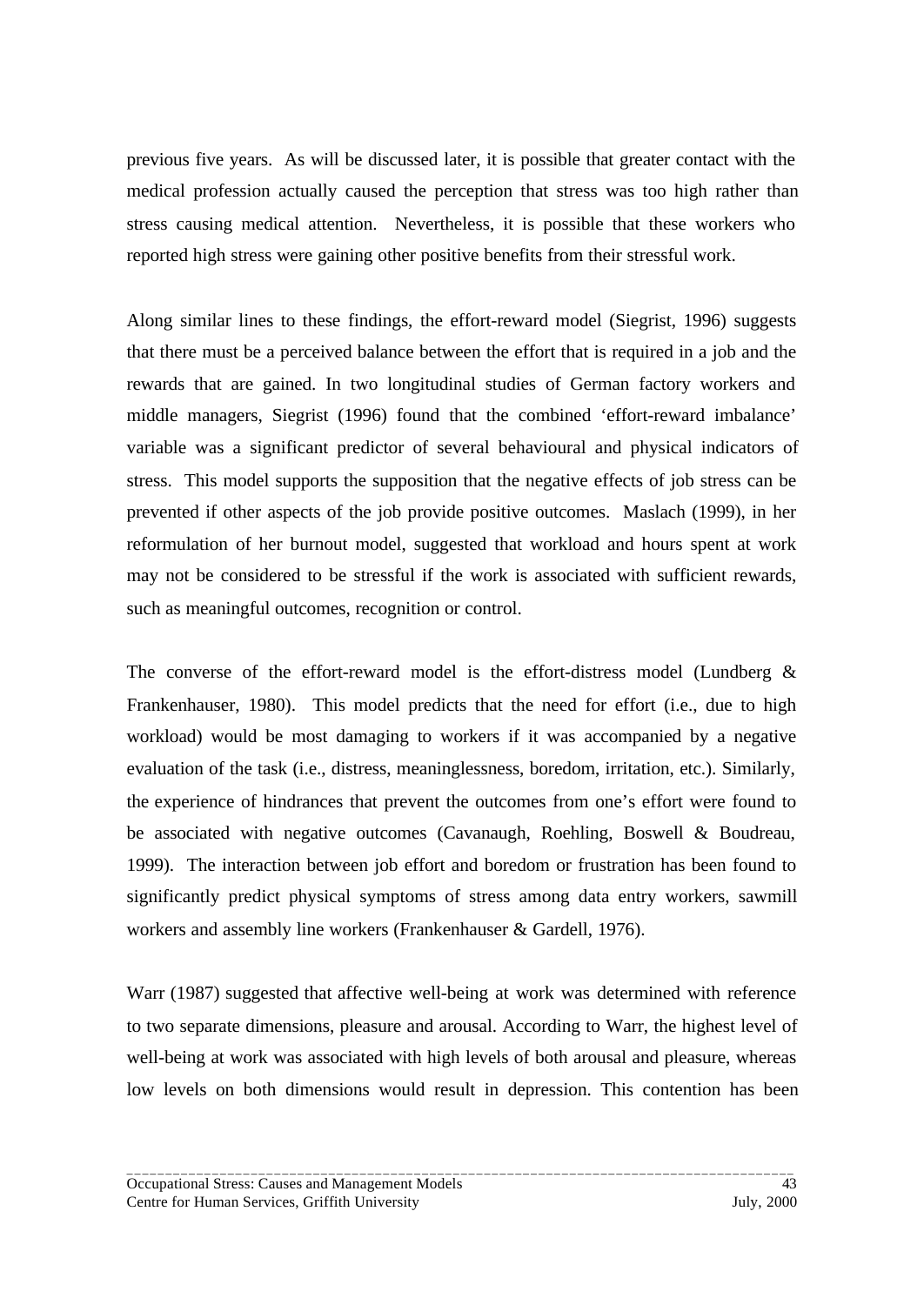previous five years. As will be discussed later, it is possible that greater contact with the medical profession actually caused the perception that stress was too high rather than stress causing medical attention. Nevertheless, it is possible that these workers who reported high stress were gaining other positive benefits from their stressful work.

Along similar lines to these findings, the effort-reward model (Siegrist, 1996) suggests that there must be a perceived balance between the effort that is required in a job and the rewards that are gained. In two longitudinal studies of German factory workers and middle managers, Siegrist (1996) found that the combined 'effort-reward imbalance' variable was a significant predictor of several behavioural and physical indicators of stress. This model supports the supposition that the negative effects of job stress can be prevented if other aspects of the job provide positive outcomes. Maslach (1999), in her reformulation of her burnout model, suggested that workload and hours spent at work may not be considered to be stressful if the work is associated with sufficient rewards, such as meaningful outcomes, recognition or control.

The converse of the effort-reward model is the effort-distress model (Lundberg & Frankenhauser, 1980). This model predicts that the need for effort (i.e., due to high workload) would be most damaging to workers if it was accompanied by a negative evaluation of the task (i.e., distress, meaninglessness, boredom, irritation, etc.). Similarly, the experience of hindrances that prevent the outcomes from one's effort were found to be associated with negative outcomes (Cavanaugh, Roehling, Boswell & Boudreau, 1999). The interaction between job effort and boredom or frustration has been found to significantly predict physical symptoms of stress among data entry workers, sawmill workers and assembly line workers (Frankenhauser & Gardell, 1976).

Warr (1987) suggested that affective well-being at work was determined with reference to two separate dimensions, pleasure and arousal. According to Warr, the highest level of well-being at work was associated with high levels of both arousal and pleasure, whereas low levels on both dimensions would result in depression. This contention has been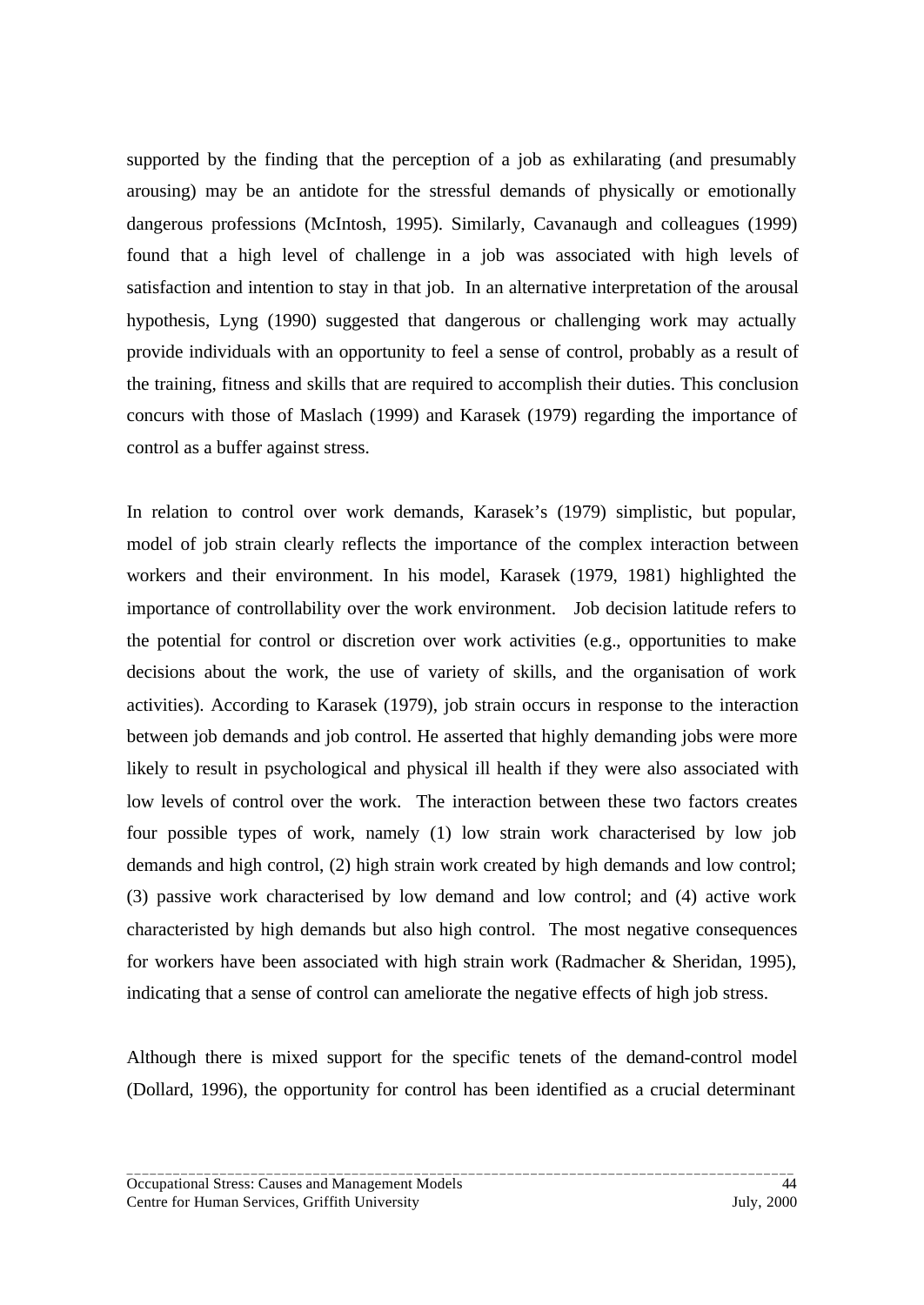supported by the finding that the perception of a job as exhilarating (and presumably arousing) may be an antidote for the stressful demands of physically or emotionally dangerous professions (McIntosh, 1995). Similarly, Cavanaugh and colleagues (1999) found that a high level of challenge in a job was associated with high levels of satisfaction and intention to stay in that job. In an alternative interpretation of the arousal hypothesis, Lyng (1990) suggested that dangerous or challenging work may actually provide individuals with an opportunity to feel a sense of control, probably as a result of the training, fitness and skills that are required to accomplish their duties. This conclusion concurs with those of Maslach (1999) and Karasek (1979) regarding the importance of control as a buffer against stress.

In relation to control over work demands, Karasek's (1979) simplistic, but popular, model of job strain clearly reflects the importance of the complex interaction between workers and their environment. In his model, Karasek (1979, 1981) highlighted the importance of controllability over the work environment. Job decision latitude refers to the potential for control or discretion over work activities (e.g., opportunities to make decisions about the work, the use of variety of skills, and the organisation of work activities). According to Karasek (1979), job strain occurs in response to the interaction between job demands and job control. He asserted that highly demanding jobs were more likely to result in psychological and physical ill health if they were also associated with low levels of control over the work. The interaction between these two factors creates four possible types of work, namely (1) low strain work characterised by low job demands and high control, (2) high strain work created by high demands and low control; (3) passive work characterised by low demand and low control; and (4) active work characteristed by high demands but also high control. The most negative consequences for workers have been associated with high strain work (Radmacher & Sheridan, 1995), indicating that a sense of control can ameliorate the negative effects of high job stress.

Although there is mixed support for the specific tenets of the demand-control model (Dollard, 1996), the opportunity for control has been identified as a crucial determinant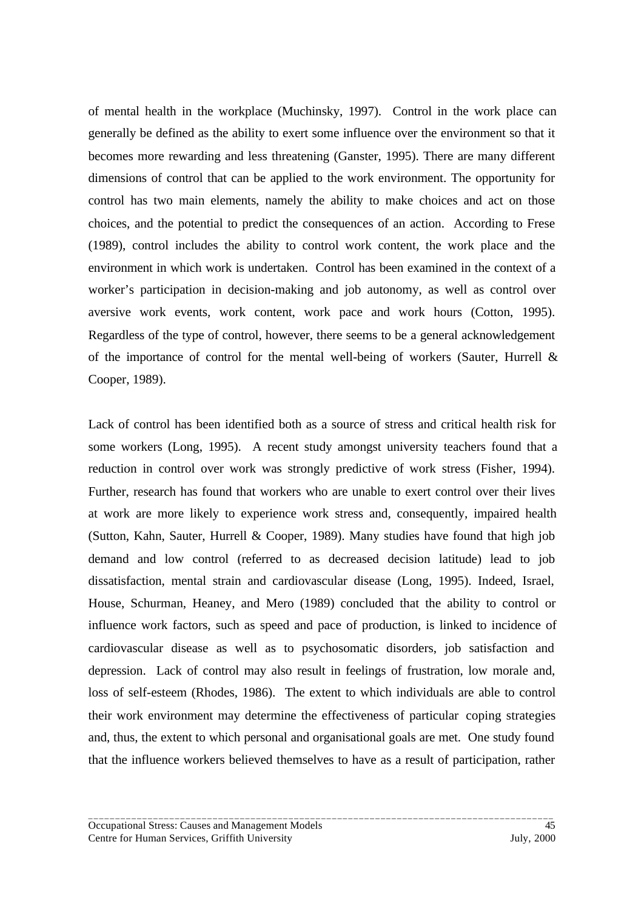of mental health in the workplace (Muchinsky, 1997). Control in the work place can generally be defined as the ability to exert some influence over the environment so that it becomes more rewarding and less threatening (Ganster, 1995). There are many different dimensions of control that can be applied to the work environment. The opportunity for control has two main elements, namely the ability to make choices and act on those choices, and the potential to predict the consequences of an action. According to Frese (1989), control includes the ability to control work content, the work place and the environment in which work is undertaken. Control has been examined in the context of a worker's participation in decision-making and job autonomy, as well as control over aversive work events, work content, work pace and work hours (Cotton, 1995). Regardless of the type of control, however, there seems to be a general acknowledgement of the importance of control for the mental well-being of workers (Sauter, Hurrell & Cooper, 1989).

Lack of control has been identified both as a source of stress and critical health risk for some workers (Long, 1995). A recent study amongst university teachers found that a reduction in control over work was strongly predictive of work stress (Fisher, 1994). Further, research has found that workers who are unable to exert control over their lives at work are more likely to experience work stress and, consequently, impaired health (Sutton, Kahn, Sauter, Hurrell & Cooper, 1989). Many studies have found that high job demand and low control (referred to as decreased decision latitude) lead to job dissatisfaction, mental strain and cardiovascular disease (Long, 1995). Indeed, Israel, House, Schurman, Heaney, and Mero (1989) concluded that the ability to control or influence work factors, such as speed and pace of production, is linked to incidence of cardiovascular disease as well as to psychosomatic disorders, job satisfaction and depression. Lack of control may also result in feelings of frustration, low morale and, loss of self-esteem (Rhodes, 1986). The extent to which individuals are able to control their work environment may determine the effectiveness of particular coping strategies and, thus, the extent to which personal and organisational goals are met. One study found that the influence workers believed themselves to have as a result of participation, rather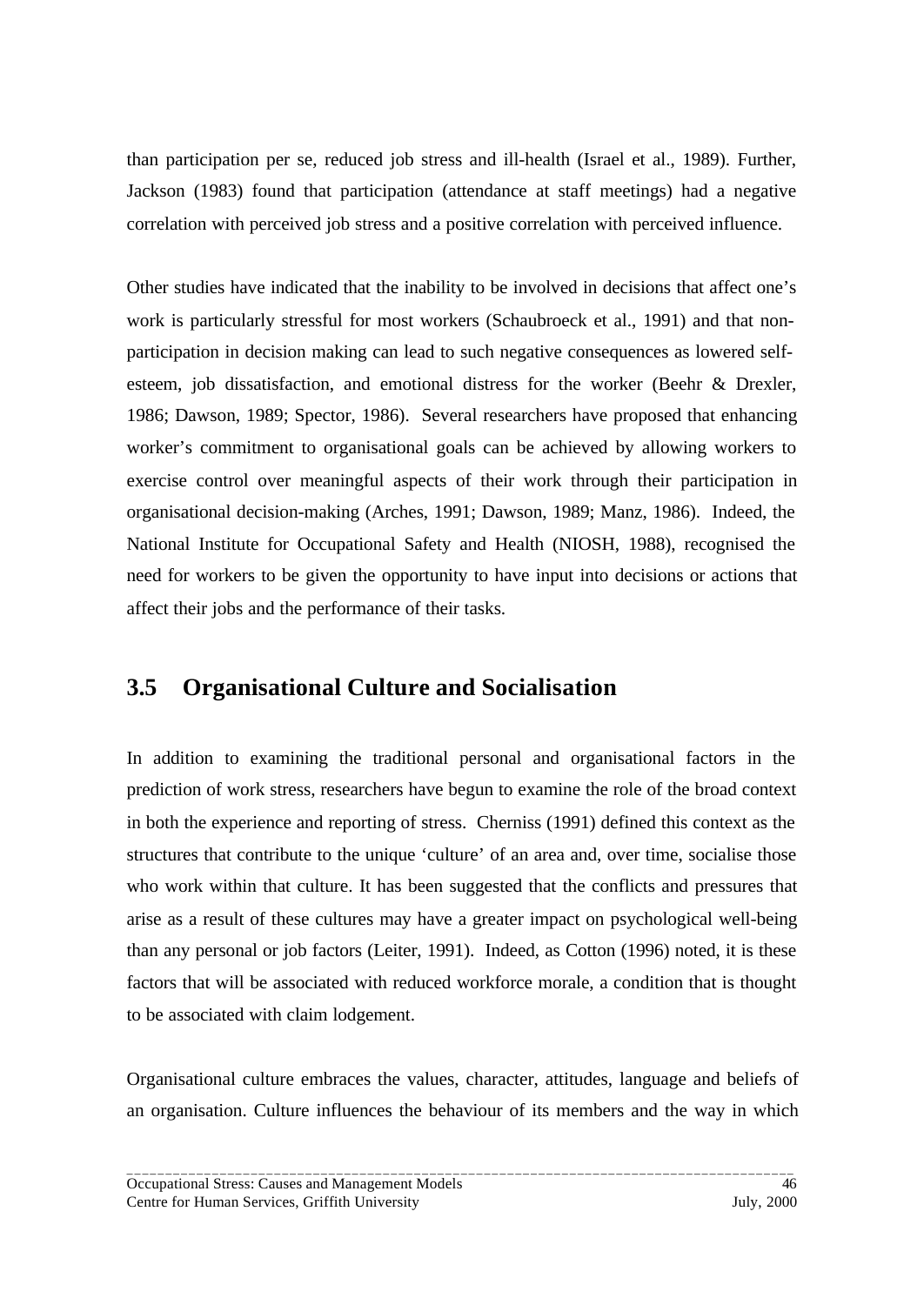than participation per se, reduced job stress and ill-health (Israel et al., 1989). Further, Jackson (1983) found that participation (attendance at staff meetings) had a negative correlation with perceived job stress and a positive correlation with perceived influence.

Other studies have indicated that the inability to be involved in decisions that affect one's work is particularly stressful for most workers (Schaubroeck et al., 1991) and that non-participation in decision making can lead to such negative consequences as lowered self-esteem, job dissatisfaction, and emotional distress for the worker (Beehr & Drexler, 1986; Dawson, 1989; Spector, 1986). Several researchers have proposed that enhancing worker's commitment to organisational goals can be achieved by allowing workers to exercise control over meaningful aspects of their work through their participation in organisational decision-making (Arches, 1991; Dawson, 1989; Manz, 1986). Indeed, the National Institute for Occupational Safety and Health (NIOSH, 1988), recognised the need for workers to be given the opportunity to have input into decisions or actions that affect their jobs and the performance of their tasks.

## 3.5 Organisational Culture and Socialisation

In addition to examining the traditional personal and organisational factors in the prediction of work stress, researchers have begun to examine the role of the broad context in both the experience and reporting of stress. Cherniss (1991) defined this context as the structures that contribute to the unique 'culture' of an area and, over time, socialise those who work within that culture. It has been suggested that the conflicts and pressures that arise as a result of these cultures may have a greater impact on psychological well-being than any personal or job factors (Leiter, 1991). Indeed, as Cotton (1996) noted, it is these factors that will be associated with reduced workforce morale, a condition that is thought to be associated with claim lodgement.

Organisational culture embraces the values, character, attitudes, language and beliefs of an organisation. Culture influences the behaviour of its members and the way in which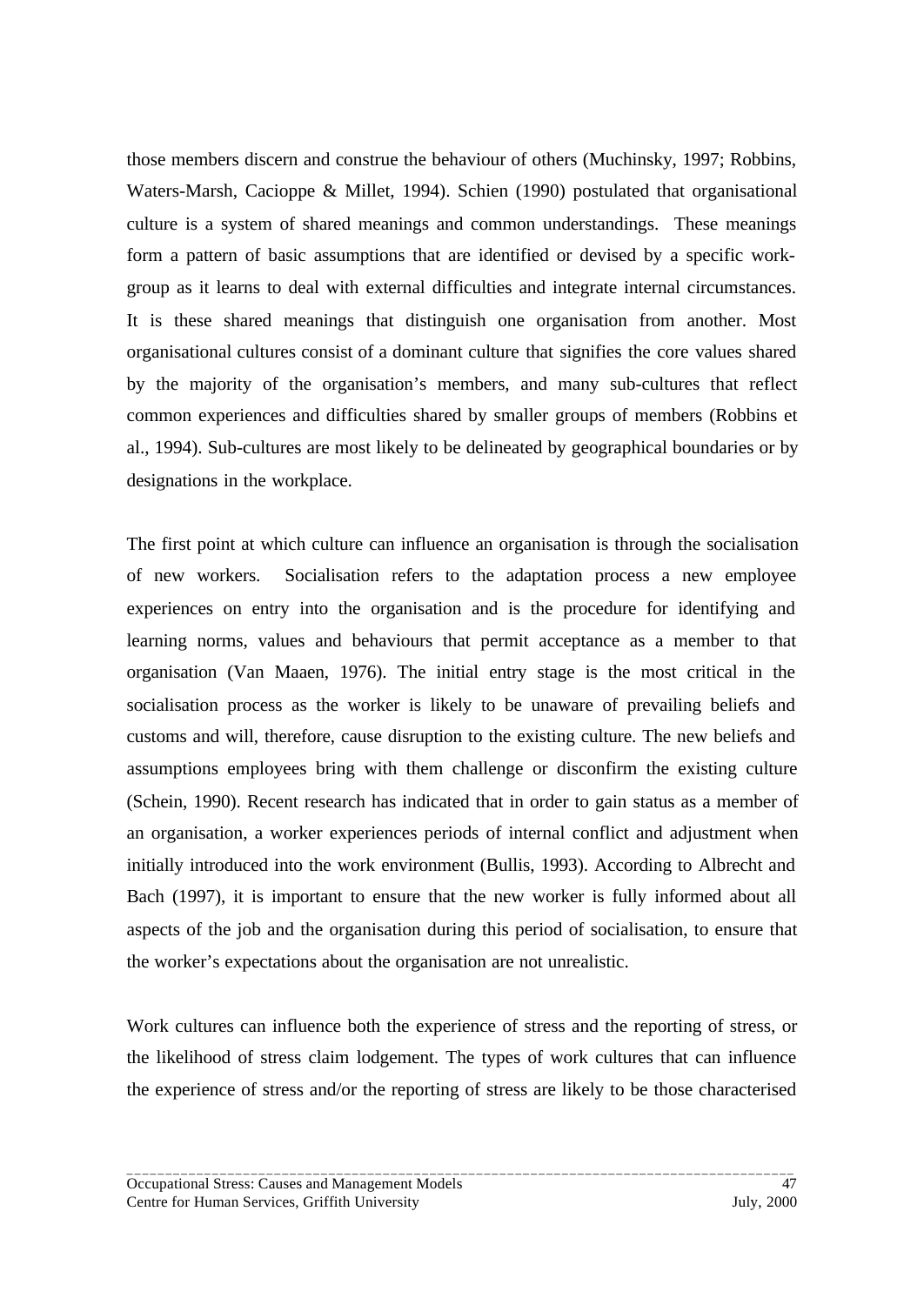those members discern and construe the behaviour of others (Muchinsky, 1997; Robbins, Waters-Marsh, Cacioppe & Millet, 1994). Schien (1990) postulated that organisational culture is a system of shared meanings and common understandings. These meanings form a pattern of basic assumptions that are identified or devised by a specific work-group as it learns to deal with external difficulties and integrate internal circumstances. It is these shared meanings that distinguish one organisation from another. Most organisational cultures consist of a dominant culture that signifies the core values shared by the majority of the organisation's members, and many sub-cultures that reflect common experiences and difficulties shared by smaller groups of members (Robbins et al., 1994). Sub-cultures are most likely to be delineated by geographical boundaries or by designations in the workplace.

The first point at which culture can influence an organisation is through the socialisation of new workers. Socialisation refers to the adaptation process a new employee experiences on entry into the organisation and is the procedure for identifying and learning norms, values and behaviours that permit acceptance as a member to that organisation (Van Maaen, 1976). The initial entry stage is the most critical in the socialisation process as the worker is likely to be unaware of prevailing beliefs and customs and will, therefore, cause disruption to the existing culture. The new beliefs and assumptions employees bring with them challenge or disconfirm the existing culture (Schein, 1990). Recent research has indicated that in order to gain status as a member of an organisation, a worker experiences periods of internal conflict and adjustment when initially introduced into the work environment (Bullis, 1993). According to Albrecht and Bach (1997), it is important to ensure that the new worker is fully informed about all aspects of the job and the organisation during this period of socialisation, to ensure that the worker's expectations about the organisation are not unrealistic.

Work cultures can influence both the experience of stress and the reporting of stress, or the likelihood of stress claim lodgement. The types of work cultures that can influence the experience of stress and/or the reporting of stress are likely to be those characterised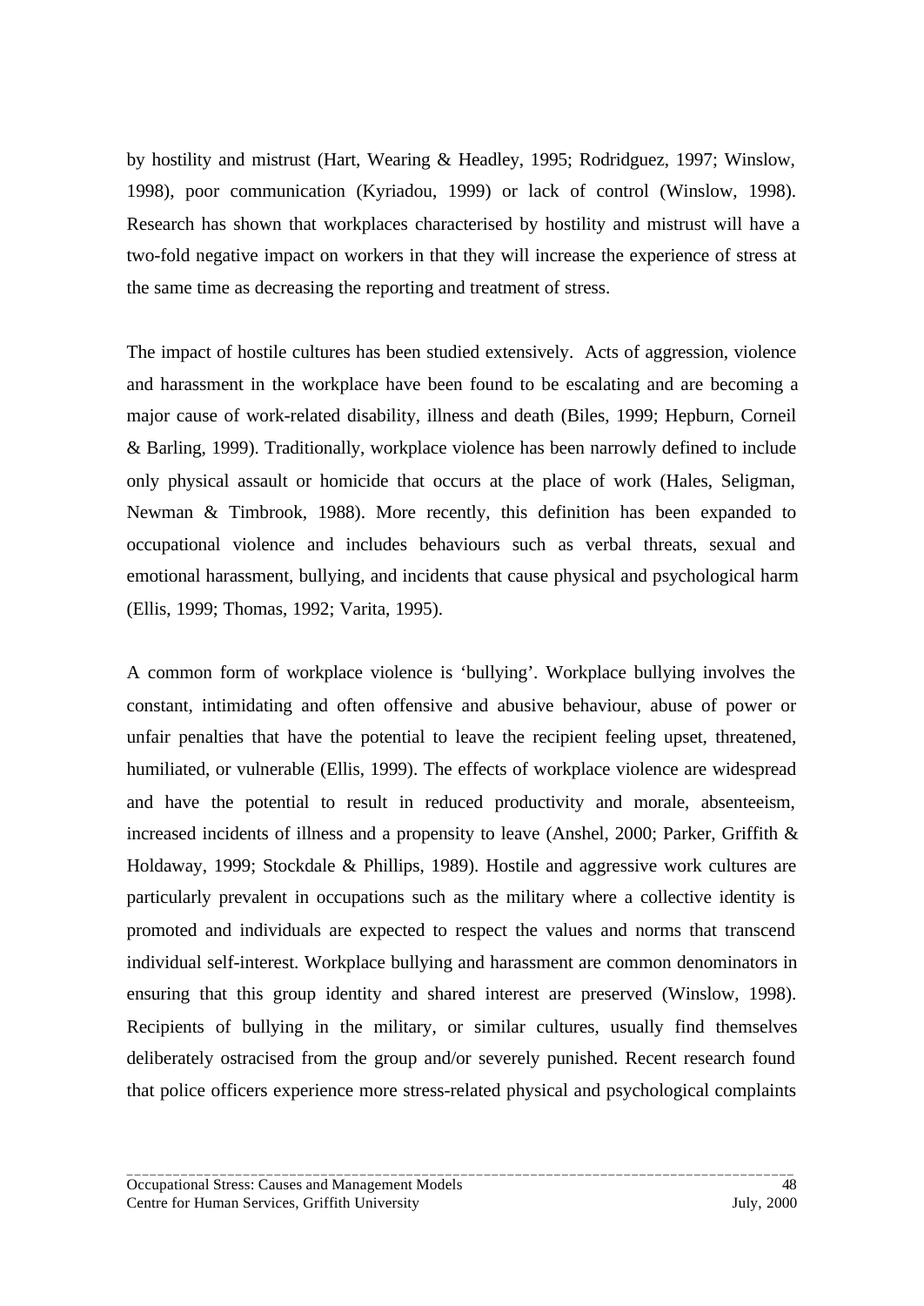by hostility and mistrust (Hart, Wearing & Headley, 1995; Rodridguez, 1997; Winslow, 1998), poor communication (Kyriadou, 1999) or lack of control (Winslow, 1998). Research has shown that workplaces characterised by hostility and mistrust will have a two-fold negative impact on workers in that they will increase the experience of stress at the same time as decreasing the reporting and treatment of stress.

The impact of hostile cultures has been studied extensively. Acts of aggression, violence and harassment in the workplace have been found to be escalating and are becoming a major cause of work-related disability, illness and death (Biles, 1999; Hepburn, Corneil & Barling, 1999). Traditionally, workplace violence has been narrowly defined to include only physical assault or homicide that occurs at the place of work (Hales, Seligman, Newman & Timbrook, 1988). More recently, this definition has been expanded to occupational violence and includes behaviours such as verbal threats, sexual and emotional harassment, bullying, and incidents that cause physical and psychological harm (Ellis, 1999; Thomas, 1992; Varita, 1995).

A common form of workplace violence is 'bullying'. Workplace bullying involves the constant, intimidating and often offensive and abusive behaviour, abuse of power or unfair penalties that have the potential to leave the recipient feeling upset, threatened, humiliated, or vulnerable (Ellis, 1999). The effects of workplace violence are widespread and have the potential to result in reduced productivity and morale, absenteeism, increased incidents of illness and a propensity to leave (Anshel, 2000; Parker, Griffith & Holdaway, 1999; Stockdale & Phillips, 1989). Hostile and aggressive work cultures are particularly prevalent in occupations such as the military where a collective identity is promoted and individuals are expected to respect the values and norms that transcend individual self-interest. Workplace bullying and harassment are common denominators in ensuring that this group identity and shared interest are preserved (Winslow, 1998). Recipients of bullying in the military, or similar cultures, usually find themselves deliberately ostracised from the group and/or severely punished. Recent research found that police officers experience more stress-related physical and psychological complaints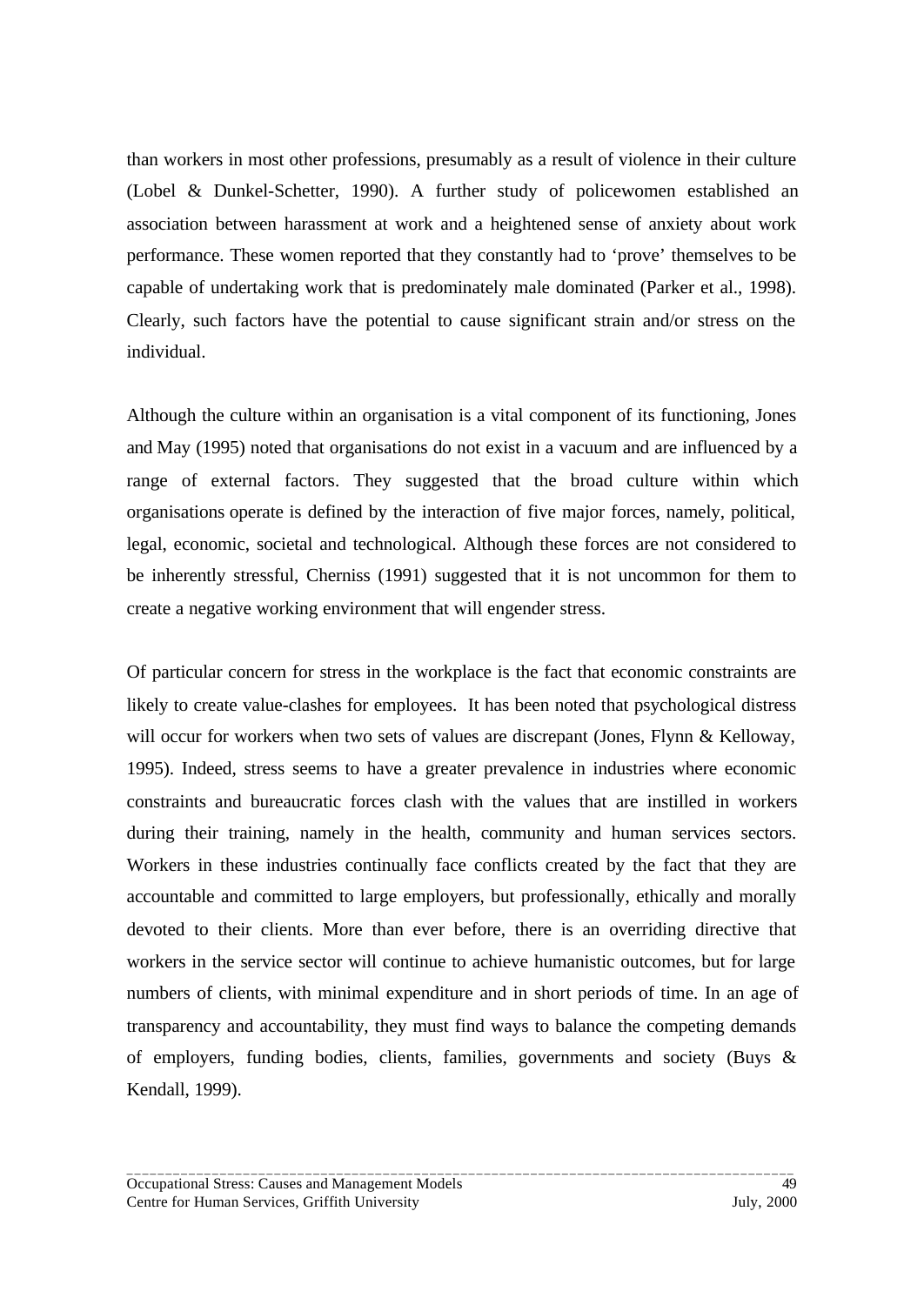than workers in most other professions, presumably as a result of violence in their culture (Lobel & Dunkel-Schetter, 1990). A further study of policewomen established an association between harassment at work and a heightened sense of anxiety about work performance. These women reported that they constantly had to 'prove' themselves to be capable of undertaking work that is predominately male dominated (Parker et al., 1998). Clearly, such factors have the potential to cause significant strain and/or stress on the individual.

Although the culture within an organisation is a vital component of its functioning, Jones and May (1995) noted that organisations do not exist in a vacuum and are influenced by a range of external factors. They suggested that the broad culture within which organisations operate is defined by the interaction of five major forces, namely, political, legal, economic, societal and technological. Although these forces are not considered to be inherently stressful, Cherniss (1991) suggested that it is not uncommon for them to create a negative working environment that will engender stress.

Of particular concern for stress in the workplace is the fact that economic constraints are likely to create value-clashes for employees. It has been noted that psychological distress will occur for workers when two sets of values are discrepant (Jones, Flynn & Kelloway, 1995). Indeed, stress seems to have a greater prevalence in industries where economic constraints and bureaucratic forces clash with the values that are instilled in workers during their training, namely in the health, community and human services sectors. Workers in these industries continually face conflicts created by the fact that they are accountable and committed to large employers, but professionally, ethically and morally devoted to their clients. More than ever before, there is an overriding directive that workers in the service sector will continue to achieve humanistic outcomes, but for large numbers of clients, with minimal expenditure and in short periods of time. In an age of transparency and accountability, they must find ways to balance the competing demands of employers, funding bodies, clients, families, governments and society (Buys & Kendall, 1999).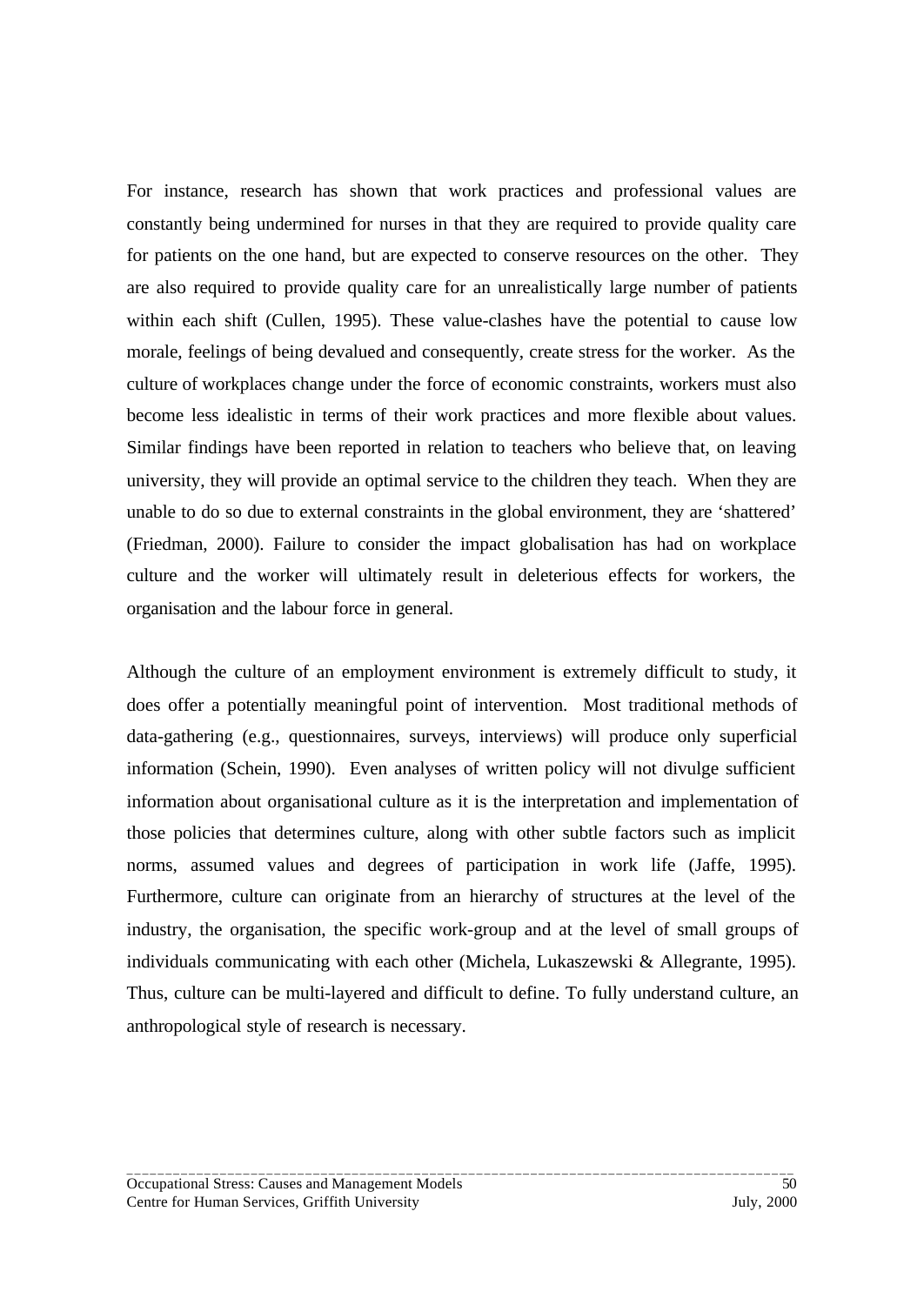For instance, research has shown that work practices and professional values are constantly being undermined for nurses in that they are required to provide quality care for patients on the one hand, but are expected to conserve resources on the other. They are also required to provide quality care for an unrealistically large number of patients within each shift (Cullen, 1995). These value-clashes have the potential to cause low morale, feelings of being devalued and consequently, create stress for the worker. As the culture of workplaces change under the force of economic constraints, workers must also become less idealistic in terms of their work practices and more flexible about values. Similar findings have been reported in relation to teachers who believe that, on leaving university, they will provide an optimal service to the children they teach. When they are unable to do so due to external constraints in the global environment, they are 'shattered' (Friedman, 2000). Failure to consider the impact globalisation has had on workplace culture and the worker will ultimately result in deleterious effects for workers, the organisation and the labour force in general.

Although the culture of an employment environment is extremely difficult to study, it does offer a potentially meaningful point of intervention. Most traditional methods of data-gathering (e.g., questionnaires, surveys, interviews) will produce only superficial information (Schein, 1990). Even analyses of written policy will not divulge sufficient information about organisational culture as it is the interpretation and implementation of those policies that determines culture, along with other subtle factors such as implicit norms, assumed values and degrees of participation in work life (Jaffe, 1995). Furthermore, culture can originate from an hierarchy of structures at the level of the industry, the organisation, the specific work-group and at the level of small groups of individuals communicating with each other (Michela, Lukaszewski & Allegrante, 1995). Thus, culture can be multi-layered and difficult to define. To fully understand culture, an anthropological style of research is necessary.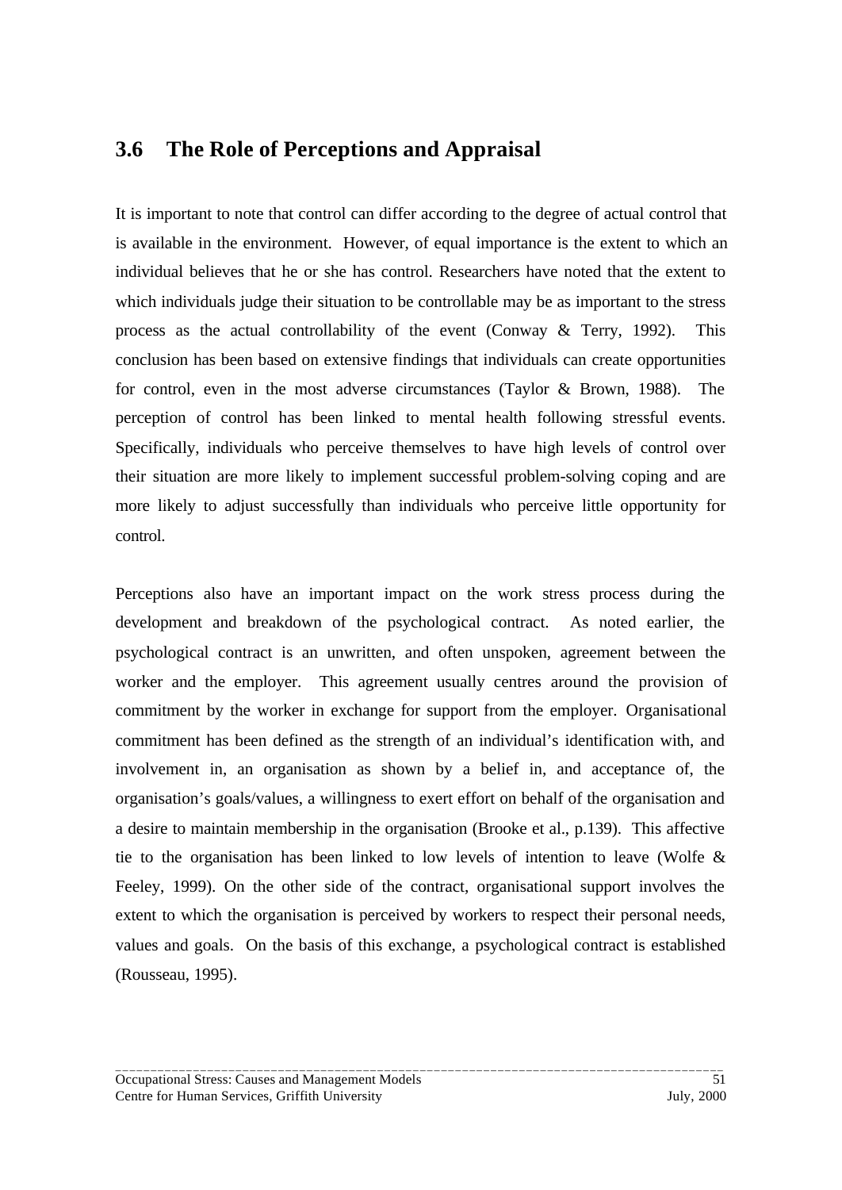## 3.6 The Role of Perceptions and Appraisal

It is important to note that control can differ according to the degree of actual control that is available in the environment. However, of equal importance is the extent to which an individual believes that he or she has control. Researchers have noted that the extent to which individuals judge their situation to be controllable may be as important to the stress process as the actual controllability of the event (Conway & Terry, 1992). This conclusion has been based on extensive findings that individuals can create opportunities for control, even in the most adverse circumstances (Taylor & Brown, 1988). The perception of control has been linked to mental health following stressful events. Specifically, individuals who perceive themselves to have high levels of control over their situation are more likely to implement successful problem-solving coping and are more likely to adjust successfully than individuals who perceive little opportunity for control.

Perceptions also have an important impact on the work stress process during the development and breakdown of the psychological contract. As noted earlier, the psychological contract is an unwritten, and often unspoken, agreement between the worker and the employer. This agreement usually centres around the provision of commitment by the worker in exchange for support from the employer. Organisational commitment has been defined as the strength of an individual's identification with, and involvement in, an organisation as shown by a belief in, and acceptance of, the organisation's goals/values, a willingness to exert effort on behalf of the organisation and a desire to maintain membership in the organisation (Brooke et al., p.139). This affective tie to the organisation has been linked to low levels of intention to leave (Wolfe & Feeley, 1999). On the other side of the contract, organisational support involves the extent to which the organisation is perceived by workers to respect their personal needs, values and goals. On the basis of this exchange, a psychological contract is established (Rousseau, 1995).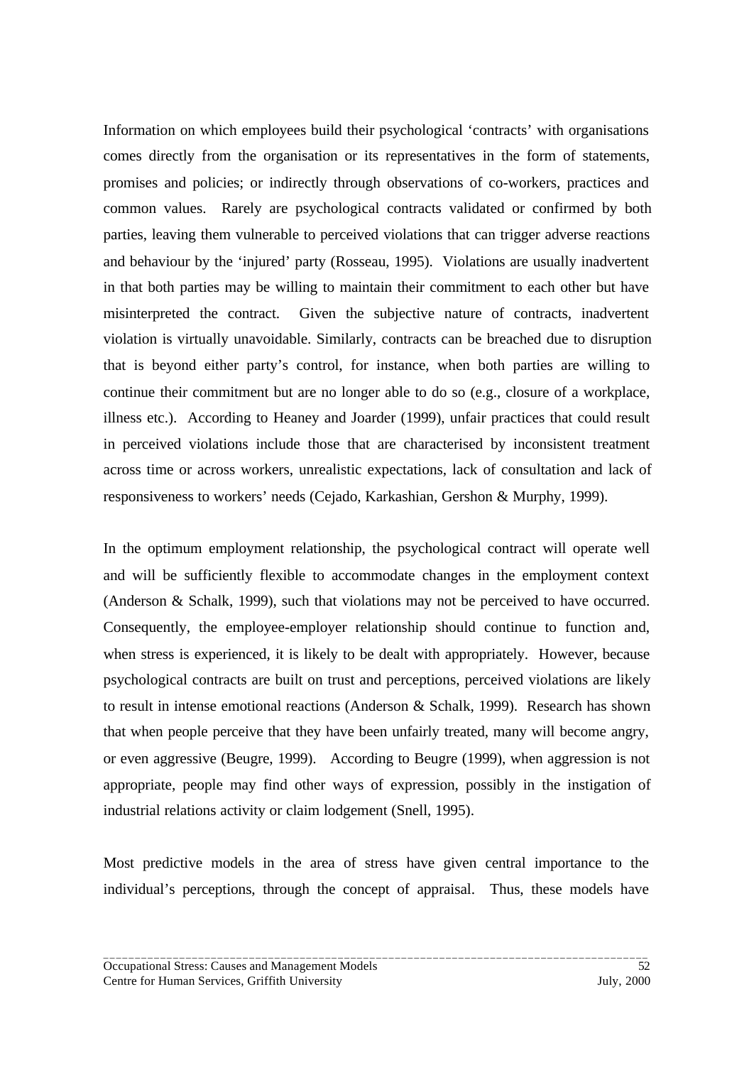Information on which employees build their psychological 'contracts' with organisations comes directly from the organisation or its representatives in the form of statements, promises and policies; or indirectly through observations of co-workers, practices and common values. Rarely are psychological contracts validated or confirmed by both parties, leaving them vulnerable to perceived violations that can trigger adverse reactions and behaviour by the 'injured' party (Rosseau, 1995). Violations are usually inadvertent in that both parties may be willing to maintain their commitment to each other but have misinterpreted the contract. Given the subjective nature of contracts, inadvertent violation is virtually unavoidable. Similarly, contracts can be breached due to disruption that is beyond either party's control, for instance, when both parties are willing to continue their commitment but are no longer able to do so (e.g., closure of a workplace, illness etc.). According to Heaney and Joarder (1999), unfair practices that could result in perceived violations include those that are characterised by inconsistent treatment across time or across workers, unrealistic expectations, lack of consultation and lack of responsiveness to workers' needs (Cejado, Karkashian, Gershon & Murphy, 1999).

In the optimum employment relationship, the psychological contract will operate well and will be sufficiently flexible to accommodate changes in the employment context (Anderson & Schalk, 1999), such that violations may not be perceived to have occurred. Consequently, the employee-employer relationship should continue to function and, when stress is experienced, it is likely to be dealt with appropriately. However, because psychological contracts are built on trust and perceptions, perceived violations are likely to result in intense emotional reactions (Anderson & Schalk, 1999). Research has shown that when people perceive that they have been unfairly treated, many will become angry, or even aggressive (Beugre, 1999). According to Beugre (1999), when aggression is not appropriate, people may find other ways of expression, possibly in the instigation of industrial relations activity or claim lodgement (Snell, 1995).

Most predictive models in the area of stress have given central importance to the individual's perceptions, through the concept of appraisal. Thus, these models have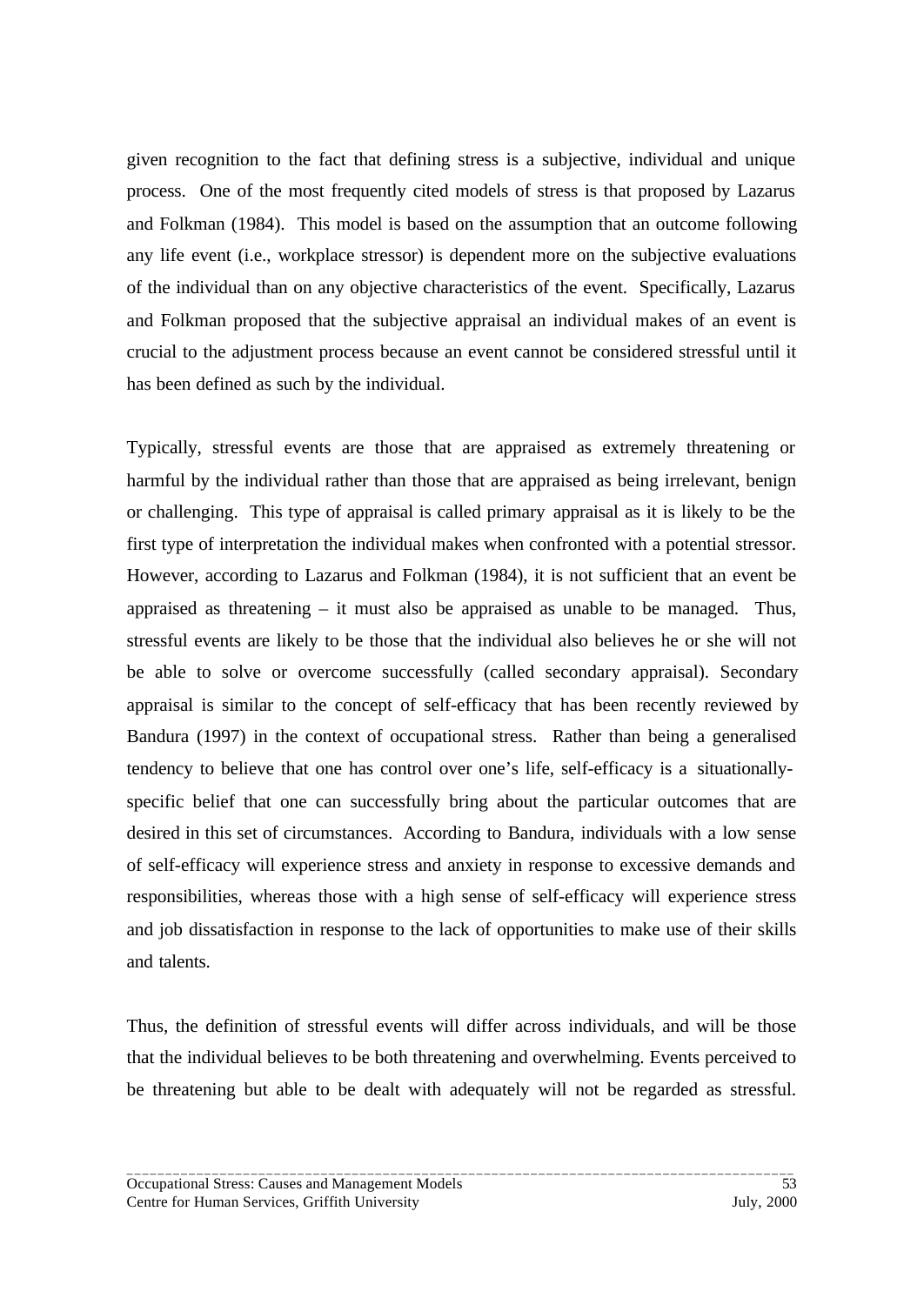given recognition to the fact that defining stress is a subjective, individual and unique process. One of the most frequently cited models of stress is that proposed by Lazarus and Folkman (1984). This model is based on the assumption that an outcome following any life event (i.e., workplace stressor) is dependent more on the subjective evaluations of the individual than on any objective characteristics of the event. Specifically, Lazarus and Folkman proposed that the subjective appraisal an individual makes of an event is crucial to the adjustment process because an event cannot be considered stressful until it has been defined as such by the individual.

Typically, stressful events are those that are appraised as extremely threatening or harmful by the individual rather than those that are appraised as being irrelevant, benign or challenging. This type of appraisal is called primary appraisal as it is likely to be the first type of interpretation the individual makes when confronted with a potential stressor. However, according to Lazarus and Folkman (1984), it is not sufficient that an event be appraised as threatening – it must also be appraised as unable to be managed. Thus, stressful events are likely to be those that the individual also believes he or she will not be able to solve or overcome successfully (called secondary appraisal). Secondary appraisal is similar to the concept of self-efficacy that has been recently reviewed by Bandura (1997) in the context of occupational stress. Rather than being a generalised tendency to believe that one has control over one's life, self-efficacy is a situationally-specific belief that one can successfully bring about the particular outcomes that are desired in this set of circumstances. According to Bandura, individuals with a low sense of self-efficacy will experience stress and anxiety in response to excessive demands and responsibilities, whereas those with a high sense of self-efficacy will experience stress and job dissatisfaction in response to the lack of opportunities to make use of their skills and talents.

Thus, the definition of stressful events will differ across individuals, and will be those that the individual believes to be both threatening and overwhelming. Events perceived to be threatening but able to be dealt with adequately will not be regarded as stressful.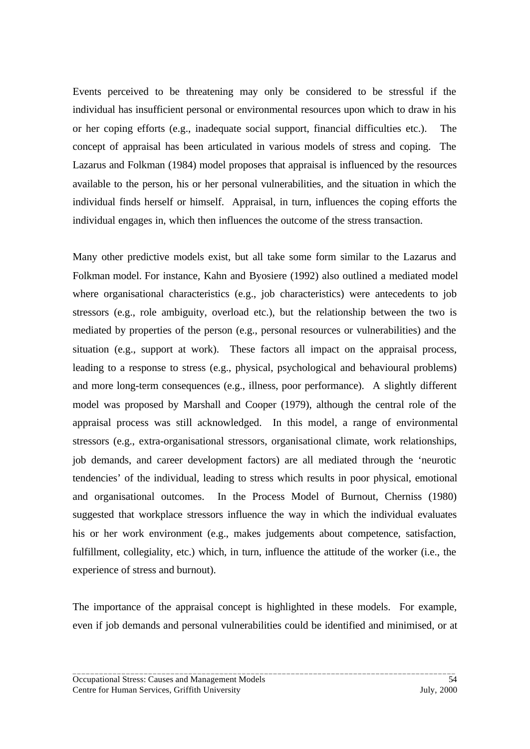Events perceived to be threatening may only be considered to be stressful if the individual has insufficient personal or environmental resources upon which to draw in his or her coping efforts (e.g., inadequate social support, financial difficulties etc.). The concept of appraisal has been articulated in various models of stress and coping. The Lazarus and Folkman (1984) model proposes that appraisal is influenced by the resources available to the person, his or her personal vulnerabilities, and the situation in which the individual finds herself or himself. Appraisal, in turn, influences the coping efforts the individual engages in, which then influences the outcome of the stress transaction.

Many other predictive models exist, but all take some form similar to the Lazarus and Folkman model. For instance, Kahn and Byosiere (1992) also outlined a mediated model where organisational characteristics (e.g., job characteristics) were antecedents to job stressors (e.g., role ambiguity, overload etc.), but the relationship between the two is mediated by properties of the person (e.g., personal resources or vulnerabilities) and the situation (e.g., support at work). These factors all impact on the appraisal process, leading to a response to stress (e.g., physical, psychological and behavioural problems) and more long-term consequences (e.g., illness, poor performance). A slightly different model was proposed by Marshall and Cooper (1979), although the central role of the appraisal process was still acknowledged. In this model, a range of environmental stressors (e.g., extra-organisational stressors, organisational climate, work relationships, job demands, and career development factors) are all mediated through the 'neurotic tendencies' of the individual, leading to stress which results in poor physical, emotional and organisational outcomes. In the Process Model of Burnout, Cherniss (1980) suggested that workplace stressors influence the way in which the individual evaluates his or her work environment (e.g., makes judgements about competence, satisfaction, fulfillment, collegiality, etc.) which, in turn, influence the attitude of the worker (i.e., the experience of stress and burnout).

The importance of the appraisal concept is highlighted in these models. For example, even if job demands and personal vulnerabilities could be identified and minimised, or at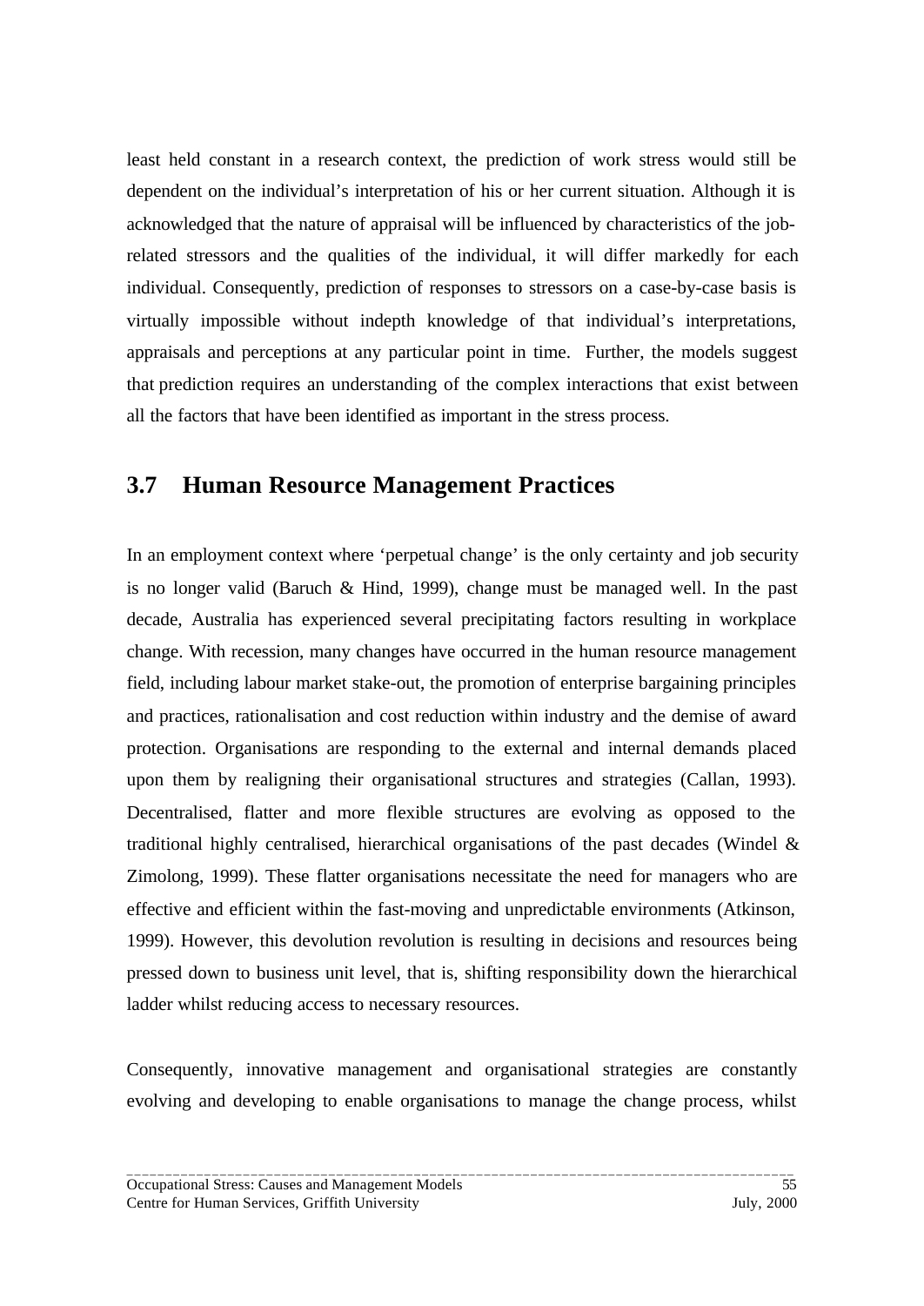least held constant in a research context, the prediction of work stress would still be dependent on the individual's interpretation of his or her current situation. Although it is acknowledged that the nature of appraisal will be influenced by characteristics of the job-related stressors and the qualities of the individual, it will differ markedly for each individual. Consequently, prediction of responses to stressors on a case-by-case basis is virtually impossible without indepth knowledge of that individual's interpretations, appraisals and perceptions at any particular point in time. Further, the models suggest that prediction requires an understanding of the complex interactions that exist between all the factors that have been identified as important in the stress process.

## 3.7 Human Resource Management Practices

In an employment context where 'perpetual change' is the only certainty and job security is no longer valid (Baruch & Hind, 1999), change must be managed well. In the past decade, Australia has experienced several precipitating factors resulting in workplace change. With recession, many changes have occurred in the human resource management field, including labour market stake-out, the promotion of enterprise bargaining principles and practices, rationalisation and cost reduction within industry and the demise of award protection. Organisations are responding to the external and internal demands placed upon them by realigning their organisational structures and strategies (Callan, 1993). Decentralised, flatter and more flexible structures are evolving as opposed to the traditional highly centralised, hierarchical organisations of the past decades (Windel & Zimolong, 1999). These flatter organisations necessitate the need for managers who are effective and efficient within the fast-moving and unpredictable environments (Atkinson, 1999). However, this devolution revolution is resulting in decisions and resources being pressed down to business unit level, that is, shifting responsibility down the hierarchical ladder whilst reducing access to necessary resources.

Consequently, innovative management and organisational strategies are constantly evolving and developing to enable organisations to manage the change process, whilst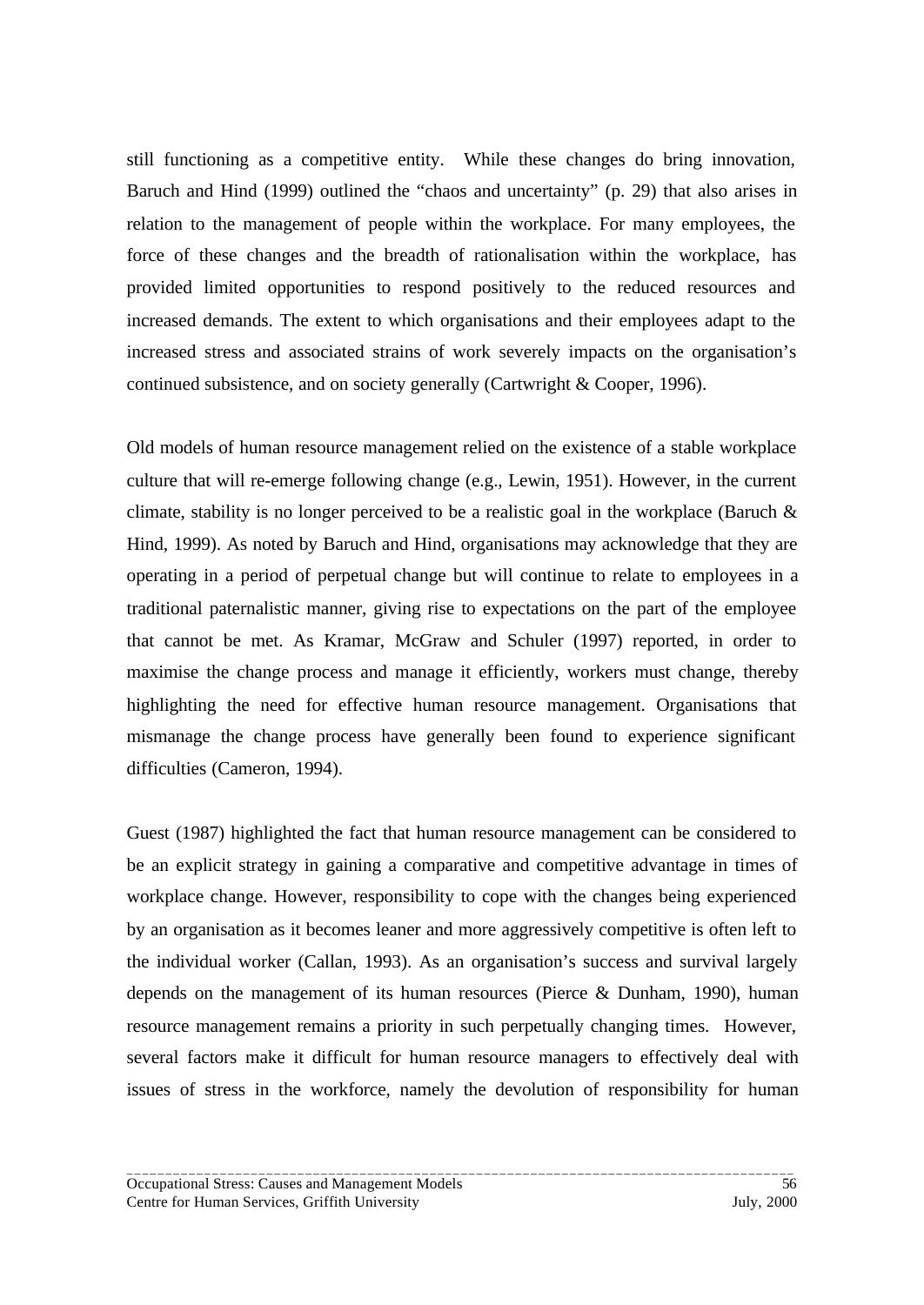still functioning as a competitive entity. While these changes do bring innovation, Baruch and Hind (1999) outlined the "chaos and uncertainty" (p. 29) that also arises in relation to the management of people within the workplace. For many employees, the force of these changes and the breadth of rationalisation within the workplace, has provided limited opportunities to respond positively to the reduced resources and increased demands. The extent to which organisations and their employees adapt to the increased stress and associated strains of work severely impacts on the organisation's continued subsistence, and on society generally (Cartwright & Cooper, 1996).

Old models of human resource management relied on the existence of a stable workplace culture that will re-emerge following change (e.g., Lewin, 1951). However, in the current climate, stability is no longer perceived to be a realistic goal in the workplace (Baruch & Hind, 1999). As noted by Baruch and Hind, organisations may acknowledge that they are operating in a period of perpetual change but will continue to relate to employees in a traditional paternalistic manner, giving rise to expectations on the part of the employee that cannot be met. As Kramar, McGraw and Schuler (1997) reported, in order to maximise the change process and manage it efficiently, workers must change, thereby highlighting the need for effective human resource management. Organisations that mismanage the change process have generally been found to experience significant difficulties (Cameron, 1994).

Guest (1987) highlighted the fact that human resource management can be considered to be an explicit strategy in gaining a comparative and competitive advantage in times of workplace change. However, responsibility to cope with the changes being experienced by an organisation as it becomes leaner and more aggressively competitive is often left to the individual worker (Callan, 1993). As an organisation's success and survival largely depends on the management of its human resources (Pierce & Dunham, 1990), human resource management remains a priority in such perpetually changing times. However, several factors make it difficult for human resource managers to effectively deal with issues of stress in the workforce, namely the devolution of responsibility for human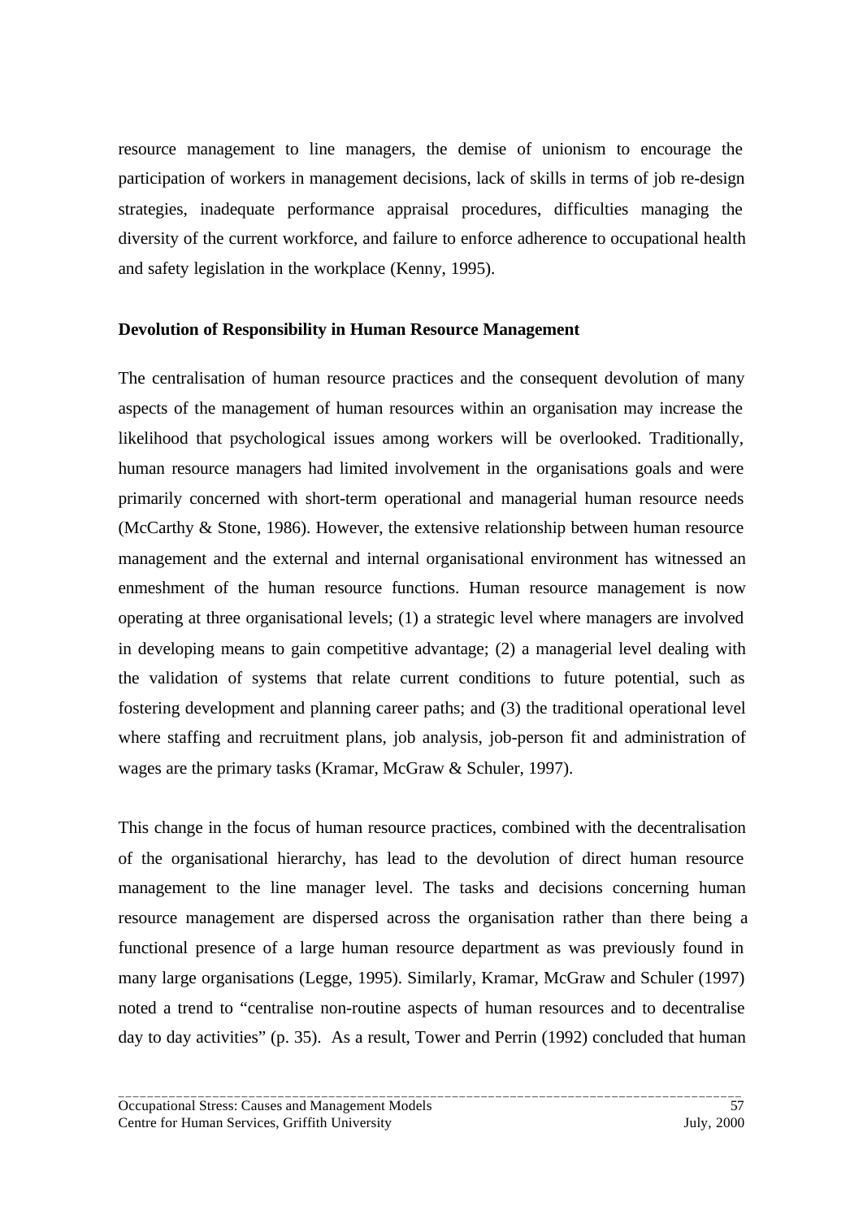resource management to line managers, the demise of unionism to encourage the participation of workers in management decisions, lack of skills in terms of job re-design strategies, inadequate performance appraisal procedures, difficulties managing the diversity of the current workforce, and failure to enforce adherence to occupational health and safety legislation in the workplace (Kenny, 1995).

**Devolution of Responsibility in Human Resource Management**

The centralisation of human resource practices and the consequent devolution of many aspects of the management of human resources within an organisation may increase the likelihood that psychological issues among workers will be overlooked. Traditionally, human resource managers had limited involvement in the organisations goals and were primarily concerned with short-term operational and managerial human resource needs (McCarthy & Stone, 1986). However, the extensive relationship between human resource management and the external and internal organisational environment has witnessed an enmeshment of the human resource functions. Human resource management is now operating at three organisational levels; (1) a strategic level where managers are involved in developing means to gain competitive advantage; (2) a managerial level dealing with the validation of systems that relate current conditions to future potential, such as fostering development and planning career paths; and (3) the traditional operational level where staffing and recruitment plans, job analysis, job-person fit and administration of wages are the primary tasks (Kramar, McGraw & Schuler, 1997).

This change in the focus of human resource practices, combined with the decentralisation of the organisational hierarchy, has lead to the devolution of direct human resource management to the line manager level. The tasks and decisions concerning human resource management are dispersed across the organisation rather than there being a functional presence of a large human resource department as was previously found in many large organisations (Legge, 1995). Similarly, Kramar, McGraw and Schuler (1997) noted a trend to "centralise non-routine aspects of human resources and to decentralise day to day activities" (p. 35). As a result, Tower and Perrin (1992) concluded that human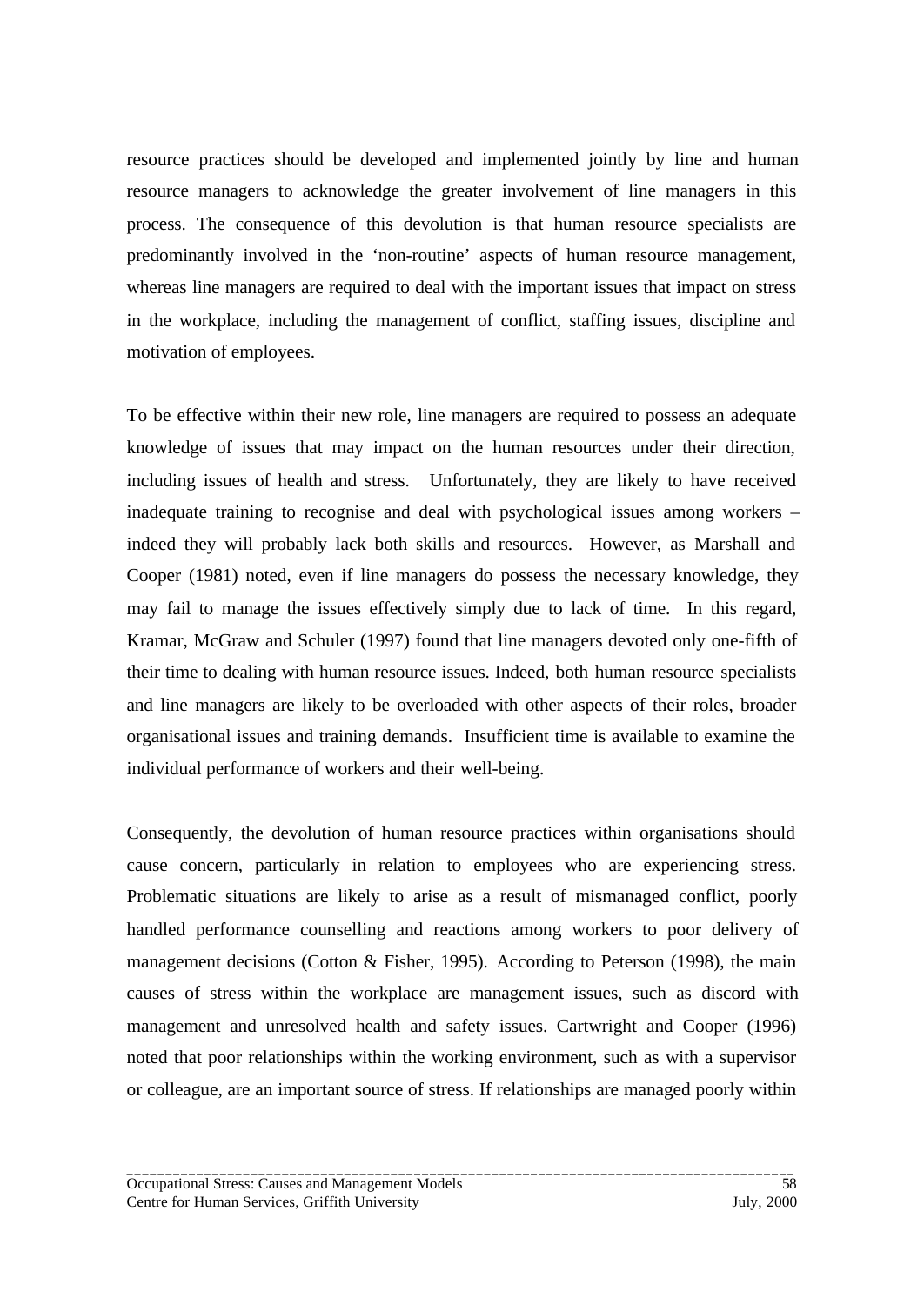resource practices should be developed and implemented jointly by line and human resource managers to acknowledge the greater involvement of line managers in this process. The consequence of this devolution is that human resource specialists are predominantly involved in the 'non-routine' aspects of human resource management, whereas line managers are required to deal with the important issues that impact on stress in the workplace, including the management of conflict, staffing issues, discipline and motivation of employees.

To be effective within their new role, line managers are required to possess an adequate knowledge of issues that may impact on the human resources under their direction, including issues of health and stress. Unfortunately, they are likely to have received inadequate training to recognise and deal with psychological issues among workers – indeed they will probably lack both skills and resources. However, as Marshall and Cooper (1981) noted, even if line managers do possess the necessary knowledge, they may fail to manage the issues effectively simply due to lack of time. In this regard, Kramar, McGraw and Schuler (1997) found that line managers devoted only one-fifth of their time to dealing with human resource issues. Indeed, both human resource specialists and line managers are likely to be overloaded with other aspects of their roles, broader organisational issues and training demands. Insufficient time is available to examine the individual performance of workers and their well-being.

Consequently, the devolution of human resource practices within organisations should cause concern, particularly in relation to employees who are experiencing stress. Problematic situations are likely to arise as a result of mismanaged conflict, poorly handled performance counselling and reactions among workers to poor delivery of management decisions (Cotton & Fisher, 1995). According to Peterson (1998), the main causes of stress within the workplace are management issues, such as discord with management and unresolved health and safety issues. Cartwright and Cooper (1996) noted that poor relationships within the working environment, such as with a supervisor or colleague, are an important source of stress. If relationships are managed poorly within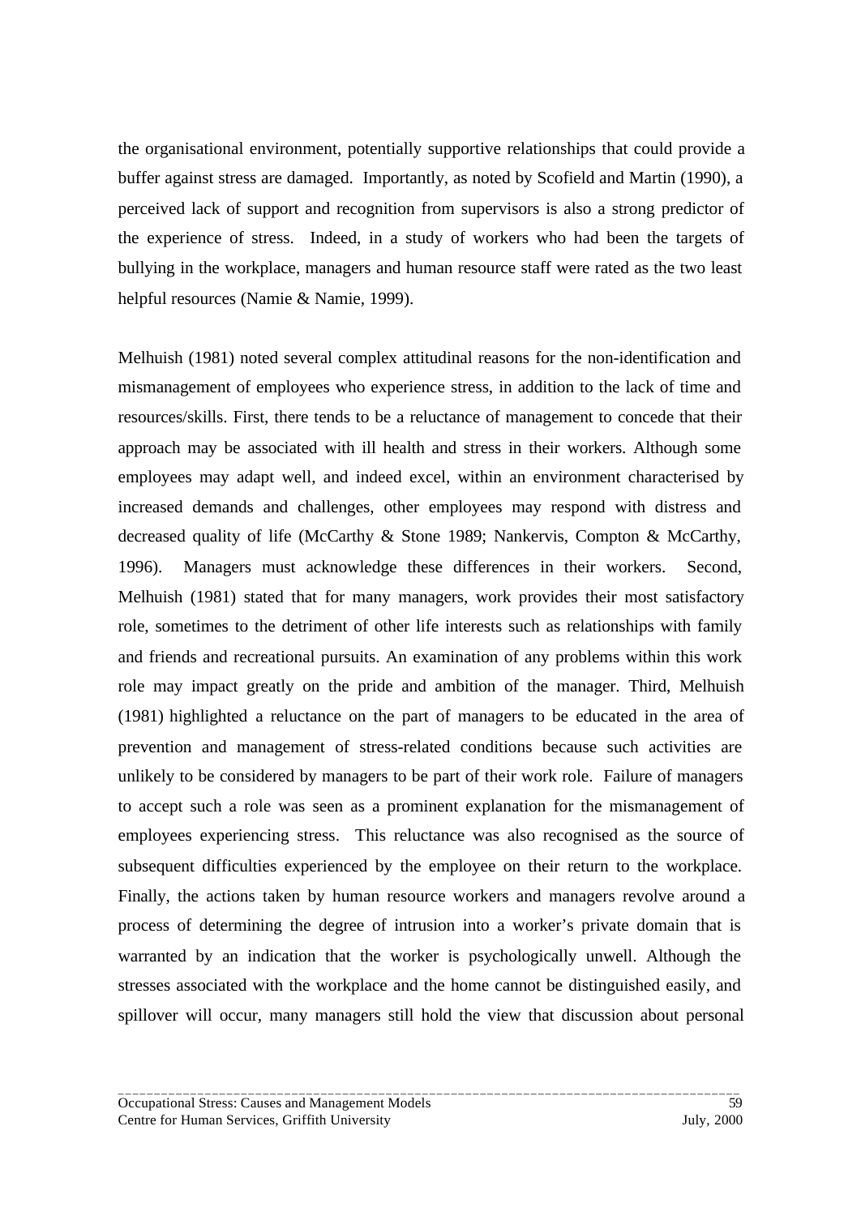the organisational environment, potentially supportive relationships that could provide a buffer against stress are damaged. Importantly, as noted by Scofield and Martin (1990), a perceived lack of support and recognition from supervisors is also a strong predictor of the experience of stress. Indeed, in a study of workers who had been the targets of bullying in the workplace, managers and human resource staff were rated as the two least helpful resources (Namie & Namie, 1999).

Melhuish (1981) noted several complex attitudinal reasons for the non-identification and mismanagement of employees who experience stress, in addition to the lack of time and resources/skills. First, there tends to be a reluctance of management to concede that their approach may be associated with ill health and stress in their workers. Although some employees may adapt well, and indeed excel, within an environment characterised by increased demands and challenges, other employees may respond with distress and decreased quality of life (McCarthy & Stone 1989; Nankervis, Compton & McCarthy, 1996). Managers must acknowledge these differences in their workers. Second, Melhuish (1981) stated that for many managers, work provides their most satisfactory role, sometimes to the detriment of other life interests such as relationships with family and friends and recreational pursuits. An examination of any problems within this work role may impact greatly on the pride and ambition of the manager. Third, Melhuish (1981) highlighted a reluctance on the part of managers to be educated in the area of prevention and management of stress-related conditions because such activities are unlikely to be considered by managers to be part of their work role. Failure of managers to accept such a role was seen as a prominent explanation for the mismanagement of employees experiencing stress. This reluctance was also recognised as the source of subsequent difficulties experienced by the employee on their return to the workplace. Finally, the actions taken by human resource workers and managers revolve around a process of determining the degree of intrusion into a worker's private domain that is warranted by an indication that the worker is psychologically unwell. Although the stresses associated with the workplace and the home cannot be distinguished easily, and spillover will occur, many managers still hold the view that discussion about personal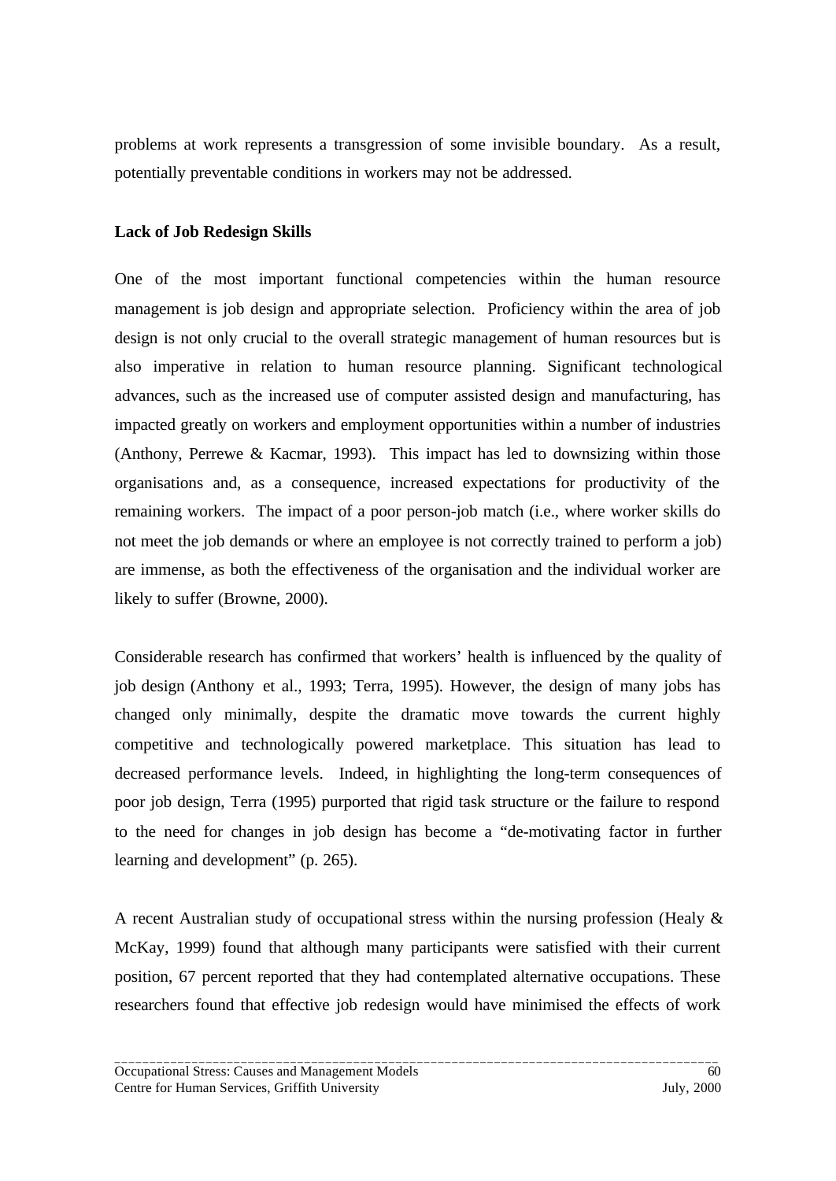problems at work represents a transgression of some invisible boundary. As a result, potentially preventable conditions in workers may not be addressed.

**Lack of Job Redesign Skills**

One of the most important functional competencies within the human resource management is job design and appropriate selection. Proficiency within the area of job design is not only crucial to the overall strategic management of human resources but is also imperative in relation to human resource planning. Significant technological advances, such as the increased use of computer assisted design and manufacturing, has impacted greatly on workers and employment opportunities within a number of industries (Anthony, Perrewe & Kacmar, 1993). This impact has led to downsizing within those organisations and, as a consequence, increased expectations for productivity of the remaining workers. The impact of a poor person-job match (i.e., where worker skills do not meet the job demands or where an employee is not correctly trained to perform a job) are immense, as both the effectiveness of the organisation and the individual worker are likely to suffer (Browne, 2000).

Considerable research has confirmed that workers' health is influenced by the quality of job design (Anthony et al., 1993; Terra, 1995). However, the design of many jobs has changed only minimally, despite the dramatic move towards the current highly competitive and technologically powered marketplace. This situation has lead to decreased performance levels. Indeed, in highlighting the long-term consequences of poor job design, Terra (1995) purported that rigid task structure or the failure to respond to the need for changes in job design has become a "de-motivating factor in further learning and development" (p. 265).

A recent Australian study of occupational stress within the nursing profession (Healy & McKay, 1999) found that although many participants were satisfied with their current position, 67 percent reported that they had contemplated alternative occupations. These researchers found that effective job redesign would have minimised the effects of work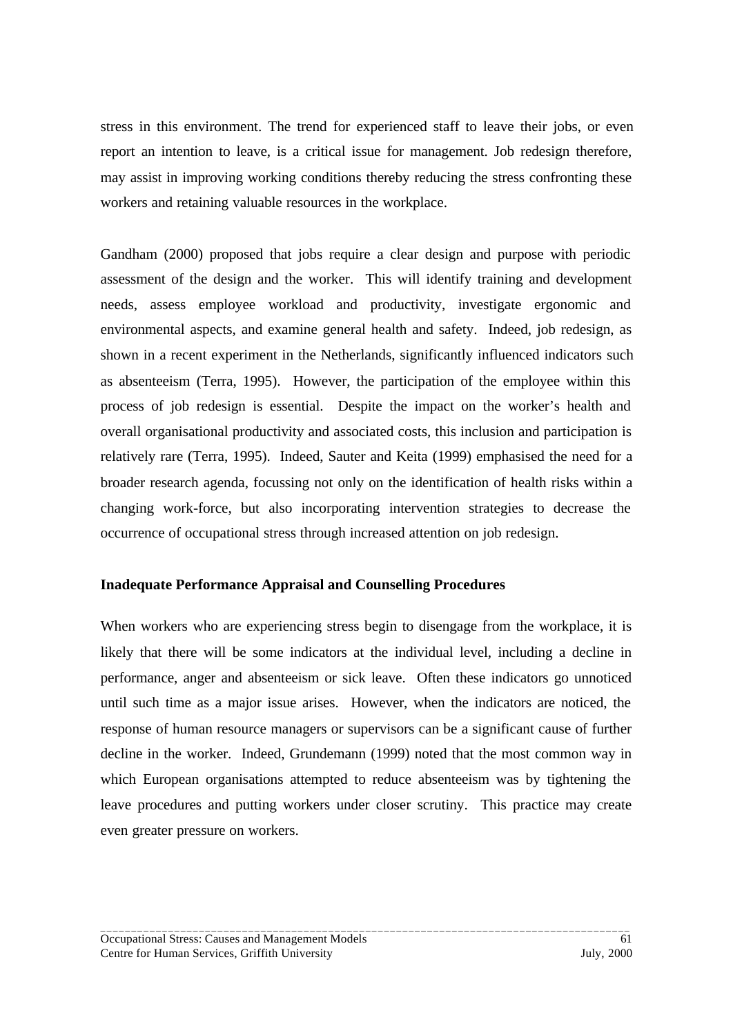stress in this environment. The trend for experienced staff to leave their jobs, or even report an intention to leave, is a critical issue for management. Job redesign therefore, may assist in improving working conditions thereby reducing the stress confronting these workers and retaining valuable resources in the workplace.

Gandham (2000) proposed that jobs require a clear design and purpose with periodic assessment of the design and the worker. This will identify training and development needs, assess employee workload and productivity, investigate ergonomic and environmental aspects, and examine general health and safety. Indeed, job redesign, as shown in a recent experiment in the Netherlands, significantly influenced indicators such as absenteeism (Terra, 1995). However, the participation of the employee within this process of job redesign is essential. Despite the impact on the worker's health and overall organisational productivity and associated costs, this inclusion and participation is relatively rare (Terra, 1995). Indeed, Sauter and Keita (1999) emphasised the need for a broader research agenda, focussing not only on the identification of health risks within a changing work-force, but also incorporating intervention strategies to decrease the occurrence of occupational stress through increased attention on job redesign.

**Inadequate Performance Appraisal and Counselling Procedures**

When workers who are experiencing stress begin to disengage from the workplace, it is likely that there will be some indicators at the individual level, including a decline in performance, anger and absenteeism or sick leave. Often these indicators go unnoticed until such time as a major issue arises. However, when the indicators are noticed, the response of human resource managers or supervisors can be a significant cause of further decline in the worker. Indeed, Grundemann (1999) noted that the most common way in which European organisations attempted to reduce absenteeism was by tightening the leave procedures and putting workers under closer scrutiny. This practice may create even greater pressure on workers.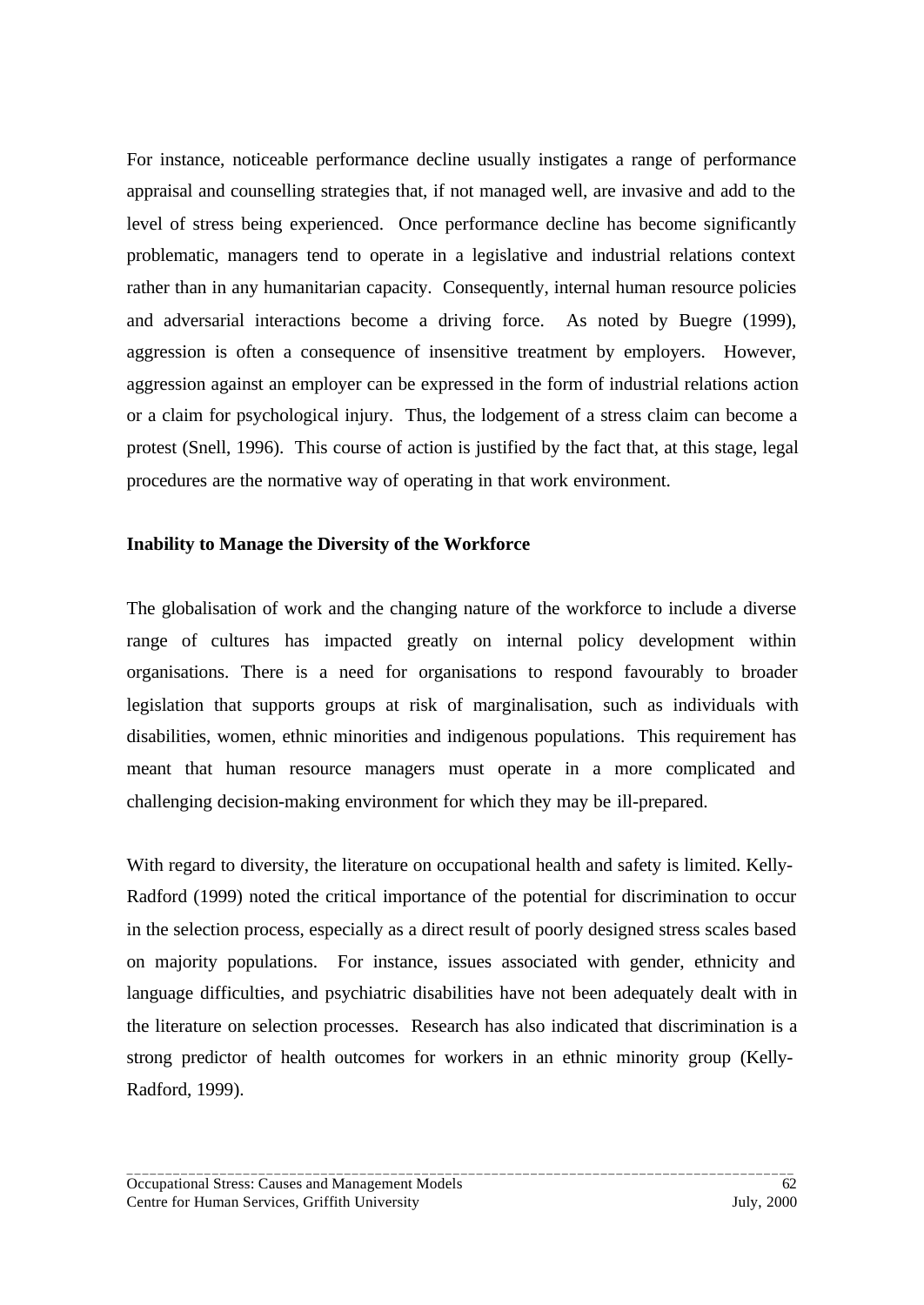For instance, noticeable performance decline usually instigates a range of performance appraisal and counselling strategies that, if not managed well, are invasive and add to the level of stress being experienced. Once performance decline has become significantly problematic, managers tend to operate in a legislative and industrial relations context rather than in any humanitarian capacity. Consequently, internal human resource policies and adversarial interactions become a driving force. As noted by Buegre (1999), aggression is often a consequence of insensitive treatment by employers. However, aggression against an employer can be expressed in the form of industrial relations action or a claim for psychological injury. Thus, the lodgement of a stress claim can become a protest (Snell, 1996). This course of action is justified by the fact that, at this stage, legal procedures are the normative way of operating in that work environment.

**Inability to Manage the Diversity of the Workforce**

The globalisation of work and the changing nature of the workforce to include a diverse range of cultures has impacted greatly on internal policy development within organisations. There is a need for organisations to respond favourably to broader legislation that supports groups at risk of marginalisation, such as individuals with disabilities, women, ethnic minorities and indigenous populations. This requirement has meant that human resource managers must operate in a more complicated and challenging decision-making environment for which they may be ill-prepared.

With regard to diversity, the literature on occupational health and safety is limited. Kelly-Radford (1999) noted the critical importance of the potential for discrimination to occur in the selection process, especially as a direct result of poorly designed stress scales based on majority populations. For instance, issues associated with gender, ethnicity and language difficulties, and psychiatric disabilities have not been adequately dealt with in the literature on selection processes. Research has also indicated that discrimination is a strong predictor of health outcomes for workers in an ethnic minority group (Kelly-Radford, 1999).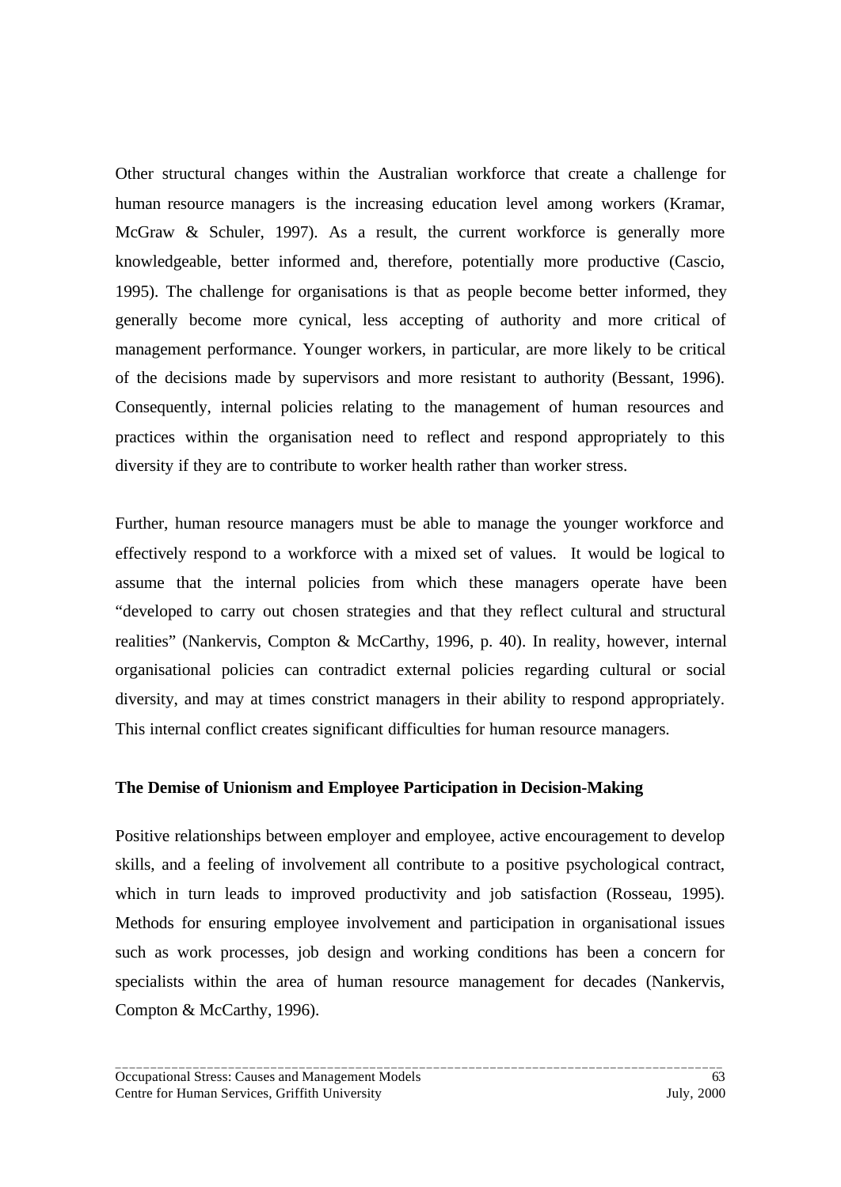Other structural changes within the Australian workforce that create a challenge for human resource managers is the increasing education level among workers (Kramar, McGraw & Schuler, 1997). As a result, the current workforce is generally more knowledgeable, better informed and, therefore, potentially more productive (Cascio, 1995). The challenge for organisations is that as people become better informed, they generally become more cynical, less accepting of authority and more critical of management performance. Younger workers, in particular, are more likely to be critical of the decisions made by supervisors and more resistant to authority (Bessant, 1996). Consequently, internal policies relating to the management of human resources and practices within the organisation need to reflect and respond appropriately to this diversity if they are to contribute to worker health rather than worker stress.

Further, human resource managers must be able to manage the younger workforce and effectively respond to a workforce with a mixed set of values. It would be logical to assume that the internal policies from which these managers operate have been "developed to carry out chosen strategies and that they reflect cultural and structural realities" (Nankervis, Compton & McCarthy, 1996, p. 40). In reality, however, internal organisational policies can contradict external policies regarding cultural or social diversity, and may at times constrict managers in their ability to respond appropriately. This internal conflict creates significant difficulties for human resource managers.

**The Demise of Unionism and Employee Participation in Decision-Making**

Positive relationships between employer and employee, active encouragement to develop skills, and a feeling of involvement all contribute to a positive psychological contract, which in turn leads to improved productivity and job satisfaction (Rosseau, 1995). Methods for ensuring employee involvement and participation in organisational issues such as work processes, job design and working conditions has been a concern for specialists within the area of human resource management for decades (Nankervis, Compton & McCarthy, 1996).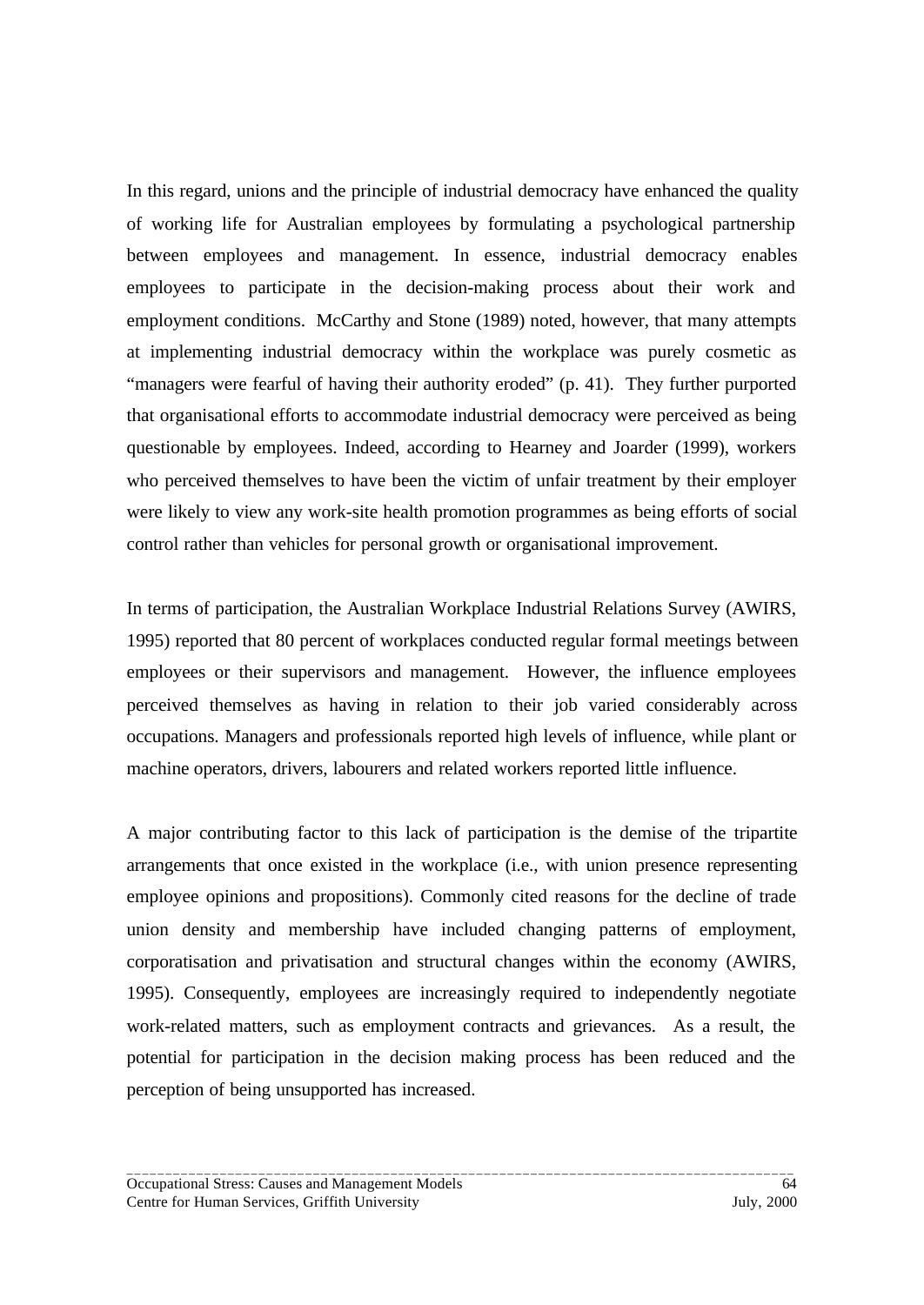In this regard, unions and the principle of industrial democracy have enhanced the quality of working life for Australian employees by formulating a psychological partnership between employees and management. In essence, industrial democracy enables employees to participate in the decision-making process about their work and employment conditions. McCarthy and Stone (1989) noted, however, that many attempts at implementing industrial democracy within the workplace was purely cosmetic as "managers were fearful of having their authority eroded" (p. 41). They further purported that organisational efforts to accommodate industrial democracy were perceived as being questionable by employees. Indeed, according to Hearney and Joarder (1999), workers who perceived themselves to have been the victim of unfair treatment by their employer were likely to view any work-site health promotion programmes as being efforts of social control rather than vehicles for personal growth or organisational improvement.

In terms of participation, the Australian Workplace Industrial Relations Survey (AWIRS, 1995) reported that 80 percent of workplaces conducted regular formal meetings between employees or their supervisors and management. However, the influence employees perceived themselves as having in relation to their job varied considerably across occupations. Managers and professionals reported high levels of influence, while plant or machine operators, drivers, labourers and related workers reported little influence.

A major contributing factor to this lack of participation is the demise of the tripartite arrangements that once existed in the workplace (i.e., with union presence representing employee opinions and propositions). Commonly cited reasons for the decline of trade union density and membership have included changing patterns of employment, corporatisation and privatisation and structural changes within the economy (AWIRS, 1995). Consequently, employees are increasingly required to independently negotiate work-related matters, such as employment contracts and grievances. As a result, the potential for participation in the decision making process has been reduced and the perception of being unsupported has increased.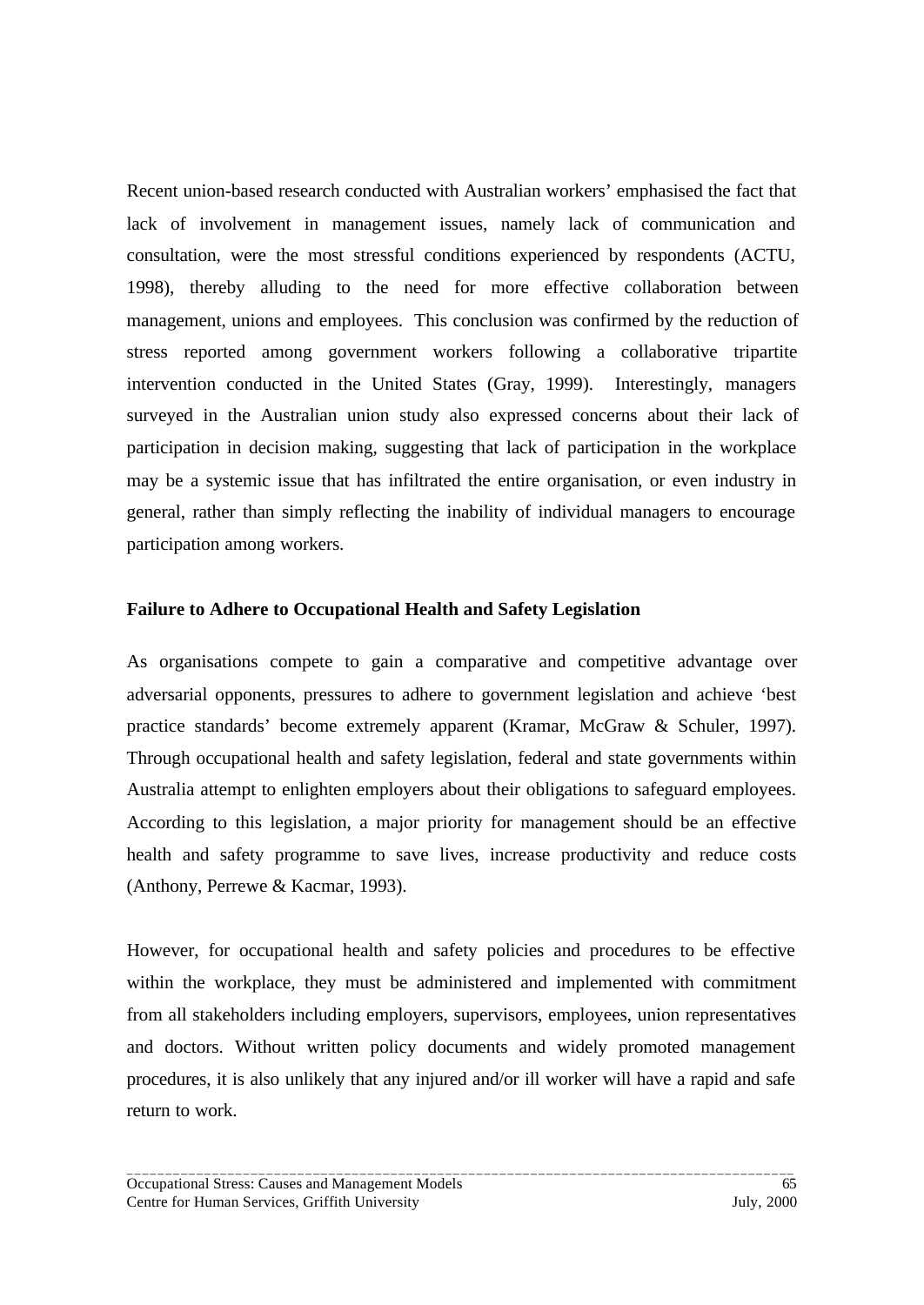Recent union-based research conducted with Australian workers' emphasised the fact that lack of involvement in management issues, namely lack of communication and consultation, were the most stressful conditions experienced by respondents (ACTU, 1998), thereby alluding to the need for more effective collaboration between management, unions and employees. This conclusion was confirmed by the reduction of stress reported among government workers following a collaborative tripartite intervention conducted in the United States (Gray, 1999). Interestingly, managers surveyed in the Australian union study also expressed concerns about their lack of participation in decision making, suggesting that lack of participation in the workplace may be a systemic issue that has infiltrated the entire organisation, or even industry in general, rather than simply reflecting the inability of individual managers to encourage participation among workers.

**Failure to Adhere to Occupational Health and Safety Legislation**

As organisations compete to gain a comparative and competitive advantage over adversarial opponents, pressures to adhere to government legislation and achieve 'best practice standards' become extremely apparent (Kramar, McGraw & Schuler, 1997). Through occupational health and safety legislation, federal and state governments within Australia attempt to enlighten employers about their obligations to safeguard employees. According to this legislation, a major priority for management should be an effective health and safety programme to save lives, increase productivity and reduce costs (Anthony, Perrewe & Kacmar, 1993).

However, for occupational health and safety policies and procedures to be effective within the workplace, they must be administered and implemented with commitment from all stakeholders including employers, supervisors, employees, union representatives and doctors. Without written policy documents and widely promoted management procedures, it is also unlikely that any injured and/or ill worker will have a rapid and safe return to work.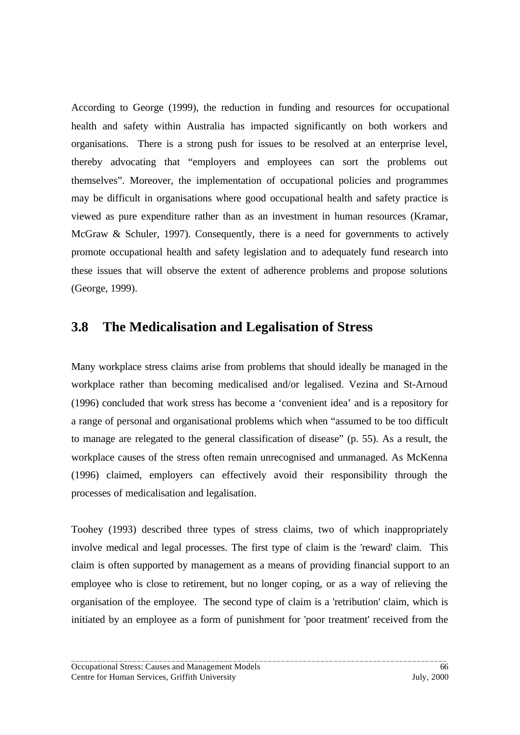According to George (1999), the reduction in funding and resources for occupational health and safety within Australia has impacted significantly on both workers and organisations. There is a strong push for issues to be resolved at an enterprise level, thereby advocating that "employers and employees can sort the problems out themselves". Moreover, the implementation of occupational policies and programmes may be difficult in organisations where good occupational health and safety practice is viewed as pure expenditure rather than as an investment in human resources (Kramar, McGraw & Schuler, 1997). Consequently, there is a need for governments to actively promote occupational health and safety legislation and to adequately fund research into these issues that will observe the extent of adherence problems and propose solutions (George, 1999).

## 3.8 The Medicalisation and Legalisation of Stress

Many workplace stress claims arise from problems that should ideally be managed in the workplace rather than becoming medicalised and/or legalised. Vezina and St-Arnoud (1996) concluded that work stress has become a 'convenient idea' and is a repository for a range of personal and organisational problems which when "assumed to be too difficult to manage are relegated to the general classification of disease" (p. 55). As a result, the workplace causes of the stress often remain unrecognised and unmanaged. As McKenna (1996) claimed, employers can effectively avoid their responsibility through the processes of medicalisation and legalisation.

Toohey (1993) described three types of stress claims, two of which inappropriately involve medical and legal processes. The first type of claim is the 'reward' claim. This claim is often supported by management as a means of providing financial support to an employee who is close to retirement, but no longer coping, or as a way of relieving the organisation of the employee. The second type of claim is a 'retribution' claim, which is initiated by an employee as a form of punishment for 'poor treatment' received from the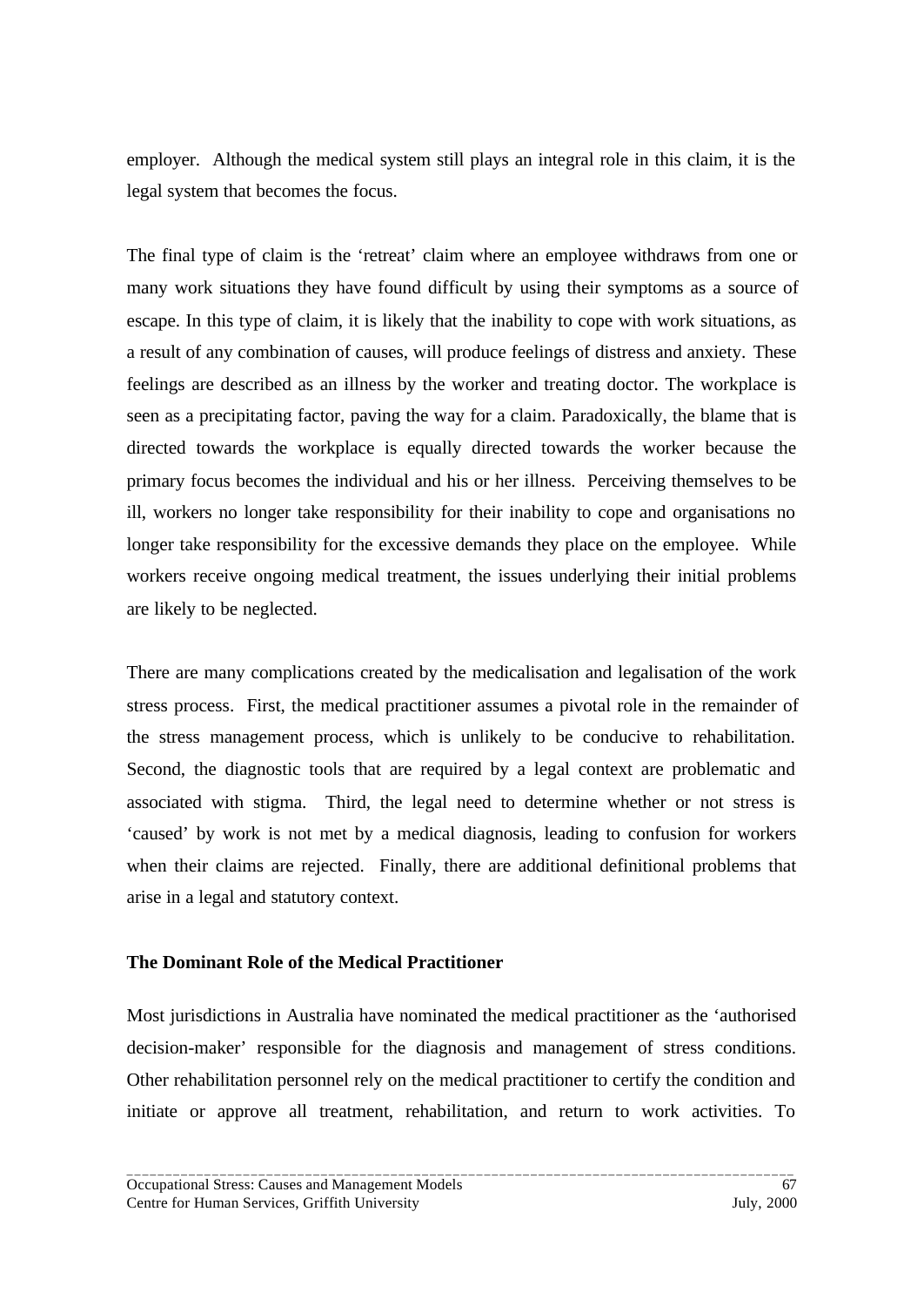employer. Although the medical system still plays an integral role in this claim, it is the legal system that becomes the focus.

The final type of claim is the 'retreat' claim where an employee withdraws from one or many work situations they have found difficult by using their symptoms as a source of escape. In this type of claim, it is likely that the inability to cope with work situations, as a result of any combination of causes, will produce feelings of distress and anxiety. These feelings are described as an illness by the worker and treating doctor. The workplace is seen as a precipitating factor, paving the way for a claim. Paradoxically, the blame that is directed towards the workplace is equally directed towards the worker because the primary focus becomes the individual and his or her illness. Perceiving themselves to be ill, workers no longer take responsibility for their inability to cope and organisations no longer take responsibility for the excessive demands they place on the employee. While workers receive ongoing medical treatment, the issues underlying their initial problems are likely to be neglected.

There are many complications created by the medicalisation and legalisation of the work stress process. First, the medical practitioner assumes a pivotal role in the remainder of the stress management process, which is unlikely to be conducive to rehabilitation. Second, the diagnostic tools that are required by a legal context are problematic and associated with stigma. Third, the legal need to determine whether or not stress is 'caused' by work is not met by a medical diagnosis, leading to confusion for workers when their claims are rejected. Finally, there are additional definitional problems that arise in a legal and statutory context.

**The Dominant Role of the Medical Practitioner**

Most jurisdictions in Australia have nominated the medical practitioner as the 'authorised decision-maker' responsible for the diagnosis and management of stress conditions. Other rehabilitation personnel rely on the medical practitioner to certify the condition and initiate or approve all treatment, rehabilitation, and return to work activities. To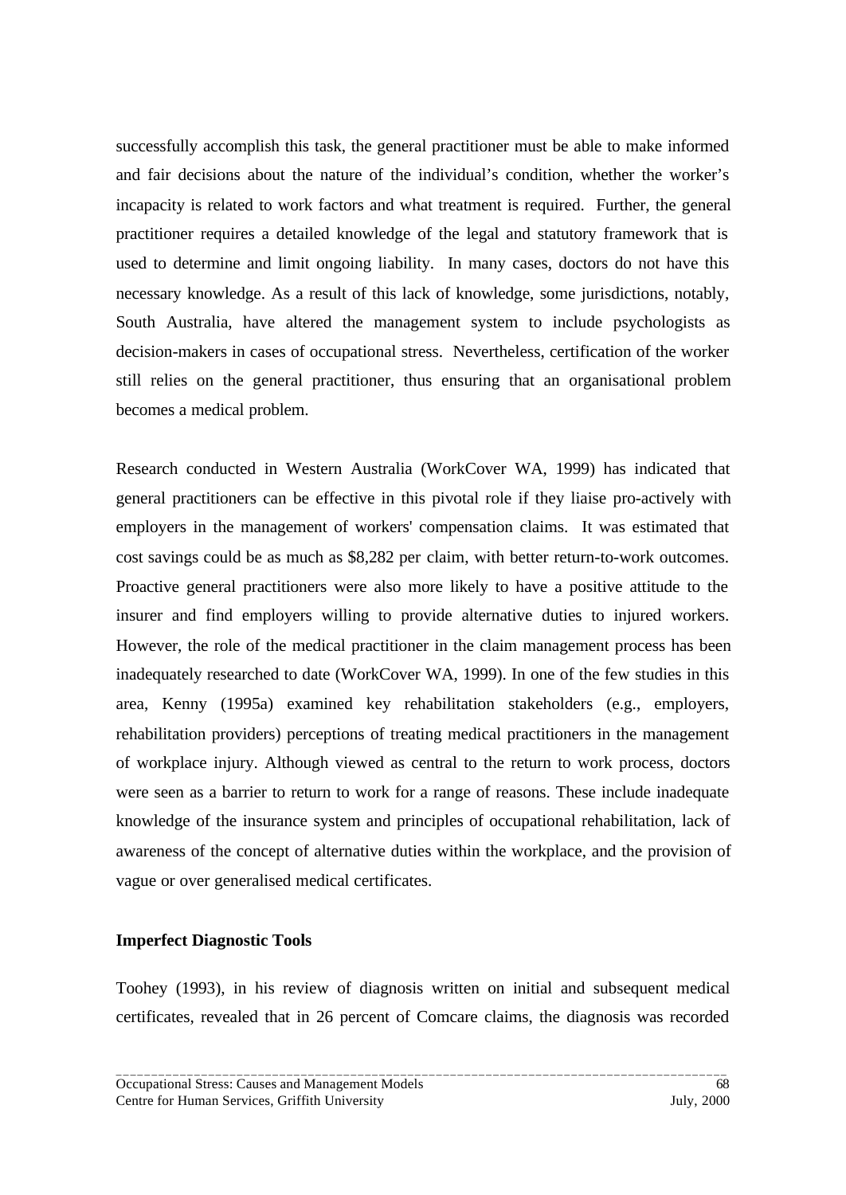successfully accomplish this task, the general practitioner must be able to make informed and fair decisions about the nature of the individual's condition, whether the worker's incapacity is related to work factors and what treatment is required. Further, the general practitioner requires a detailed knowledge of the legal and statutory framework that is used to determine and limit ongoing liability. In many cases, doctors do not have this necessary knowledge. As a result of this lack of knowledge, some jurisdictions, notably, South Australia, have altered the management system to include psychologists as decision-makers in cases of occupational stress. Nevertheless, certification of the worker still relies on the general practitioner, thus ensuring that an organisational problem becomes a medical problem.

Research conducted in Western Australia (WorkCover WA, 1999) has indicated that general practitioners can be effective in this pivotal role if they liaise pro-actively with employers in the management of workers' compensation claims. It was estimated that cost savings could be as much as $8,282 per claim, with better return-to-work outcomes. Proactive general practitioners were also more likely to have a positive attitude to the insurer and find employers willing to provide alternative duties to injured workers. However, the role of the medical practitioner in the claim management process has been inadequately researched to date (WorkCover WA, 1999). In one of the few studies in this area, Kenny (1995a) examined key rehabilitation stakeholders (e.g., employers, rehabilitation providers) perceptions of treating medical practitioners in the management of workplace injury. Although viewed as central to the return to work process, doctors were seen as a barrier to return to work for a range of reasons. These include inadequate knowledge of the insurance system and principles of occupational rehabilitation, lack of awareness of the concept of alternative duties within the workplace, and the provision of vague or over generalised medical certificates.

**Imperfect Diagnostic Tools**

Toohey (1993), in his review of diagnosis written on initial and subsequent medical certificates, revealed that in 26 percent of Comcare claims, the diagnosis was recorded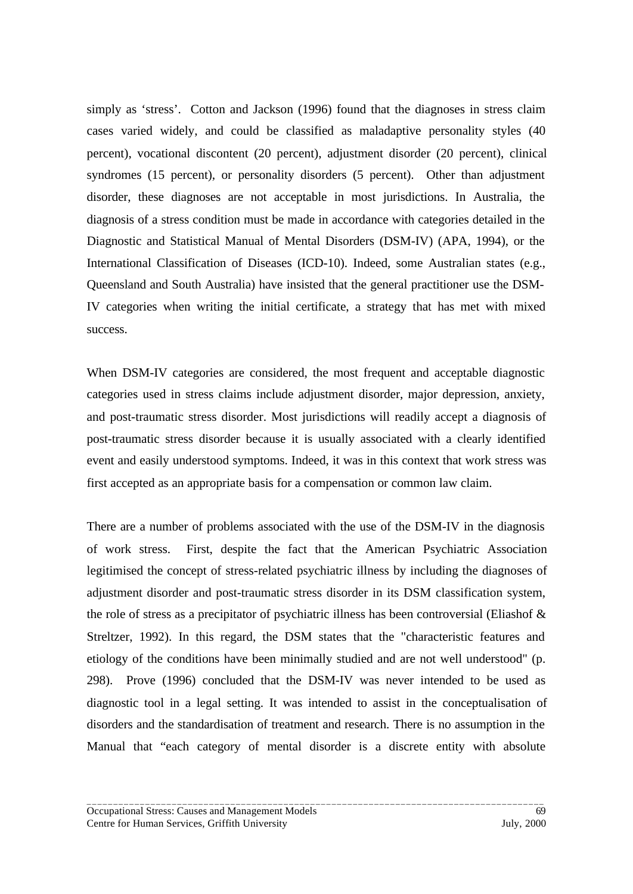simply as 'stress'.  Cotton and Jackson (1996) found that the diagnoses in stress claim cases varied widely, and could be classified as maladaptive personality styles (40 percent), vocational discontent (20 percent), adjustment disorder (20 percent), clinical syndromes (15 percent), or personality disorders (5 percent).  Other than adjustment disorder, these diagnoses are not acceptable in most jurisdictions. In Australia, the diagnosis of a stress condition must be made in accordance with categories detailed in the Diagnostic and Statistical Manual of Mental Disorders (DSM-IV) (APA, 1994), or the International Classification of Diseases (ICD-10). Indeed, some Australian states (e.g., Queensland and South Australia) have insisted that the general practitioner use the DSM-IV categories when writing the initial certificate, a strategy that has met with mixed success.

When DSM-IV categories are considered, the most frequent and acceptable diagnostic categories used in stress claims include adjustment disorder, major depression, anxiety, and post-traumatic stress disorder. Most jurisdictions will readily accept a diagnosis of post-traumatic stress disorder because it is usually associated with a clearly identified event and easily understood symptoms. Indeed, it was in this context that work stress was first accepted as an appropriate basis for a compensation or common law claim.

There are a number of problems associated with the use of the DSM-IV in the diagnosis of work stress.  First, despite the fact that the American Psychiatric Association legitimised the concept of stress-related psychiatric illness by including the diagnoses of adjustment disorder and post-traumatic stress disorder in its DSM classification system, the role of stress as a precipitator of psychiatric illness has been controversial (Eliashof & Streltzer, 1992). In this regard, the DSM states that the "characteristic features and etiology of the conditions have been minimally studied and are not well understood" (p. 298).  Prove (1996) concluded that the DSM-IV was never intended to be used as diagnostic tool in a legal setting. It was intended to assist in the conceptualisation of disorders and the standardisation of treatment and research. There is no assumption in the Manual that "each category of mental disorder is a discrete entity with absolute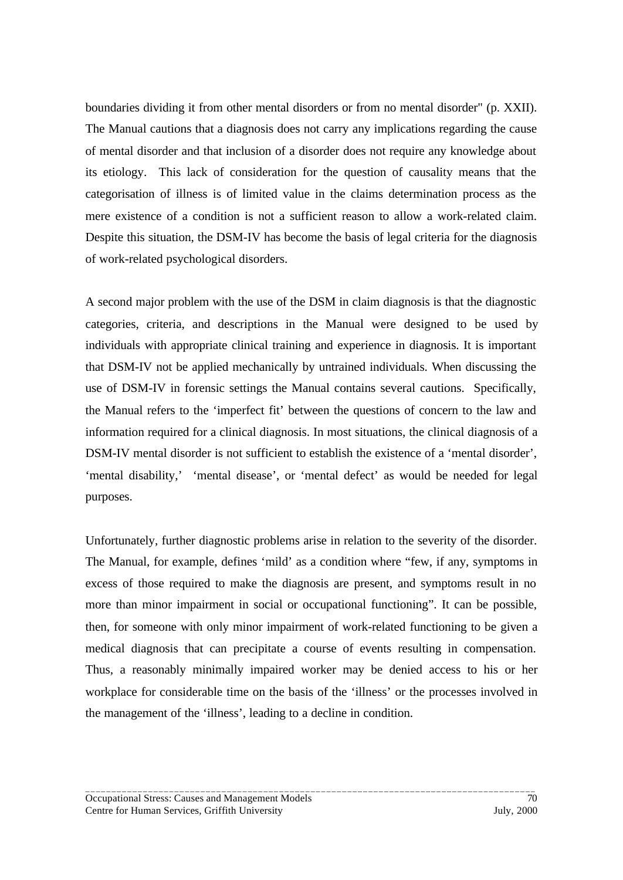boundaries dividing it from other mental disorders or from no mental disorder" (p. XXII). The Manual cautions that a diagnosis does not carry any implications regarding the cause of mental disorder and that inclusion of a disorder does not require any knowledge about its etiology. This lack of consideration for the question of causality means that the categorisation of illness is of limited value in the claims determination process as the mere existence of a condition is not a sufficient reason to allow a work-related claim. Despite this situation, the DSM-IV has become the basis of legal criteria for the diagnosis of work-related psychological disorders.

A second major problem with the use of the DSM in claim diagnosis is that the diagnostic categories, criteria, and descriptions in the Manual were designed to be used by individuals with appropriate clinical training and experience in diagnosis. It is important that DSM-IV not be applied mechanically by untrained individuals. When discussing the use of DSM-IV in forensic settings the Manual contains several cautions. Specifically, the Manual refers to the 'imperfect fit' between the questions of concern to the law and information required for a clinical diagnosis. In most situations, the clinical diagnosis of a DSM-IV mental disorder is not sufficient to establish the existence of a 'mental disorder', 'mental disability,' 'mental disease', or 'mental defect' as would be needed for legal purposes.

Unfortunately, further diagnostic problems arise in relation to the severity of the disorder. The Manual, for example, defines 'mild' as a condition where "few, if any, symptoms in excess of those required to make the diagnosis are present, and symptoms result in no more than minor impairment in social or occupational functioning". It can be possible, then, for someone with only minor impairment of work-related functioning to be given a medical diagnosis that can precipitate a course of events resulting in compensation. Thus, a reasonably minimally impaired worker may be denied access to his or her workplace for considerable time on the basis of the 'illness' or the processes involved in the management of the 'illness', leading to a decline in condition.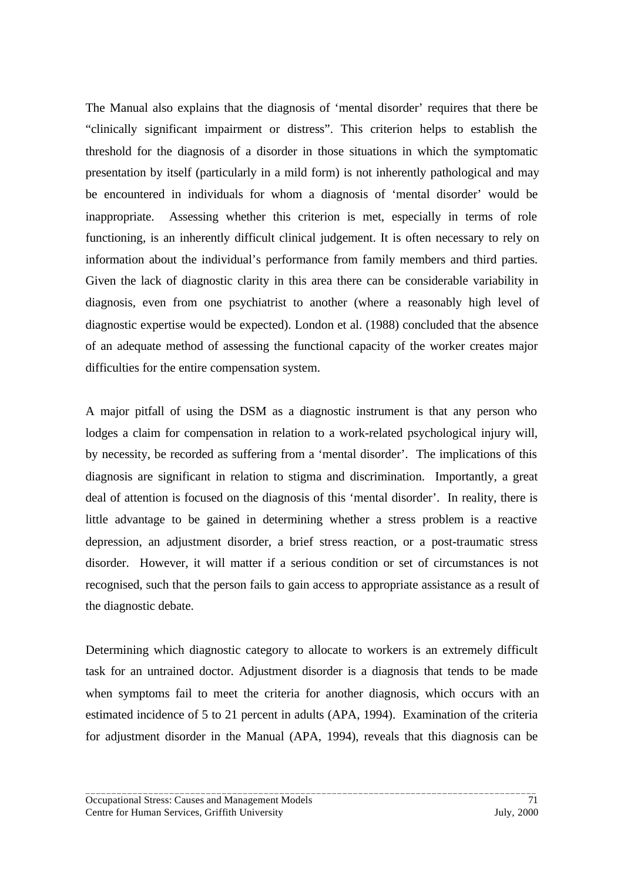The Manual also explains that the diagnosis of 'mental disorder' requires that there be "clinically significant impairment or distress". This criterion helps to establish the threshold for the diagnosis of a disorder in those situations in which the symptomatic presentation by itself (particularly in a mild form) is not inherently pathological and may be encountered in individuals for whom a diagnosis of 'mental disorder' would be inappropriate. Assessing whether this criterion is met, especially in terms of role functioning, is an inherently difficult clinical judgement. It is often necessary to rely on information about the individual's performance from family members and third parties. Given the lack of diagnostic clarity in this area there can be considerable variability in diagnosis, even from one psychiatrist to another (where a reasonably high level of diagnostic expertise would be expected). London et al. (1988) concluded that the absence of an adequate method of assessing the functional capacity of the worker creates major difficulties for the entire compensation system.

A major pitfall of using the DSM as a diagnostic instrument is that any person who lodges a claim for compensation in relation to a work-related psychological injury will, by necessity, be recorded as suffering from a 'mental disorder'. The implications of this diagnosis are significant in relation to stigma and discrimination. Importantly, a great deal of attention is focused on the diagnosis of this 'mental disorder'. In reality, there is little advantage to be gained in determining whether a stress problem is a reactive depression, an adjustment disorder, a brief stress reaction, or a post-traumatic stress disorder. However, it will matter if a serious condition or set of circumstances is not recognised, such that the person fails to gain access to appropriate assistance as a result of the diagnostic debate.

Determining which diagnostic category to allocate to workers is an extremely difficult task for an untrained doctor. Adjustment disorder is a diagnosis that tends to be made when symptoms fail to meet the criteria for another diagnosis, which occurs with an estimated incidence of 5 to 21 percent in adults (APA, 1994). Examination of the criteria for adjustment disorder in the Manual (APA, 1994), reveals that this diagnosis can be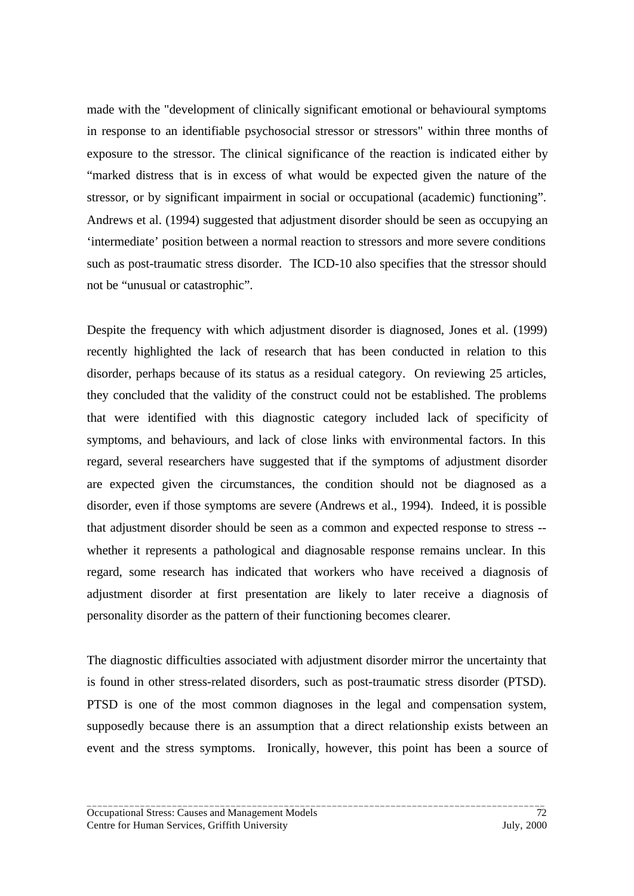made with the "development of clinically significant emotional or behavioural symptoms in response to an identifiable psychosocial stressor or stressors" within three months of exposure to the stressor. The clinical significance of the reaction is indicated either by "marked distress that is in excess of what would be expected given the nature of the stressor, or by significant impairment in social or occupational (academic) functioning". Andrews et al. (1994) suggested that adjustment disorder should be seen as occupying an 'intermediate' position between a normal reaction to stressors and more severe conditions such as post-traumatic stress disorder. The ICD-10 also specifies that the stressor should not be "unusual or catastrophic".

Despite the frequency with which adjustment disorder is diagnosed, Jones et al. (1999) recently highlighted the lack of research that has been conducted in relation to this disorder, perhaps because of its status as a residual category. On reviewing 25 articles, they concluded that the validity of the construct could not be established. The problems that were identified with this diagnostic category included lack of specificity of symptoms, and behaviours, and lack of close links with environmental factors. In this regard, several researchers have suggested that if the symptoms of adjustment disorder are expected given the circumstances, the condition should not be diagnosed as a disorder, even if those symptoms are severe (Andrews et al., 1994). Indeed, it is possible that adjustment disorder should be seen as a common and expected response to stress -- whether it represents a pathological and diagnosable response remains unclear. In this regard, some research has indicated that workers who have received a diagnosis of adjustment disorder at first presentation are likely to later receive a diagnosis of personality disorder as the pattern of their functioning becomes clearer.

The diagnostic difficulties associated with adjustment disorder mirror the uncertainty that is found in other stress-related disorders, such as post-traumatic stress disorder (PTSD). PTSD is one of the most common diagnoses in the legal and compensation system, supposedly because there is an assumption that a direct relationship exists between an event and the stress symptoms. Ironically, however, this point has been a source of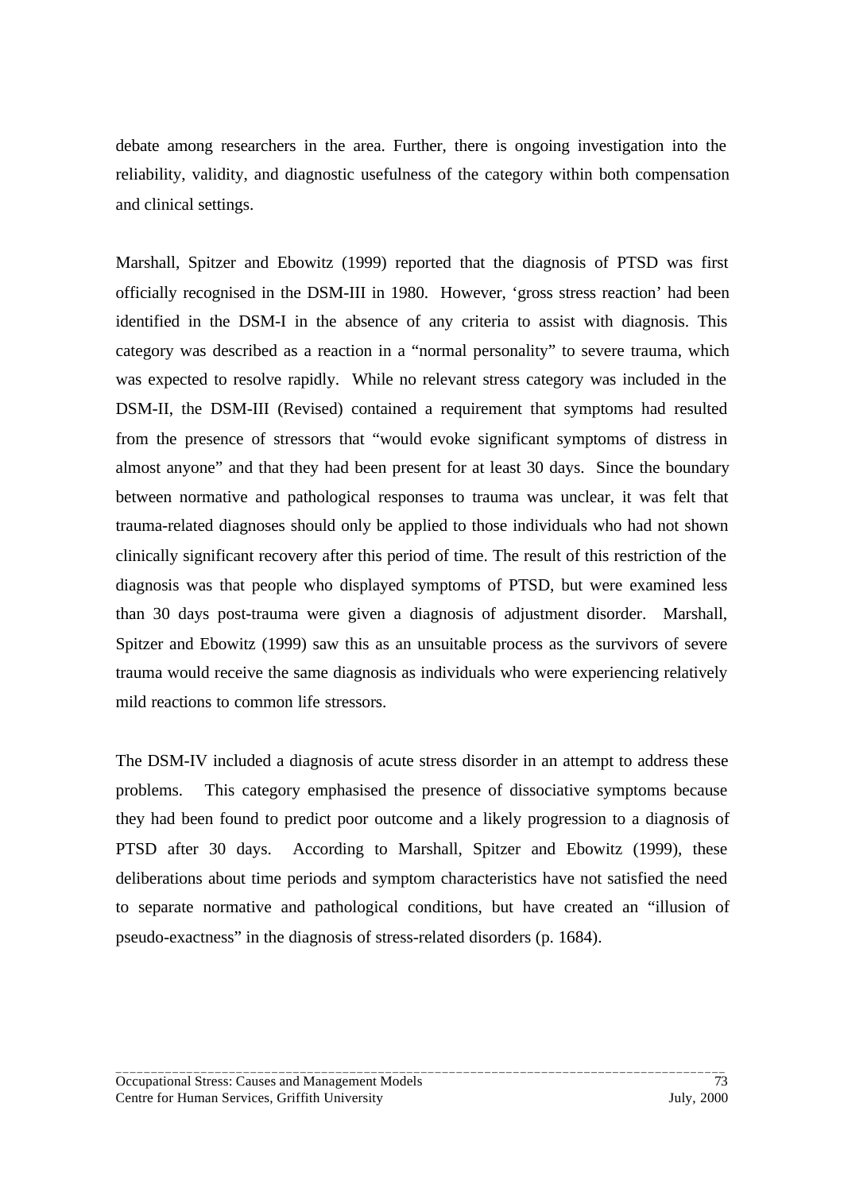debate among researchers in the area. Further, there is ongoing investigation into the reliability, validity, and diagnostic usefulness of the category within both compensation and clinical settings.

Marshall, Spitzer and Ebowitz (1999) reported that the diagnosis of PTSD was first officially recognised in the DSM-III in 1980. However, 'gross stress reaction' had been identified in the DSM-I in the absence of any criteria to assist with diagnosis. This category was described as a reaction in a "normal personality" to severe trauma, which was expected to resolve rapidly. While no relevant stress category was included in the DSM-II, the DSM-III (Revised) contained a requirement that symptoms had resulted from the presence of stressors that "would evoke significant symptoms of distress in almost anyone" and that they had been present for at least 30 days. Since the boundary between normative and pathological responses to trauma was unclear, it was felt that trauma-related diagnoses should only be applied to those individuals who had not shown clinically significant recovery after this period of time. The result of this restriction of the diagnosis was that people who displayed symptoms of PTSD, but were examined less than 30 days post-trauma were given a diagnosis of adjustment disorder. Marshall, Spitzer and Ebowitz (1999) saw this as an unsuitable process as the survivors of severe trauma would receive the same diagnosis as individuals who were experiencing relatively mild reactions to common life stressors.

The DSM-IV included a diagnosis of acute stress disorder in an attempt to address these problems. This category emphasised the presence of dissociative symptoms because they had been found to predict poor outcome and a likely progression to a diagnosis of PTSD after 30 days. According to Marshall, Spitzer and Ebowitz (1999), these deliberations about time periods and symptom characteristics have not satisfied the need to separate normative and pathological conditions, but have created an "illusion of pseudo-exactness" in the diagnosis of stress-related disorders (p. 1684).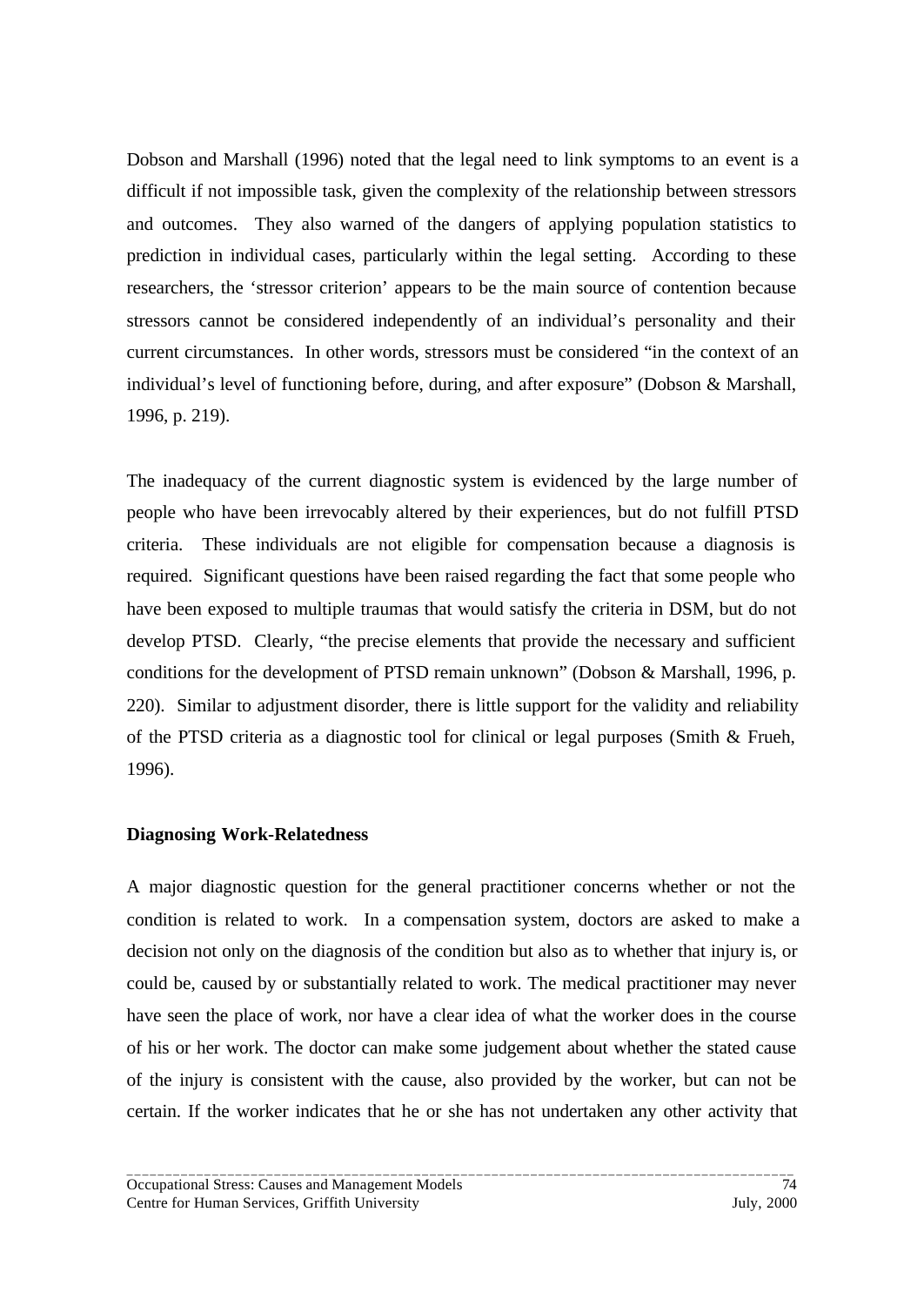Dobson and Marshall (1996) noted that the legal need to link symptoms to an event is a difficult if not impossible task, given the complexity of the relationship between stressors and outcomes. They also warned of the dangers of applying population statistics to prediction in individual cases, particularly within the legal setting. According to these researchers, the 'stressor criterion' appears to be the main source of contention because stressors cannot be considered independently of an individual's personality and their current circumstances. In other words, stressors must be considered "in the context of an individual's level of functioning before, during, and after exposure" (Dobson & Marshall, 1996, p. 219).

The inadequacy of the current diagnostic system is evidenced by the large number of people who have been irrevocably altered by their experiences, but do not fulfill PTSD criteria. These individuals are not eligible for compensation because a diagnosis is required. Significant questions have been raised regarding the fact that some people who have been exposed to multiple traumas that would satisfy the criteria in DSM, but do not develop PTSD. Clearly, "the precise elements that provide the necessary and sufficient conditions for the development of PTSD remain unknown" (Dobson & Marshall, 1996, p. 220). Similar to adjustment disorder, there is little support for the validity and reliability of the PTSD criteria as a diagnostic tool for clinical or legal purposes (Smith & Frueh, 1996).

**Diagnosing Work-Relatedness**

A major diagnostic question for the general practitioner concerns whether or not the condition is related to work. In a compensation system, doctors are asked to make a decision not only on the diagnosis of the condition but also as to whether that injury is, or could be, caused by or substantially related to work. The medical practitioner may never have seen the place of work, nor have a clear idea of what the worker does in the course of his or her work. The doctor can make some judgement about whether the stated cause of the injury is consistent with the cause, also provided by the worker, but can not be certain. If the worker indicates that he or she has not undertaken any other activity that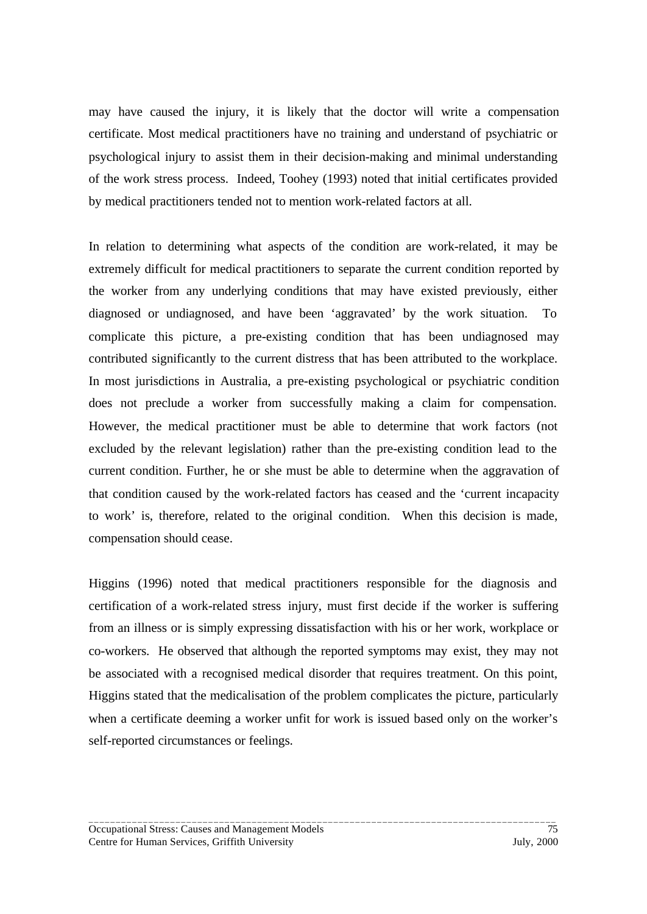may have caused the injury, it is likely that the doctor will write a compensation certificate. Most medical practitioners have no training and understand of psychiatric or psychological injury to assist them in their decision-making and minimal understanding of the work stress process. Indeed, Toohey (1993) noted that initial certificates provided by medical practitioners tended not to mention work-related factors at all.

In relation to determining what aspects of the condition are work-related, it may be extremely difficult for medical practitioners to separate the current condition reported by the worker from any underlying conditions that may have existed previously, either diagnosed or undiagnosed, and have been 'aggravated' by the work situation. To complicate this picture, a pre-existing condition that has been undiagnosed may contributed significantly to the current distress that has been attributed to the workplace. In most jurisdictions in Australia, a pre-existing psychological or psychiatric condition does not preclude a worker from successfully making a claim for compensation. However, the medical practitioner must be able to determine that work factors (not excluded by the relevant legislation) rather than the pre-existing condition lead to the current condition. Further, he or she must be able to determine when the aggravation of that condition caused by the work-related factors has ceased and the 'current incapacity to work' is, therefore, related to the original condition. When this decision is made, compensation should cease.

Higgins (1996) noted that medical practitioners responsible for the diagnosis and certification of a work-related stress injury, must first decide if the worker is suffering from an illness or is simply expressing dissatisfaction with his or her work, workplace or co-workers. He observed that although the reported symptoms may exist, they may not be associated with a recognised medical disorder that requires treatment. On this point, Higgins stated that the medicalisation of the problem complicates the picture, particularly when a certificate deeming a worker unfit for work is issued based only on the worker's self-reported circumstances or feelings.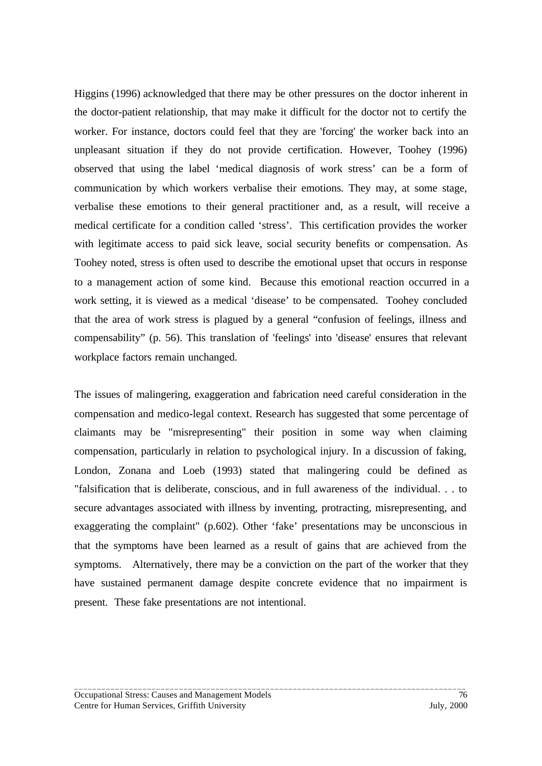Higgins (1996) acknowledged that there may be other pressures on the doctor inherent in the doctor-patient relationship, that may make it difficult for the doctor not to certify the worker. For instance, doctors could feel that they are 'forcing' the worker back into an unpleasant situation if they do not provide certification. However, Toohey (1996) observed that using the label ‘medical diagnosis of work stress’ can be a form of communication by which workers verbalise their emotions. They may, at some stage, verbalise these emotions to their general practitioner and, as a result, will receive a medical certificate for a condition called ‘stress’. This certification provides the worker with legitimate access to paid sick leave, social security benefits or compensation. As Toohey noted, stress is often used to describe the emotional upset that occurs in response to a management action of some kind. Because this emotional reaction occurred in a work setting, it is viewed as a medical ‘disease’ to be compensated. Toohey concluded that the area of work stress is plagued by a general “confusion of feelings, illness and compensability” (p. 56). This translation of 'feelings' into 'disease' ensures that relevant workplace factors remain unchanged.

The issues of malingering, exaggeration and fabrication need careful consideration in the compensation and medico-legal context. Research has suggested that some percentage of claimants may be "misrepresenting" their position in some way when claiming compensation, particularly in relation to psychological injury. In a discussion of faking, London, Zonana and Loeb (1993) stated that malingering could be defined as "falsification that is deliberate, conscious, and in full awareness of the individual. . . to secure advantages associated with illness by inventing, protracting, misrepresenting, and exaggerating the complaint" (p.602). Other ‘fake’ presentations may be unconscious in that the symptoms have been learned as a result of gains that are achieved from the symptoms. Alternatively, there may be a conviction on the part of the worker that they have sustained permanent damage despite concrete evidence that no impairment is present. These fake presentations are not intentional.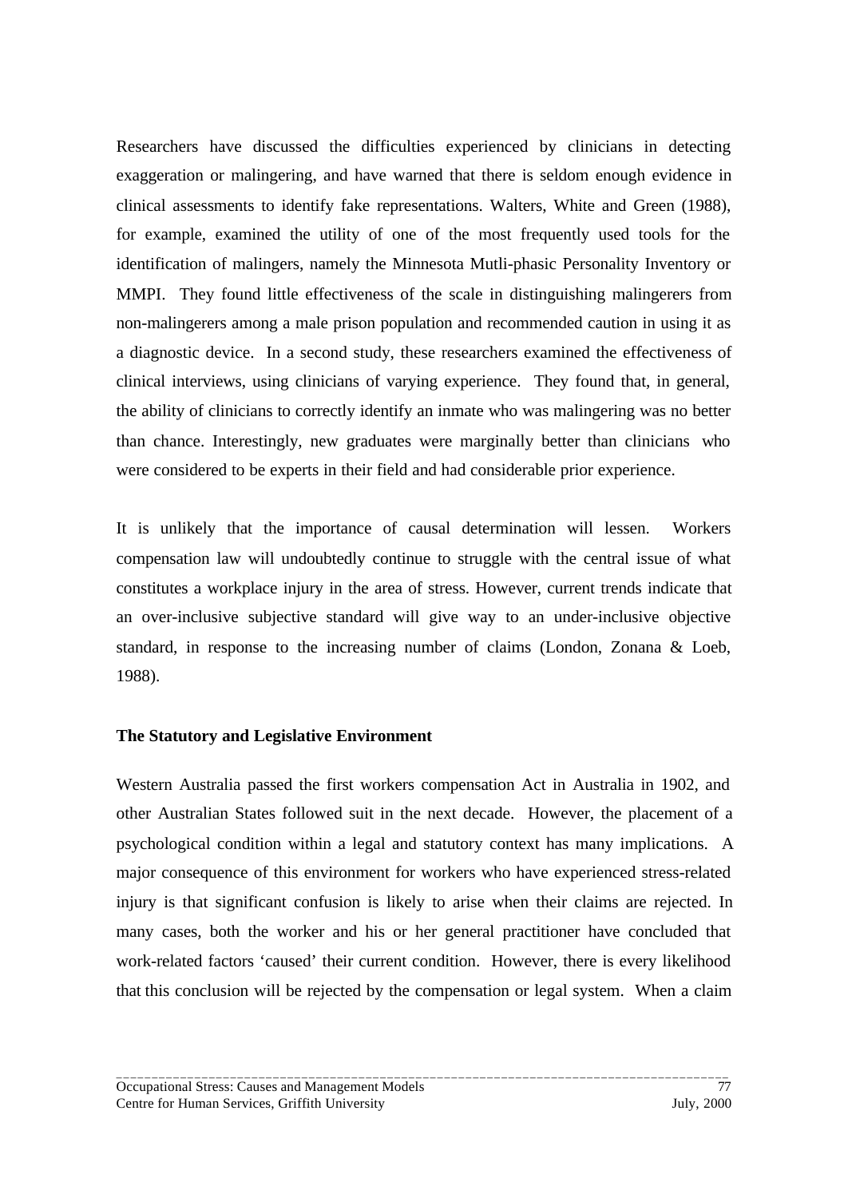Researchers have discussed the difficulties experienced by clinicians in detecting exaggeration or malingering, and have warned that there is seldom enough evidence in clinical assessments to identify fake representations. Walters, White and Green (1988), for example, examined the utility of one of the most frequently used tools for the identification of malingers, namely the Minnesota Mutli-phasic Personality Inventory or MMPI. They found little effectiveness of the scale in distinguishing malingerers from non-malingerers among a male prison population and recommended caution in using it as a diagnostic device. In a second study, these researchers examined the effectiveness of clinical interviews, using clinicians of varying experience. They found that, in general, the ability of clinicians to correctly identify an inmate who was malingering was no better than chance. Interestingly, new graduates were marginally better than clinicians who were considered to be experts in their field and had considerable prior experience.

It is unlikely that the importance of causal determination will lessen. Workers compensation law will undoubtedly continue to struggle with the central issue of what constitutes a workplace injury in the area of stress. However, current trends indicate that an over-inclusive subjective standard will give way to an under-inclusive objective standard, in response to the increasing number of claims (London, Zonana & Loeb, 1988).

### The Statutory and Legislative Environment

Western Australia passed the first workers compensation Act in Australia in 1902, and other Australian States followed suit in the next decade. However, the placement of a psychological condition within a legal and statutory context has many implications. A major consequence of this environment for workers who have experienced stress-related injury is that significant confusion is likely to arise when their claims are rejected. In many cases, both the worker and his or her general practitioner have concluded that work-related factors 'caused' their current condition. However, there is every likelihood that this conclusion will be rejected by the compensation or legal system. When a claim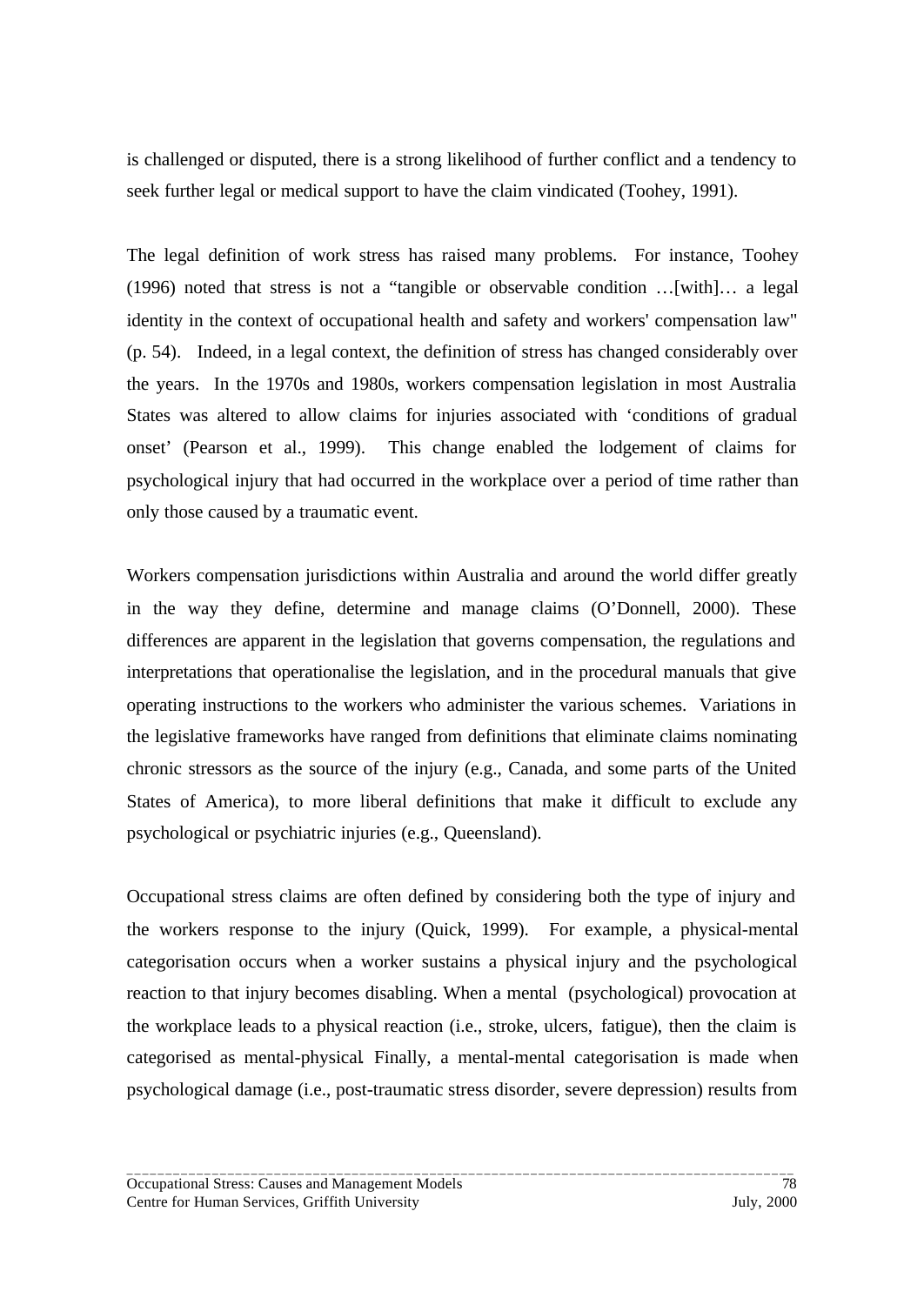is challenged or disputed, there is a strong likelihood of further conflict and a tendency to seek further legal or medical support to have the claim vindicated (Toohey, 1991).

The legal definition of work stress has raised many problems. For instance, Toohey (1996) noted that stress is not a "tangible or observable condition …[with]… a legal identity in the context of occupational health and safety and workers' compensation law" (p. 54). Indeed, in a legal context, the definition of stress has changed considerably over the years. In the 1970s and 1980s, workers compensation legislation in most Australia States was altered to allow claims for injuries associated with 'conditions of gradual onset' (Pearson et al., 1999). This change enabled the lodgement of claims for psychological injury that had occurred in the workplace over a period of time rather than only those caused by a traumatic event.

Workers compensation jurisdictions within Australia and around the world differ greatly in the way they define, determine and manage claims (O'Donnell, 2000). These differences are apparent in the legislation that governs compensation, the regulations and interpretations that operationalise the legislation, and in the procedural manuals that give operating instructions to the workers who administer the various schemes. Variations in the legislative frameworks have ranged from definitions that eliminate claims nominating chronic stressors as the source of the injury (e.g., Canada, and some parts of the United States of America), to more liberal definitions that make it difficult to exclude any psychological or psychiatric injuries (e.g., Queensland).

Occupational stress claims are often defined by considering both the type of injury and the workers response to the injury (Quick, 1999). For example, a physical-mental categorisation occurs when a worker sustains a physical injury and the psychological reaction to that injury becomes disabling. When a mental (psychological) provocation at the workplace leads to a physical reaction (i.e., stroke, ulcers, fatigue), then the claim is categorised as mental-physical. Finally, a mental-mental categorisation is made when psychological damage (i.e., post-traumatic stress disorder, severe depression) results from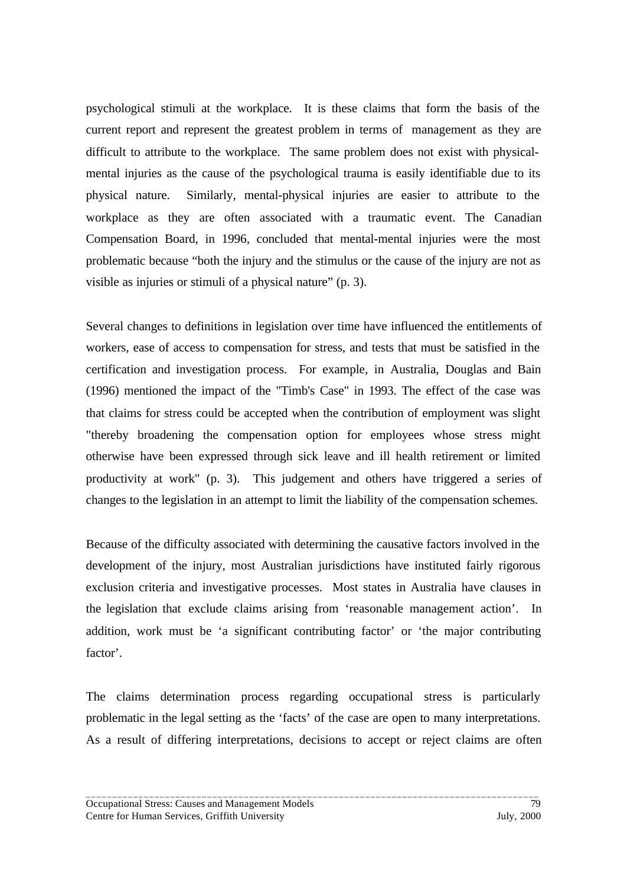psychological stimuli at the workplace. It is these claims that form the basis of the current report and represent the greatest problem in terms of management as they are difficult to attribute to the workplace. The same problem does not exist with physical-mental injuries as the cause of the psychological trauma is easily identifiable due to its physical nature. Similarly, mental-physical injuries are easier to attribute to the workplace as they are often associated with a traumatic event. The Canadian Compensation Board, in 1996, concluded that mental-mental injuries were the most problematic because "both the injury and the stimulus or the cause of the injury are not as visible as injuries or stimuli of a physical nature" (p. 3).

Several changes to definitions in legislation over time have influenced the entitlements of workers, ease of access to compensation for stress, and tests that must be satisfied in the certification and investigation process. For example, in Australia, Douglas and Bain (1996) mentioned the impact of the "Timb's Case" in 1993. The effect of the case was that claims for stress could be accepted when the contribution of employment was slight "thereby broadening the compensation option for employees whose stress might otherwise have been expressed through sick leave and ill health retirement or limited productivity at work" (p. 3). This judgement and others have triggered a series of changes to the legislation in an attempt to limit the liability of the compensation schemes.

Because of the difficulty associated with determining the causative factors involved in the development of the injury, most Australian jurisdictions have instituted fairly rigorous exclusion criteria and investigative processes. Most states in Australia have clauses in the legislation that exclude claims arising from 'reasonable management action'. In addition, work must be 'a significant contributing factor' or 'the major contributing factor'.

The claims determination process regarding occupational stress is particularly problematic in the legal setting as the 'facts' of the case are open to many interpretations. As a result of differing interpretations, decisions to accept or reject claims are often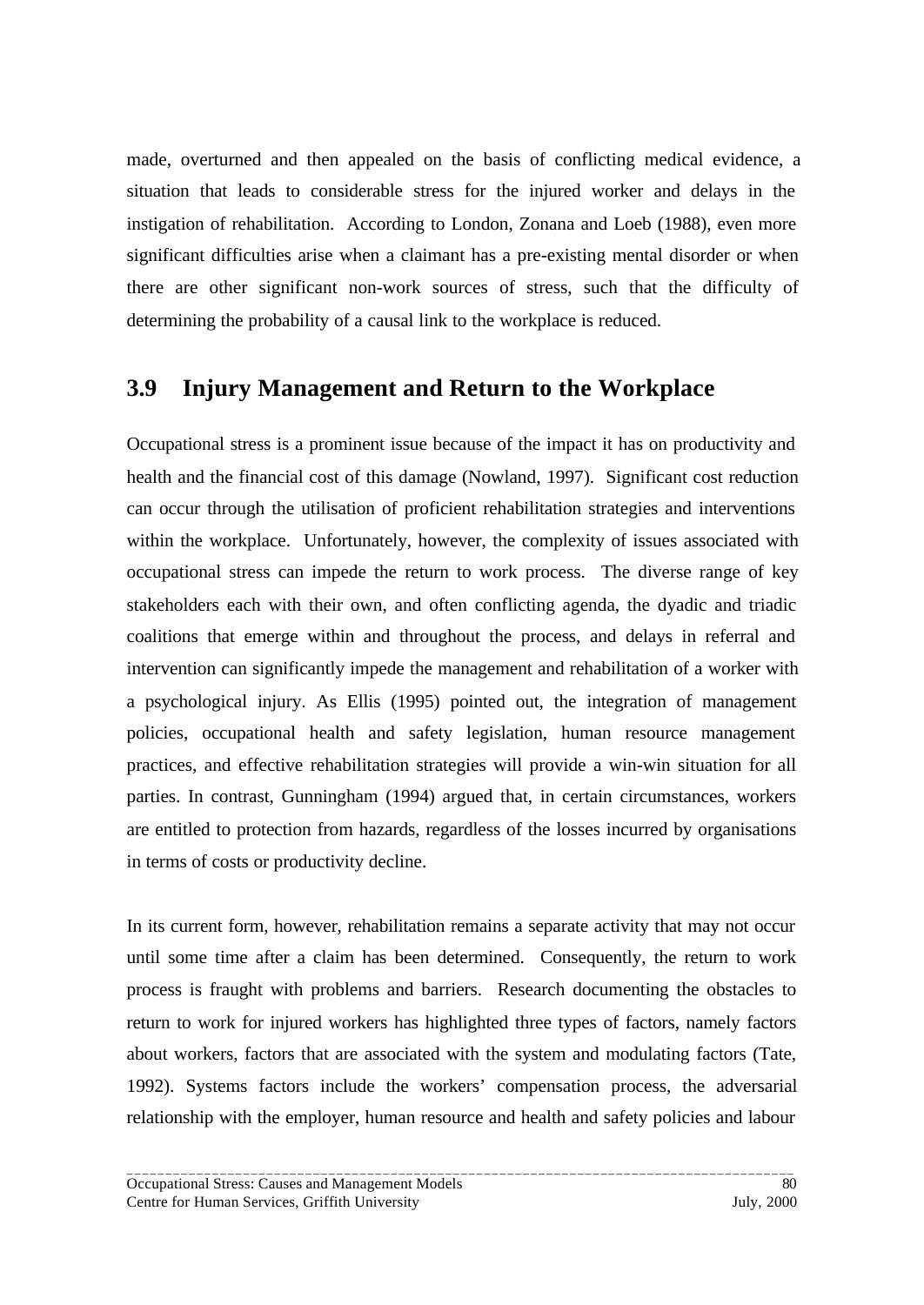made, overturned and then appealed on the basis of conflicting medical evidence, a situation that leads to considerable stress for the injured worker and delays in the instigation of rehabilitation. According to London, Zonana and Loeb (1988), even more significant difficulties arise when a claimant has a pre-existing mental disorder or when there are other significant non-work sources of stress, such that the difficulty of determining the probability of a causal link to the workplace is reduced.

## 3.9 Injury Management and Return to the Workplace

Occupational stress is a prominent issue because of the impact it has on productivity and health and the financial cost of this damage (Nowland, 1997). Significant cost reduction can occur through the utilisation of proficient rehabilitation strategies and interventions within the workplace. Unfortunately, however, the complexity of issues associated with occupational stress can impede the return to work process. The diverse range of key stakeholders each with their own, and often conflicting agenda, the dyadic and triadic coalitions that emerge within and throughout the process, and delays in referral and intervention can significantly impede the management and rehabilitation of a worker with a psychological injury. As Ellis (1995) pointed out, the integration of management policies, occupational health and safety legislation, human resource management practices, and effective rehabilitation strategies will provide a win-win situation for all parties. In contrast, Gunningham (1994) argued that, in certain circumstances, workers are entitled to protection from hazards, regardless of the losses incurred by organisations in terms of costs or productivity decline.

In its current form, however, rehabilitation remains a separate activity that may not occur until some time after a claim has been determined. Consequently, the return to work process is fraught with problems and barriers. Research documenting the obstacles to return to work for injured workers has highlighted three types of factors, namely factors about workers, factors that are associated with the system and modulating factors (Tate, 1992). Systems factors include the workers' compensation process, the adversarial relationship with the employer, human resource and health and safety policies and labour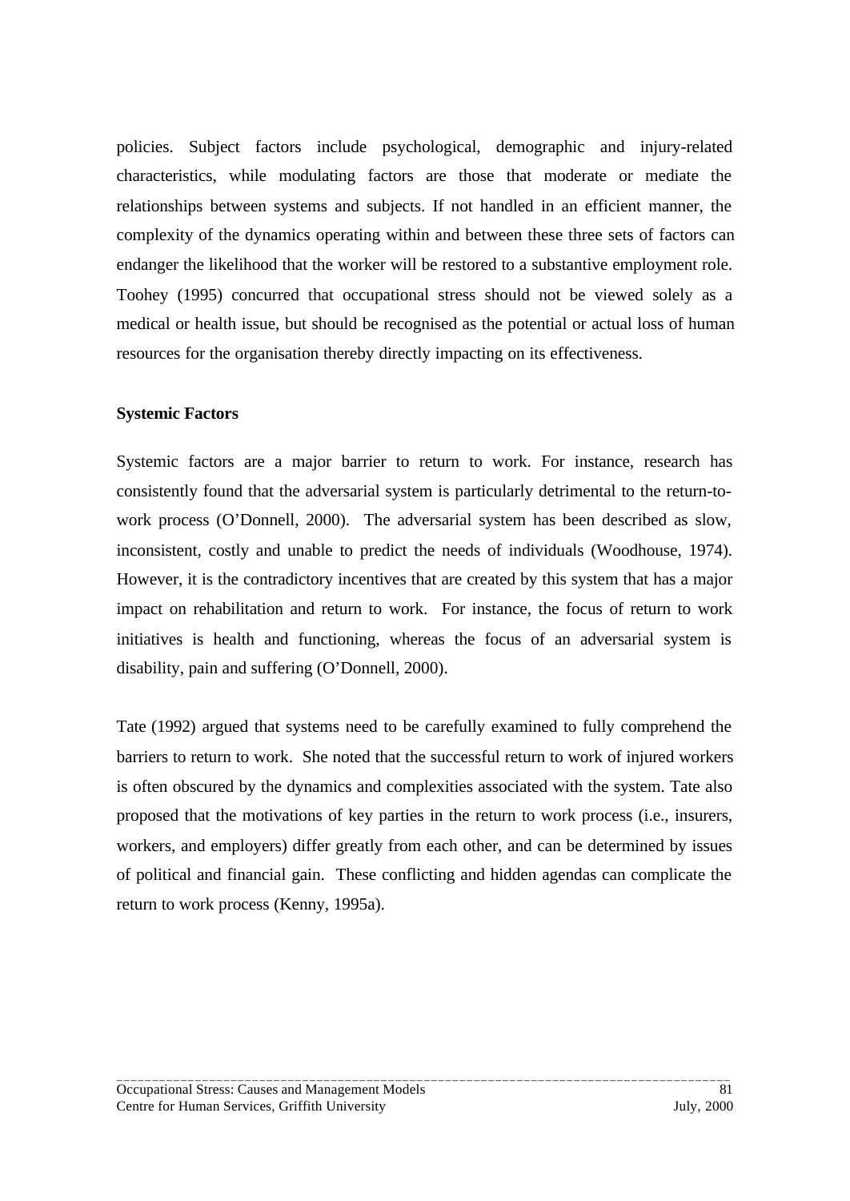policies. Subject factors include psychological, demographic and injury-related characteristics, while modulating factors are those that moderate or mediate the relationships between systems and subjects. If not handled in an efficient manner, the complexity of the dynamics operating within and between these three sets of factors can endanger the likelihood that the worker will be restored to a substantive employment role. Toohey (1995) concurred that occupational stress should not be viewed solely as a medical or health issue, but should be recognised as the potential or actual loss of human resources for the organisation thereby directly impacting on its effectiveness.

**Systemic Factors**

Systemic factors are a major barrier to return to work. For instance, research has consistently found that the adversarial system is particularly detrimental to the return-to-work process (O'Donnell, 2000). The adversarial system has been described as slow, inconsistent, costly and unable to predict the needs of individuals (Woodhouse, 1974). However, it is the contradictory incentives that are created by this system that has a major impact on rehabilitation and return to work. For instance, the focus of return to work initiatives is health and functioning, whereas the focus of an adversarial system is disability, pain and suffering (O'Donnell, 2000).

Tate (1992) argued that systems need to be carefully examined to fully comprehend the barriers to return to work. She noted that the successful return to work of injured workers is often obscured by the dynamics and complexities associated with the system. Tate also proposed that the motivations of key parties in the return to work process (i.e., insurers, workers, and employers) differ greatly from each other, and can be determined by issues of political and financial gain. These conflicting and hidden agendas can complicate the return to work process (Kenny, 1995a).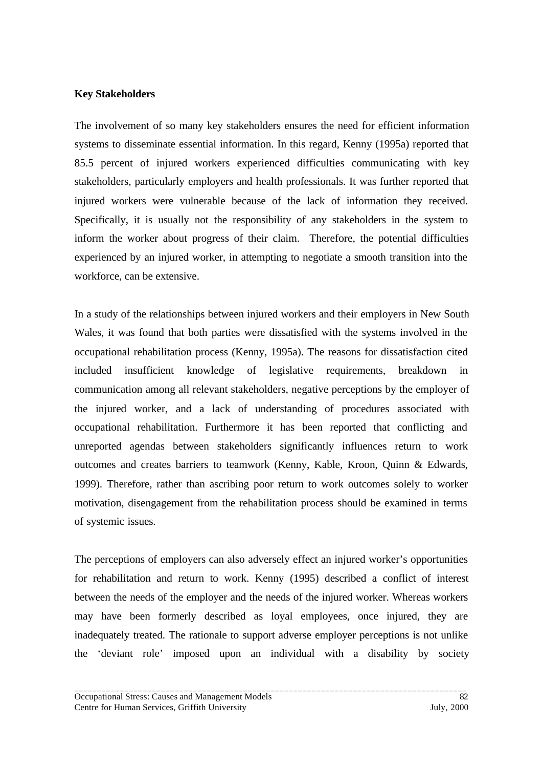**Key Stakeholders**

The involvement of so many key stakeholders ensures the need for efficient information systems to disseminate essential information. In this regard, Kenny (1995a) reported that 85.5 percent of injured workers experienced difficulties communicating with key stakeholders, particularly employers and health professionals. It was further reported that injured workers were vulnerable because of the lack of information they received. Specifically, it is usually not the responsibility of any stakeholders in the system to inform the worker about progress of their claim. Therefore, the potential difficulties experienced by an injured worker, in attempting to negotiate a smooth transition into the workforce, can be extensive.

In a study of the relationships between injured workers and their employers in New South Wales, it was found that both parties were dissatisfied with the systems involved in the occupational rehabilitation process (Kenny, 1995a). The reasons for dissatisfaction cited included insufficient knowledge of legislative requirements, breakdown in communication among all relevant stakeholders, negative perceptions by the employer of the injured worker, and a lack of understanding of procedures associated with occupational rehabilitation. Furthermore it has been reported that conflicting and unreported agendas between stakeholders significantly influences return to work outcomes and creates barriers to teamwork (Kenny, Kable, Kroon, Quinn & Edwards, 1999). Therefore, rather than ascribing poor return to work outcomes solely to worker motivation, disengagement from the rehabilitation process should be examined in terms of systemic issues.

The perceptions of employers can also adversely effect an injured worker's opportunities for rehabilitation and return to work. Kenny (1995) described a conflict of interest between the needs of the employer and the needs of the injured worker. Whereas workers may have been formerly described as loyal employees, once injured, they are inadequately treated. The rationale to support adverse employer perceptions is not unlike the 'deviant role' imposed upon an individual with a disability by society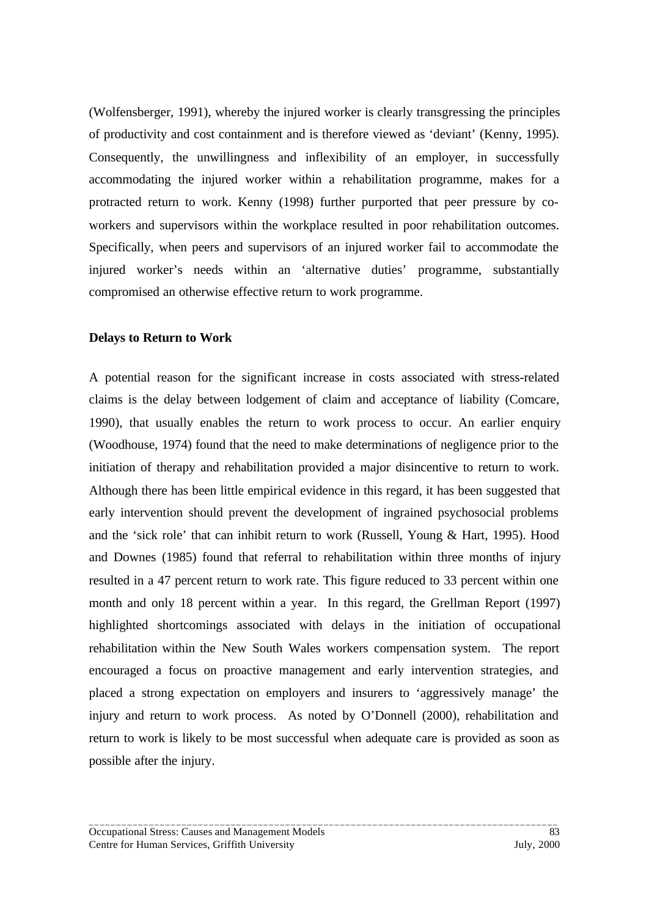(Wolfensberger, 1991), whereby the injured worker is clearly transgressing the principles of productivity and cost containment and is therefore viewed as 'deviant' (Kenny, 1995). Consequently, the unwillingness and inflexibility of an employer, in successfully accommodating the injured worker within a rehabilitation programme, makes for a protracted return to work. Kenny (1998) further purported that peer pressure by co-workers and supervisors within the workplace resulted in poor rehabilitation outcomes. Specifically, when peers and supervisors of an injured worker fail to accommodate the injured worker's needs within an 'alternative duties' programme, substantially compromised an otherwise effective return to work programme.

**Delays to Return to Work**

A potential reason for the significant increase in costs associated with stress-related claims is the delay between lodgement of claim and acceptance of liability (Comcare, 1990), that usually enables the return to work process to occur. An earlier enquiry (Woodhouse, 1974) found that the need to make determinations of negligence prior to the initiation of therapy and rehabilitation provided a major disincentive to return to work. Although there has been little empirical evidence in this regard, it has been suggested that early intervention should prevent the development of ingrained psychosocial problems and the 'sick role' that can inhibit return to work (Russell, Young & Hart, 1995). Hood and Downes (1985) found that referral to rehabilitation within three months of injury resulted in a 47 percent return to work rate. This figure reduced to 33 percent within one month and only 18 percent within a year. In this regard, the Grellman Report (1997) highlighted shortcomings associated with delays in the initiation of occupational rehabilitation within the New South Wales workers compensation system. The report encouraged a focus on proactive management and early intervention strategies, and placed a strong expectation on employers and insurers to 'aggressively manage' the injury and return to work process. As noted by O'Donnell (2000), rehabilitation and return to work is likely to be most successful when adequate care is provided as soon as possible after the injury.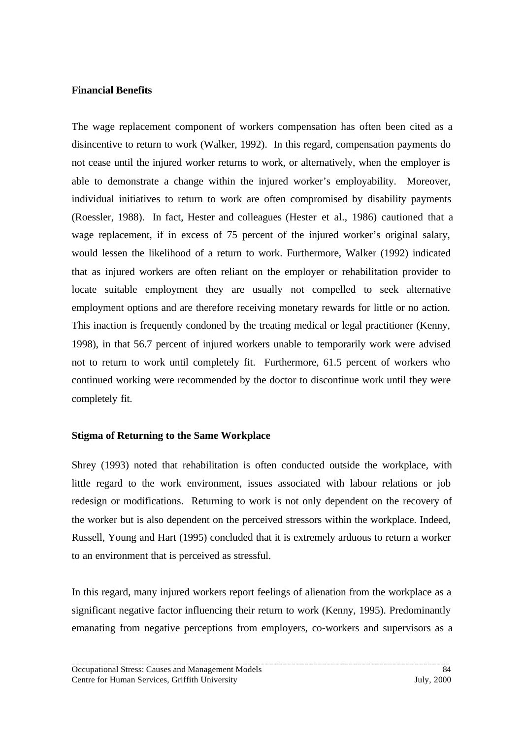**Financial Benefits**

The wage replacement component of workers compensation has often been cited as a disincentive to return to work (Walker, 1992). In this regard, compensation payments do not cease until the injured worker returns to work, or alternatively, when the employer is able to demonstrate a change within the injured worker's employability. Moreover, individual initiatives to return to work are often compromised by disability payments (Roessler, 1988). In fact, Hester and colleagues (Hester et al., 1986) cautioned that a wage replacement, if in excess of 75 percent of the injured worker's original salary, would lessen the likelihood of a return to work. Furthermore, Walker (1992) indicated that as injured workers are often reliant on the employer or rehabilitation provider to locate suitable employment they are usually not compelled to seek alternative employment options and are therefore receiving monetary rewards for little or no action. This inaction is frequently condoned by the treating medical or legal practitioner (Kenny, 1998), in that 56.7 percent of injured workers unable to temporarily work were advised not to return to work until completely fit. Furthermore, 61.5 percent of workers who continued working were recommended by the doctor to discontinue work until they were completely fit.

**Stigma of Returning to the Same Workplace**

Shrey (1993) noted that rehabilitation is often conducted outside the workplace, with little regard to the work environment, issues associated with labour relations or job redesign or modifications. Returning to work is not only dependent on the recovery of the worker but is also dependent on the perceived stressors within the workplace. Indeed, Russell, Young and Hart (1995) concluded that it is extremely arduous to return a worker to an environment that is perceived as stressful.

In this regard, many injured workers report feelings of alienation from the workplace as a significant negative factor influencing their return to work (Kenny, 1995). Predominantly emanating from negative perceptions from employers, co-workers and supervisors as a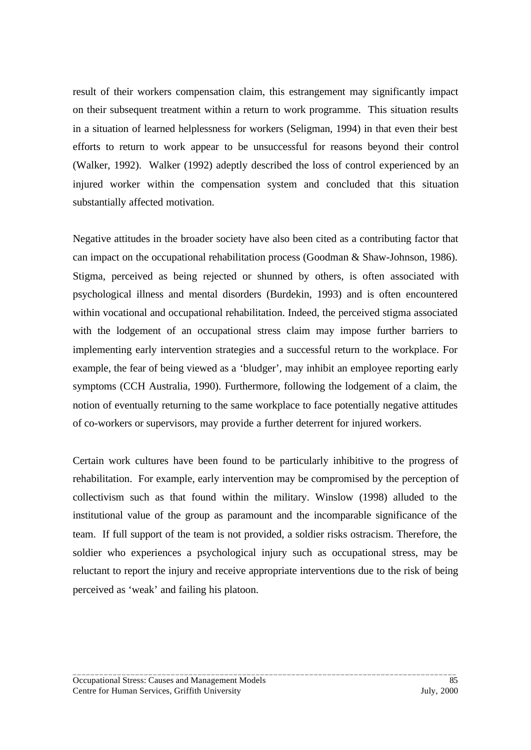result of their workers compensation claim, this estrangement may significantly impact on their subsequent treatment within a return to work programme. This situation results in a situation of learned helplessness for workers (Seligman, 1994) in that even their best efforts to return to work appear to be unsuccessful for reasons beyond their control (Walker, 1992). Walker (1992) adeptly described the loss of control experienced by an injured worker within the compensation system and concluded that this situation substantially affected motivation.

Negative attitudes in the broader society have also been cited as a contributing factor that can impact on the occupational rehabilitation process (Goodman & Shaw-Johnson, 1986). Stigma, perceived as being rejected or shunned by others, is often associated with psychological illness and mental disorders (Burdekin, 1993) and is often encountered within vocational and occupational rehabilitation. Indeed, the perceived stigma associated with the lodgement of an occupational stress claim may impose further barriers to implementing early intervention strategies and a successful return to the workplace. For example, the fear of being viewed as a 'bludger', may inhibit an employee reporting early symptoms (CCH Australia, 1990). Furthermore, following the lodgement of a claim, the notion of eventually returning to the same workplace to face potentially negative attitudes of co-workers or supervisors, may provide a further deterrent for injured workers.

Certain work cultures have been found to be particularly inhibitive to the progress of rehabilitation. For example, early intervention may be compromised by the perception of collectivism such as that found within the military. Winslow (1998) alluded to the institutional value of the group as paramount and the incomparable significance of the team. If full support of the team is not provided, a soldier risks ostracism. Therefore, the soldier who experiences a psychological injury such as occupational stress, may be reluctant to report the injury and receive appropriate interventions due to the risk of being perceived as 'weak' and failing his platoon.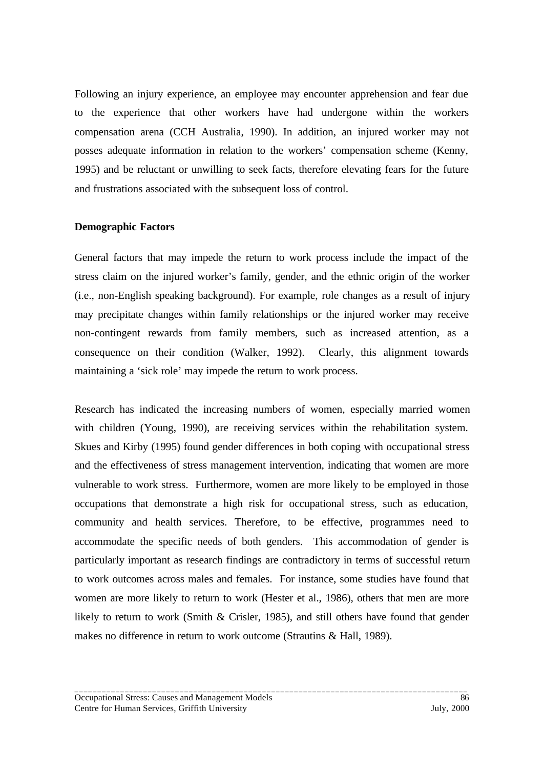Following an injury experience, an employee may encounter apprehension and fear due to the experience that other workers have had undergone within the workers compensation arena (CCH Australia, 1990). In addition, an injured worker may not posses adequate information in relation to the workers' compensation scheme (Kenny, 1995) and be reluctant or unwilling to seek facts, therefore elevating fears for the future and frustrations associated with the subsequent loss of control.

**Demographic Factors**

General factors that may impede the return to work process include the impact of the stress claim on the injured worker's family, gender, and the ethnic origin of the worker (i.e., non-English speaking background). For example, role changes as a result of injury may precipitate changes within family relationships or the injured worker may receive non-contingent rewards from family members, such as increased attention, as a consequence on their condition (Walker, 1992). Clearly, this alignment towards maintaining a 'sick role' may impede the return to work process.

Research has indicated the increasing numbers of women, especially married women with children (Young, 1990), are receiving services within the rehabilitation system. Skues and Kirby (1995) found gender differences in both coping with occupational stress and the effectiveness of stress management intervention, indicating that women are more vulnerable to work stress. Furthermore, women are more likely to be employed in those occupations that demonstrate a high risk for occupational stress, such as education, community and health services. Therefore, to be effective, programmes need to accommodate the specific needs of both genders. This accommodation of gender is particularly important as research findings are contradictory in terms of successful return to work outcomes across males and females. For instance, some studies have found that women are more likely to return to work (Hester et al., 1986), others that men are more likely to return to work (Smith & Crisler, 1985), and still others have found that gender makes no difference in return to work outcome (Strautins & Hall, 1989).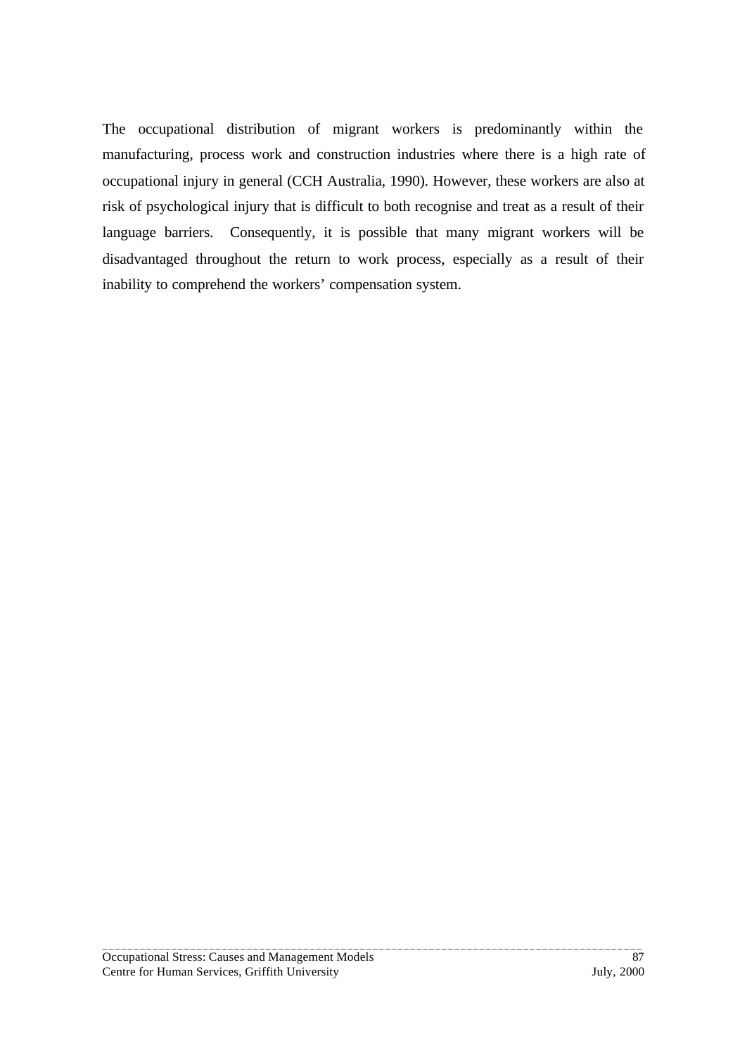The occupational distribution of migrant workers is predominantly within the manufacturing, process work and construction industries where there is a high rate of occupational injury in general (CCH Australia, 1990). However, these workers are also at risk of psychological injury that is difficult to both recognise and treat as a result of their language barriers. Consequently, it is possible that many migrant workers will be disadvantaged throughout the return to work process, especially as a result of their inability to comprehend the workers' compensation system.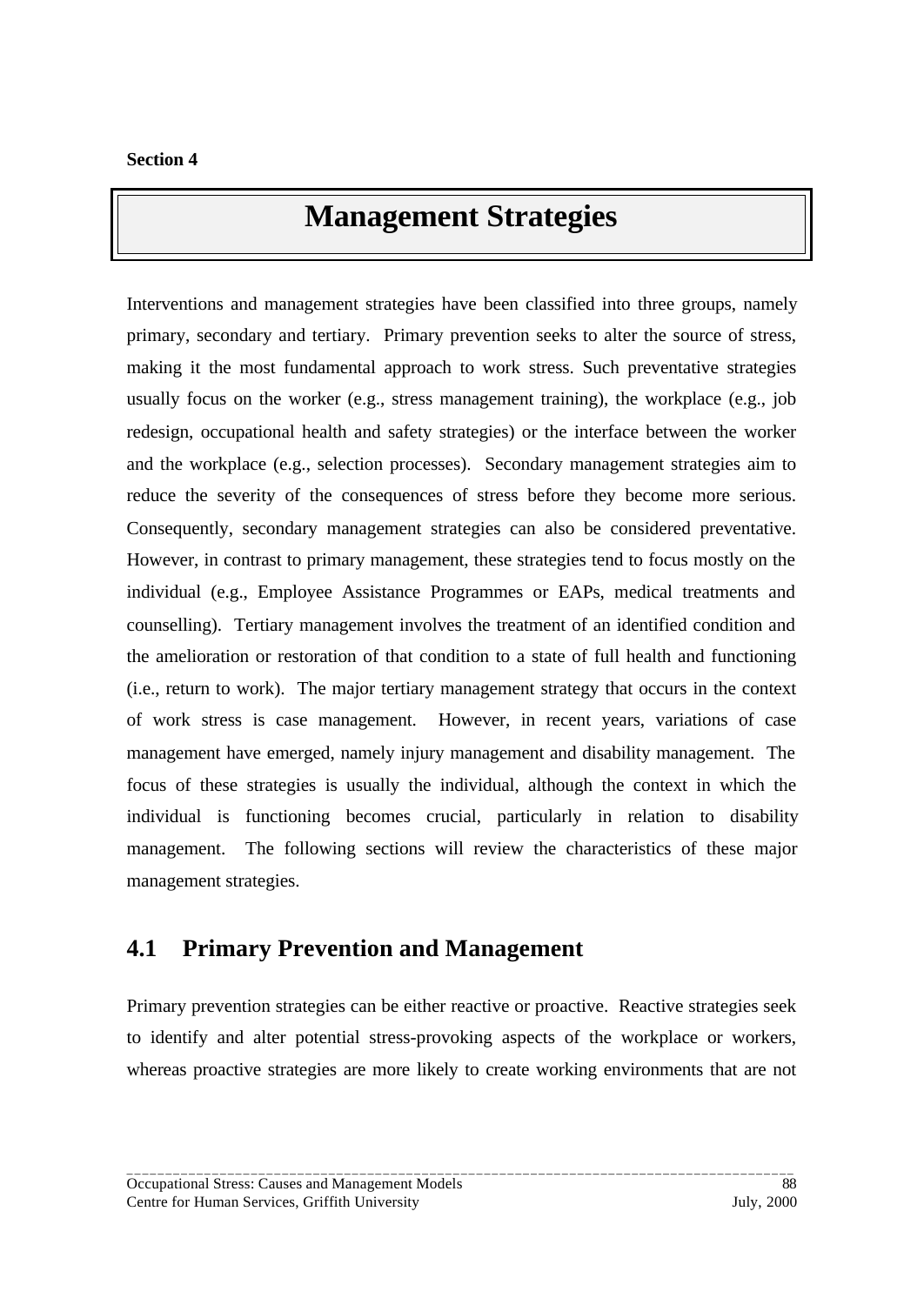Section 4

# Management Strategies

Interventions and management strategies have been classified into three groups, namely primary, secondary and tertiary. Primary prevention seeks to alter the source of stress, making it the most fundamental approach to work stress. Such preventative strategies usually focus on the worker (e.g., stress management training), the workplace (e.g., job redesign, occupational health and safety strategies) or the interface between the worker and the workplace (e.g., selection processes). Secondary management strategies aim to reduce the severity of the consequences of stress before they become more serious. Consequently, secondary management strategies can also be considered preventative. However, in contrast to primary management, these strategies tend to focus mostly on the individual (e.g., Employee Assistance Programmes or EAPs, medical treatments and counselling). Tertiary management involves the treatment of an identified condition and the amelioration or restoration of that condition to a state of full health and functioning (i.e., return to work). The major tertiary management strategy that occurs in the context of work stress is case management. However, in recent years, variations of case management have emerged, namely injury management and disability management. The focus of these strategies is usually the individual, although the context in which the individual is functioning becomes crucial, particularly in relation to disability management. The following sections will review the characteristics of these major management strategies.

## 4.1 Primary Prevention and Management

Primary prevention strategies can be either reactive or proactive. Reactive strategies seek to identify and alter potential stress-provoking aspects of the workplace or workers, whereas proactive strategies are more likely to create working environments that are not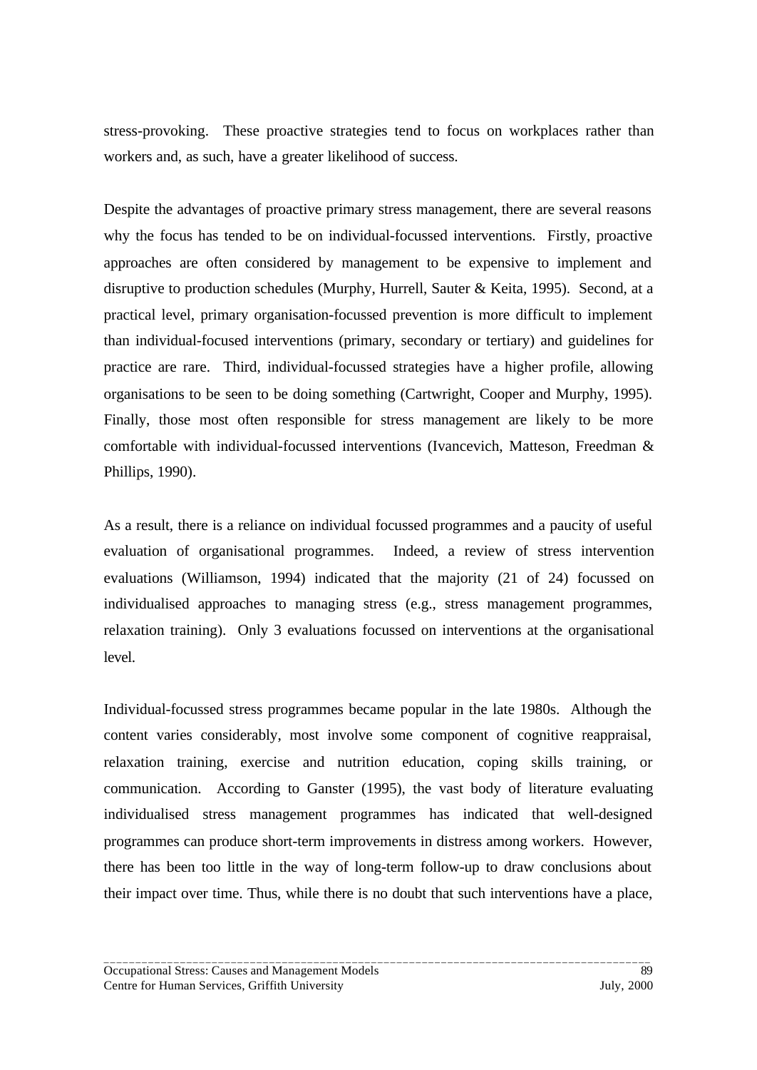stress-provoking. These proactive strategies tend to focus on workplaces rather than workers and, as such, have a greater likelihood of success.

Despite the advantages of proactive primary stress management, there are several reasons why the focus has tended to be on individual-focussed interventions. Firstly, proactive approaches are often considered by management to be expensive to implement and disruptive to production schedules (Murphy, Hurrell, Sauter & Keita, 1995). Second, at a practical level, primary organisation-focussed prevention is more difficult to implement than individual-focused interventions (primary, secondary or tertiary) and guidelines for practice are rare. Third, individual-focussed strategies have a higher profile, allowing organisations to be seen to be doing something (Cartwright, Cooper and Murphy, 1995). Finally, those most often responsible for stress management are likely to be more comfortable with individual-focussed interventions (Ivancevich, Matteson, Freedman & Phillips, 1990).

As a result, there is a reliance on individual focussed programmes and a paucity of useful evaluation of organisational programmes. Indeed, a review of stress intervention evaluations (Williamson, 1994) indicated that the majority (21 of 24) focussed on individualised approaches to managing stress (e.g., stress management programmes, relaxation training). Only 3 evaluations focussed on interventions at the organisational level.

Individual-focussed stress programmes became popular in the late 1980s. Although the content varies considerably, most involve some component of cognitive reappraisal, relaxation training, exercise and nutrition education, coping skills training, or communication. According to Ganster (1995), the vast body of literature evaluating individualised stress management programmes has indicated that well-designed programmes can produce short-term improvements in distress among workers. However, there has been too little in the way of long-term follow-up to draw conclusions about their impact over time. Thus, while there is no doubt that such interventions have a place,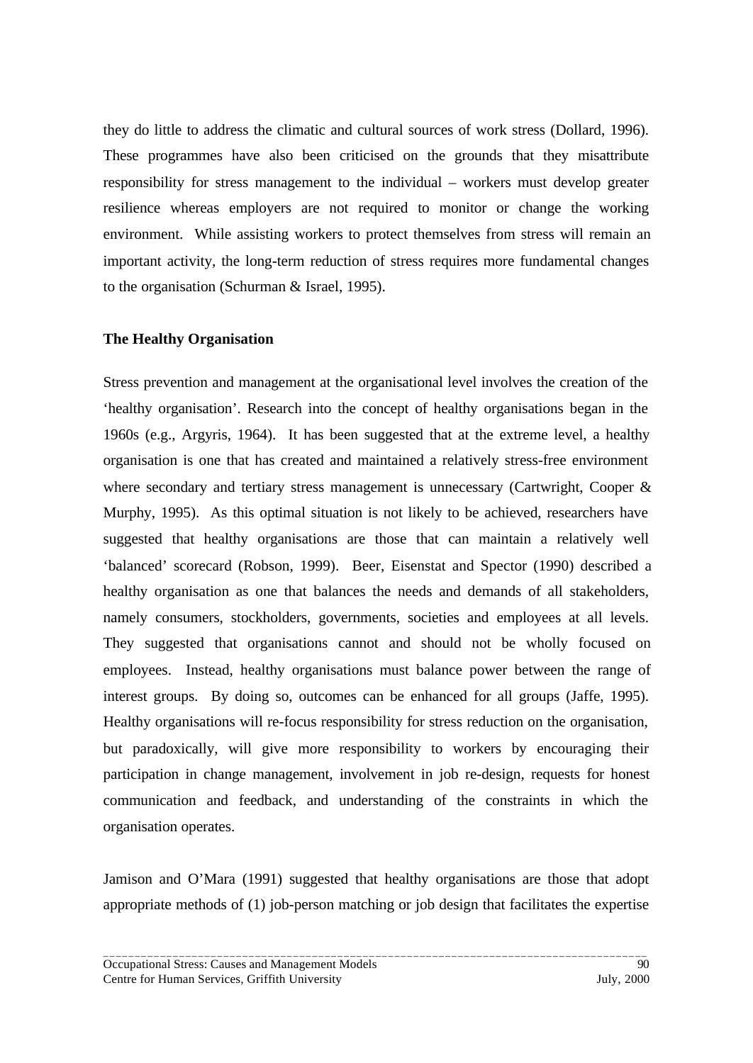they do little to address the climatic and cultural sources of work stress (Dollard, 1996). These programmes have also been criticised on the grounds that they misattribute responsibility for stress management to the individual – workers must develop greater resilience whereas employers are not required to monitor or change the working environment. While assisting workers to protect themselves from stress will remain an important activity, the long-term reduction of stress requires more fundamental changes to the organisation (Schurman & Israel, 1995).

**The Healthy Organisation**

Stress prevention and management at the organisational level involves the creation of the 'healthy organisation'. Research into the concept of healthy organisations began in the 1960s (e.g., Argyris, 1964). It has been suggested that at the extreme level, a healthy organisation is one that has created and maintained a relatively stress-free environment where secondary and tertiary stress management is unnecessary (Cartwright, Cooper & Murphy, 1995). As this optimal situation is not likely to be achieved, researchers have suggested that healthy organisations are those that can maintain a relatively well 'balanced' scorecard (Robson, 1999). Beer, Eisenstat and Spector (1990) described a healthy organisation as one that balances the needs and demands of all stakeholders, namely consumers, stockholders, governments, societies and employees at all levels. They suggested that organisations cannot and should not be wholly focused on employees. Instead, healthy organisations must balance power between the range of interest groups. By doing so, outcomes can be enhanced for all groups (Jaffe, 1995). Healthy organisations will re-focus responsibility for stress reduction on the organisation, but paradoxically, will give more responsibility to workers by encouraging their participation in change management, involvement in job re-design, requests for honest communication and feedback, and understanding of the constraints in which the organisation operates.

Jamison and O'Mara (1991) suggested that healthy organisations are those that adopt appropriate methods of (1) job-person matching or job design that facilitates the expertise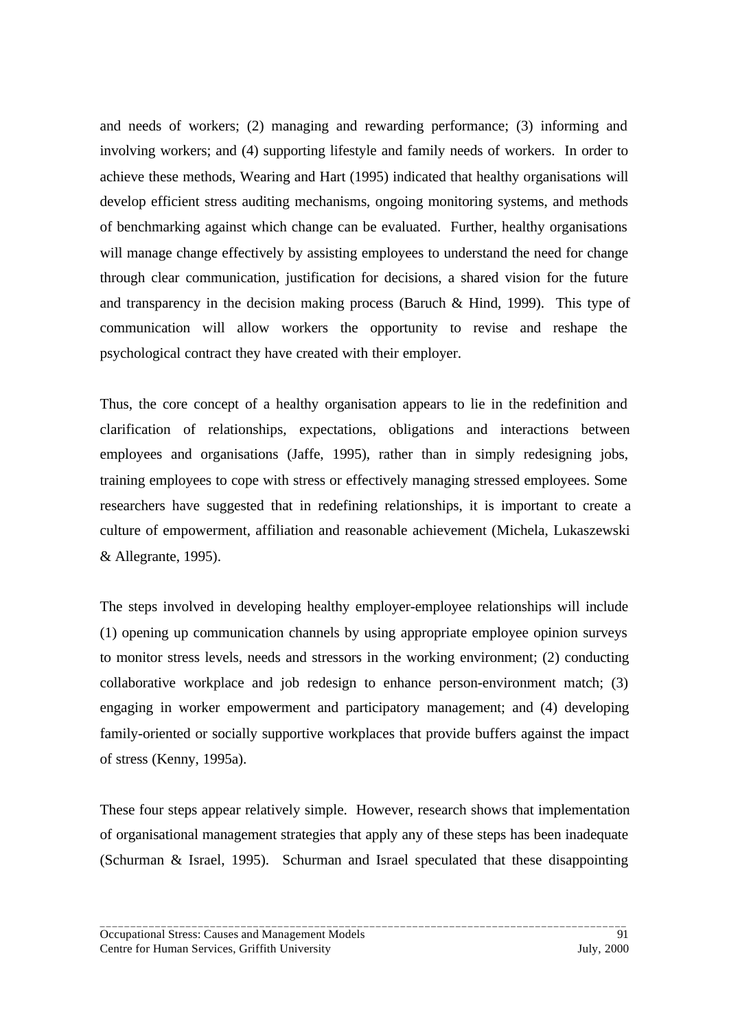and needs of workers; (2) managing and rewarding performance; (3) informing and involving workers; and (4) supporting lifestyle and family needs of workers. In order to achieve these methods, Wearing and Hart (1995) indicated that healthy organisations will develop efficient stress auditing mechanisms, ongoing monitoring systems, and methods of benchmarking against which change can be evaluated. Further, healthy organisations will manage change effectively by assisting employees to understand the need for change through clear communication, justification for decisions, a shared vision for the future and transparency in the decision making process (Baruch & Hind, 1999). This type of communication will allow workers the opportunity to revise and reshape the psychological contract they have created with their employer.

Thus, the core concept of a healthy organisation appears to lie in the redefinition and clarification of relationships, expectations, obligations and interactions between employees and organisations (Jaffe, 1995), rather than in simply redesigning jobs, training employees to cope with stress or effectively managing stressed employees. Some researchers have suggested that in redefining relationships, it is important to create a culture of empowerment, affiliation and reasonable achievement (Michela, Lukaszewski & Allegrante, 1995).

The steps involved in developing healthy employer-employee relationships will include (1) opening up communication channels by using appropriate employee opinion surveys to monitor stress levels, needs and stressors in the working environment; (2) conducting collaborative workplace and job redesign to enhance person-environment match; (3) engaging in worker empowerment and participatory management; and (4) developing family-oriented or socially supportive workplaces that provide buffers against the impact of stress (Kenny, 1995a).

These four steps appear relatively simple. However, research shows that implementation of organisational management strategies that apply any of these steps has been inadequate (Schurman & Israel, 1995). Schurman and Israel speculated that these disappointing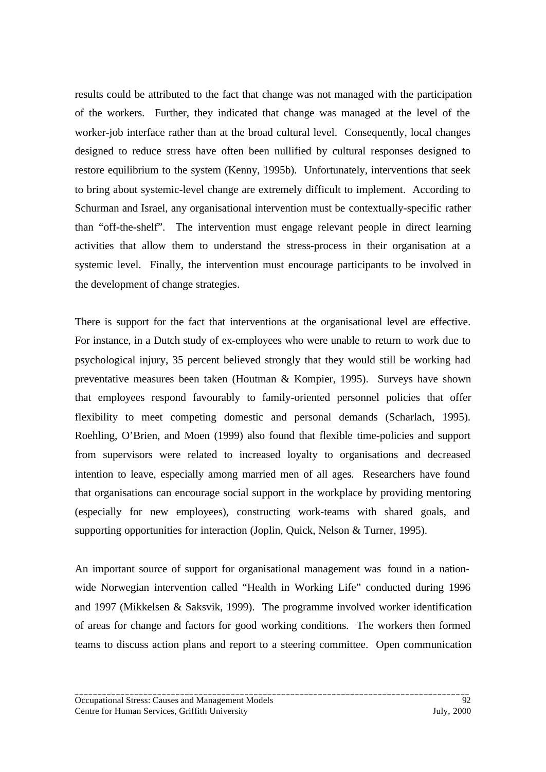results could be attributed to the fact that change was not managed with the participation of the workers. Further, they indicated that change was managed at the level of the worker-job interface rather than at the broad cultural level. Consequently, local changes designed to reduce stress have often been nullified by cultural responses designed to restore equilibrium to the system (Kenny, 1995b). Unfortunately, interventions that seek to bring about systemic-level change are extremely difficult to implement. According to Schurman and Israel, any organisational intervention must be contextually-specific rather than "off-the-shelf". The intervention must engage relevant people in direct learning activities that allow them to understand the stress-process in their organisation at a systemic level. Finally, the intervention must encourage participants to be involved in the development of change strategies.

There is support for the fact that interventions at the organisational level are effective. For instance, in a Dutch study of ex-employees who were unable to return to work due to psychological injury, 35 percent believed strongly that they would still be working had preventative measures been taken (Houtman & Kompier, 1995). Surveys have shown that employees respond favourably to family-oriented personnel policies that offer flexibility to meet competing domestic and personal demands (Scharlach, 1995). Roehling, O'Brien, and Moen (1999) also found that flexible time-policies and support from supervisors were related to increased loyalty to organisations and decreased intention to leave, especially among married men of all ages. Researchers have found that organisations can encourage social support in the workplace by providing mentoring (especially for new employees), constructing work-teams with shared goals, and supporting opportunities for interaction (Joplin, Quick, Nelson & Turner, 1995).

An important source of support for organisational management was found in a nation-wide Norwegian intervention called "Health in Working Life" conducted during 1996 and 1997 (Mikkelsen & Saksvik, 1999). The programme involved worker identification of areas for change and factors for good working conditions. The workers then formed teams to discuss action plans and report to a steering committee. Open communication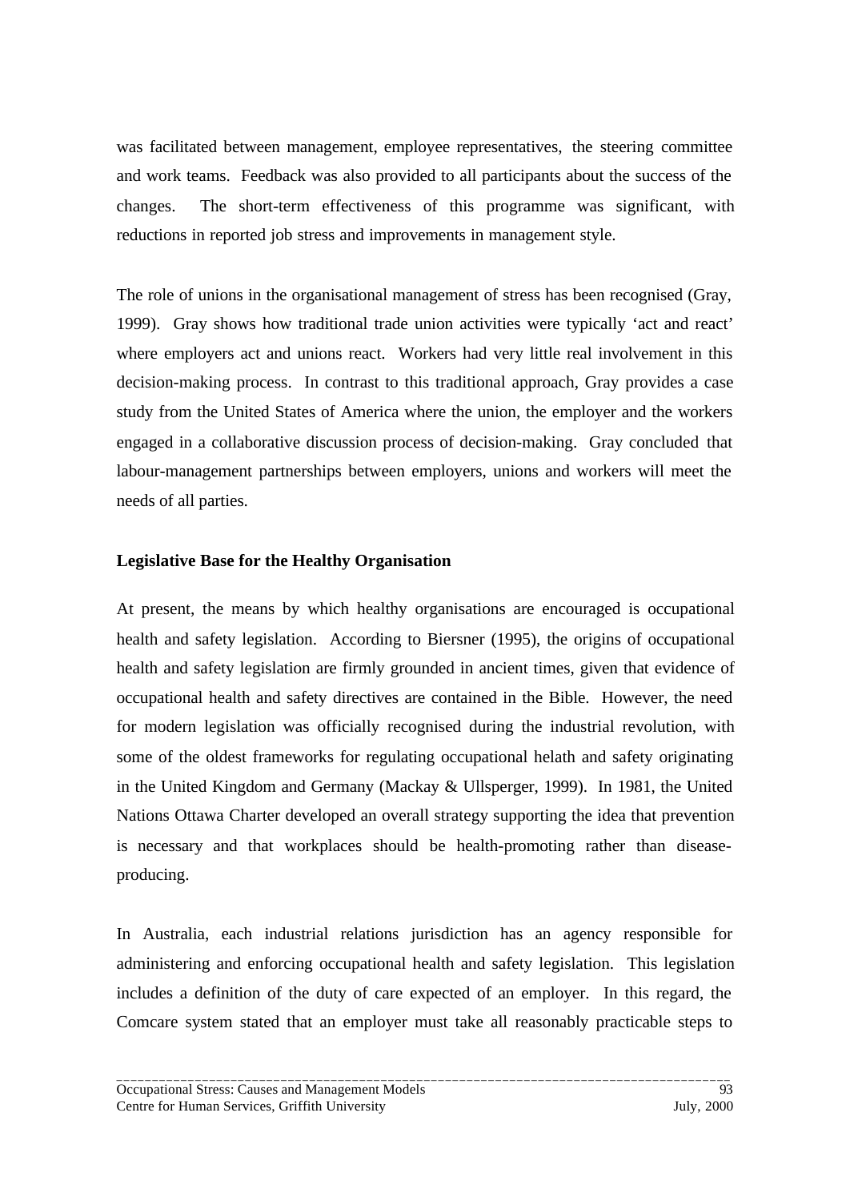was facilitated between management, employee representatives, the steering committee and work teams. Feedback was also provided to all participants about the success of the changes. The short-term effectiveness of this programme was significant, with reductions in reported job stress and improvements in management style.

The role of unions in the organisational management of stress has been recognised (Gray, 1999). Gray shows how traditional trade union activities were typically 'act and react' where employers act and unions react. Workers had very little real involvement in this decision-making process. In contrast to this traditional approach, Gray provides a case study from the United States of America where the union, the employer and the workers engaged in a collaborative discussion process of decision-making. Gray concluded that labour-management partnerships between employers, unions and workers will meet the needs of all parties.

**Legislative Base for the Healthy Organisation**

At present, the means by which healthy organisations are encouraged is occupational health and safety legislation. According to Biersner (1995), the origins of occupational health and safety legislation are firmly grounded in ancient times, given that evidence of occupational health and safety directives are contained in the Bible. However, the need for modern legislation was officially recognised during the industrial revolution, with some of the oldest frameworks for regulating occupational helath and safety originating in the United Kingdom and Germany (Mackay & Ullsperger, 1999). In 1981, the United Nations Ottawa Charter developed an overall strategy supporting the idea that prevention is necessary and that workplaces should be health-promoting rather than disease-producing.

In Australia, each industrial relations jurisdiction has an agency responsible for administering and enforcing occupational health and safety legislation. This legislation includes a definition of the duty of care expected of an employer. In this regard, the Comcare system stated that an employer must take all reasonably practicable steps to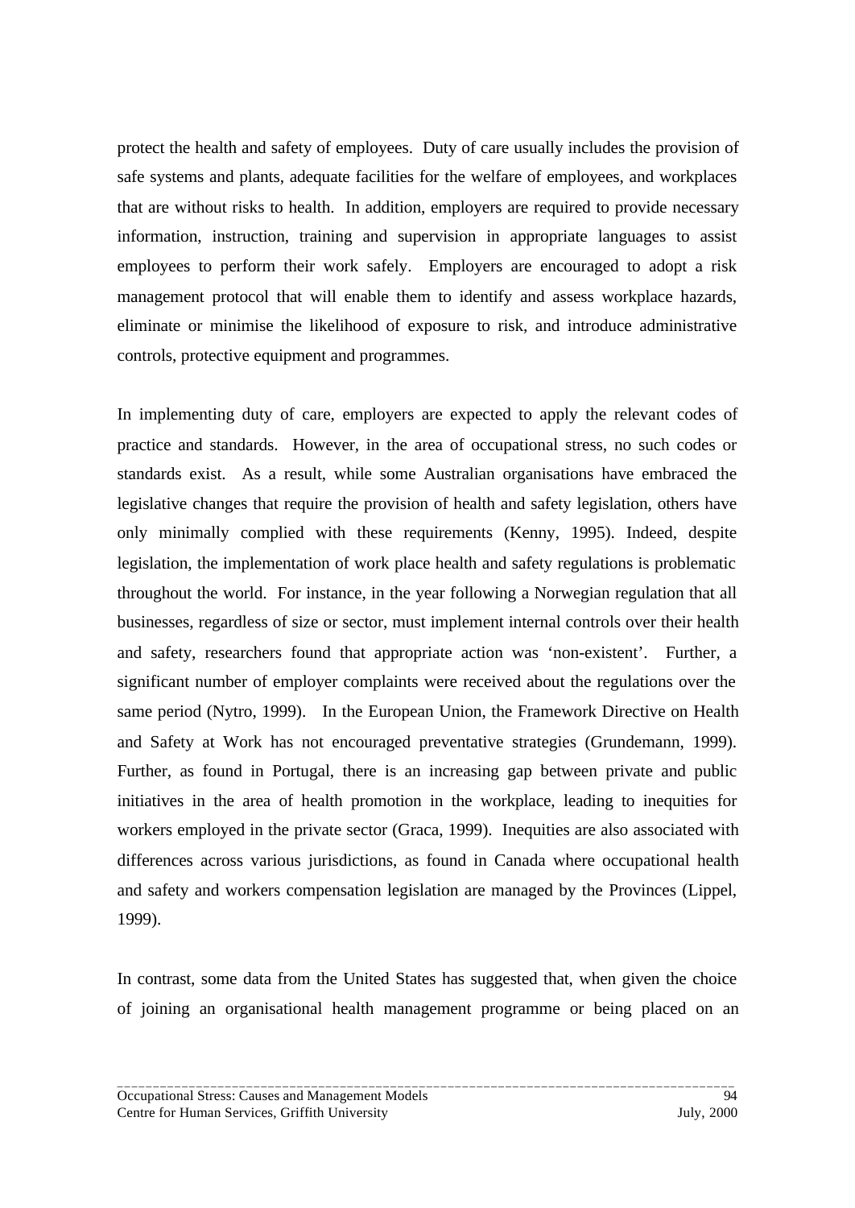protect the health and safety of employees. Duty of care usually includes the provision of safe systems and plants, adequate facilities for the welfare of employees, and workplaces that are without risks to health. In addition, employers are required to provide necessary information, instruction, training and supervision in appropriate languages to assist employees to perform their work safely. Employers are encouraged to adopt a risk management protocol that will enable them to identify and assess workplace hazards, eliminate or minimise the likelihood of exposure to risk, and introduce administrative controls, protective equipment and programmes.

In implementing duty of care, employers are expected to apply the relevant codes of practice and standards. However, in the area of occupational stress, no such codes or standards exist. As a result, while some Australian organisations have embraced the legislative changes that require the provision of health and safety legislation, others have only minimally complied with these requirements (Kenny, 1995). Indeed, despite legislation, the implementation of work place health and safety regulations is problematic throughout the world. For instance, in the year following a Norwegian regulation that all businesses, regardless of size or sector, must implement internal controls over their health and safety, researchers found that appropriate action was 'non-existent'. Further, a significant number of employer complaints were received about the regulations over the same period (Nytro, 1999). In the European Union, the Framework Directive on Health and Safety at Work has not encouraged preventative strategies (Grundemann, 1999). Further, as found in Portugal, there is an increasing gap between private and public initiatives in the area of health promotion in the workplace, leading to inequities for workers employed in the private sector (Graca, 1999). Inequities are also associated with differences across various jurisdictions, as found in Canada where occupational health and safety and workers compensation legislation are managed by the Provinces (Lippel, 1999).

In contrast, some data from the United States has suggested that, when given the choice of joining an organisational health management programme or being placed on an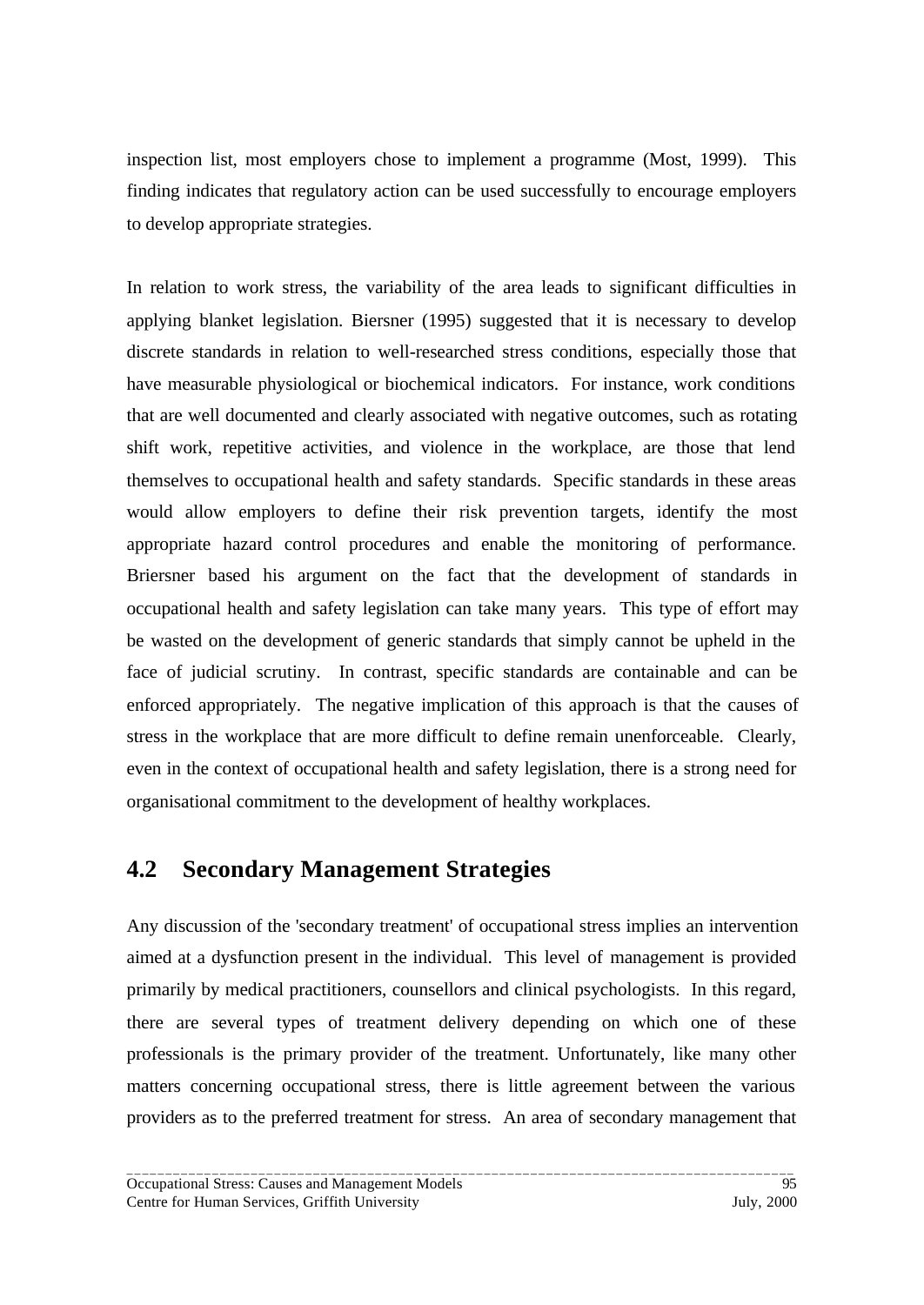inspection list, most employers chose to implement a programme (Most, 1999). This finding indicates that regulatory action can be used successfully to encourage employers to develop appropriate strategies.

In relation to work stress, the variability of the area leads to significant difficulties in applying blanket legislation. Biersner (1995) suggested that it is necessary to develop discrete standards in relation to well-researched stress conditions, especially those that have measurable physiological or biochemical indicators. For instance, work conditions that are well documented and clearly associated with negative outcomes, such as rotating shift work, repetitive activities, and violence in the workplace, are those that lend themselves to occupational health and safety standards. Specific standards in these areas would allow employers to define their risk prevention targets, identify the most appropriate hazard control procedures and enable the monitoring of performance. Briersner based his argument on the fact that the development of standards in occupational health and safety legislation can take many years. This type of effort may be wasted on the development of generic standards that simply cannot be upheld in the face of judicial scrutiny. In contrast, specific standards are containable and can be enforced appropriately. The negative implication of this approach is that the causes of stress in the workplace that are more difficult to define remain unenforceable. Clearly, even in the context of occupational health and safety legislation, there is a strong need for organisational commitment to the development of healthy workplaces.

## 4.2 Secondary Management Strategies

Any discussion of the 'secondary treatment' of occupational stress implies an intervention aimed at a dysfunction present in the individual. This level of management is provided primarily by medical practitioners, counsellors and clinical psychologists. In this regard, there are several types of treatment delivery depending on which one of these professionals is the primary provider of the treatment. Unfortunately, like many other matters concerning occupational stress, there is little agreement between the various providers as to the preferred treatment for stress. An area of secondary management that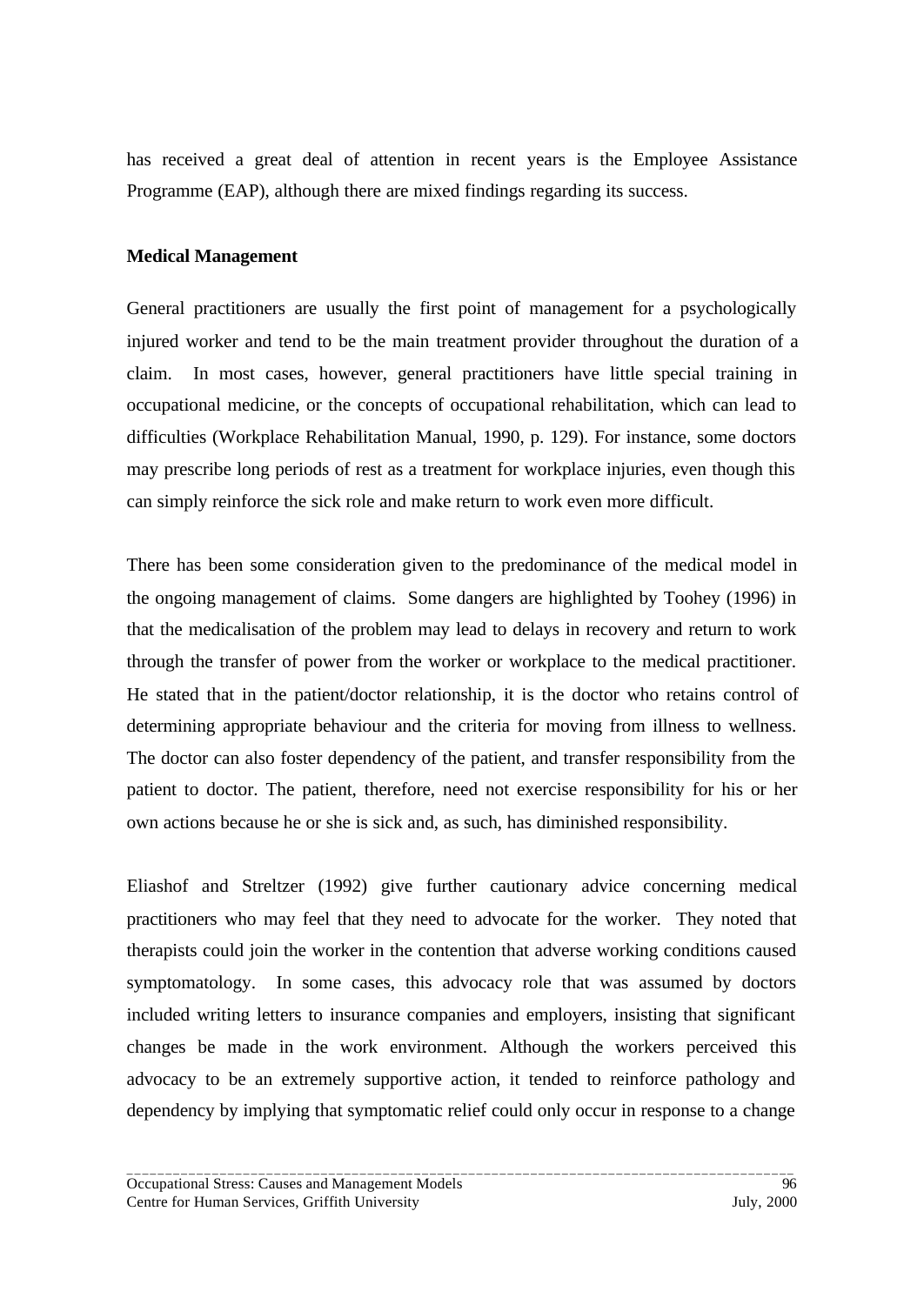has received a great deal of attention in recent years is the Employee Assistance Programme (EAP), although there are mixed findings regarding its success.

**Medical Management**

General practitioners are usually the first point of management for a psychologically injured worker and tend to be the main treatment provider throughout the duration of a claim. In most cases, however, general practitioners have little special training in occupational medicine, or the concepts of occupational rehabilitation, which can lead to difficulties (Workplace Rehabilitation Manual, 1990, p. 129). For instance, some doctors may prescribe long periods of rest as a treatment for workplace injuries, even though this can simply reinforce the sick role and make return to work even more difficult.

There has been some consideration given to the predominance of the medical model in the ongoing management of claims. Some dangers are highlighted by Toohey (1996) in that the medicalisation of the problem may lead to delays in recovery and return to work through the transfer of power from the worker or workplace to the medical practitioner. He stated that in the patient/doctor relationship, it is the doctor who retains control of determining appropriate behaviour and the criteria for moving from illness to wellness. The doctor can also foster dependency of the patient, and transfer responsibility from the patient to doctor. The patient, therefore, need not exercise responsibility for his or her own actions because he or she is sick and, as such, has diminished responsibility.

Eliashof and Streltzer (1992) give further cautionary advice concerning medical practitioners who may feel that they need to advocate for the worker. They noted that therapists could join the worker in the contention that adverse working conditions caused symptomatology. In some cases, this advocacy role that was assumed by doctors included writing letters to insurance companies and employers, insisting that significant changes be made in the work environment. Although the workers perceived this advocacy to be an extremely supportive action, it tended to reinforce pathology and dependency by implying that symptomatic relief could only occur in response to a change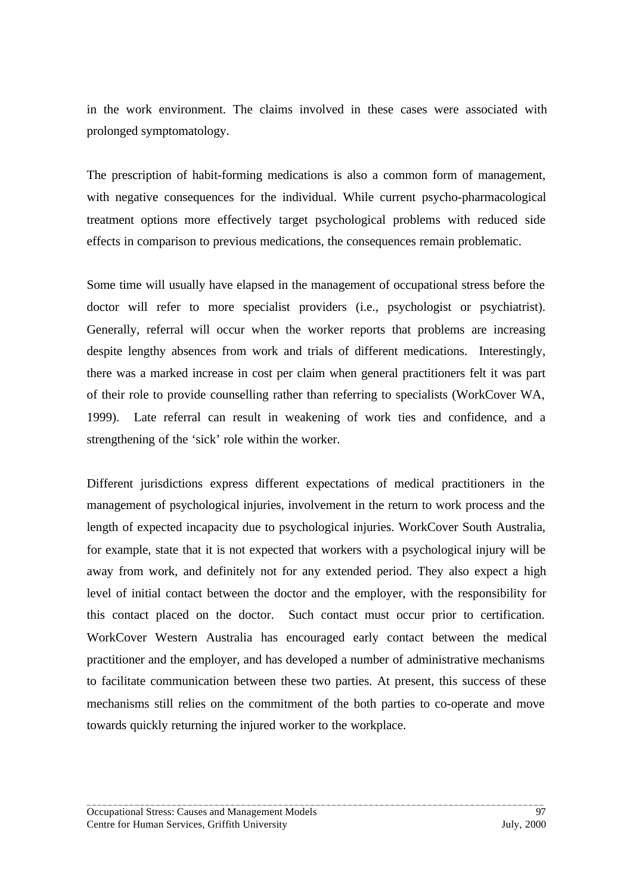in the work environment. The claims involved in these cases were associated with prolonged symptomatology.

The prescription of habit-forming medications is also a common form of management, with negative consequences for the individual. While current psycho-pharmacological treatment options more effectively target psychological problems with reduced side effects in comparison to previous medications, the consequences remain problematic.

Some time will usually have elapsed in the management of occupational stress before the doctor will refer to more specialist providers (i.e., psychologist or psychiatrist). Generally, referral will occur when the worker reports that problems are increasing despite lengthy absences from work and trials of different medications. Interestingly, there was a marked increase in cost per claim when general practitioners felt it was part of their role to provide counselling rather than referring to specialists (WorkCover WA, 1999). Late referral can result in weakening of work ties and confidence, and a strengthening of the 'sick' role within the worker.

Different jurisdictions express different expectations of medical practitioners in the management of psychological injuries, involvement in the return to work process and the length of expected incapacity due to psychological injuries. WorkCover South Australia, for example, state that it is not expected that workers with a psychological injury will be away from work, and definitely not for any extended period. They also expect a high level of initial contact between the doctor and the employer, with the responsibility for this contact placed on the doctor. Such contact must occur prior to certification. WorkCover Western Australia has encouraged early contact between the medical practitioner and the employer, and has developed a number of administrative mechanisms to facilitate communication between these two parties. At present, this success of these mechanisms still relies on the commitment of the both parties to co-operate and move towards quickly returning the injured worker to the workplace.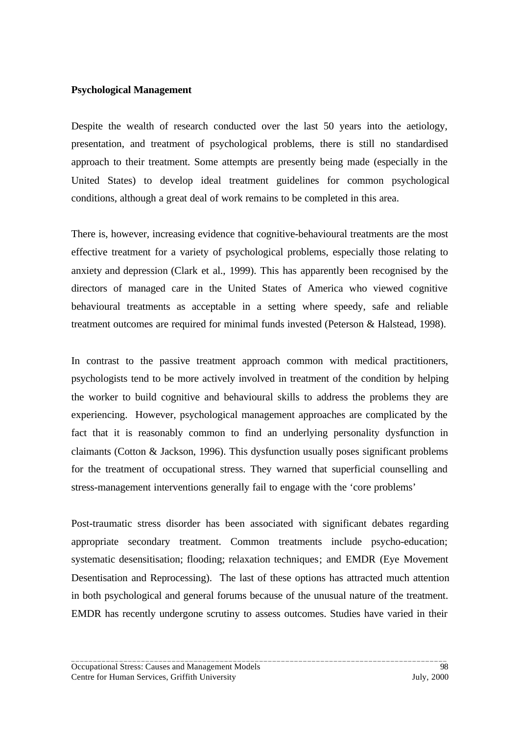**Psychological Management**

Despite the wealth of research conducted over the last 50 years into the aetiology, presentation, and treatment of psychological problems, there is still no standardised approach to their treatment. Some attempts are presently being made (especially in the United States) to develop ideal treatment guidelines for common psychological conditions, although a great deal of work remains to be completed in this area.

There is, however, increasing evidence that cognitive-behavioural treatments are the most effective treatment for a variety of psychological problems, especially those relating to anxiety and depression (Clark et al., 1999). This has apparently been recognised by the directors of managed care in the United States of America who viewed cognitive behavioural treatments as acceptable in a setting where speedy, safe and reliable treatment outcomes are required for minimal funds invested (Peterson & Halstead, 1998).

In contrast to the passive treatment approach common with medical practitioners, psychologists tend to be more actively involved in treatment of the condition by helping the worker to build cognitive and behavioural skills to address the problems they are experiencing. However, psychological management approaches are complicated by the fact that it is reasonably common to find an underlying personality dysfunction in claimants (Cotton & Jackson, 1996). This dysfunction usually poses significant problems for the treatment of occupational stress. They warned that superficial counselling and stress-management interventions generally fail to engage with the 'core problems'

Post-traumatic stress disorder has been associated with significant debates regarding appropriate secondary treatment. Common treatments include psycho-education; systematic desensitisation; flooding; relaxation techniques; and EMDR (Eye Movement Desentisation and Reprocessing). The last of these options has attracted much attention in both psychological and general forums because of the unusual nature of the treatment. EMDR has recently undergone scrutiny to assess outcomes. Studies have varied in their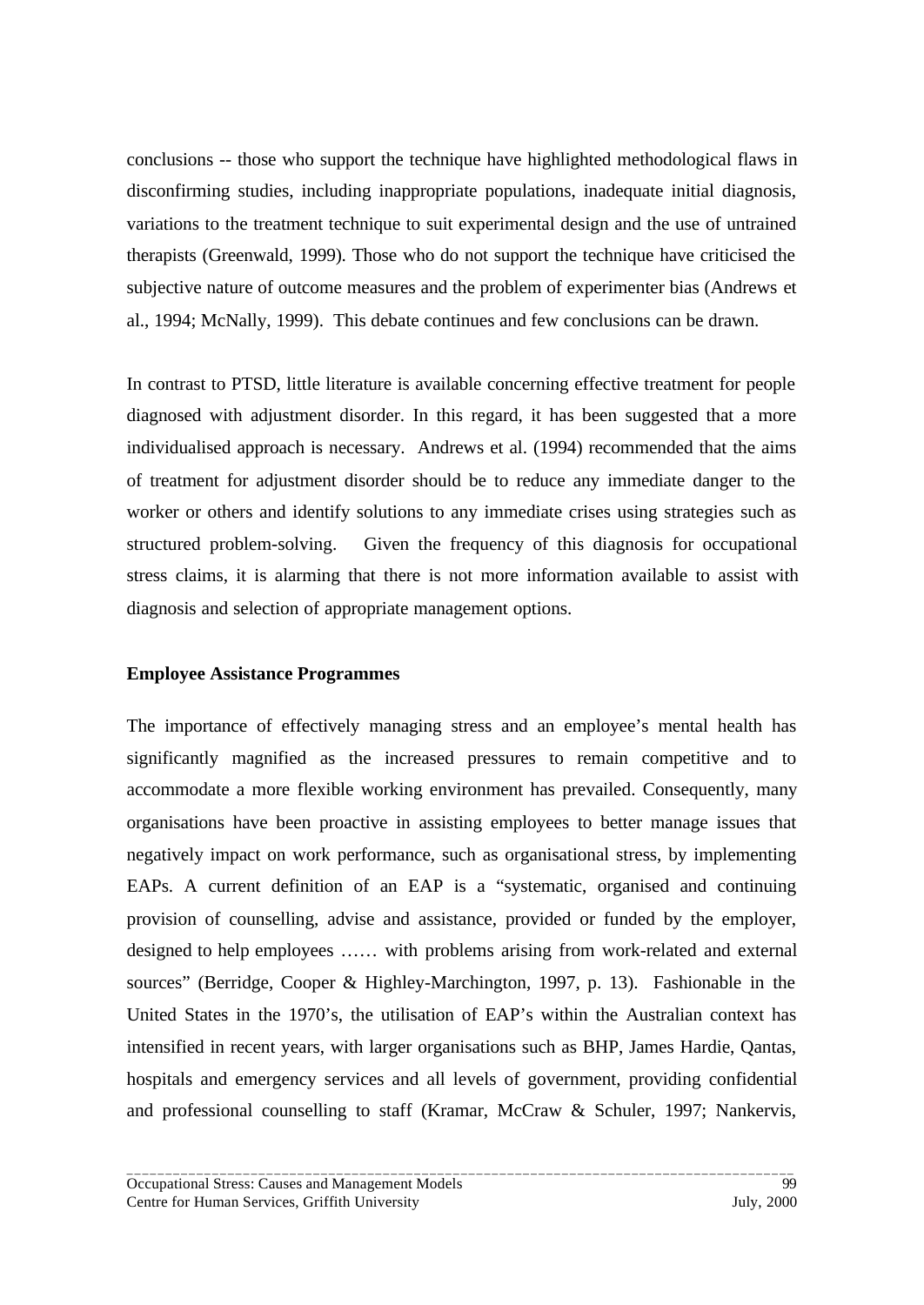conclusions -- those who support the technique have highlighted methodological flaws in disconfirming studies, including inappropriate populations, inadequate initial diagnosis, variations to the treatment technique to suit experimental design and the use of untrained therapists (Greenwald, 1999). Those who do not support the technique have criticised the subjective nature of outcome measures and the problem of experimenter bias (Andrews et al., 1994; McNally, 1999). This debate continues and few conclusions can be drawn.

In contrast to PTSD, little literature is available concerning effective treatment for people diagnosed with adjustment disorder. In this regard, it has been suggested that a more individualised approach is necessary. Andrews et al. (1994) recommended that the aims of treatment for adjustment disorder should be to reduce any immediate danger to the worker or others and identify solutions to any immediate crises using strategies such as structured problem-solving. Given the frequency of this diagnosis for occupational stress claims, it is alarming that there is not more information available to assist with diagnosis and selection of appropriate management options.

**Employee Assistance Programmes**

The importance of effectively managing stress and an employee's mental health has significantly magnified as the increased pressures to remain competitive and to accommodate a more flexible working environment has prevailed. Consequently, many organisations have been proactive in assisting employees to better manage issues that negatively impact on work performance, such as organisational stress, by implementing EAPs. A current definition of an EAP is a "systematic, organised and continuing provision of counselling, advise and assistance, provided or funded by the employer, designed to help employees …… with problems arising from work-related and external sources" (Berridge, Cooper & Highley-Marchington, 1997, p. 13). Fashionable in the United States in the 1970's, the utilisation of EAP's within the Australian context has intensified in recent years, with larger organisations such as BHP, James Hardie, Qantas, hospitals and emergency services and all levels of government, providing confidential and professional counselling to staff (Kramar, McCraw & Schuler, 1997; Nankervis,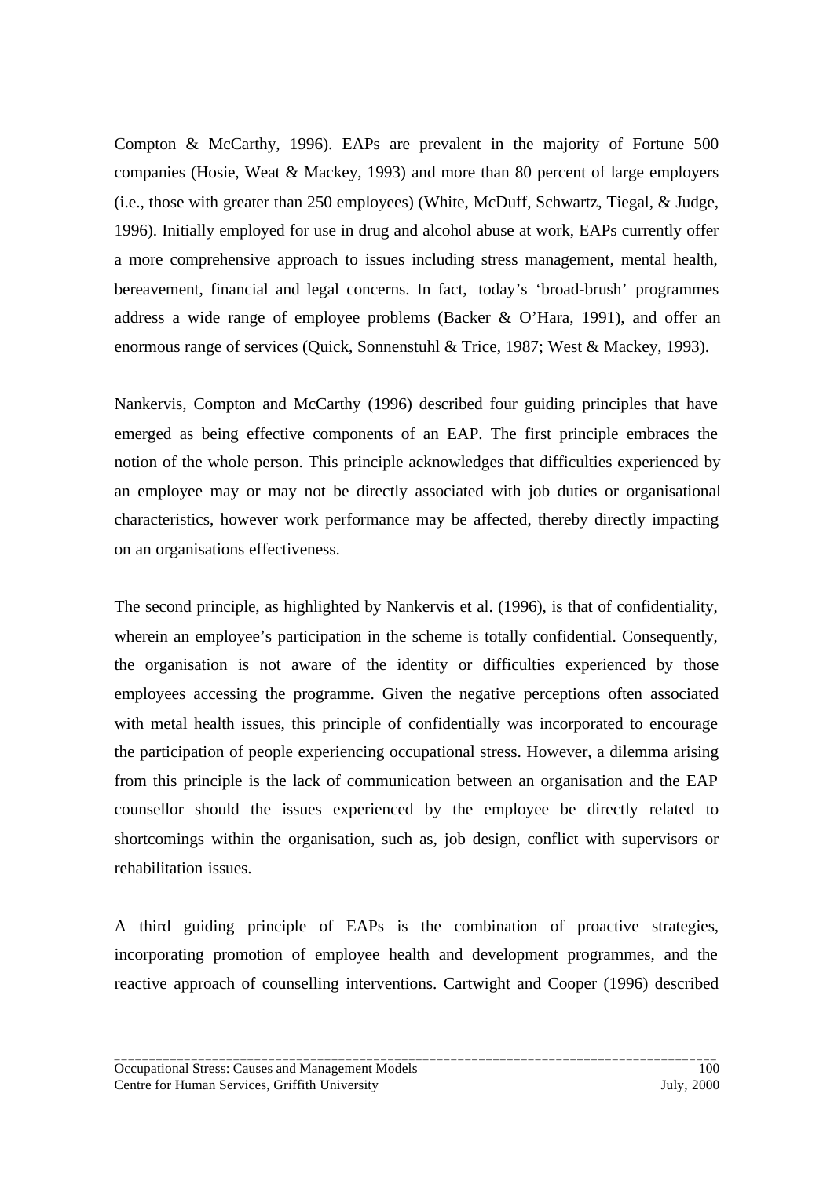Compton & McCarthy, 1996). EAPs are prevalent in the majority of Fortune 500 companies (Hosie, Weat & Mackey, 1993) and more than 80 percent of large employers (i.e., those with greater than 250 employees) (White, McDuff, Schwartz, Tiegal, & Judge, 1996). Initially employed for use in drug and alcohol abuse at work, EAPs currently offer a more comprehensive approach to issues including stress management, mental health, bereavement, financial and legal concerns. In fact, today's 'broad-brush' programmes address a wide range of employee problems (Backer & O'Hara, 1991), and offer an enormous range of services (Quick, Sonnenstuhl & Trice, 1987; West & Mackey, 1993).

Nankervis, Compton and McCarthy (1996) described four guiding principles that have emerged as being effective components of an EAP. The first principle embraces the notion of the whole person. This principle acknowledges that difficulties experienced by an employee may or may not be directly associated with job duties or organisational characteristics, however work performance may be affected, thereby directly impacting on an organisations effectiveness.

The second principle, as highlighted by Nankervis et al. (1996), is that of confidentiality, wherein an employee's participation in the scheme is totally confidential. Consequently, the organisation is not aware of the identity or difficulties experienced by those employees accessing the programme. Given the negative perceptions often associated with metal health issues, this principle of confidentially was incorporated to encourage the participation of people experiencing occupational stress. However, a dilemma arising from this principle is the lack of communication between an organisation and the EAP counsellor should the issues experienced by the employee be directly related to shortcomings within the organisation, such as, job design, conflict with supervisors or rehabilitation issues.

A third guiding principle of EAPs is the combination of proactive strategies, incorporating promotion of employee health and development programmes, and the reactive approach of counselling interventions. Cartwight and Cooper (1996) described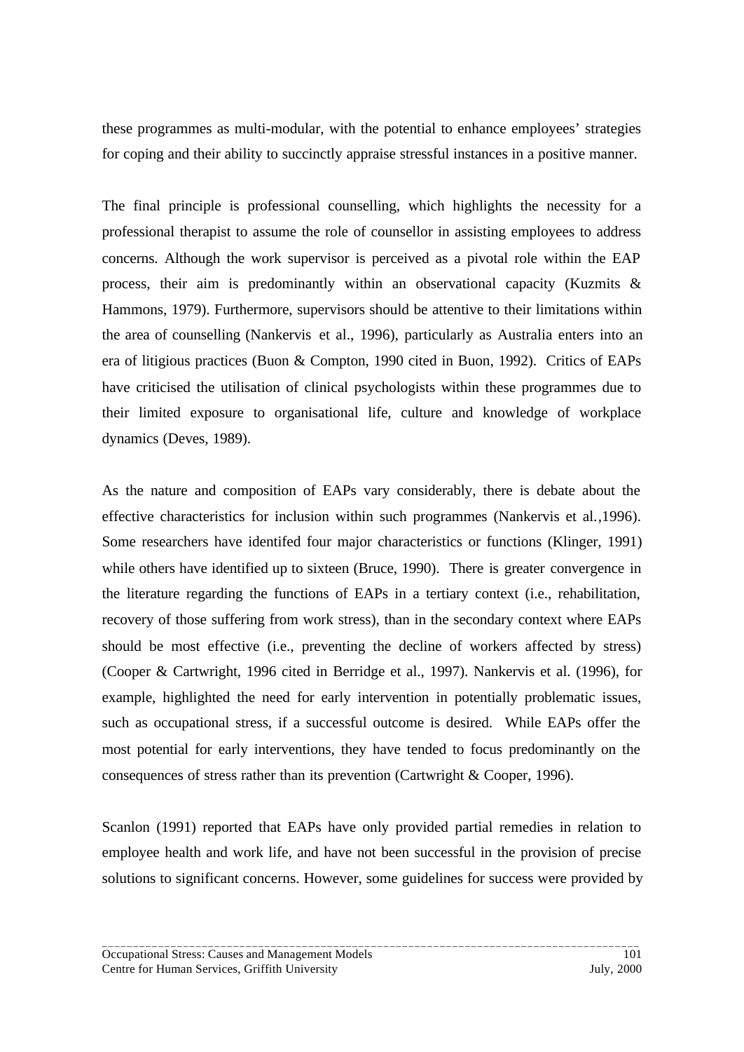these programmes as multi-modular, with the potential to enhance employees' strategies for coping and their ability to succinctly appraise stressful instances in a positive manner.

The final principle is professional counselling, which highlights the necessity for a professional therapist to assume the role of counsellor in assisting employees to address concerns. Although the work supervisor is perceived as a pivotal role within the EAP process, their aim is predominantly within an observational capacity (Kuzmits & Hammons, 1979). Furthermore, supervisors should be attentive to their limitations within the area of counselling (Nankervis et al., 1996), particularly as Australia enters into an era of litigious practices (Buon & Compton, 1990 cited in Buon, 1992). Critics of EAPs have criticised the utilisation of clinical psychologists within these programmes due to their limited exposure to organisational life, culture and knowledge of workplace dynamics (Deves, 1989).

As the nature and composition of EAPs vary considerably, there is debate about the effective characteristics for inclusion within such programmes (Nankervis et al.,1996). Some researchers have identifed four major characteristics or functions (Klinger, 1991) while others have identified up to sixteen (Bruce, 1990). There is greater convergence in the literature regarding the functions of EAPs in a tertiary context (i.e., rehabilitation, recovery of those suffering from work stress), than in the secondary context where EAPs should be most effective (i.e., preventing the decline of workers affected by stress) (Cooper & Cartwright, 1996 cited in Berridge et al., 1997). Nankervis et al. (1996), for example, highlighted the need for early intervention in potentially problematic issues, such as occupational stress, if a successful outcome is desired. While EAPs offer the most potential for early interventions, they have tended to focus predominantly on the consequences of stress rather than its prevention (Cartwright & Cooper, 1996).

Scanlon (1991) reported that EAPs have only provided partial remedies in relation to employee health and work life, and have not been successful in the provision of precise solutions to significant concerns. However, some guidelines for success were provided by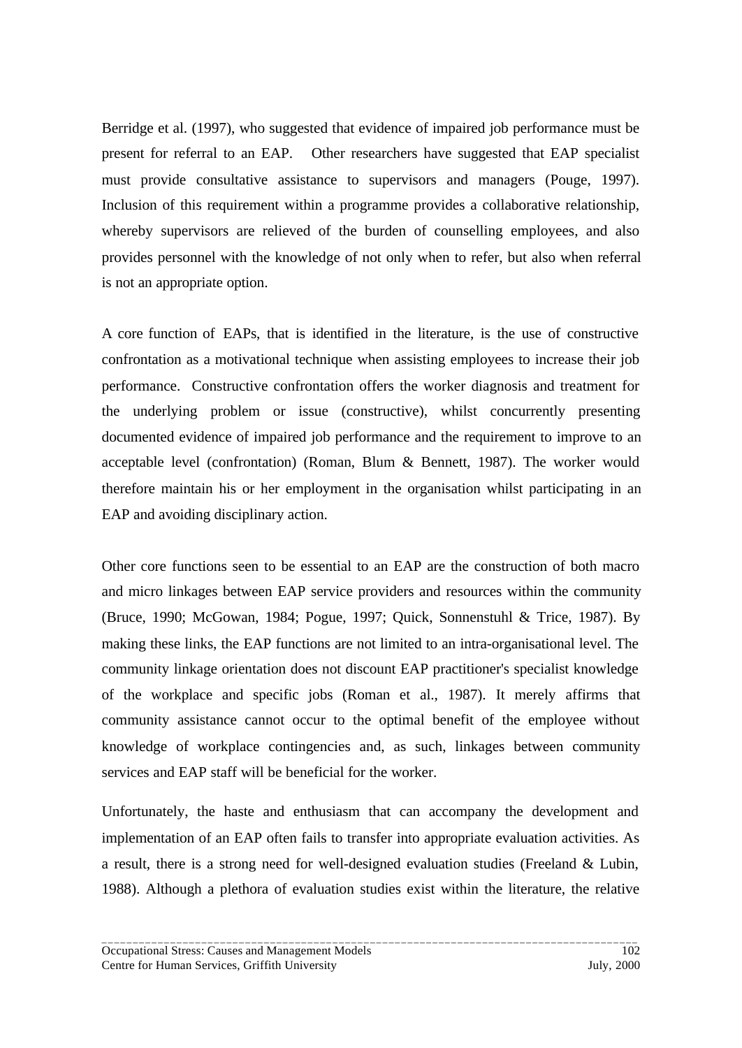Berridge et al. (1997), who suggested that evidence of impaired job performance must be present for referral to an EAP. Other researchers have suggested that EAP specialist must provide consultative assistance to supervisors and managers (Pouge, 1997). Inclusion of this requirement within a programme provides a collaborative relationship, whereby supervisors are relieved of the burden of counselling employees, and also provides personnel with the knowledge of not only when to refer, but also when referral is not an appropriate option.

A core function of EAPs, that is identified in the literature, is the use of constructive confrontation as a motivational technique when assisting employees to increase their job performance. Constructive confrontation offers the worker diagnosis and treatment for the underlying problem or issue (constructive), whilst concurrently presenting documented evidence of impaired job performance and the requirement to improve to an acceptable level (confrontation) (Roman, Blum & Bennett, 1987). The worker would therefore maintain his or her employment in the organisation whilst participating in an EAP and avoiding disciplinary action.

Other core functions seen to be essential to an EAP are the construction of both macro and micro linkages between EAP service providers and resources within the community (Bruce, 1990; McGowan, 1984; Pogue, 1997; Quick, Sonnenstuhl & Trice, 1987). By making these links, the EAP functions are not limited to an intra-organisational level. The community linkage orientation does not discount EAP practitioner's specialist knowledge of the workplace and specific jobs (Roman et al., 1987). It merely affirms that community assistance cannot occur to the optimal benefit of the employee without knowledge of workplace contingencies and, as such, linkages between community services and EAP staff will be beneficial for the worker.

Unfortunately, the haste and enthusiasm that can accompany the development and implementation of an EAP often fails to transfer into appropriate evaluation activities. As a result, there is a strong need for well-designed evaluation studies (Freeland & Lubin, 1988). Although a plethora of evaluation studies exist within the literature, the relative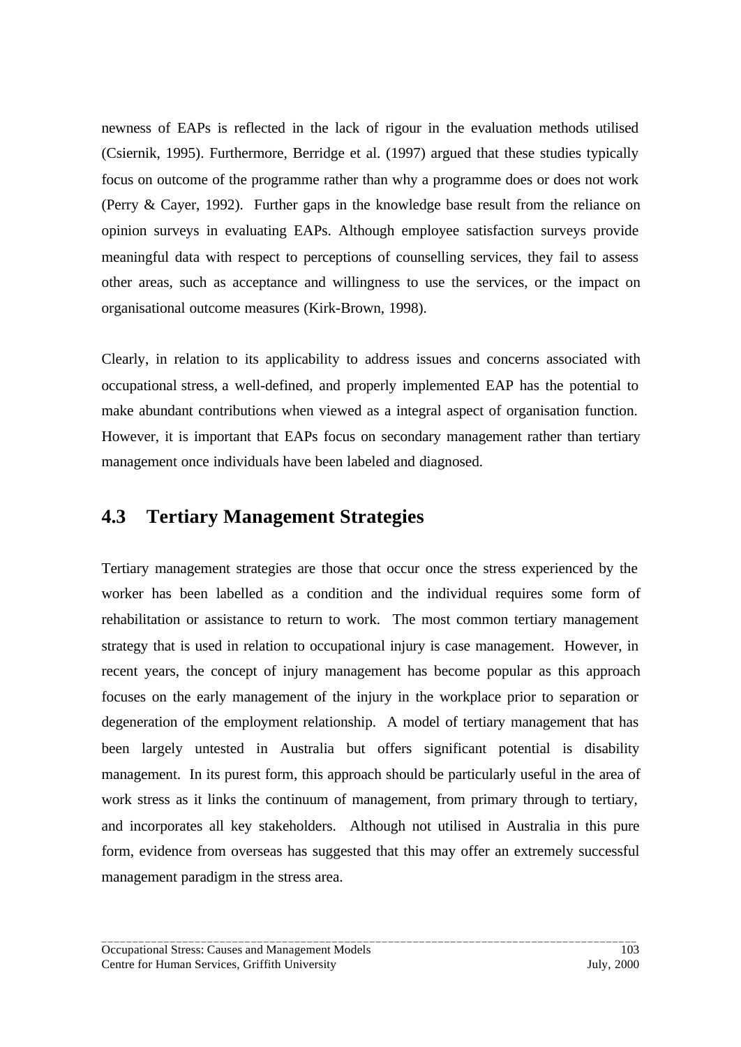newness of EAPs is reflected in the lack of rigour in the evaluation methods utilised (Csiernik, 1995). Furthermore, Berridge et al. (1997) argued that these studies typically focus on outcome of the programme rather than why a programme does or does not work (Perry & Cayer, 1992). Further gaps in the knowledge base result from the reliance on opinion surveys in evaluating EAPs. Although employee satisfaction surveys provide meaningful data with respect to perceptions of counselling services, they fail to assess other areas, such as acceptance and willingness to use the services, or the impact on organisational outcome measures (Kirk-Brown, 1998).

Clearly, in relation to its applicability to address issues and concerns associated with occupational stress, a well-defined, and properly implemented EAP has the potential to make abundant contributions when viewed as a integral aspect of organisation function. However, it is important that EAPs focus on secondary management rather than tertiary management once individuals have been labeled and diagnosed.

## 4.3 Tertiary Management Strategies

Tertiary management strategies are those that occur once the stress experienced by the worker has been labelled as a condition and the individual requires some form of rehabilitation or assistance to return to work. The most common tertiary management strategy that is used in relation to occupational injury is case management. However, in recent years, the concept of injury management has become popular as this approach focuses on the early management of the injury in the workplace prior to separation or degeneration of the employment relationship. A model of tertiary management that has been largely untested in Australia but offers significant potential is disability management. In its purest form, this approach should be particularly useful in the area of work stress as it links the continuum of management, from primary through to tertiary, and incorporates all key stakeholders. Although not utilised in Australia in this pure form, evidence from overseas has suggested that this may offer an extremely successful management paradigm in the stress area.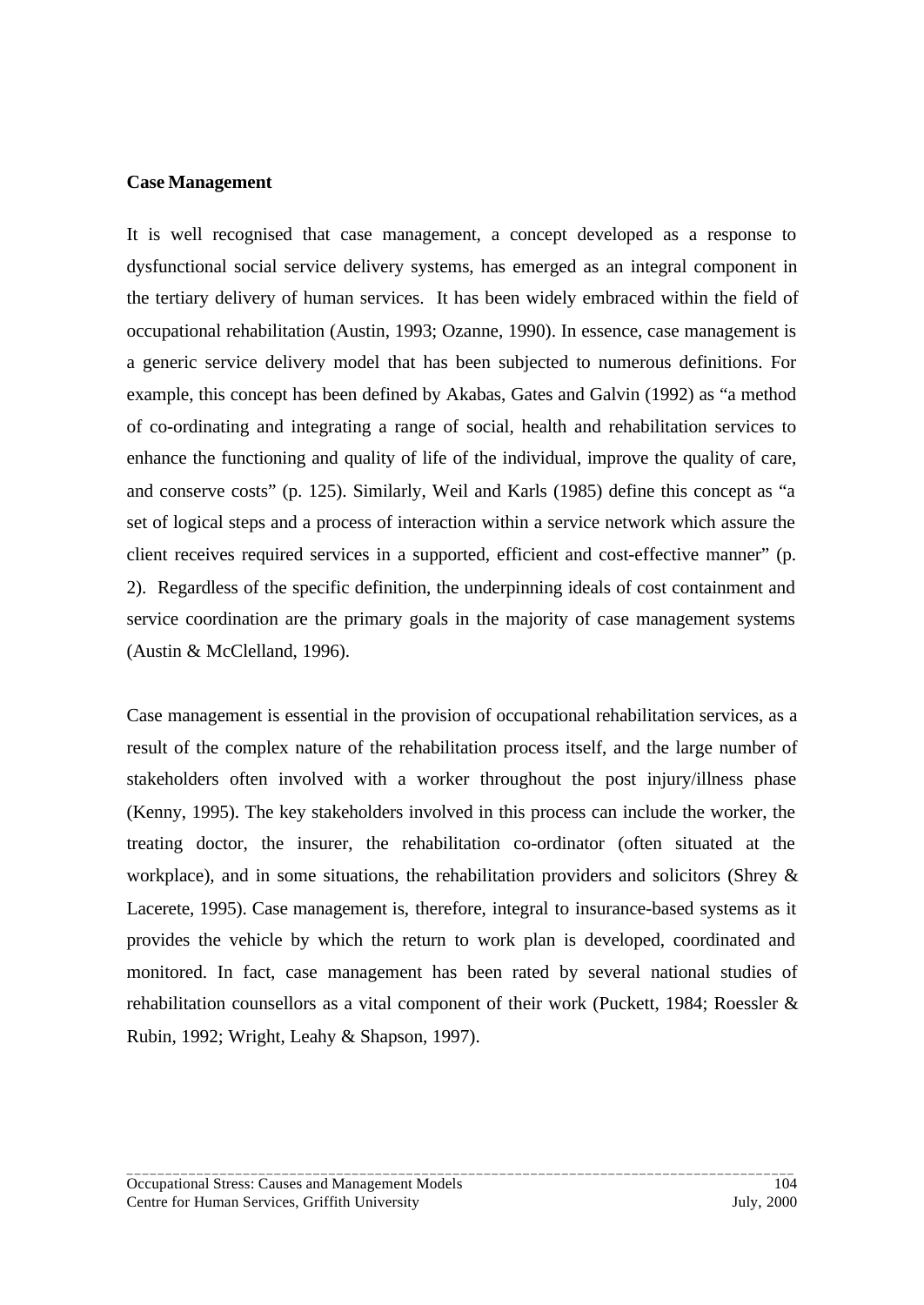**Case Management**

It is well recognised that case management, a concept developed as a response to dysfunctional social service delivery systems, has emerged as an integral component in the tertiary delivery of human services. It has been widely embraced within the field of occupational rehabilitation (Austin, 1993; Ozanne, 1990). In essence, case management is a generic service delivery model that has been subjected to numerous definitions. For example, this concept has been defined by Akabas, Gates and Galvin (1992) as "a method of co-ordinating and integrating a range of social, health and rehabilitation services to enhance the functioning and quality of life of the individual, improve the quality of care, and conserve costs" (p. 125). Similarly, Weil and Karls (1985) define this concept as "a set of logical steps and a process of interaction within a service network which assure the client receives required services in a supported, efficient and cost-effective manner" (p. 2). Regardless of the specific definition, the underpinning ideals of cost containment and service coordination are the primary goals in the majority of case management systems (Austin & McClelland, 1996).

Case management is essential in the provision of occupational rehabilitation services, as a result of the complex nature of the rehabilitation process itself, and the large number of stakeholders often involved with a worker throughout the post injury/illness phase (Kenny, 1995). The key stakeholders involved in this process can include the worker, the treating doctor, the insurer, the rehabilitation co-ordinator (often situated at the workplace), and in some situations, the rehabilitation providers and solicitors (Shrey & Lacerete, 1995). Case management is, therefore, integral to insurance-based systems as it provides the vehicle by which the return to work plan is developed, coordinated and monitored. In fact, case management has been rated by several national studies of rehabilitation counsellors as a vital component of their work (Puckett, 1984; Roessler & Rubin, 1992; Wright, Leahy & Shapson, 1997).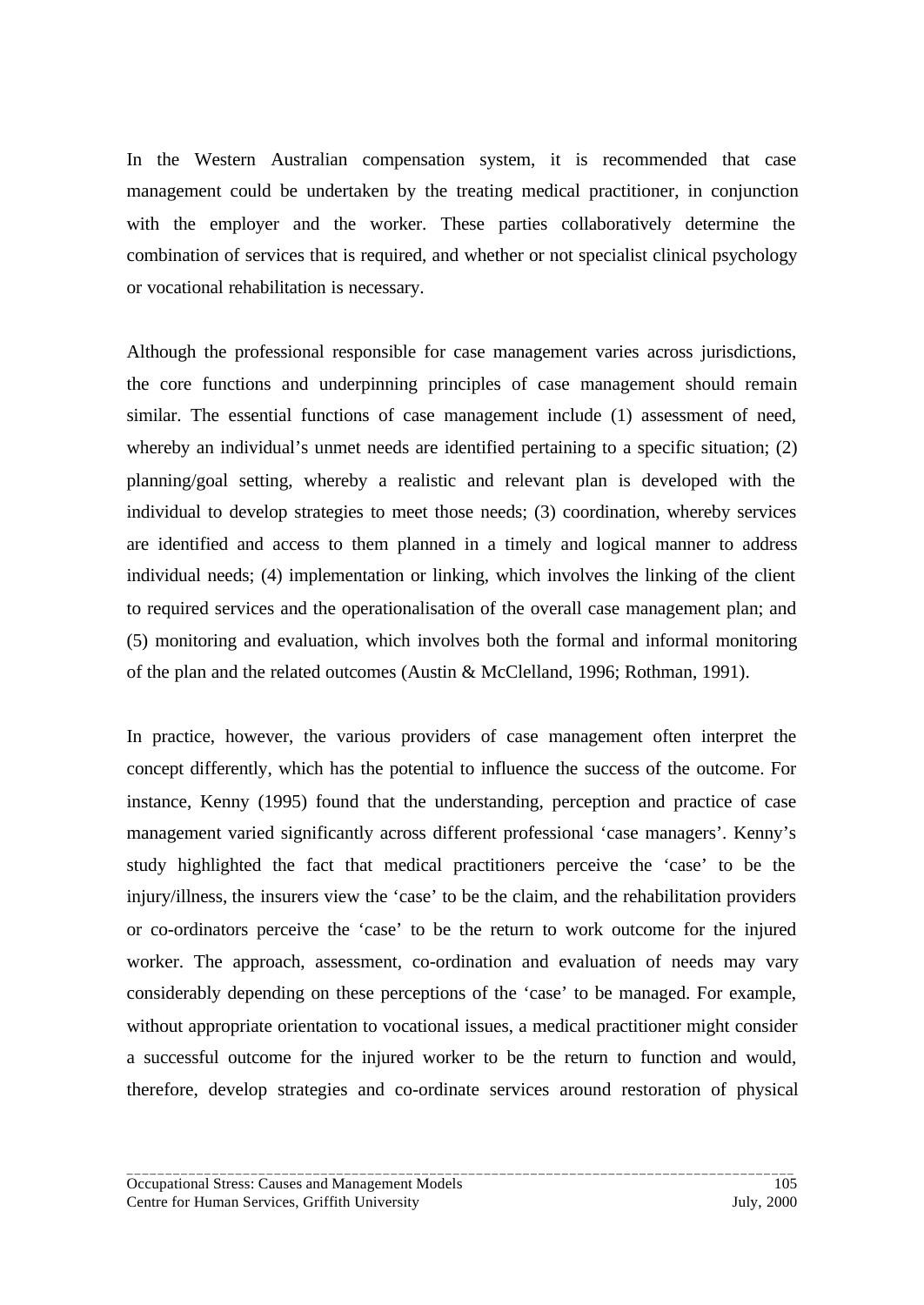In the Western Australian compensation system, it is recommended that case management could be undertaken by the treating medical practitioner, in conjunction with the employer and the worker. These parties collaboratively determine the combination of services that is required, and whether or not specialist clinical psychology or vocational rehabilitation is necessary.

Although the professional responsible for case management varies across jurisdictions, the core functions and underpinning principles of case management should remain similar. The essential functions of case management include (1) assessment of need, whereby an individual's unmet needs are identified pertaining to a specific situation; (2) planning/goal setting, whereby a realistic and relevant plan is developed with the individual to develop strategies to meet those needs; (3) coordination, whereby services are identified and access to them planned in a timely and logical manner to address individual needs; (4) implementation or linking, which involves the linking of the client to required services and the operationalisation of the overall case management plan; and (5) monitoring and evaluation, which involves both the formal and informal monitoring of the plan and the related outcomes (Austin & McClelland, 1996; Rothman, 1991).

In practice, however, the various providers of case management often interpret the concept differently, which has the potential to influence the success of the outcome. For instance, Kenny (1995) found that the understanding, perception and practice of case management varied significantly across different professional 'case managers'. Kenny's study highlighted the fact that medical practitioners perceive the 'case' to be the injury/illness, the insurers view the 'case' to be the claim, and the rehabilitation providers or co-ordinators perceive the 'case' to be the return to work outcome for the injured worker. The approach, assessment, co-ordination and evaluation of needs may vary considerably depending on these perceptions of the 'case' to be managed. For example, without appropriate orientation to vocational issues, a medical practitioner might consider a successful outcome for the injured worker to be the return to function and would, therefore, develop strategies and co-ordinate services around restoration of physical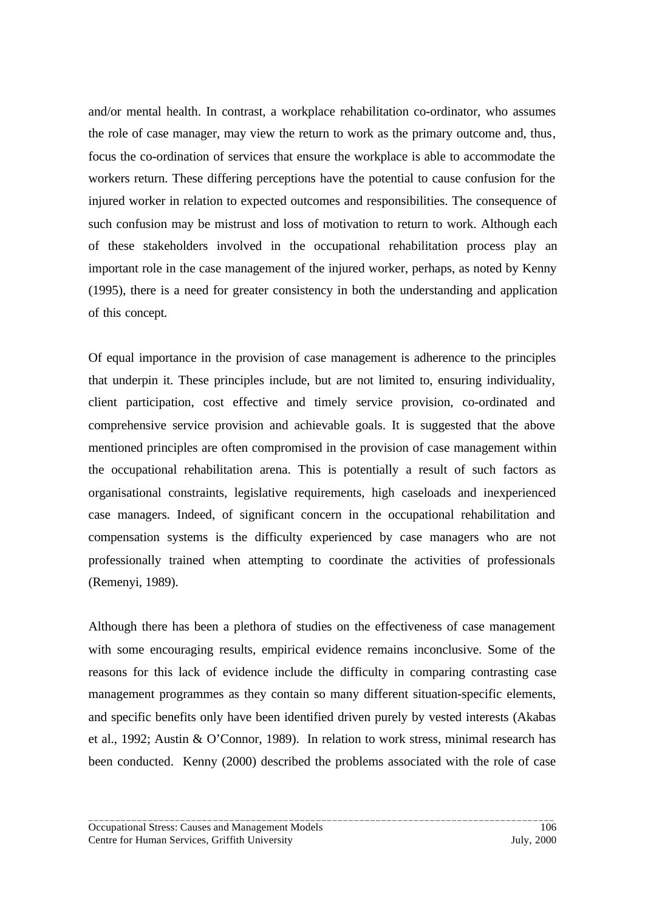and/or mental health. In contrast, a workplace rehabilitation co-ordinator, who assumes the role of case manager, may view the return to work as the primary outcome and, thus, focus the co-ordination of services that ensure the workplace is able to accommodate the workers return. These differing perceptions have the potential to cause confusion for the injured worker in relation to expected outcomes and responsibilities. The consequence of such confusion may be mistrust and loss of motivation to return to work. Although each of these stakeholders involved in the occupational rehabilitation process play an important role in the case management of the injured worker, perhaps, as noted by Kenny (1995), there is a need for greater consistency in both the understanding and application of this concept.

Of equal importance in the provision of case management is adherence to the principles that underpin it. These principles include, but are not limited to, ensuring individuality, client participation, cost effective and timely service provision, co-ordinated and comprehensive service provision and achievable goals. It is suggested that the above mentioned principles are often compromised in the provision of case management within the occupational rehabilitation arena. This is potentially a result of such factors as organisational constraints, legislative requirements, high caseloads and inexperienced case managers. Indeed, of significant concern in the occupational rehabilitation and compensation systems is the difficulty experienced by case managers who are not professionally trained when attempting to coordinate the activities of professionals (Remenyi, 1989).

Although there has been a plethora of studies on the effectiveness of case management with some encouraging results, empirical evidence remains inconclusive. Some of the reasons for this lack of evidence include the difficulty in comparing contrasting case management programmes as they contain so many different situation-specific elements, and specific benefits only have been identified driven purely by vested interests (Akabas et al., 1992; Austin & O'Connor, 1989). In relation to work stress, minimal research has been conducted. Kenny (2000) described the problems associated with the role of case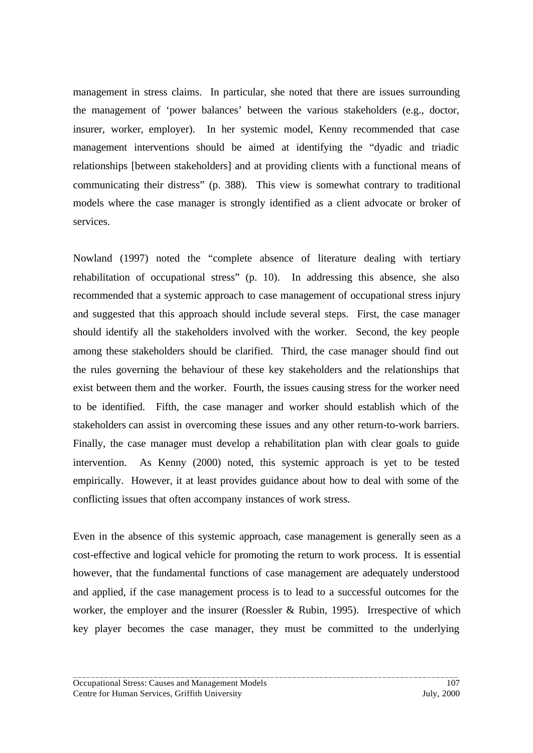management in stress claims. In particular, she noted that there are issues surrounding the management of 'power balances' between the various stakeholders (e.g., doctor, insurer, worker, employer). In her systemic model, Kenny recommended that case management interventions should be aimed at identifying the "dyadic and triadic relationships [between stakeholders] and at providing clients with a functional means of communicating their distress" (p. 388). This view is somewhat contrary to traditional models where the case manager is strongly identified as a client advocate or broker of services.

Nowland (1997) noted the "complete absence of literature dealing with tertiary rehabilitation of occupational stress" (p. 10). In addressing this absence, she also recommended that a systemic approach to case management of occupational stress injury and suggested that this approach should include several steps. First, the case manager should identify all the stakeholders involved with the worker. Second, the key people among these stakeholders should be clarified. Third, the case manager should find out the rules governing the behaviour of these key stakeholders and the relationships that exist between them and the worker. Fourth, the issues causing stress for the worker need to be identified. Fifth, the case manager and worker should establish which of the stakeholders can assist in overcoming these issues and any other return-to-work barriers. Finally, the case manager must develop a rehabilitation plan with clear goals to guide intervention. As Kenny (2000) noted, this systemic approach is yet to be tested empirically. However, it at least provides guidance about how to deal with some of the conflicting issues that often accompany instances of work stress.

Even in the absence of this systemic approach, case management is generally seen as a cost-effective and logical vehicle for promoting the return to work process. It is essential however, that the fundamental functions of case management are adequately understood and applied, if the case management process is to lead to a successful outcomes for the worker, the employer and the insurer (Roessler & Rubin, 1995). Irrespective of which key player becomes the case manager, they must be committed to the underlying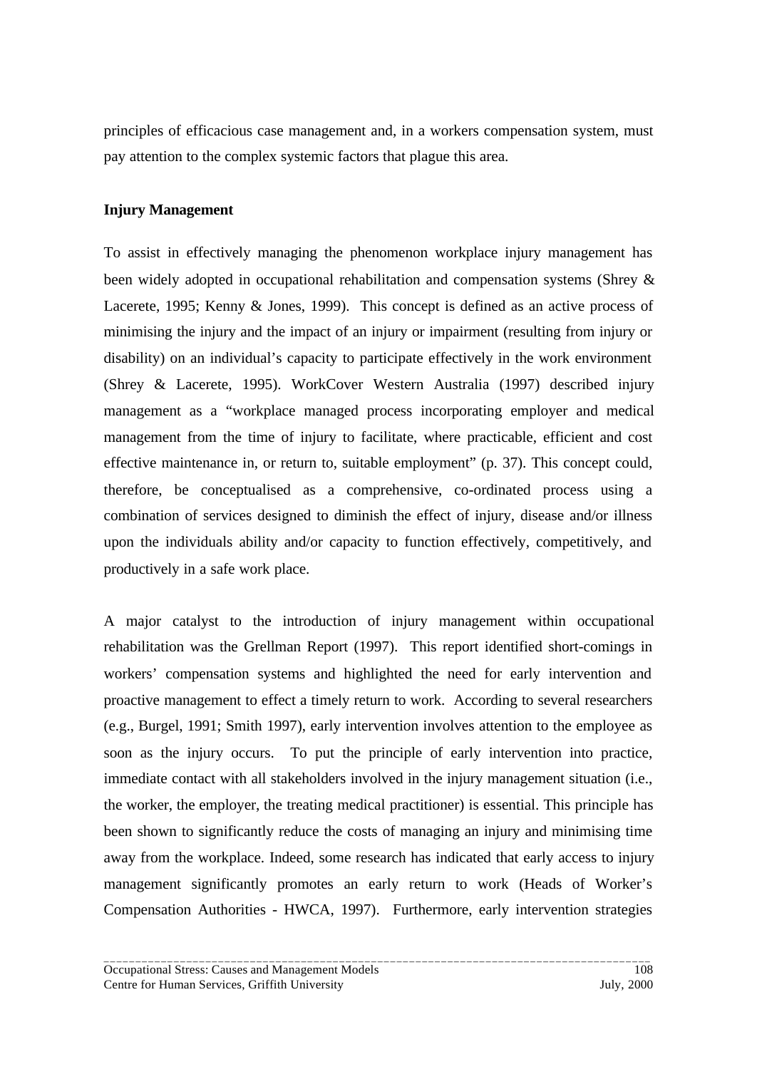principles of efficacious case management and, in a workers compensation system, must pay attention to the complex systemic factors that plague this area.

**Injury Management**

To assist in effectively managing the phenomenon workplace injury management has been widely adopted in occupational rehabilitation and compensation systems (Shrey & Lacerete, 1995; Kenny & Jones, 1999). This concept is defined as an active process of minimising the injury and the impact of an injury or impairment (resulting from injury or disability) on an individual's capacity to participate effectively in the work environment (Shrey & Lacerete, 1995). WorkCover Western Australia (1997) described injury management as a "workplace managed process incorporating employer and medical management from the time of injury to facilitate, where practicable, efficient and cost effective maintenance in, or return to, suitable employment" (p. 37). This concept could, therefore, be conceptualised as a comprehensive, co-ordinated process using a combination of services designed to diminish the effect of injury, disease and/or illness upon the individuals ability and/or capacity to function effectively, competitively, and productively in a safe work place.

A major catalyst to the introduction of injury management within occupational rehabilitation was the Grellman Report (1997). This report identified short-comings in workers' compensation systems and highlighted the need for early intervention and proactive management to effect a timely return to work. According to several researchers (e.g., Burgel, 1991; Smith 1997), early intervention involves attention to the employee as soon as the injury occurs. To put the principle of early intervention into practice, immediate contact with all stakeholders involved in the injury management situation (i.e., the worker, the employer, the treating medical practitioner) is essential. This principle has been shown to significantly reduce the costs of managing an injury and minimising time away from the workplace. Indeed, some research has indicated that early access to injury management significantly promotes an early return to work (Heads of Worker's Compensation Authorities - HWCA, 1997). Furthermore, early intervention strategies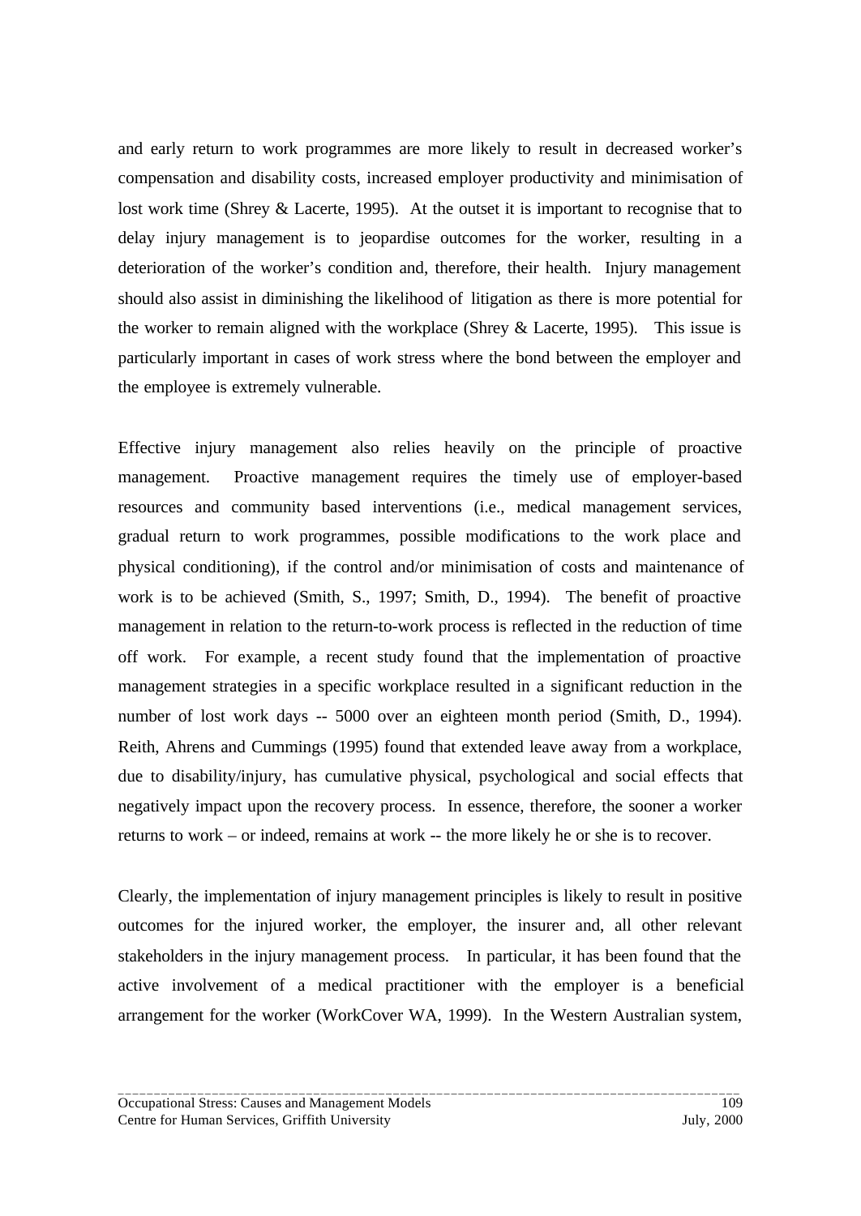and early return to work programmes are more likely to result in decreased worker's compensation and disability costs, increased employer productivity and minimisation of lost work time (Shrey & Lacerte, 1995). At the outset it is important to recognise that to delay injury management is to jeopardise outcomes for the worker, resulting in a deterioration of the worker's condition and, therefore, their health. Injury management should also assist in diminishing the likelihood of litigation as there is more potential for the worker to remain aligned with the workplace (Shrey & Lacerte, 1995). This issue is particularly important in cases of work stress where the bond between the employer and the employee is extremely vulnerable.

Effective injury management also relies heavily on the principle of proactive management. Proactive management requires the timely use of employer-based resources and community based interventions (i.e., medical management services, gradual return to work programmes, possible modifications to the work place and physical conditioning), if the control and/or minimisation of costs and maintenance of work is to be achieved (Smith, S., 1997; Smith, D., 1994). The benefit of proactive management in relation to the return-to-work process is reflected in the reduction of time off work. For example, a recent study found that the implementation of proactive management strategies in a specific workplace resulted in a significant reduction in the number of lost work days -- 5000 over an eighteen month period (Smith, D., 1994). Reith, Ahrens and Cummings (1995) found that extended leave away from a workplace, due to disability/injury, has cumulative physical, psychological and social effects that negatively impact upon the recovery process. In essence, therefore, the sooner a worker returns to work – or indeed, remains at work -- the more likely he or she is to recover.

Clearly, the implementation of injury management principles is likely to result in positive outcomes for the injured worker, the employer, the insurer and, all other relevant stakeholders in the injury management process. In particular, it has been found that the active involvement of a medical practitioner with the employer is a beneficial arrangement for the worker (WorkCover WA, 1999). In the Western Australian system,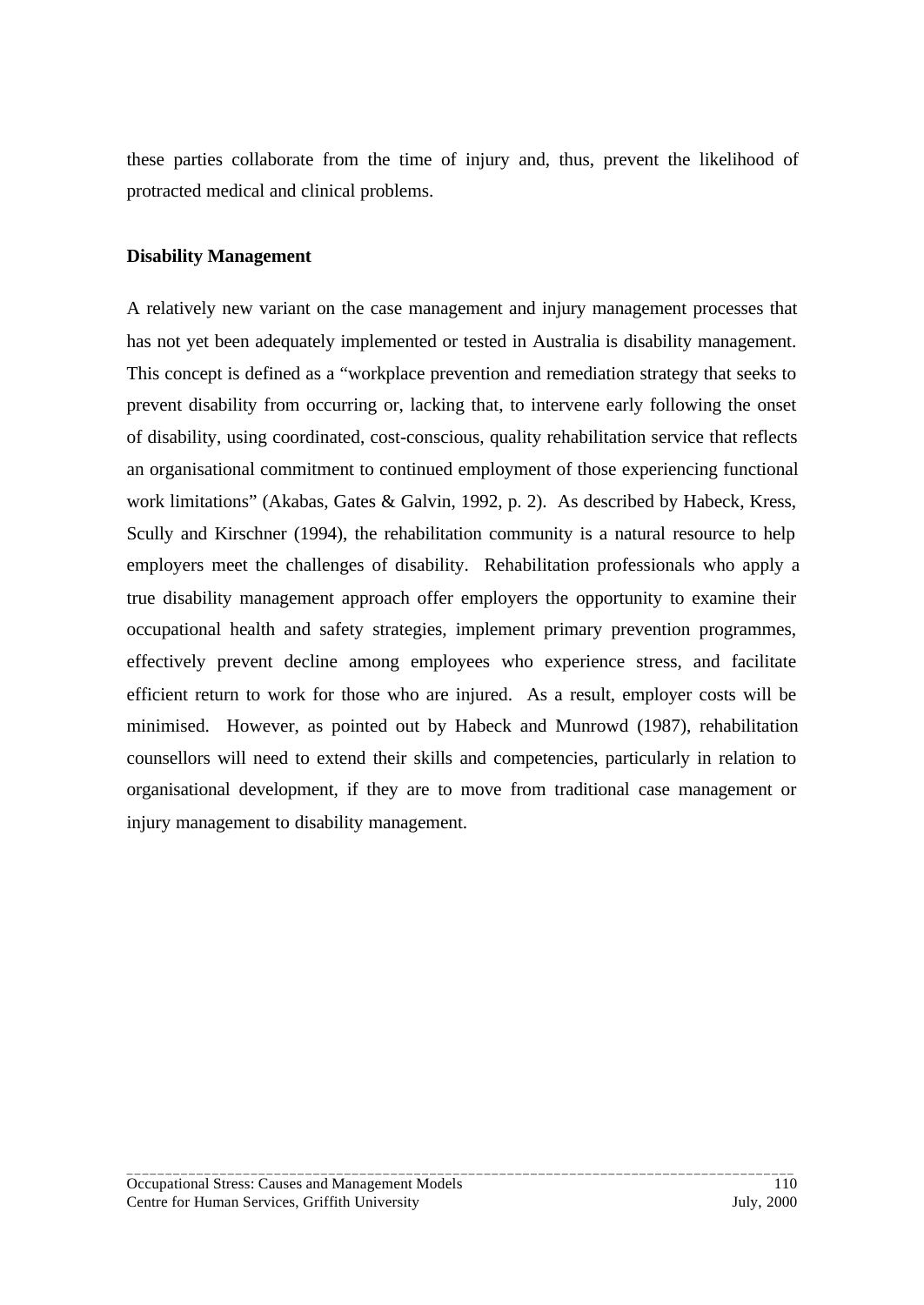these parties collaborate from the time of injury and, thus, prevent the likelihood of protracted medical and clinical problems.

**Disability Management**

A relatively new variant on the case management and injury management processes that has not yet been adequately implemented or tested in Australia is disability management. This concept is defined as a "workplace prevention and remediation strategy that seeks to prevent disability from occurring or, lacking that, to intervene early following the onset of disability, using coordinated, cost-conscious, quality rehabilitation service that reflects an organisational commitment to continued employment of those experiencing functional work limitations" (Akabas, Gates & Galvin, 1992, p. 2). As described by Habeck, Kress, Scully and Kirschner (1994), the rehabilitation community is a natural resource to help employers meet the challenges of disability. Rehabilitation professionals who apply a true disability management approach offer employers the opportunity to examine their occupational health and safety strategies, implement primary prevention programmes, effectively prevent decline among employees who experience stress, and facilitate efficient return to work for those who are injured. As a result, employer costs will be minimised. However, as pointed out by Habeck and Munrowd (1987), rehabilitation counsellors will need to extend their skills and competencies, particularly in relation to organisational development, if they are to move from traditional case management or injury management to disability management.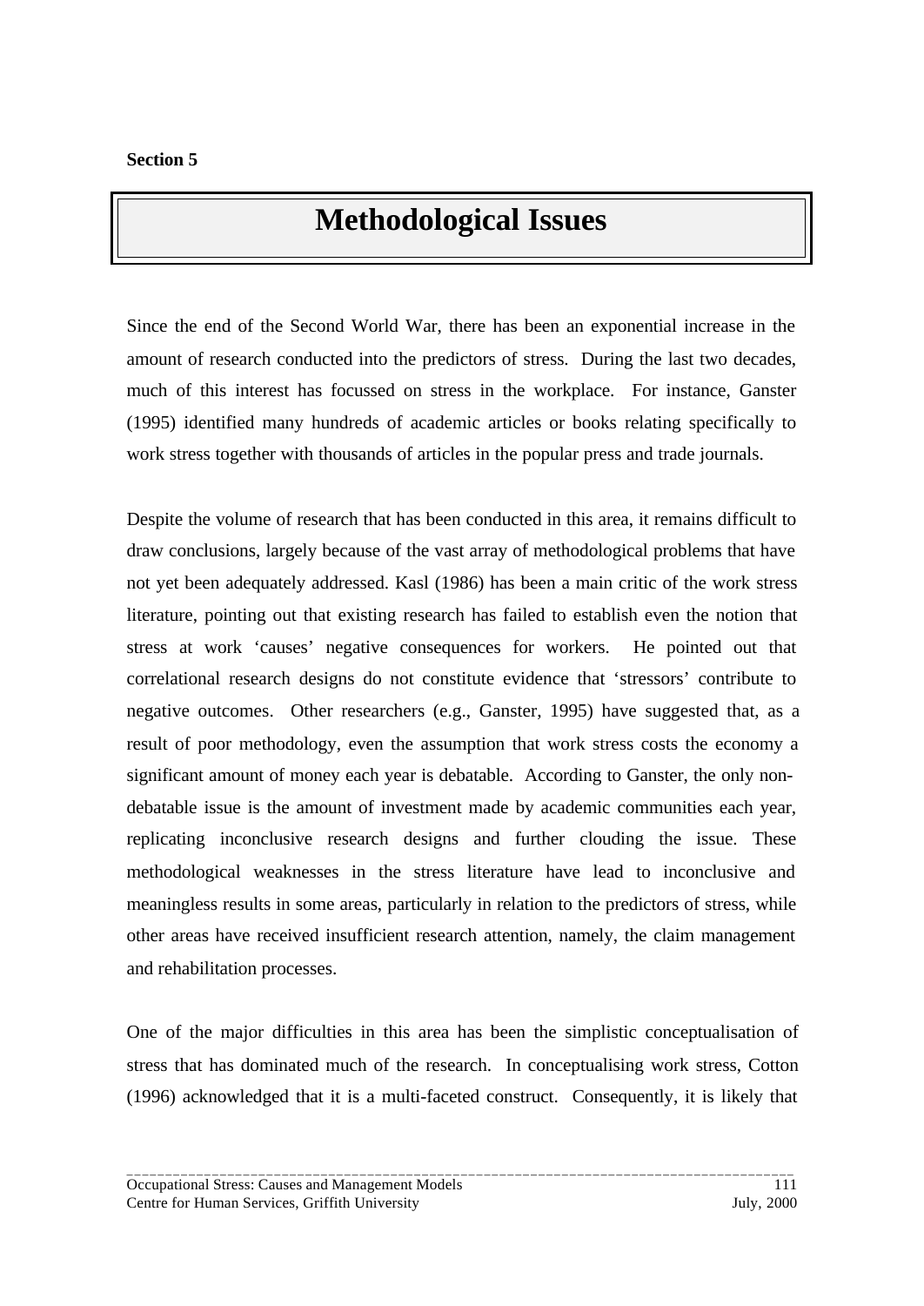**Section 5**

# Methodological Issues

Since the end of the Second World War, there has been an exponential increase in the amount of research conducted into the predictors of stress. During the last two decades, much of this interest has focussed on stress in the workplace. For instance, Ganster (1995) identified many hundreds of academic articles or books relating specifically to work stress together with thousands of articles in the popular press and trade journals.

Despite the volume of research that has been conducted in this area, it remains difficult to draw conclusions, largely because of the vast array of methodological problems that have not yet been adequately addressed. Kasl (1986) has been a main critic of the work stress literature, pointing out that existing research has failed to establish even the notion that stress at work 'causes' negative consequences for workers. He pointed out that correlational research designs do not constitute evidence that 'stressors' contribute to negative outcomes. Other researchers (e.g., Ganster, 1995) have suggested that, as a result of poor methodology, even the assumption that work stress costs the economy a significant amount of money each year is debatable. According to Ganster, the only non-debatable issue is the amount of investment made by academic communities each year, replicating inconclusive research designs and further clouding the issue. These methodological weaknesses in the stress literature have lead to inconclusive and meaningless results in some areas, particularly in relation to the predictors of stress, while other areas have received insufficient research attention, namely, the claim management and rehabilitation processes.

One of the major difficulties in this area has been the simplistic conceptualisation of stress that has dominated much of the research. In conceptualising work stress, Cotton (1996) acknowledged that it is a multi-faceted construct. Consequently, it is likely that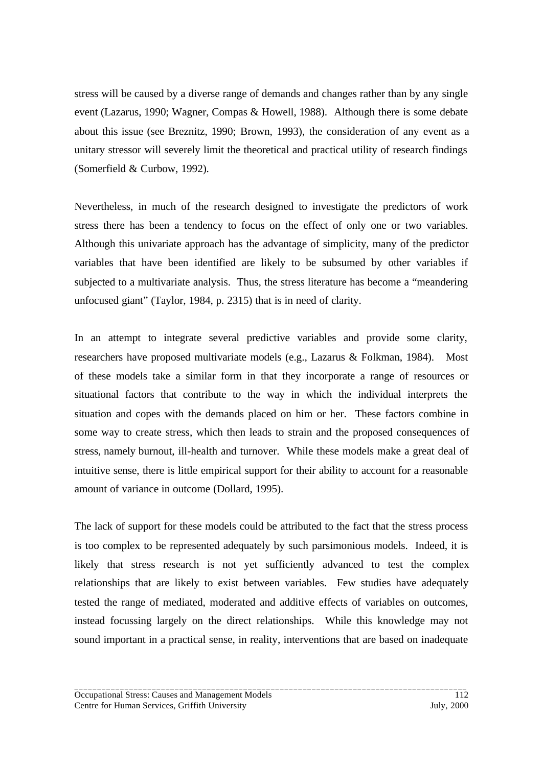stress will be caused by a diverse range of demands and changes rather than by any single event (Lazarus, 1990; Wagner, Compas & Howell, 1988). Although there is some debate about this issue (see Breznitz, 1990; Brown, 1993), the consideration of any event as a unitary stressor will severely limit the theoretical and practical utility of research findings (Somerfield & Curbow, 1992).

Nevertheless, in much of the research designed to investigate the predictors of work stress there has been a tendency to focus on the effect of only one or two variables. Although this univariate approach has the advantage of simplicity, many of the predictor variables that have been identified are likely to be subsumed by other variables if subjected to a multivariate analysis. Thus, the stress literature has become a "meandering unfocused giant" (Taylor, 1984, p. 2315) that is in need of clarity.

In an attempt to integrate several predictive variables and provide some clarity, researchers have proposed multivariate models (e.g., Lazarus & Folkman, 1984). Most of these models take a similar form in that they incorporate a range of resources or situational factors that contribute to the way in which the individual interprets the situation and copes with the demands placed on him or her. These factors combine in some way to create stress, which then leads to strain and the proposed consequences of stress, namely burnout, ill-health and turnover. While these models make a great deal of intuitive sense, there is little empirical support for their ability to account for a reasonable amount of variance in outcome (Dollard, 1995).

The lack of support for these models could be attributed to the fact that the stress process is too complex to be represented adequately by such parsimonious models. Indeed, it is likely that stress research is not yet sufficiently advanced to test the complex relationships that are likely to exist between variables. Few studies have adequately tested the range of mediated, moderated and additive effects of variables on outcomes, instead focussing largely on the direct relationships. While this knowledge may not sound important in a practical sense, in reality, interventions that are based on inadequate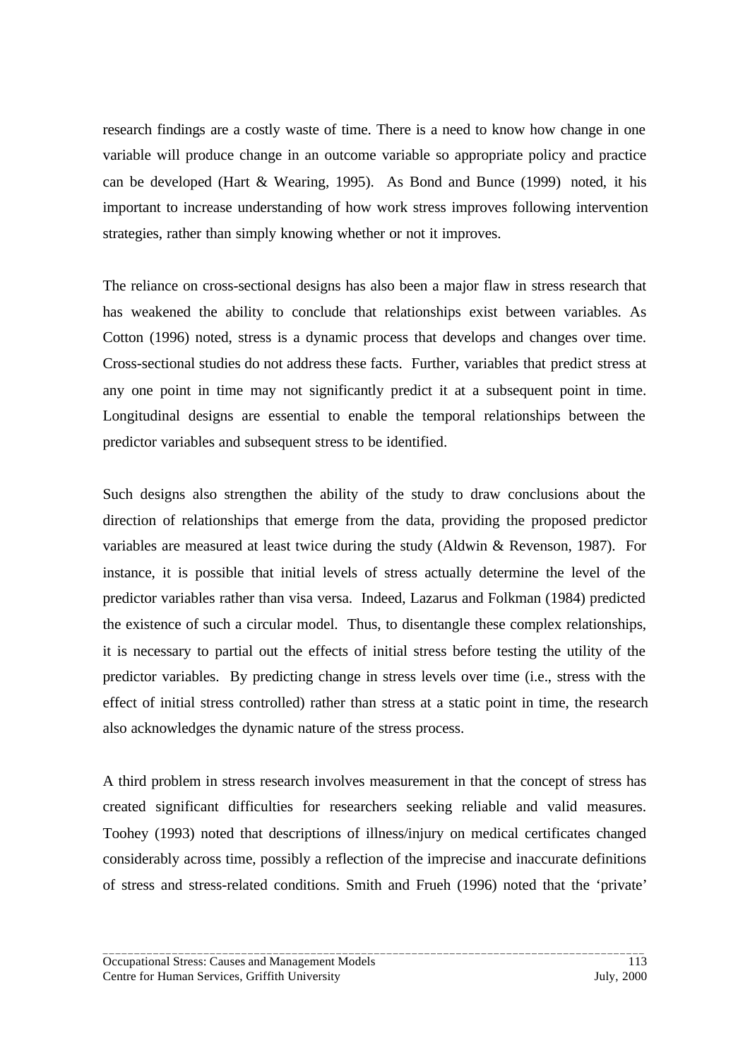research findings are a costly waste of time. There is a need to know how change in one variable will produce change in an outcome variable so appropriate policy and practice can be developed (Hart & Wearing, 1995). As Bond and Bunce (1999) noted, it his important to increase understanding of how work stress improves following intervention strategies, rather than simply knowing whether or not it improves.

The reliance on cross-sectional designs has also been a major flaw in stress research that has weakened the ability to conclude that relationships exist between variables. As Cotton (1996) noted, stress is a dynamic process that develops and changes over time. Cross-sectional studies do not address these facts. Further, variables that predict stress at any one point in time may not significantly predict it at a subsequent point in time. Longitudinal designs are essential to enable the temporal relationships between the predictor variables and subsequent stress to be identified.

Such designs also strengthen the ability of the study to draw conclusions about the direction of relationships that emerge from the data, providing the proposed predictor variables are measured at least twice during the study (Aldwin & Revenson, 1987). For instance, it is possible that initial levels of stress actually determine the level of the predictor variables rather than visa versa. Indeed, Lazarus and Folkman (1984) predicted the existence of such a circular model. Thus, to disentangle these complex relationships, it is necessary to partial out the effects of initial stress before testing the utility of the predictor variables. By predicting change in stress levels over time (i.e., stress with the effect of initial stress controlled) rather than stress at a static point in time, the research also acknowledges the dynamic nature of the stress process.

A third problem in stress research involves measurement in that the concept of stress has created significant difficulties for researchers seeking reliable and valid measures. Toohey (1993) noted that descriptions of illness/injury on medical certificates changed considerably across time, possibly a reflection of the imprecise and inaccurate definitions of stress and stress-related conditions. Smith and Frueh (1996) noted that the 'private'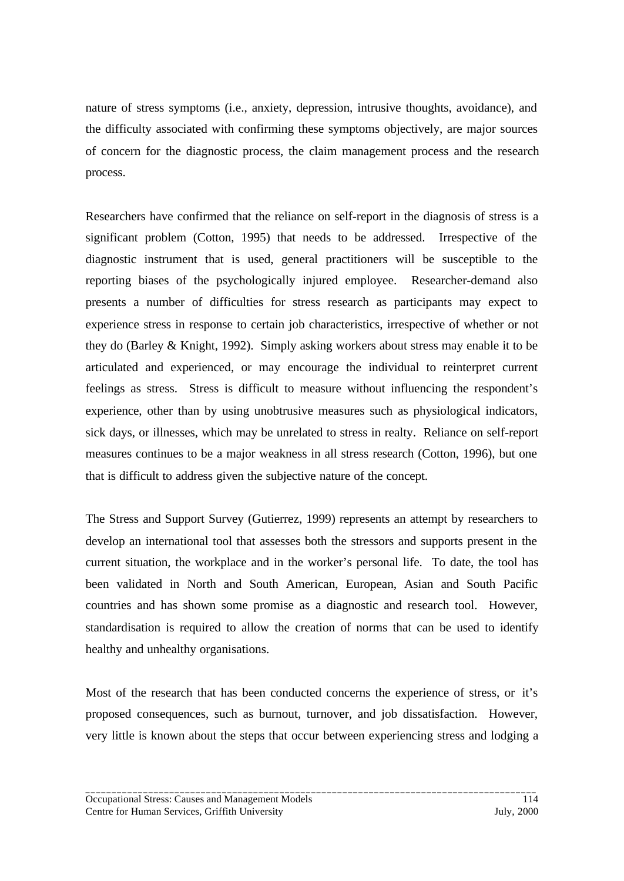nature of stress symptoms (i.e., anxiety, depression, intrusive thoughts, avoidance), and the difficulty associated with confirming these symptoms objectively, are major sources of concern for the diagnostic process, the claim management process and the research process.

Researchers have confirmed that the reliance on self-report in the diagnosis of stress is a significant problem (Cotton, 1995) that needs to be addressed. Irrespective of the diagnostic instrument that is used, general practitioners will be susceptible to the reporting biases of the psychologically injured employee. Researcher-demand also presents a number of difficulties for stress research as participants may expect to experience stress in response to certain job characteristics, irrespective of whether or not they do (Barley & Knight, 1992). Simply asking workers about stress may enable it to be articulated and experienced, or may encourage the individual to reinterpret current feelings as stress. Stress is difficult to measure without influencing the respondent's experience, other than by using unobtrusive measures such as physiological indicators, sick days, or illnesses, which may be unrelated to stress in realty. Reliance on self-report measures continues to be a major weakness in all stress research (Cotton, 1996), but one that is difficult to address given the subjective nature of the concept.

The Stress and Support Survey (Gutierrez, 1999) represents an attempt by researchers to develop an international tool that assesses both the stressors and supports present in the current situation, the workplace and in the worker's personal life. To date, the tool has been validated in North and South American, European, Asian and South Pacific countries and has shown some promise as a diagnostic and research tool. However, standardisation is required to allow the creation of norms that can be used to identify healthy and unhealthy organisations.

Most of the research that has been conducted concerns the experience of stress, or it's proposed consequences, such as burnout, turnover, and job dissatisfaction. However, very little is known about the steps that occur between experiencing stress and lodging a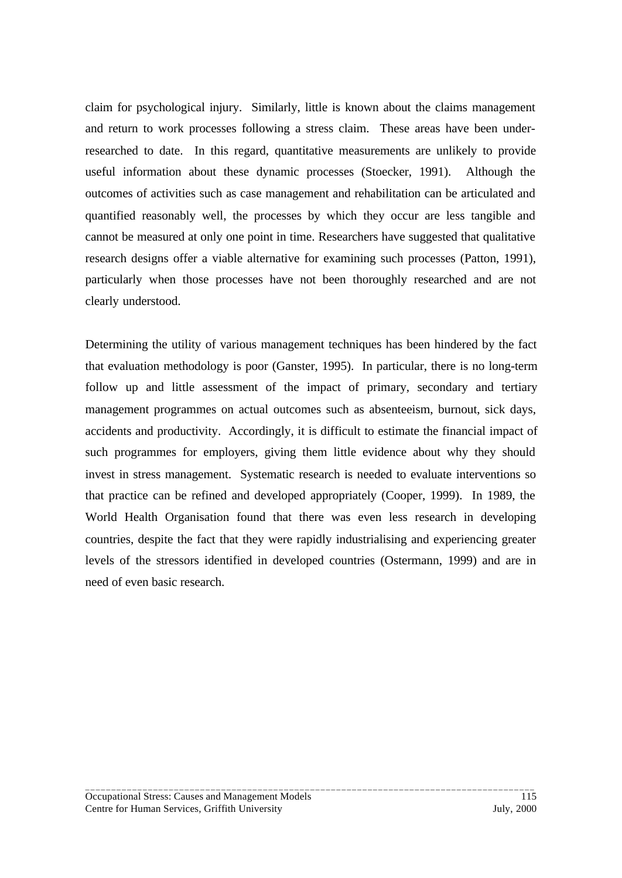claim for psychological injury. Similarly, little is known about the claims management and return to work processes following a stress claim. These areas have been under-researched to date. In this regard, quantitative measurements are unlikely to provide useful information about these dynamic processes (Stoecker, 1991). Although the outcomes of activities such as case management and rehabilitation can be articulated and quantified reasonably well, the processes by which they occur are less tangible and cannot be measured at only one point in time. Researchers have suggested that qualitative research designs offer a viable alternative for examining such processes (Patton, 1991), particularly when those processes have not been thoroughly researched and are not clearly understood.

Determining the utility of various management techniques has been hindered by the fact that evaluation methodology is poor (Ganster, 1995). In particular, there is no long-term follow up and little assessment of the impact of primary, secondary and tertiary management programmes on actual outcomes such as absenteeism, burnout, sick days, accidents and productivity. Accordingly, it is difficult to estimate the financial impact of such programmes for employers, giving them little evidence about why they should invest in stress management. Systematic research is needed to evaluate interventions so that practice can be refined and developed appropriately (Cooper, 1999). In 1989, the World Health Organisation found that there was even less research in developing countries, despite the fact that they were rapidly industrialising and experiencing greater levels of the stressors identified in developed countries (Ostermann, 1999) and are in need of even basic research.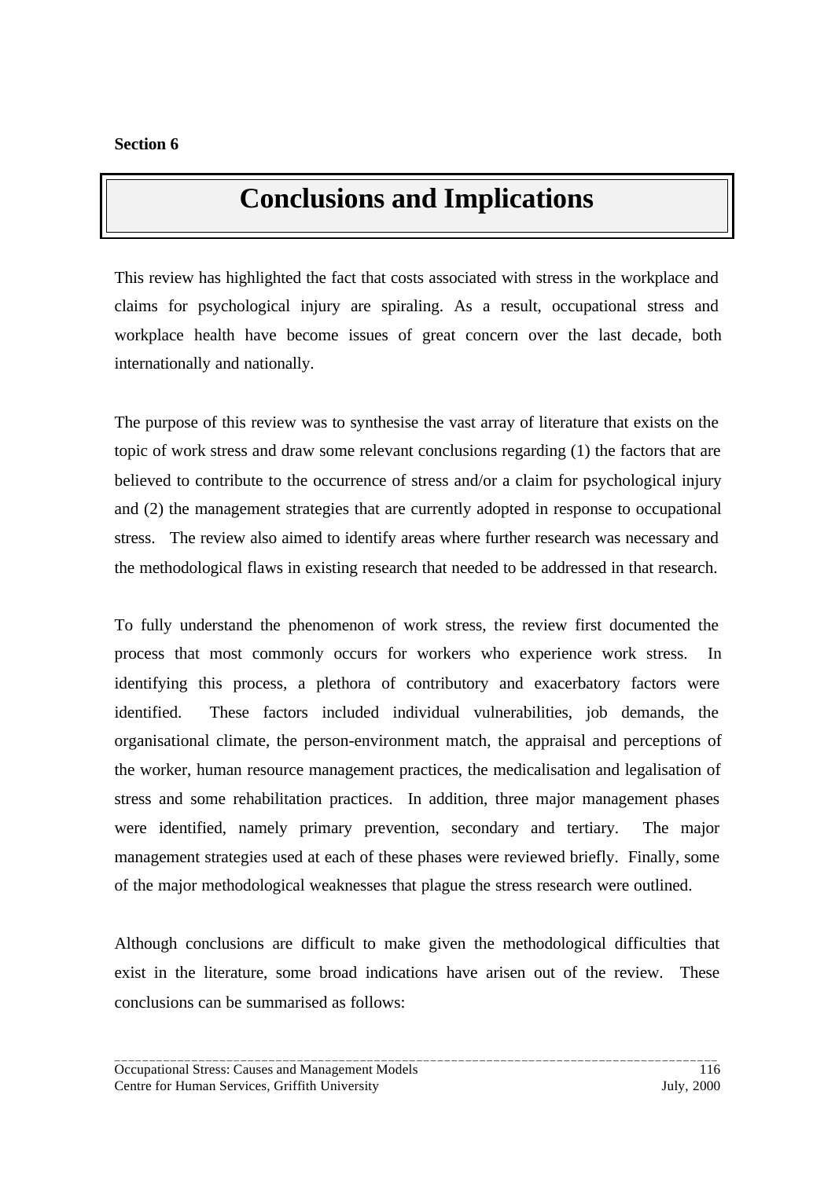**Section 6**

# Conclusions and Implications

This review has highlighted the fact that costs associated with stress in the workplace and claims for psychological injury are spiraling. As a result, occupational stress and workplace health have become issues of great concern over the last decade, both internationally and nationally.

The purpose of this review was to synthesise the vast array of literature that exists on the topic of work stress and draw some relevant conclusions regarding (1) the factors that are believed to contribute to the occurrence of stress and/or a claim for psychological injury and (2) the management strategies that are currently adopted in response to occupational stress. The review also aimed to identify areas where further research was necessary and the methodological flaws in existing research that needed to be addressed in that research.

To fully understand the phenomenon of work stress, the review first documented the process that most commonly occurs for workers who experience work stress. In identifying this process, a plethora of contributory and exacerbatory factors were identified. These factors included individual vulnerabilities, job demands, the organisational climate, the person-environment match, the appraisal and perceptions of the worker, human resource management practices, the medicalisation and legalisation of stress and some rehabilitation practices. In addition, three major management phases were identified, namely primary prevention, secondary and tertiary. The major management strategies used at each of these phases were reviewed briefly. Finally, some of the major methodological weaknesses that plague the stress research were outlined.

Although conclusions are difficult to make given the methodological difficulties that exist in the literature, some broad indications have arisen out of the review. These conclusions can be summarised as follows: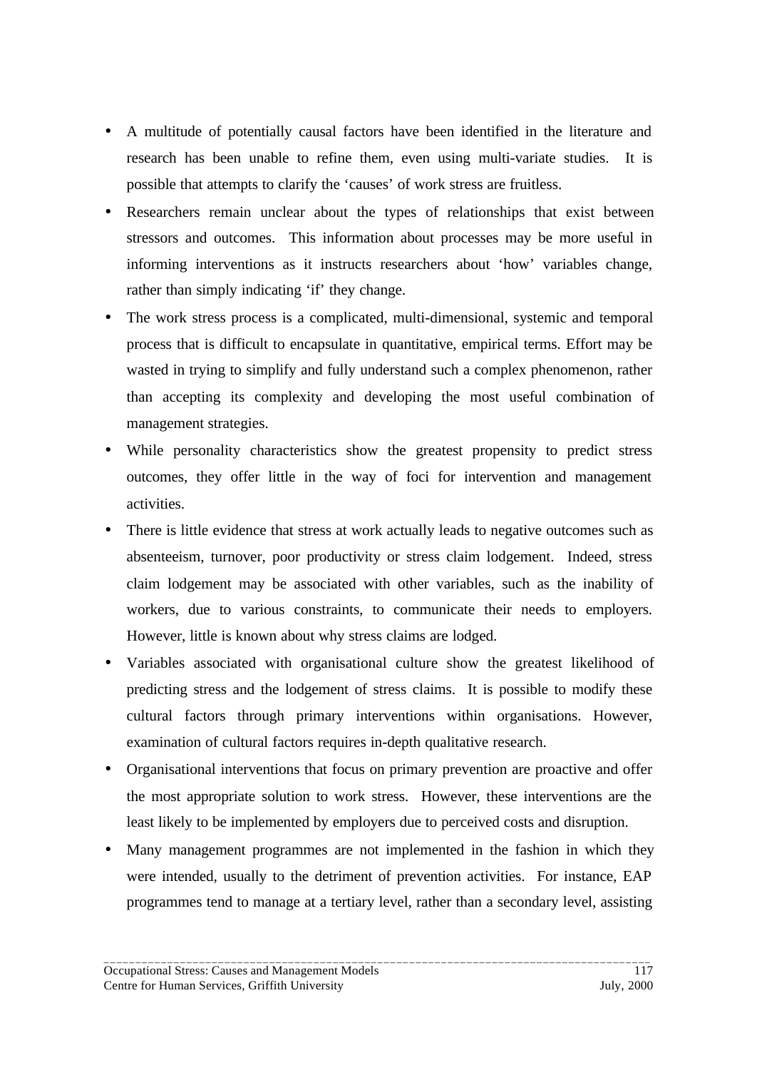- A multitude of potentially causal factors have been identified in the literature and research has been unable to refine them, even using multi-variate studies. It is possible that attempts to clarify the 'causes' of work stress are fruitless.
- Researchers remain unclear about the types of relationships that exist between stressors and outcomes. This information about processes may be more useful in informing interventions as it instructs researchers about 'how' variables change, rather than simply indicating 'if' they change.
- The work stress process is a complicated, multi-dimensional, systemic and temporal process that is difficult to encapsulate in quantitative, empirical terms. Effort may be wasted in trying to simplify and fully understand such a complex phenomenon, rather than accepting its complexity and developing the most useful combination of management strategies.
- While personality characteristics show the greatest propensity to predict stress outcomes, they offer little in the way of foci for intervention and management activities.
- There is little evidence that stress at work actually leads to negative outcomes such as absenteeism, turnover, poor productivity or stress claim lodgement. Indeed, stress claim lodgement may be associated with other variables, such as the inability of workers, due to various constraints, to communicate their needs to employers. However, little is known about why stress claims are lodged.
- Variables associated with organisational culture show the greatest likelihood of predicting stress and the lodgement of stress claims. It is possible to modify these cultural factors through primary interventions within organisations. However, examination of cultural factors requires in-depth qualitative research.
- Organisational interventions that focus on primary prevention are proactive and offer the most appropriate solution to work stress. However, these interventions are the least likely to be implemented by employers due to perceived costs and disruption.
- Many management programmes are not implemented in the fashion in which they were intended, usually to the detriment of prevention activities. For instance, EAP programmes tend to manage at a tertiary level, rather than a secondary level, assisting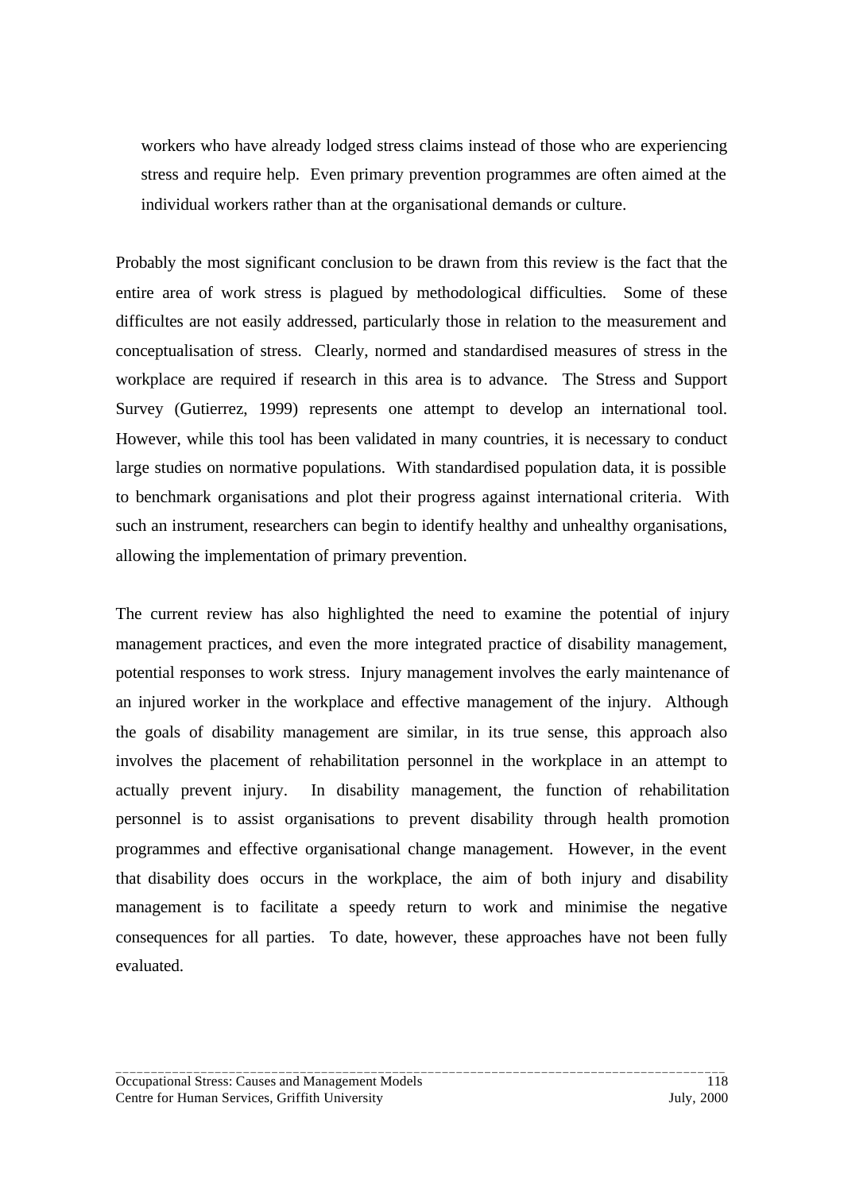workers who have already lodged stress claims instead of those who are experiencing stress and require help. Even primary prevention programmes are often aimed at the individual workers rather than at the organisational demands or culture.

Probably the most significant conclusion to be drawn from this review is the fact that the entire area of work stress is plagued by methodological difficulties. Some of these difficultes are not easily addressed, particularly those in relation to the measurement and conceptualisation of stress. Clearly, normed and standardised measures of stress in the workplace are required if research in this area is to advance. The Stress and Support Survey (Gutierrez, 1999) represents one attempt to develop an international tool. However, while this tool has been validated in many countries, it is necessary to conduct large studies on normative populations. With standardised population data, it is possible to benchmark organisations and plot their progress against international criteria. With such an instrument, researchers can begin to identify healthy and unhealthy organisations, allowing the implementation of primary prevention.

The current review has also highlighted the need to examine the potential of injury management practices, and even the more integrated practice of disability management, potential responses to work stress. Injury management involves the early maintenance of an injured worker in the workplace and effective management of the injury. Although the goals of disability management are similar, in its true sense, this approach also involves the placement of rehabilitation personnel in the workplace in an attempt to actually prevent injury. In disability management, the function of rehabilitation personnel is to assist organisations to prevent disability through health promotion programmes and effective organisational change management. However, in the event that disability does occurs in the workplace, the aim of both injury and disability management is to facilitate a speedy return to work and minimise the negative consequences for all parties. To date, however, these approaches have not been fully evaluated.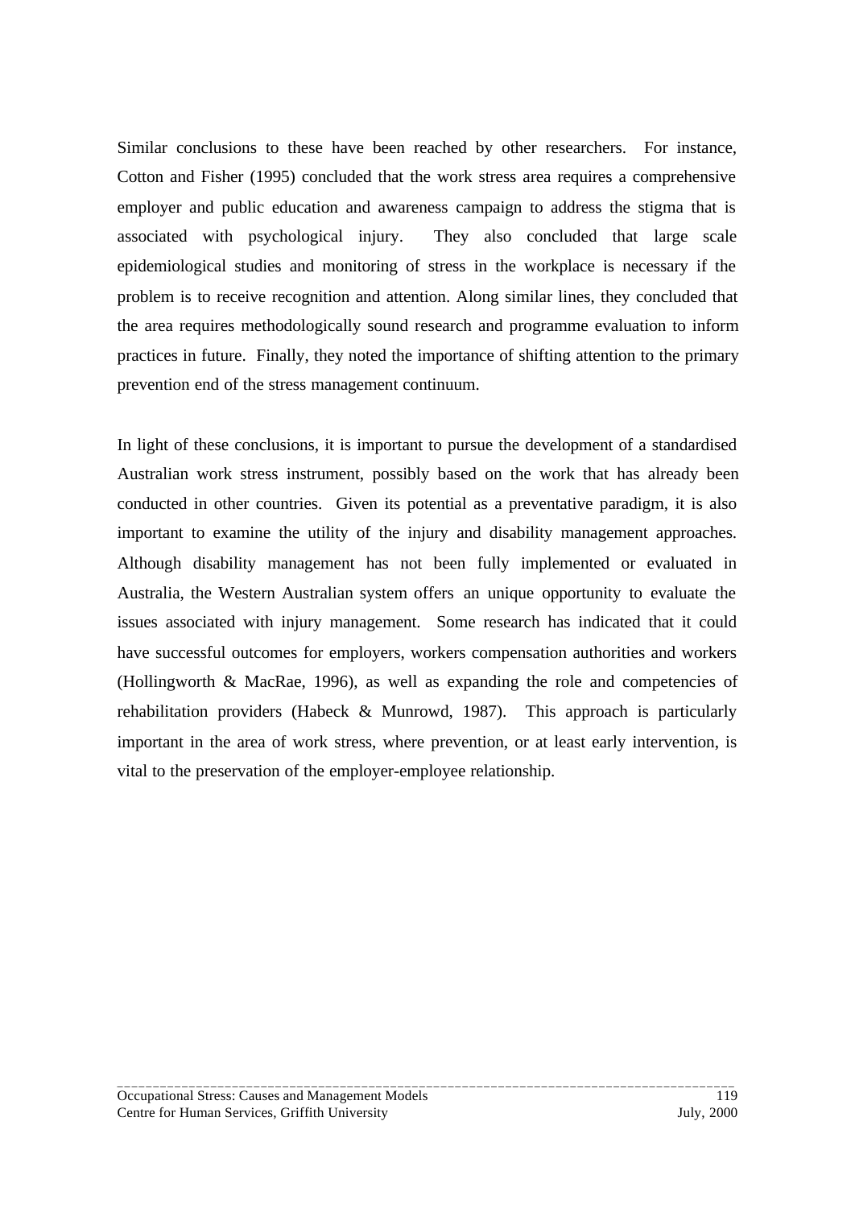Similar conclusions to these have been reached by other researchers. For instance, Cotton and Fisher (1995) concluded that the work stress area requires a comprehensive employer and public education and awareness campaign to address the stigma that is associated with psychological injury. They also concluded that large scale epidemiological studies and monitoring of stress in the workplace is necessary if the problem is to receive recognition and attention. Along similar lines, they concluded that the area requires methodologically sound research and programme evaluation to inform practices in future. Finally, they noted the importance of shifting attention to the primary prevention end of the stress management continuum.

In light of these conclusions, it is important to pursue the development of a standardised Australian work stress instrument, possibly based on the work that has already been conducted in other countries. Given its potential as a preventative paradigm, it is also important to examine the utility of the injury and disability management approaches. Although disability management has not been fully implemented or evaluated in Australia, the Western Australian system offers an unique opportunity to evaluate the issues associated with injury management. Some research has indicated that it could have successful outcomes for employers, workers compensation authorities and workers (Hollingworth & MacRae, 1996), as well as expanding the role and competencies of rehabilitation providers (Habeck & Munrowd, 1987). This approach is particularly important in the area of work stress, where prevention, or at least early intervention, is vital to the preservation of the employer-employee relationship.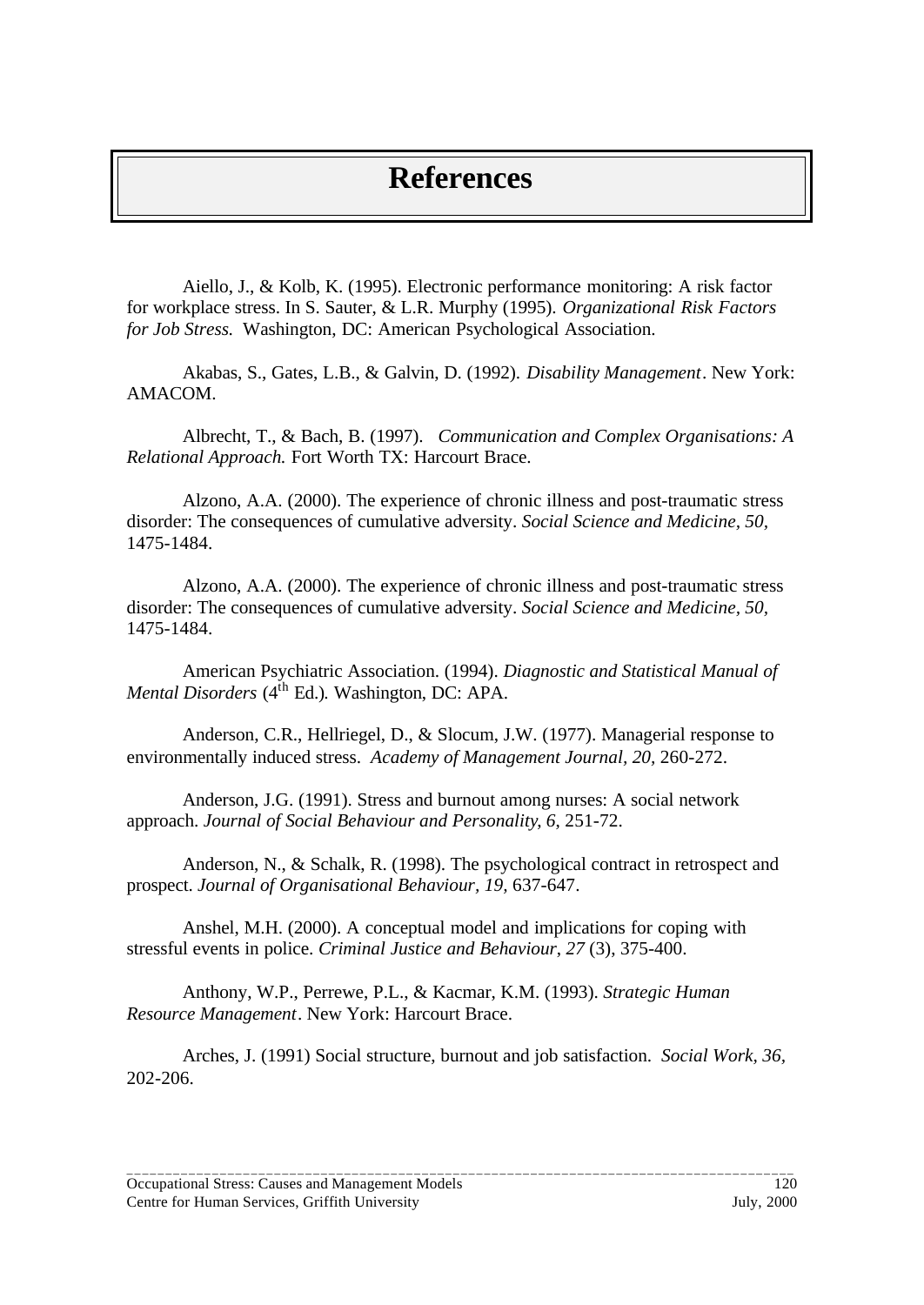# References

Aiello, J., & Kolb, K. (1995). Electronic performance monitoring: A risk factor for workplace stress. In S. Sauter, & L.R. Murphy (1995). *Organizational Risk Factors for Job Stress.* Washington, DC: American Psychological Association.

Akabas, S., Gates, L.B., & Galvin, D. (1992). *Disability Management*. New York: AMACOM.

Albrecht, T., & Bach, B. (1997). *Communication and Complex Organisations: A Relational Approach.* Fort Worth TX: Harcourt Brace.

Alzono, A.A. (2000). The experience of chronic illness and post-traumatic stress disorder: The consequences of cumulative adversity. *Social Science and Medicine, 50,* 1475-1484.

Alzono, A.A. (2000). The experience of chronic illness and post-traumatic stress disorder: The consequences of cumulative adversity. *Social Science and Medicine, 50,* 1475-1484.

American Psychiatric Association. (1994). *Diagnostic and Statistical Manual of Mental Disorders* (4th Ed.)*.* Washington, DC: APA.

Anderson, C.R., Hellriegel, D., & Slocum, J.W. (1977). Managerial response to environmentally induced stress. *Academy of Management Journal*, *20,* 260-272.

Anderson, J.G. (1991). Stress and burnout among nurses: A social network approach. *Journal of Social Behaviour and Personality*, *6*, 251-72.

Anderson, N., & Schalk, R. (1998). The psychological contract in retrospect and prospect. *Journal of Organisational Behaviour, 19,* 637-647.

Anshel, M.H. (2000). A conceptual model and implications for coping with stressful events in police. *Criminal Justice and Behaviour*, *27* (3), 375-400.

Anthony, W.P., Perrewe, P.L., & Kacmar, K.M. (1993). *Strategic Human Resource Management*. New York: Harcourt Brace.

Arches, J. (1991) Social structure, burnout and job satisfaction. *Social Work*, *36*, 202-206.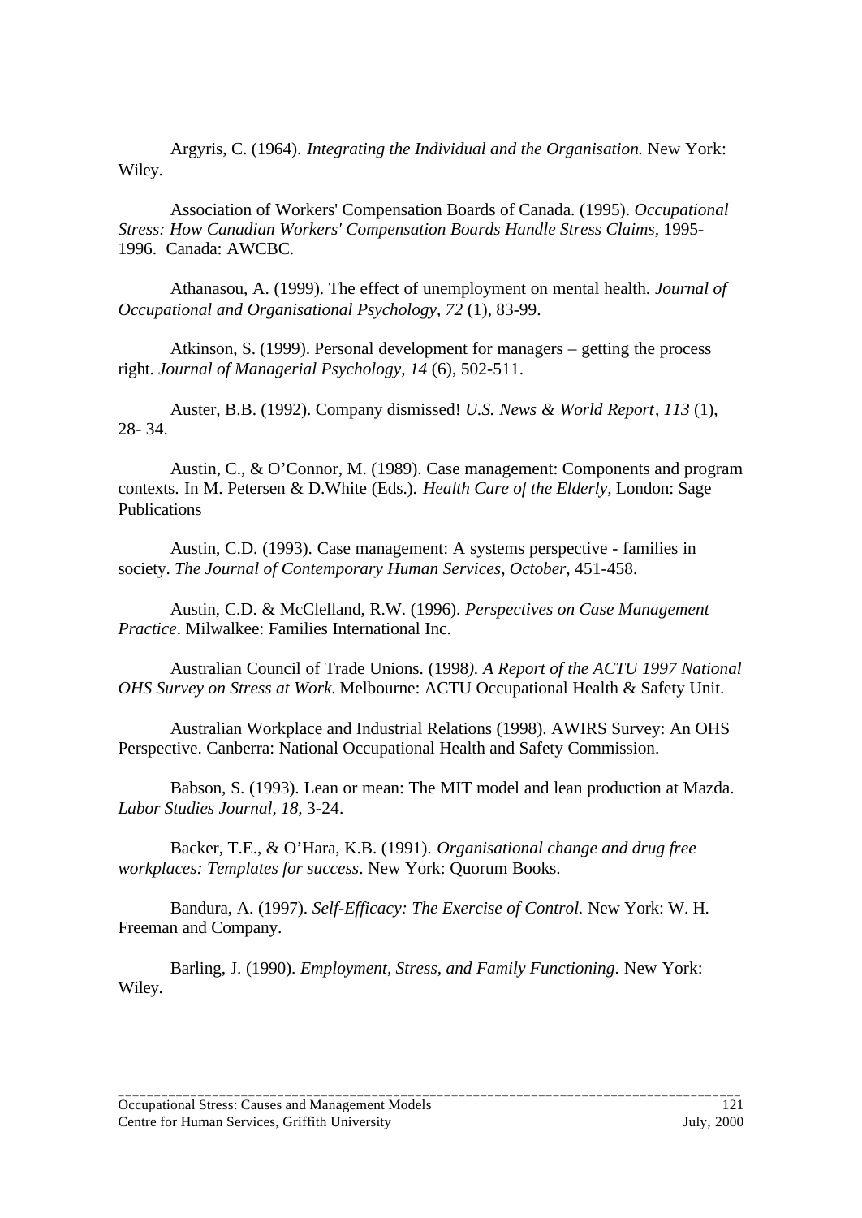Argyris, C. (1964). *Integrating the Individual and the Organisation.* New York: Wiley.

Association of Workers' Compensation Boards of Canada. (1995). *Occupational Stress: How Canadian Workers' Compensation Boards Handle Stress Claims*, 1995-1996. Canada: AWCBC.

Athanasou, A. (1999). The effect of unemployment on mental health. *Journal of Occupational and Organisational Psychology, 72* (1), 83-99.

Atkinson, S. (1999). Personal development for managers – getting the process right. *Journal of Managerial Psychology, 14* (6), 502-511.

Auster, B.B. (1992). Company dismissed! *U.S. News & World Report*, *113* (1), 28- 34.

Austin, C., & O'Connor, M. (1989). Case management: Components and program contexts. In M. Petersen & D.White (Eds.). *Health Care of the Elderly*, London: Sage Publications

Austin, C.D. (1993). Case management: A systems perspective - families in society. *The Journal of Contemporary Human Services*, *October*, 451-458.

Austin, C.D. & McClelland, R.W. (1996). *Perspectives on Case Management Practice*. Milwalkee: Families International Inc.

Australian Council of Trade Unions. (1998*). A Report of the ACTU 1997 National OHS Survey on Stress at Work.* Melbourne: ACTU Occupational Health & Safety Unit.

Australian Workplace and Industrial Relations (1998). AWIRS Survey: An OHS Perspective. Canberra: National Occupational Health and Safety Commission.

Babson, S. (1993). Lean or mean: The MIT model and lean production at Mazda. *Labor Studies Journal, 18,* 3-24.

Backer, T.E., & O'Hara, K.B. (1991). *Organisational change and drug free workplaces: Templates for success*. New York: Quorum Books.

Bandura, A. (1997). *Self-Efficacy: The Exercise of Control.* New York: W. H. Freeman and Company.

Barling, J. (1990). *Employment, Stress, and Family Functioning*. New York: Wiley.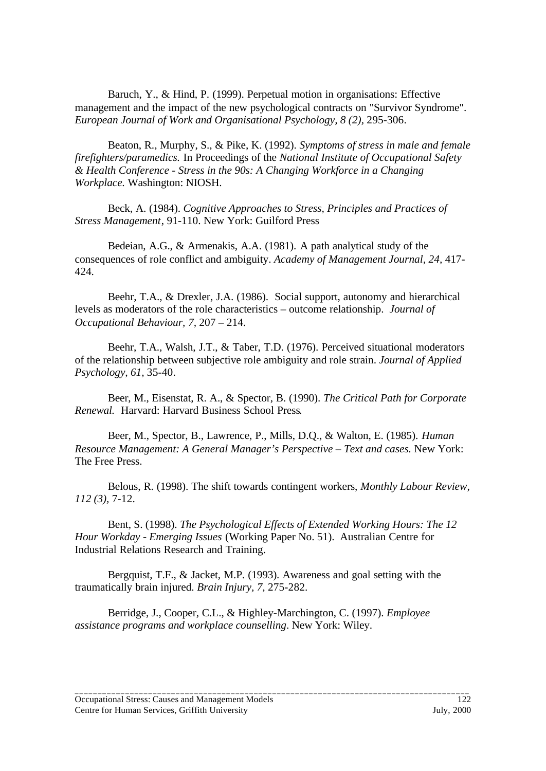Baruch, Y., & Hind, P. (1999). Perpetual motion in organisations: Effective management and the impact of the new psychological contracts on "Survivor Syndrome". *European Journal of Work and Organisational Psychology, 8 (2),* 295-306.

Beaton, R., Murphy, S., & Pike, K. (1992). *Symptoms of stress in male and female firefighters/paramedics.* In Proceedings of the *National Institute of Occupational Safety & Health Conference - Stress in the 90s: A Changing Workforce in a Changing Workplace.* Washington: NIOSH.

Beck, A. (1984). *Cognitive Approaches to Stress, Principles and Practices of Stress Management*, 91-110. New York: Guilford Press

Bedeian, A.G., & Armenakis, A.A. (1981). A path analytical study of the consequences of role conflict and ambiguity. *Academy of Management Journal, 24,* 417-424.

Beehr, T.A., & Drexler, J.A. (1986). Social support, autonomy and hierarchical levels as moderators of the role characteristics – outcome relationship. *Journal of Occupational Behaviour, 7,* 207 – 214.

Beehr, T.A., Walsh, J.T., & Taber, T.D. (1976). Perceived situational moderators of the relationship between subjective role ambiguity and role strain. *Journal of Applied Psychology, 61,* 35-40.

Beer, M., Eisenstat, R. A., & Spector, B. (1990). *The Critical Path for Corporate Renewal.* Harvard: Harvard Business School Press.

Beer, M., Spector, B., Lawrence, P., Mills, D.Q., & Walton, E. (1985). *Human Resource Management: A General Manager's Perspective – Text and cases.* New York: The Free Press.

Belous, R. (1998). The shift towards contingent workers, *Monthly Labour Review, 112 (3),* 7-12.

Bent, S. (1998). *The Psychological Effects of Extended Working Hours: The 12 Hour Workday - Emerging Issues* (Working Paper No. 51). Australian Centre for Industrial Relations Research and Training.

Bergquist, T.F., & Jacket, M.P. (1993). Awareness and goal setting with the traumatically brain injured. *Brain Injury, 7,* 275-282.

Berridge, J., Cooper, C.L., & Highley-Marchington, C. (1997). *Employee assistance programs and workplace counselling*. New York: Wiley.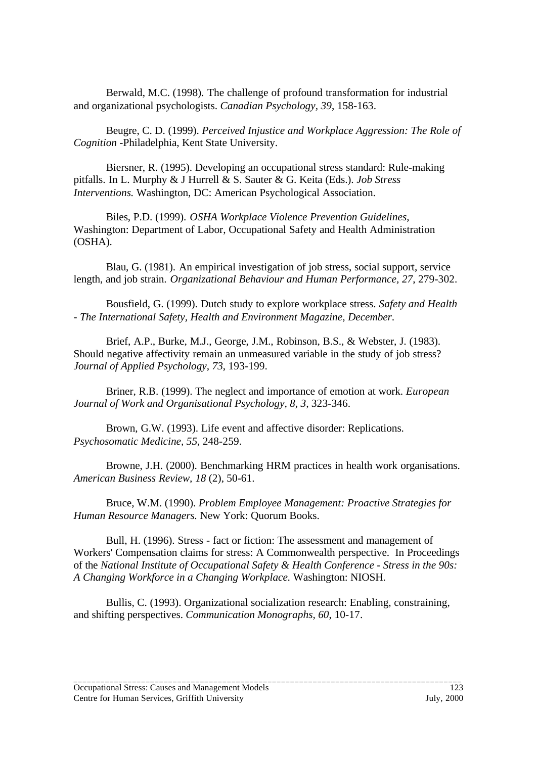Berwald, M.C. (1998). The challenge of profound transformation for industrial and organizational psychologists. *Canadian Psychology, 39*, 158-163.

Beugre, C. D. (1999). *Perceived Injustice and Workplace Aggression: The Role of Cognition* -Philadelphia, Kent State University.

Biersner, R. (1995). Developing an occupational stress standard: Rule-making pitfalls. In L. Murphy & J Hurrell & S. Sauter & G. Keita (Eds.). *Job Stress Interventions.* Washington, DC: American Psychological Association.

Biles, P.D. (1999). *OSHA Workplace Violence Prevention Guidelines*, Washington: Department of Labor, Occupational Safety and Health Administration (OSHA).

Blau, G. (1981). An empirical investigation of job stress, social support, service length, and job strain. *Organizational Behaviour and Human Performance, 27,* 279-302.

Bousfield, G. (1999). Dutch study to explore workplace stress. *Safety and Health - The International Safety, Health and Environment Magazine, December*.

Brief, A.P., Burke, M.J., George, J.M., Robinson, B.S., & Webster, J. (1983). Should negative affectivity remain an unmeasured variable in the study of job stress? *Journal of Applied Psychology, 73*, 193-199.

Briner, R.B. (1999). The neglect and importance of emotion at work. *European Journal of Work and Organisational Psychology, 8, 3,* 323-346.

Brown, G.W. (1993). Life event and affective disorder: Replications. *Psychosomatic Medicine, 55,* 248-259.

Browne, J.H. (2000). Benchmarking HRM practices in health work organisations. *American Business Review, 18* (2), 50-61.

Bruce, W.M. (1990). *Problem Employee Management: Proactive Strategies for Human Resource Managers.* New York: Quorum Books.

Bull, H. (1996). Stress - fact or fiction: The assessment and management of Workers' Compensation claims for stress: A Commonwealth perspective. In Proceedings of the *National Institute of Occupational Safety & Health Conference - Stress in the 90s: A Changing Workforce in a Changing Workplace.* Washington: NIOSH.

Bullis, C. (1993). Organizational socialization research: Enabling, constraining, and shifting perspectives. *Communication Monographs, 60*, 10-17.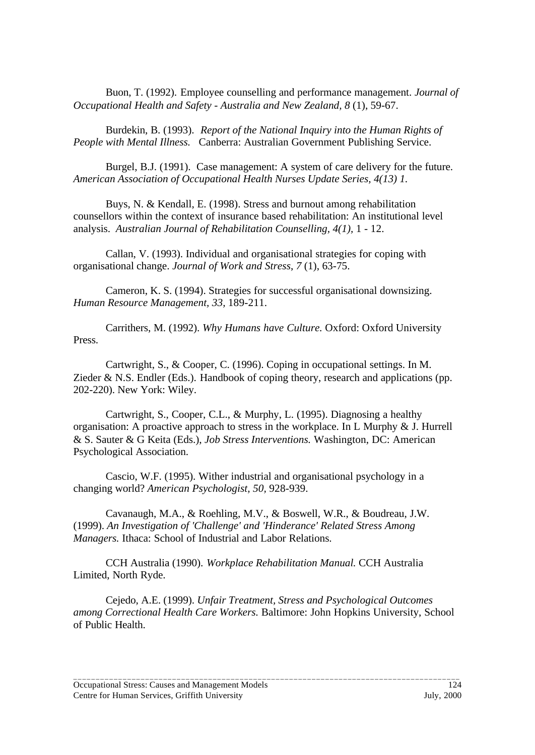Buon, T. (1992). Employee counselling and performance management. *Journal of Occupational Health and Safety - Australia and New Zealand, 8* (1), 59-67.

Burdekin, B. (1993). *Report of the National Inquiry into the Human Rights of People with Mental Illness.* Canberra: Australian Government Publishing Service.

Burgel, B.J. (1991). Case management: A system of care delivery for the future. *American Association of Occupational Health Nurses Update Series, 4(13) 1.*

Buys, N. & Kendall, E. (1998). Stress and burnout among rehabilitation counsellors within the context of insurance based rehabilitation: An institutional level analysis. *Australian Journal of Rehabilitation Counselling, 4(1),* 1 - 12.

Callan, V. (1993). Individual and organisational strategies for coping with organisational change. *Journal of Work and Stress, 7* (1), 63-75.

Cameron, K. S. (1994). Strategies for successful organisational downsizing. *Human Resource Management, 33,* 189-211.

Carrithers, M. (1992). *Why Humans have Culture.* Oxford: Oxford University Press.

Cartwright, S., & Cooper, C. (1996). Coping in occupational settings. In M. Zieder & N.S. Endler (Eds.). Handbook of coping theory, research and applications (pp. 202-220). New York: Wiley.

Cartwright, S., Cooper, C.L., & Murphy, L. (1995). Diagnosing a healthy organisation: A proactive approach to stress in the workplace. In L Murphy & J. Hurrell & S. Sauter & G Keita (Eds.), *Job Stress Interventions.* Washington, DC: American Psychological Association.

Cascio, W.F. (1995). Wither industrial and organisational psychology in a changing world? *American Psychologist, 50,* 928-939.

Cavanaugh, M.A., & Roehling, M.V., & Boswell, W.R., & Boudreau, J.W. (1999). *An Investigation of 'Challenge' and 'Hinderance' Related Stress Among Managers.* Ithaca: School of Industrial and Labor Relations.

CCH Australia (1990). *Workplace Rehabilitation Manual.* CCH Australia Limited, North Ryde.

Cejedo, A.E. (1999). *Unfair Treatment, Stress and Psychological Outcomes among Correctional Health Care Workers.* Baltimore: John Hopkins University, School of Public Health.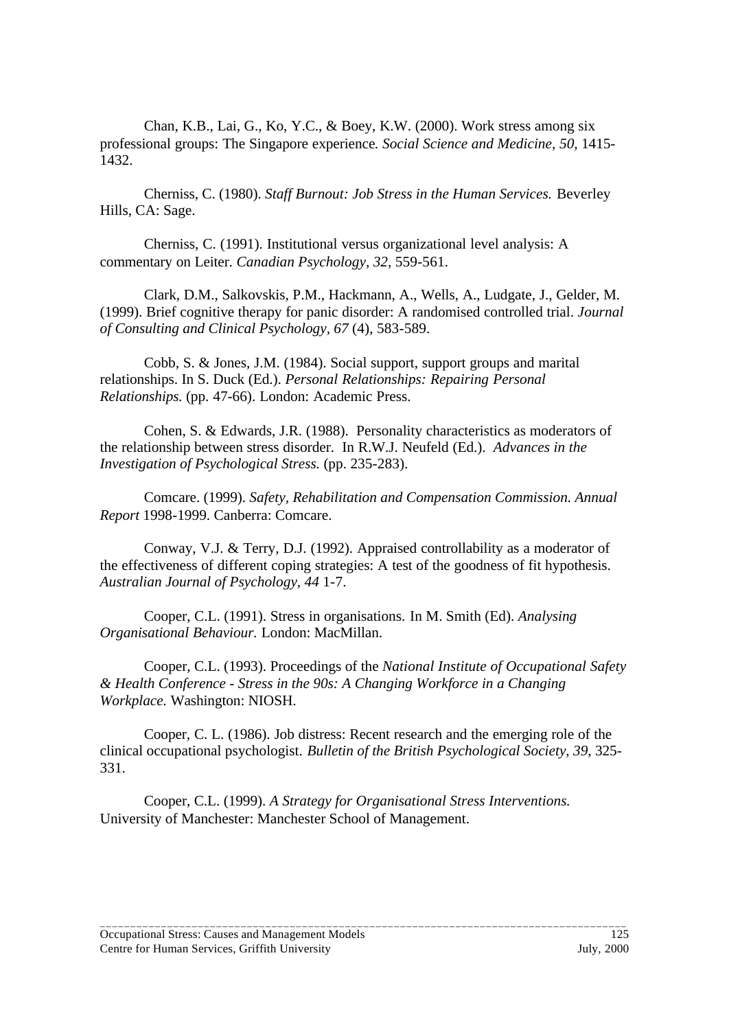Chan, K.B., Lai, G., Ko, Y.C., & Boey, K.W. (2000). Work stress among six professional groups: The Singapore experience. *Social Science and Medicine, 50,* 1415-1432.

Cherniss, C. (1980). *Staff Burnout: Job Stress in the Human Services.* Beverley Hills, CA: Sage.

Cherniss, C. (1991). Institutional versus organizational level analysis: A commentary on Leiter. *Canadian Psychology, 32,* 559-561.

Clark, D.M., Salkovskis, P.M., Hackmann, A., Wells, A., Ludgate, J., Gelder, M. (1999). Brief cognitive therapy for panic disorder: A randomised controlled trial. *Journal of Consulting and Clinical Psychology, 67* (4), 583-589.

Cobb, S. & Jones, J.M. (1984). Social support, support groups and marital relationships. In S. Duck (Ed.). *Personal Relationships: Repairing Personal Relationships.* (pp. 47-66). London: Academic Press.

Cohen, S. & Edwards, J.R. (1988). Personality characteristics as moderators of the relationship between stress disorder. In R.W.J. Neufeld (Ed.). *Advances in the Investigation of Psychological Stress.* (pp. 235-283).

Comcare. (1999). *Safety, Rehabilitation and Compensation Commission. Annual Report* 1998-1999. Canberra: Comcare.

Conway, V.J. & Terry, D.J. (1992). Appraised controllability as a moderator of the effectiveness of different coping strategies: A test of the goodness of fit hypothesis. *Australian Journal of Psychology, 44* 1-7.

Cooper, C.L. (1991). Stress in organisations. In M. Smith (Ed). *Analysing Organisational Behaviour.* London: MacMillan.

Cooper, C.L. (1993). Proceedings of the *National Institute of Occupational Safety & Health Conference - Stress in the 90s: A Changing Workforce in a Changing Workplace.* Washington: NIOSH.

Cooper, C. L. (1986). Job distress: Recent research and the emerging role of the clinical occupational psychologist. *Bulletin of the British Psychological Society, 39*, 325-331.

Cooper, C.L. (1999). *A Strategy for Organisational Stress Interventions.* University of Manchester: Manchester School of Management.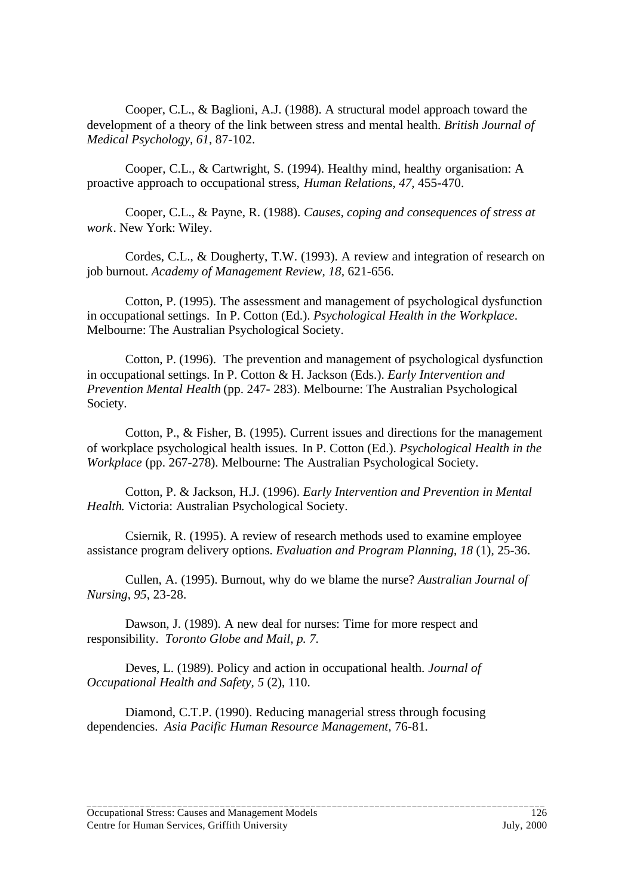Cooper, C.L., & Baglioni, A.J. (1988). A structural model approach toward the development of a theory of the link between stress and mental health. *British Journal of Medical Psychology, 61*, 87-102.

Cooper, C.L., & Cartwright, S. (1994). Healthy mind, healthy organisation: A proactive approach to occupational stress, *Human Relations, 47,* 455-470.

Cooper, C.L., & Payne, R. (1988). *Causes, coping and consequences of stress at work*. New York: Wiley.

Cordes, C.L., & Dougherty, T.W. (1993). A review and integration of research on job burnout. *Academy of Management Review, 18,* 621-656.

Cotton, P. (1995). The assessment and management of psychological dysfunction in occupational settings. In P. Cotton (Ed.). *Psychological Health in the Workplace*. Melbourne: The Australian Psychological Society.

Cotton, P. (1996). The prevention and management of psychological dysfunction in occupational settings. In P. Cotton & H. Jackson (Eds.). *Early Intervention and Prevention Mental Health* (pp. 247- 283). Melbourne: The Australian Psychological Society.

Cotton, P., & Fisher, B. (1995). Current issues and directions for the management of workplace psychological health issues. In P. Cotton (Ed.). *Psychological Health in the Workplace* (pp. 267-278). Melbourne: The Australian Psychological Society.

Cotton, P. & Jackson, H.J. (1996). *Early Intervention and Prevention in Mental Health*. Victoria: Australian Psychological Society.

Csiernik, R. (1995). A review of research methods used to examine employee assistance program delivery options. *Evaluation and Program Planning*, *18* (1), 25-36.

Cullen, A. (1995). Burnout, why do we blame the nurse? *Australian Journal of Nursing*, *95*, 23-28.

Dawson, J. (1989). A new deal for nurses: Time for more respect and responsibility. *Toronto Globe and Mail, p. 7.*

Deves, L. (1989). Policy and action in occupational health. *Journal of Occupational Health and Safety, 5* (2), 110.

Diamond, C.T.P. (1990). Reducing managerial stress through focusing dependencies. *Asia Pacific Human Resource Management,* 76-81.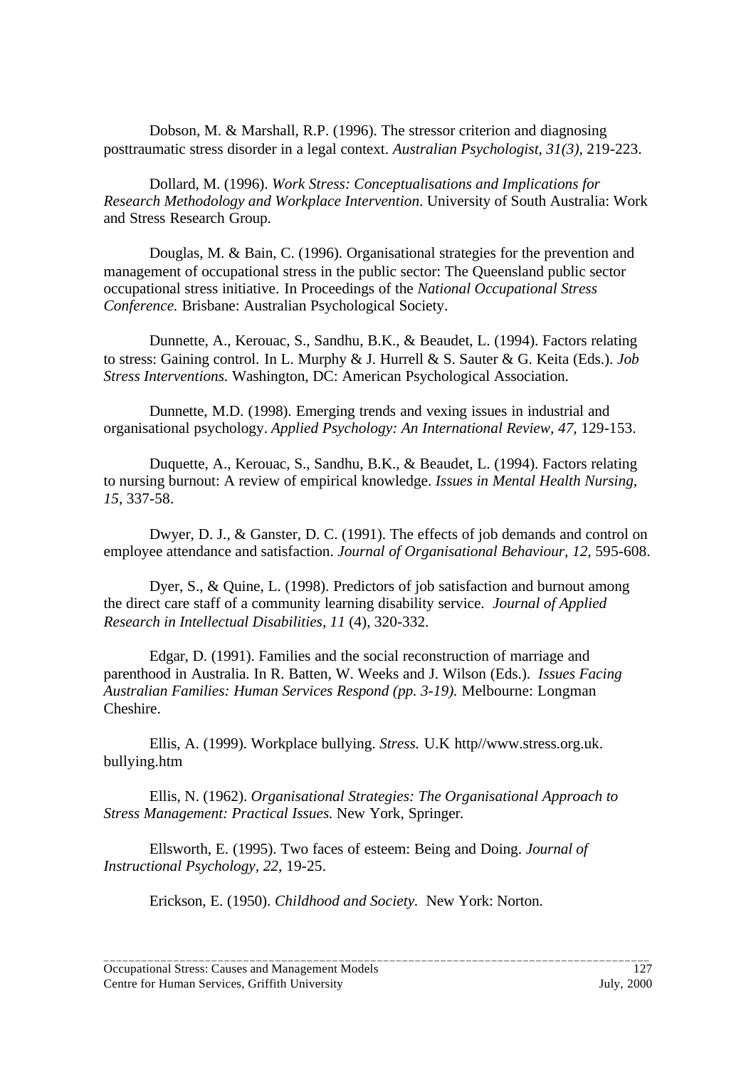Dobson, M. & Marshall, R.P. (1996). The stressor criterion and diagnosing posttraumatic stress disorder in a legal context. *Australian Psychologist, 31(3),* 219-223.

Dollard, M. (1996). *Work Stress: Conceptualisations and Implications for Research Methodology and Workplace Intervention*. University of South Australia: Work and Stress Research Group.

Douglas, M. & Bain, C. (1996). Organisational strategies for the prevention and management of occupational stress in the public sector: The Queensland public sector occupational stress initiative. In Proceedings of the *National Occupational Stress Conference.* Brisbane: Australian Psychological Society.

Dunnette, A., Kerouac, S., Sandhu, B.K., & Beaudet, L. (1994). Factors relating to stress: Gaining control. In L. Murphy & J. Hurrell & S. Sauter & G. Keita (Eds.). *Job Stress Interventions.* Washington, DC: American Psychological Association.

Dunnette, M.D. (1998). Emerging trends and vexing issues in industrial and organisational psychology. *Applied Psychology: An International Review, 47,* 129-153.

Duquette, A., Kerouac, S., Sandhu, B.K., & Beaudet, L. (1994). Factors relating to nursing burnout: A review of empirical knowledge. *Issues in Mental Health Nursing, 15*, 337-58.

Dwyer, D. J., & Ganster, D. C. (1991). The effects of job demands and control on employee attendance and satisfaction. *Journal of Organisational Behaviour, 12*, 595-608.

Dyer, S., & Quine, L. (1998). Predictors of job satisfaction and burnout among the direct care staff of a community learning disability service. *Journal of Applied Research in Intellectual Disabilities, 11* (4), 320-332.

Edgar, D. (1991). Families and the social reconstruction of marriage and parenthood in Australia. In R. Batten, W. Weeks and J. Wilson (Eds.). *Issues Facing Australian Families: Human Services Respond (pp. 3-19).* Melbourne: Longman Cheshire.

Ellis, A. (1999). Workplace bullying. *Stress.* U.K http//www.stress.org.uk. bullying.htm

Ellis, N. (1962). *Organisational Strategies: The Organisational Approach to Stress Management: Practical Issues.* New York, Springer.

Ellsworth, E. (1995). Two faces of esteem: Being and Doing. *Journal of Instructional Psychology, 22,* 19-25.

Erickson, E. (1950). *Childhood and Society*. New York: Norton.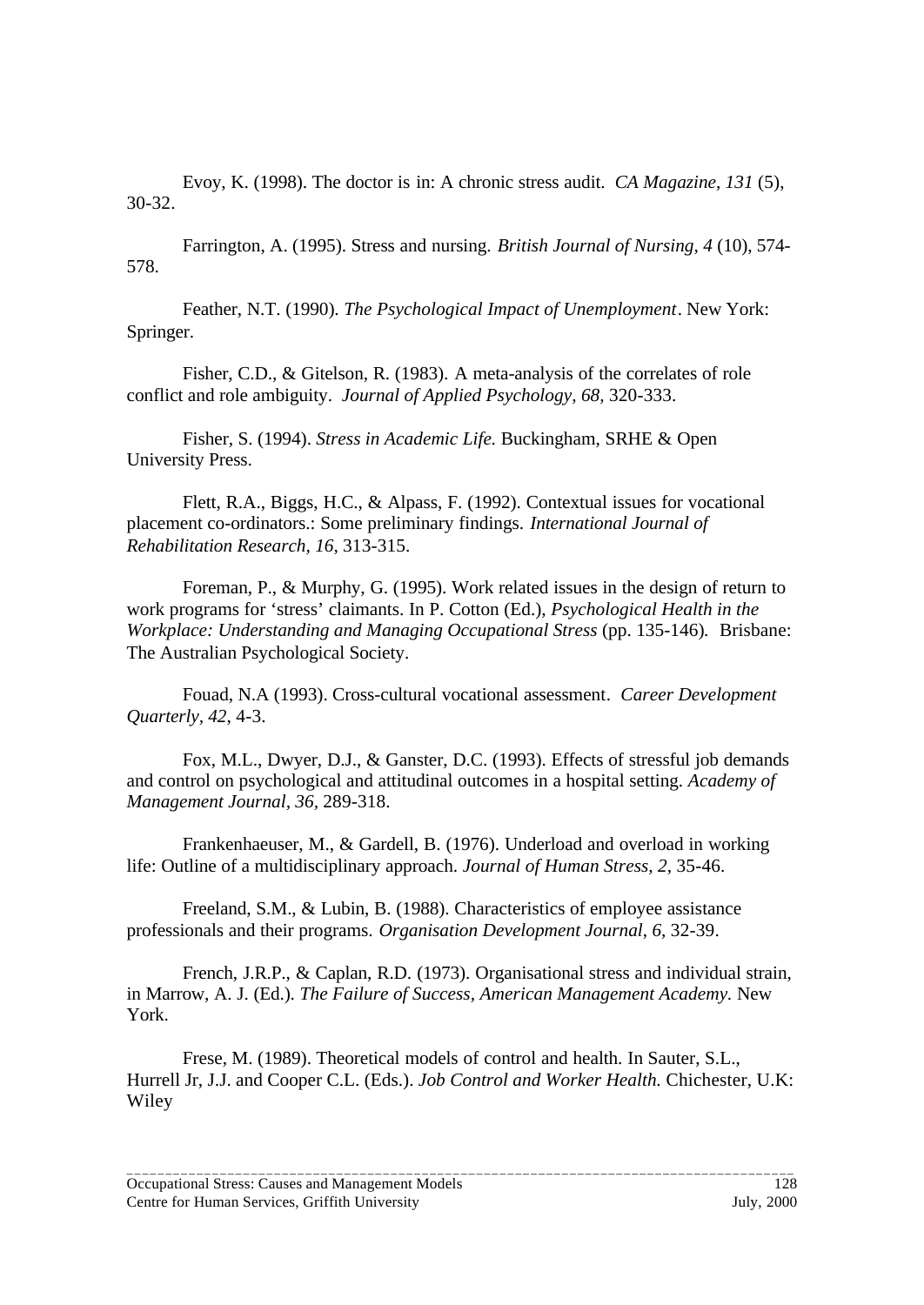Evoy, K. (1998). The doctor is in: A chronic stress audit. *CA Magazine*, *131* (5), 30-32.

Farrington, A. (1995). Stress and nursing. *British Journal of Nursing*, *4* (10), 574-578.

Feather, N.T. (1990). *The Psychological Impact of Unemployment*. New York: Springer.

Fisher, C.D., & Gitelson, R. (1983). A meta-analysis of the correlates of role conflict and role ambiguity. *Journal of Applied Psychology*, *68*, 320-333.

Fisher, S. (1994). *Stress in Academic Life.* Buckingham, SRHE & Open University Press.

Flett, R.A., Biggs, H.C., & Alpass, F. (1992). Contextual issues for vocational placement co-ordinators.: Some preliminary findings. *International Journal of Rehabilitation Research, 16*, 313-315.

Foreman, P., & Murphy, G. (1995). Work related issues in the design of return to work programs for 'stress' claimants. In P. Cotton (Ed.), *Psychological Health in the Workplace: Understanding and Managing Occupational Stress* (pp. 135-146). Brisbane: The Australian Psychological Society.

Fouad, N.A (1993). Cross-cultural vocational assessment. *Career Development Quarterly*, *42*, 4-3.

Fox, M.L., Dwyer, D.J., & Ganster, D.C. (1993). Effects of stressful job demands and control on psychological and attitudinal outcomes in a hospital setting. *Academy of Management Journal*, *36*, 289-318.

Frankenhaeuser, M., & Gardell, B. (1976). Underload and overload in working life: Outline of a multidisciplinary approach. *Journal of Human Stress, 2*, 35-46.

Freeland, S.M., & Lubin, B. (1988). Characteristics of employee assistance professionals and their programs. *Organisation Development Journal*, *6*, 32-39.

French, J.R.P., & Caplan, R.D. (1973). Organisational stress and individual strain, in Marrow, A. J. (Ed.). *The Failure of Success, American Management Academy.* New York.

Frese, M. (1989). Theoretical models of control and health. In Sauter, S.L., Hurrell Jr, J.J. and Cooper C.L. (Eds.). *Job Control and Worker Health.* Chichester, U.K: Wiley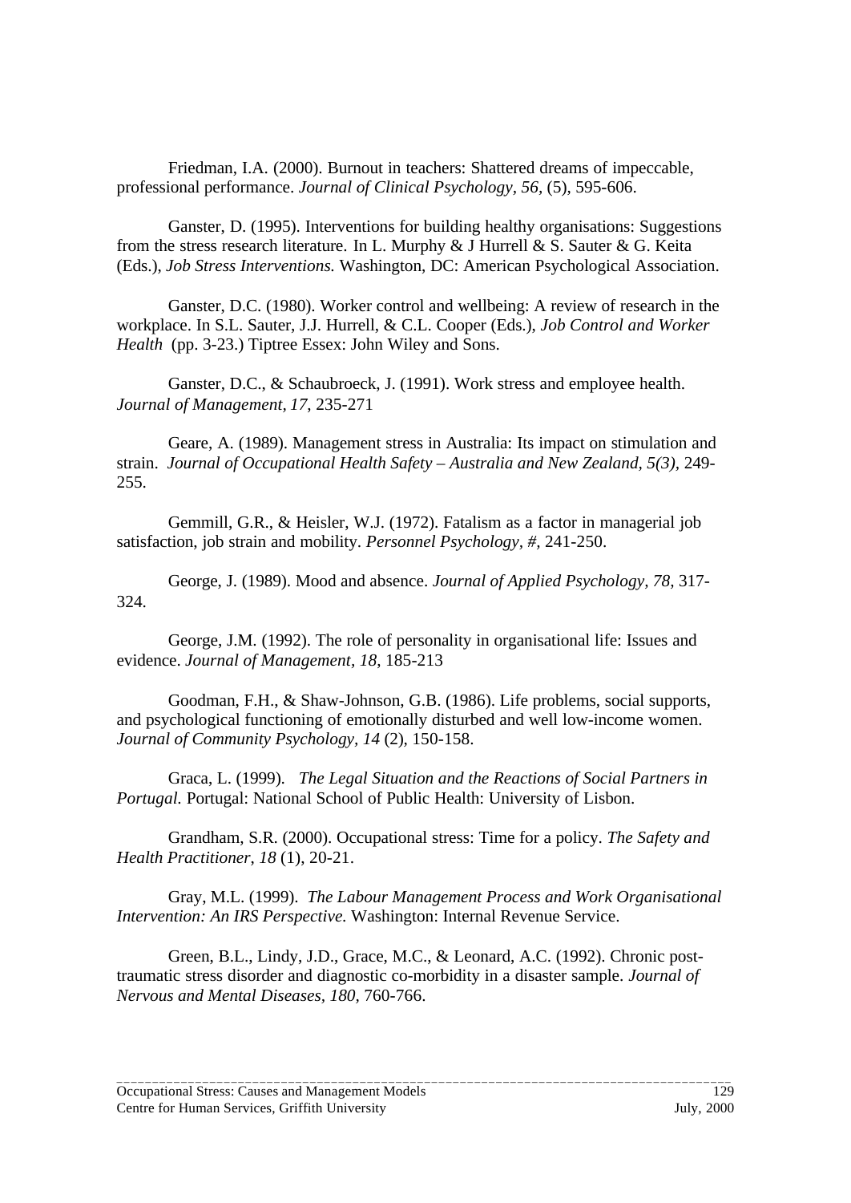Friedman, I.A. (2000). Burnout in teachers: Shattered dreams of impeccable, professional performance. *Journal of Clinical Psychology, 56*, (5), 595-606.

Ganster, D. (1995). Interventions for building healthy organisations: Suggestions from the stress research literature. In L. Murphy & J Hurrell & S. Sauter & G. Keita (Eds.), *Job Stress Interventions.* Washington, DC: American Psychological Association.

Ganster, D.C. (1980). Worker control and wellbeing: A review of research in the workplace. In S.L. Sauter, J.J. Hurrell, & C.L. Cooper (Eds.), *Job Control and Worker Health* (pp. 3-23.) Tiptree Essex: John Wiley and Sons.

Ganster, D.C., & Schaubroeck, J. (1991). Work stress and employee health. *Journal of Management, 17*, 235-271

Geare, A. (1989). Management stress in Australia: Its impact on stimulation and strain. *Journal of Occupational Health Safety – Australia and New Zealand, 5(3)*, 249-255.

Gemmill, G.R., & Heisler, W.J. (1972). Fatalism as a factor in managerial job satisfaction, job strain and mobility. *Personnel Psychology, #*, 241-250.

George, J. (1989). Mood and absence. *Journal of Applied Psychology, 78*, 317-324.

George, J.M. (1992). The role of personality in organisational life: Issues and evidence. *Journal of Management, 18*, 185-213

Goodman, F.H., & Shaw-Johnson, G.B. (1986). Life problems, social supports, and psychological functioning of emotionally disturbed and well low-income women. *Journal of Community Psychology, 14* (2), 150-158.

Graca, L. (1999). *The Legal Situation and the Reactions of Social Partners in Portugal.* Portugal: National School of Public Health: University of Lisbon.

Grandham, S.R. (2000). Occupational stress: Time for a policy. *The Safety and Health Practitioner, 18* (1), 20-21.

Gray, M.L. (1999). *The Labour Management Process and Work Organisational Intervention: An IRS Perspective.* Washington: Internal Revenue Service.

Green, B.L., Lindy, J.D., Grace, M.C., & Leonard, A.C. (1992). Chronic post-traumatic stress disorder and diagnostic co-morbidity in a disaster sample. *Journal of Nervous and Mental Diseases, 180*, 760-766.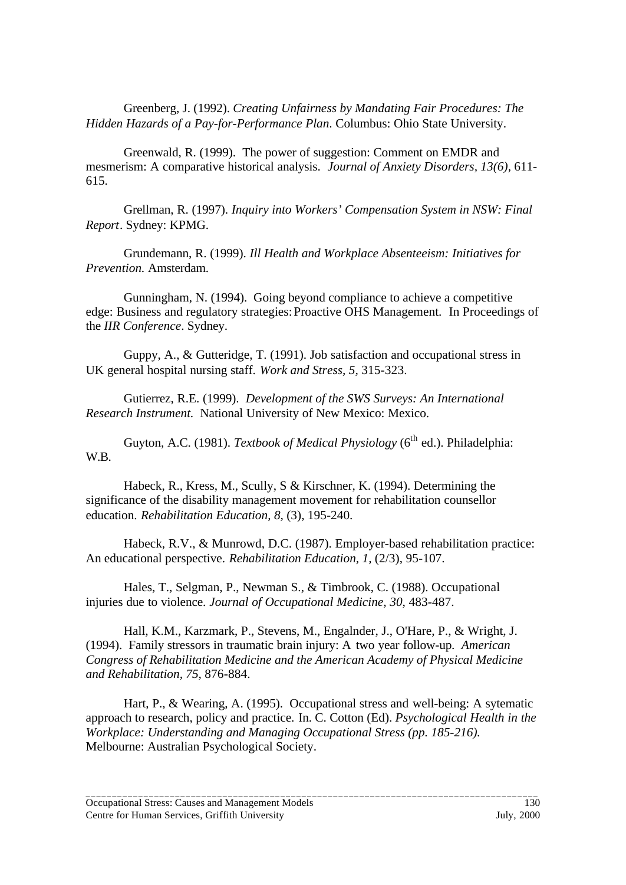Greenberg, J. (1992). *Creating Unfairness by Mandating Fair Procedures: The Hidden Hazards of a Pay-for-Performance Plan*. Columbus: Ohio State University.

Greenwald, R. (1999). The power of suggestion: Comment on EMDR and mesmerism: A comparative historical analysis. *Journal of Anxiety Disorders, 13(6),* 611-615.

Grellman, R. (1997). *Inquiry into Workers' Compensation System in NSW: Final Report*. Sydney: KPMG.

Grundemann, R. (1999). *Ill Health and Workplace Absenteeism: Initiatives for Prevention.* Amsterdam.

Gunningham, N. (1994). Going beyond compliance to achieve a competitive edge: Business and regulatory strategies: Proactive OHS Management. In Proceedings of the *IIR Conference*. Sydney.

Guppy, A., & Gutteridge, T. (1991). Job satisfaction and occupational stress in UK general hospital nursing staff. *Work and Stress, 5,* 315-323.

Gutierrez, R.E. (1999). *Development of the SWS Surveys: An International Research Instrument.* National University of New Mexico: Mexico.

Guyton, A.C. (1981). *Textbook of Medical Physiology* (6th ed.). Philadelphia: W.B.

Habeck, R., Kress, M., Scully, S & Kirschner, K. (1994). Determining the significance of the disability management movement for rehabilitation counsellor education. *Rehabilitation Education, 8*, (3), 195-240.

Habeck, R.V., & Munrowd, D.C. (1987). Employer-based rehabilitation practice: An educational perspective. *Rehabilitation Education, 1,* (2/3), 95-107.

Hales, T., Selgman, P., Newman S., & Timbrook, C. (1988). Occupational injuries due to violence. *Journal of Occupational Medicine, 30*, 483-487.

Hall, K.M., Karzmark, P., Stevens, M., Engalnder, J., O'Hare, P., & Wright, J. (1994). Family stressors in traumatic brain injury: A two year follow-up. *American Congress of Rehabilitation Medicine and the American Academy of Physical Medicine and Rehabilitation, 75*, 876-884.

Hart, P., & Wearing, A. (1995). Occupational stress and well-being: A sytematic approach to research, policy and practice. In. C. Cotton (Ed). *Psychological Health in the Workplace: Understanding and Managing Occupational Stress (pp. 185-216).* Melbourne: Australian Psychological Society.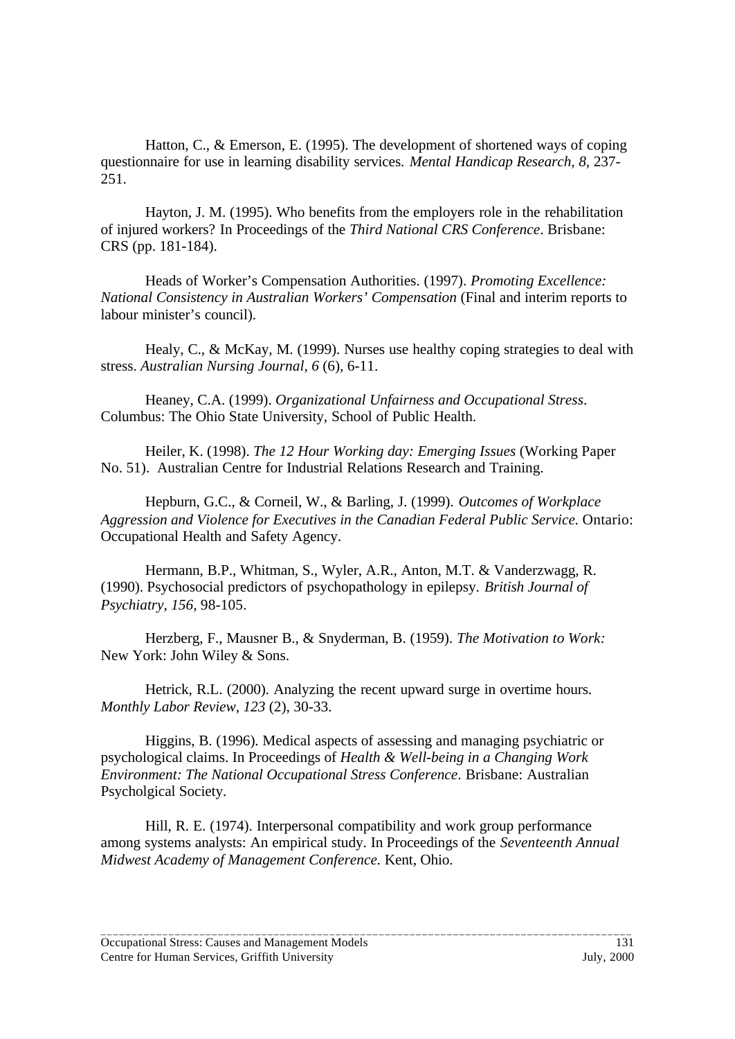Hatton, C., & Emerson, E. (1995). The development of shortened ways of coping questionnaire for use in learning disability services. *Mental Handicap Research, 8*, 237-251.

Hayton, J. M. (1995). Who benefits from the employers role in the rehabilitation of injured workers? In Proceedings of the *Third National CRS Conference*. Brisbane: CRS (pp. 181-184).

Heads of Worker's Compensation Authorities. (1997). *Promoting Excellence: National Consistency in Australian Workers' Compensation* (Final and interim reports to labour minister's council).

Healy, C., & McKay, M. (1999). Nurses use healthy coping strategies to deal with stress. *Australian Nursing Journal, 6* (6), 6-11.

Heaney, C.A. (1999). *Organizational Unfairness and Occupational Stress*. Columbus: The Ohio State University, School of Public Health.

Heiler, K. (1998). *The 12 Hour Working day: Emerging Issues* (Working Paper No. 51). Australian Centre for Industrial Relations Research and Training.

Hepburn, G.C., & Corneil, W., & Barling, J. (1999). *Outcomes of Workplace Aggression and Violence for Executives in the Canadian Federal Public Service.* Ontario: Occupational Health and Safety Agency.

Hermann, B.P., Whitman, S., Wyler, A.R., Anton, M.T. & Vanderzwagg, R. (1990). Psychosocial predictors of psychopathology in epilepsy. *British Journal of Psychiatry, 156*, 98-105.

Herzberg, F., Mausner B., & Snyderman, B. (1959). *The Motivation to Work:* New York: John Wiley & Sons.

Hetrick, R.L. (2000). Analyzing the recent upward surge in overtime hours. *Monthly Labor Review, 123* (2), 30-33.

Higgins, B. (1996). Medical aspects of assessing and managing psychiatric or psychological claims. In Proceedings of *Health & Well-being in a Changing Work Environment: The National Occupational Stress Conference*. Brisbane: Australian Psycholgical Society.

Hill, R. E. (1974). Interpersonal compatibility and work group performance among systems analysts: An empirical study. In Proceedings of the *Seventeenth Annual Midwest Academy of Management Conference.* Kent, Ohio.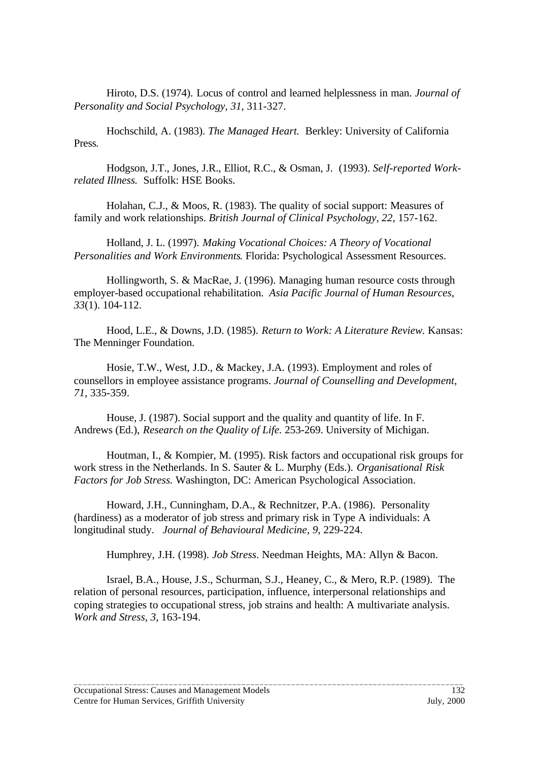Hiroto, D.S. (1974). Locus of control and learned helplessness in man. *Journal of Personality and Social Psychology, 31*, 311-327.

Hochschild, A. (1983). *The Managed Heart.* Berkley: University of California Press*.*

Hodgson, J.T., Jones, J.R., Elliot, R.C., & Osman, J. (1993). *Self-reported Work-related Illness.* Suffolk: HSE Books.

Holahan, C.J., & Moos, R. (1983). The quality of social support: Measures of family and work relationships. *British Journal of Clinical Psychology, 22,* 157-162.

Holland, J. L. (1997). *Making Vocational Choices: A Theory of Vocational Personalities and Work Environments*. Florida: Psychological Assessment Resources.

Hollingworth, S. & MacRae, J. (1996). Managing human resource costs through employer-based occupational rehabilitation. *Asia Pacific Journal of Human Resources, 33*(1). 104-112.

Hood, L.E., & Downs, J.D. (1985). *Return to Work: A Literature Review.* Kansas: The Menninger Foundation.

Hosie, T.W., West, J.D., & Mackey, J.A. (1993). Employment and roles of counsellors in employee assistance programs. *Journal of Counselling and Development, 71*, 335-359.

House, J. (1987). Social support and the quality and quantity of life. In F. Andrews (Ed.), *Research on the Quality of Life.* 253-269. University of Michigan.

Houtman, I., & Kompier, M. (1995). Risk factors and occupational risk groups for work stress in the Netherlands. In S. Sauter & L. Murphy (Eds.). *Organisational Risk Factors for Job Stress.* Washington, DC: American Psychological Association.

Howard, J.H., Cunningham, D.A., & Rechnitzer, P.A. (1986). Personality (hardiness) as a moderator of job stress and primary risk in Type A individuals: A longitudinal study. *Journal of Behavioural Medicine, 9,* 229-224.

Humphrey, J.H. (1998). *Job Stress*. Needman Heights, MA: Allyn & Bacon.

Israel, B.A., House, J.S., Schurman, S.J., Heaney, C., & Mero, R.P. (1989). The relation of personal resources, participation, influence, interpersonal relationships and coping strategies to occupational stress, job strains and health: A multivariate analysis. *Work and Stress, 3,* 163-194.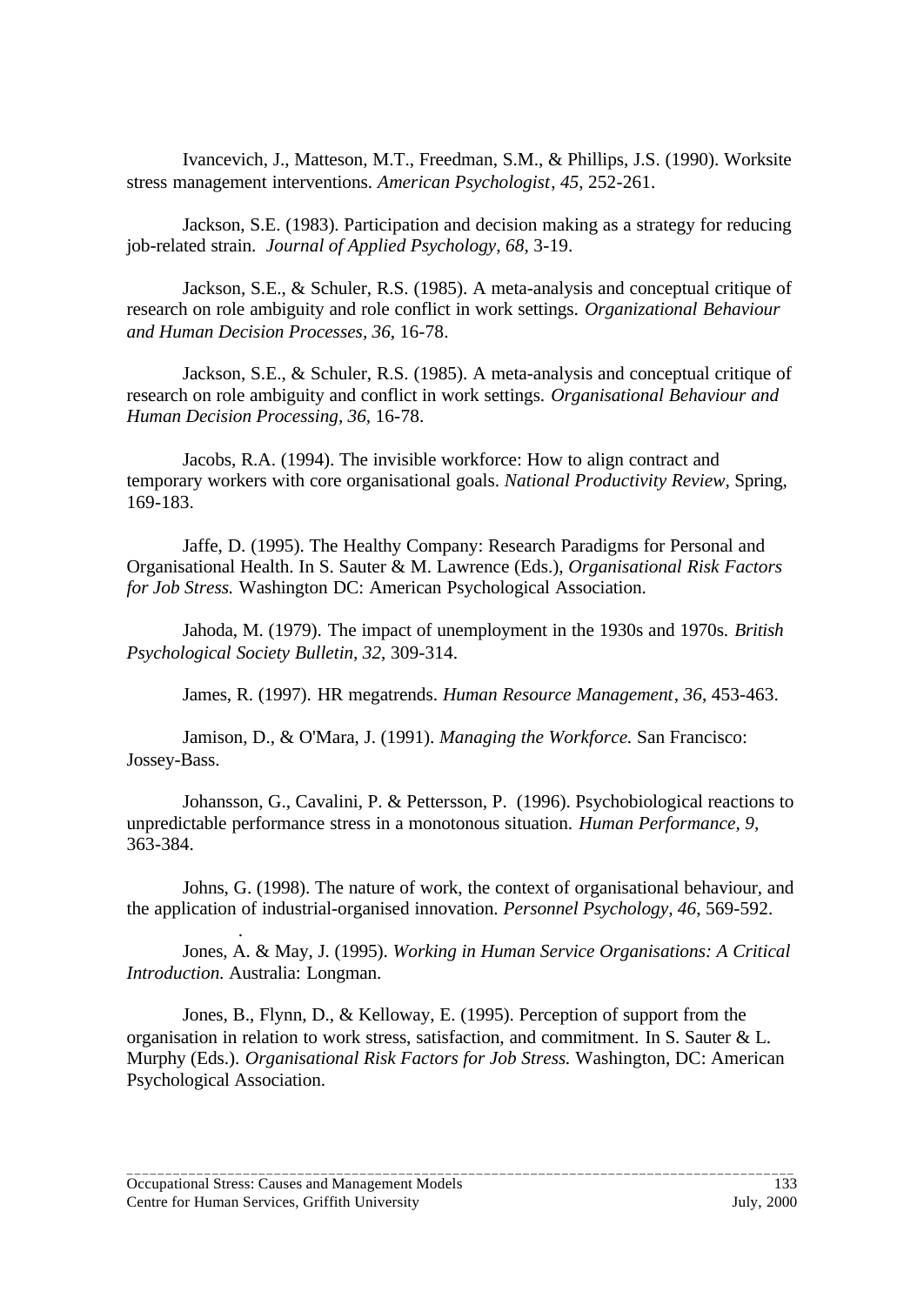Ivancevich, J., Matteson, M.T., Freedman, S.M., & Phillips, J.S. (1990). Worksite stress management interventions. *American Psychologist*, *45*, 252-261.

Jackson, S.E. (1983). Participation and decision making as a strategy for reducing job-related strain. *Journal of Applied Psychology, 68*, 3-19.

Jackson, S.E., & Schuler, R.S. (1985). A meta-analysis and conceptual critique of research on role ambiguity and role conflict in work settings. *Organizational Behaviour and Human Decision Processes, 36*, 16-78.

Jackson, S.E., & Schuler, R.S. (1985). A meta-analysis and conceptual critique of research on role ambiguity and conflict in work settings. *Organisational Behaviour and Human Decision Processing, 36*, 16-78.

Jacobs, R.A. (1994). The invisible workforce: How to align contract and temporary workers with core organisational goals. *National Productivity Review,* Spring, 169-183.

Jaffe, D. (1995). The Healthy Company: Research Paradigms for Personal and Organisational Health. In S. Sauter & M. Lawrence (Eds.), *Organisational Risk Factors for Job Stress.* Washington DC: American Psychological Association.

Jahoda, M. (1979). The impact of unemployment in the 1930s and 1970s. *British Psychological Society Bulletin, 32*, 309-314.

James, R. (1997). HR megatrends. *Human Resource Management*, *36*, 453-463.

Jamison, D., & O'Mara, J. (1991). *Managing the Workforce.* San Francisco: Jossey-Bass.

Johansson, G., Cavalini, P. & Pettersson, P. (1996). Psychobiological reactions to unpredictable performance stress in a monotonous situation. *Human Performance, 9*, 363-384.

Johns, G. (1998). The nature of work, the context of organisational behaviour, and the application of industrial-organised innovation. *Personnel Psychology, 46*, 569-592.

Jones, A. & May, J. (1995). *Working in Human Service Organisations: A Critical Introduction.* Australia: Longman.

Jones, B., Flynn, D., & Kelloway, E. (1995). Perception of support from the organisation in relation to work stress, satisfaction, and commitment. In S. Sauter & L. Murphy (Eds.). *Organisational Risk Factors for Job Stress.* Washington, DC: American Psychological Association.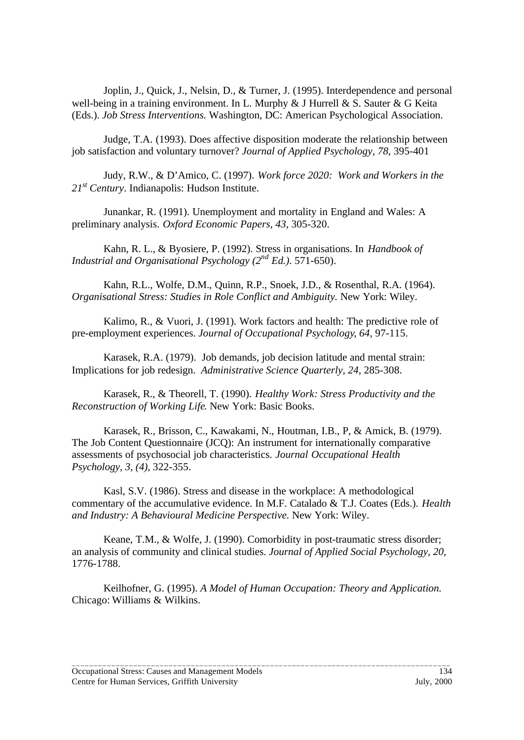Joplin, J., Quick, J., Nelsin, D., & Turner, J. (1995). Interdependence and personal well-being in a training environment. In L. Murphy & J Hurrell & S. Sauter & G Keita (Eds.). *Job Stress Interventions.* Washington, DC: American Psychological Association.

Judge, T.A. (1993). Does affective disposition moderate the relationship between job satisfaction and voluntary turnover? *Journal of Applied Psychology*, *78*, 395-401

Judy, R.W., & D'Amico, C. (1997). *Work force 2020: Work and Workers in the 21st Century*. Indianapolis: Hudson Institute.

Junankar, R. (1991). Unemployment and mortality in England and Wales: A preliminary analysis. *Oxford Economic Papers*, *43*, 305-320.

Kahn, R. L., & Byosiere, P. (1992). Stress in organisations. In *Handbook of Industrial and Organisational Psychology (2nd Ed.)*. 571-650).

Kahn, R.L., Wolfe, D.M., Quinn, R.P., Snoek, J.D., & Rosenthal, R.A. (1964). *Organisational Stress: Studies in Role Conflict and Ambiguity*. New York: Wiley.

Kalimo, R., & Vuori, J. (1991). Work factors and health: The predictive role of pre-employment experiences. *Journal of Occupational Psychology*, *64*, 97-115.

Karasek, R.A. (1979). Job demands, job decision latitude and mental strain: Implications for job redesign. *Administrative Science Quarterly*, *24*, 285-308.

Karasek, R., & Theorell, T. (1990). *Healthy Work: Stress Productivity and the Reconstruction of Working Life*. New York: Basic Books.

Karasek, R., Brisson, C., Kawakami, N., Houtman, I.B., P, & Amick, B. (1979). The Job Content Questionnaire (JCQ): An instrument for internationally comparative assessments of psychosocial job characteristics. *Journal Occupational Health Psychology, 3, (4),* 322-355.

Kasl, S.V. (1986). Stress and disease in the workplace: A methodological commentary of the accumulative evidence. In M.F. Catalado & T.J. Coates (Eds.). *Health and Industry: A Behavioural Medicine Perspective*. New York: Wiley.

Keane, T.M., & Wolfe, J. (1990). Comorbidity in post-traumatic stress disorder; an analysis of community and clinical studies. *Journal of Applied Social Psychology, 20,* 1776-1788.

Keilhofner, G. (1995). *A Model of Human Occupation: Theory and Application.* Chicago: Williams & Wilkins.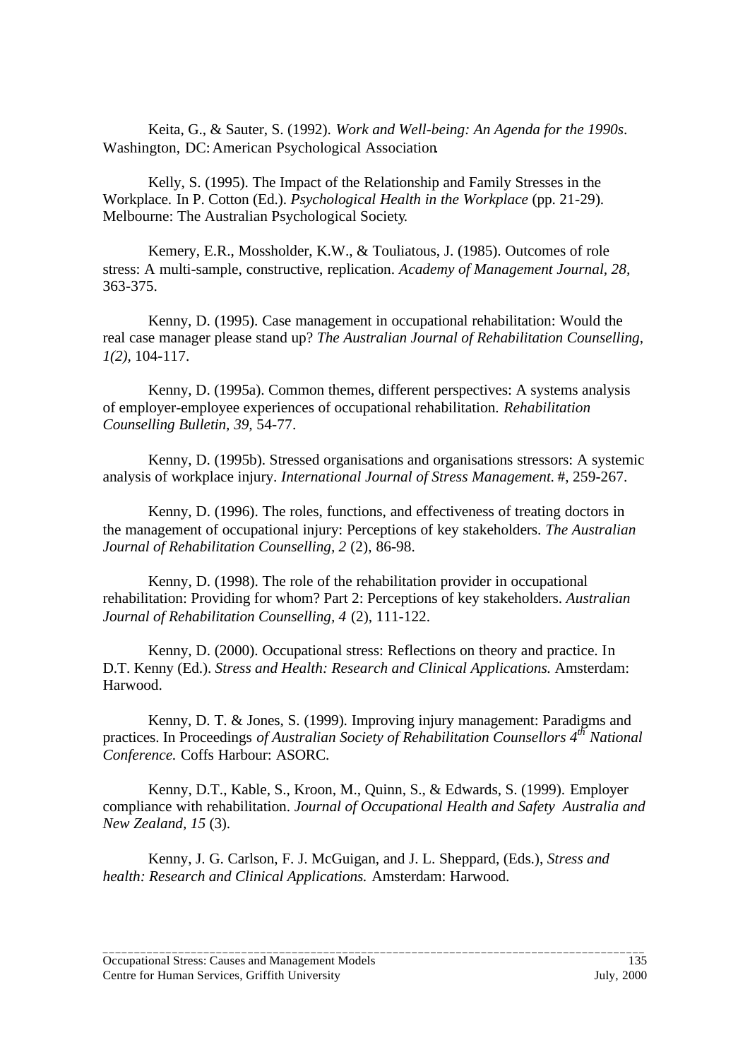Keita, G., & Sauter, S. (1992). *Work and Well-being: An Agenda for the 1990s*. Washington, DC: American Psychological Association.

Kelly, S. (1995). The Impact of the Relationship and Family Stresses in the Workplace. In P. Cotton (Ed.). *Psychological Health in the Workplace* (pp. 21-29). Melbourne: The Australian Psychological Society.

Kemery, E.R., Mossholder, K.W., & Touliatous, J. (1985). Outcomes of role stress: A multi-sample, constructive, replication. *Academy of Management Journal, 28*, 363-375.

Kenny, D. (1995). Case management in occupational rehabilitation: Would the real case manager please stand up? *The Australian Journal of Rehabilitation Counselling, 1(2)*, 104-117.

Kenny, D. (1995a). Common themes, different perspectives: A systems analysis of employer-employee experiences of occupational rehabilitation. *Rehabilitation Counselling Bulletin, 39,* 54-77.

Kenny, D. (1995b). Stressed organisations and organisations stressors: A systemic analysis of workplace injury. *International Journal of Stress Management.* #, 259-267.

Kenny, D. (1996). The roles, functions, and effectiveness of treating doctors in the management of occupational injury: Perceptions of key stakeholders. *The Australian Journal of Rehabilitation Counselling, 2* (2), 86-98.

Kenny, D. (1998). The role of the rehabilitation provider in occupational rehabilitation: Providing for whom? Part 2: Perceptions of key stakeholders. *Australian Journal of Rehabilitation Counselling, 4* (2), 111-122.

Kenny, D. (2000). Occupational stress: Reflections on theory and practice. In D.T. Kenny (Ed.). *Stress and Health: Research and Clinical Applications.* Amsterdam: Harwood.

Kenny, D. T. & Jones, S. (1999). Improving injury management: Paradigms and practices. In Proceedings *of Australian Society of Rehabilitation Counsellors 4th National Conference.* Coffs Harbour: ASORC.

Kenny, D.T., Kable, S., Kroon, M., Quinn, S., & Edwards, S. (1999). Employer compliance with rehabilitation. *Journal of Occupational Health and Safety Australia and New Zealand, 15* (3).

Kenny, J. G. Carlson, F. J. McGuigan, and J. L. Sheppard, (Eds.), *Stress and health: Research and Clinical Applications.* Amsterdam: Harwood.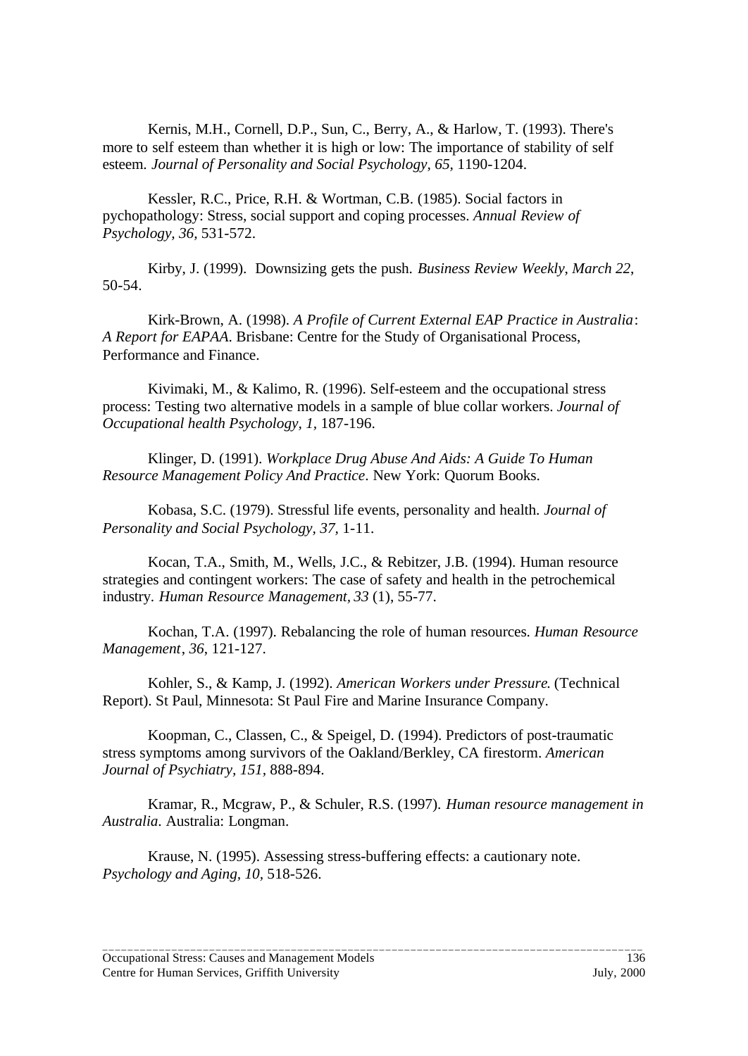Kernis, M.H., Cornell, D.P., Sun, C., Berry, A., & Harlow, T. (1993). There's more to self esteem than whether it is high or low: The importance of stability of self esteem. *Journal of Personality and Social Psychology, 65*, 1190-1204.

Kessler, R.C., Price, R.H. & Wortman, C.B. (1985). Social factors in pychopathology: Stress, social support and coping processes. *Annual Review of Psychology, 36,* 531-572.

Kirby, J. (1999). Downsizing gets the push. *Business Review Weekly*, *March 22*, 50-54.

Kirk-Brown, A. (1998). *A Profile of Current External EAP Practice in Australia*: *A Report for EAPAA*. Brisbane: Centre for the Study of Organisational Process, Performance and Finance.

Kivimaki, M., & Kalimo, R. (1996). Self-esteem and the occupational stress process: Testing two alternative models in a sample of blue collar workers. *Journal of Occupational health Psychology, 1,* 187-196.

Klinger, D. (1991). *Workplace Drug Abuse And Aids: A Guide To Human Resource Management Policy And Practice*. New York: Quorum Books.

Kobasa, S.C. (1979). Stressful life events, personality and health. *Journal of Personality and Social Psychology, 37,* 1-11.

Kocan, T.A., Smith, M., Wells, J.C., & Rebitzer, J.B. (1994). Human resource strategies and contingent workers: The case of safety and health in the petrochemical industry. *Human Resource Management, 33* (1), 55-77.

Kochan, T.A. (1997). Rebalancing the role of human resources. *Human Resource Management*, *36*, 121-127.

Kohler, S., & Kamp, J. (1992). *American Workers under Pressure*. (Technical Report). St Paul, Minnesota: St Paul Fire and Marine Insurance Company.

Koopman, C., Classen, C., & Speigel, D. (1994). Predictors of post-traumatic stress symptoms among survivors of the Oakland/Berkley, CA firestorm. *American Journal of Psychiatry, 151,* 888-894.

Kramar, R., Mcgraw, P., & Schuler, R.S. (1997). *Human resource management in Australia.* Australia: Longman.

Krause, N. (1995). Assessing stress-buffering effects: a cautionary note. *Psychology and Aging, 10,* 518-526.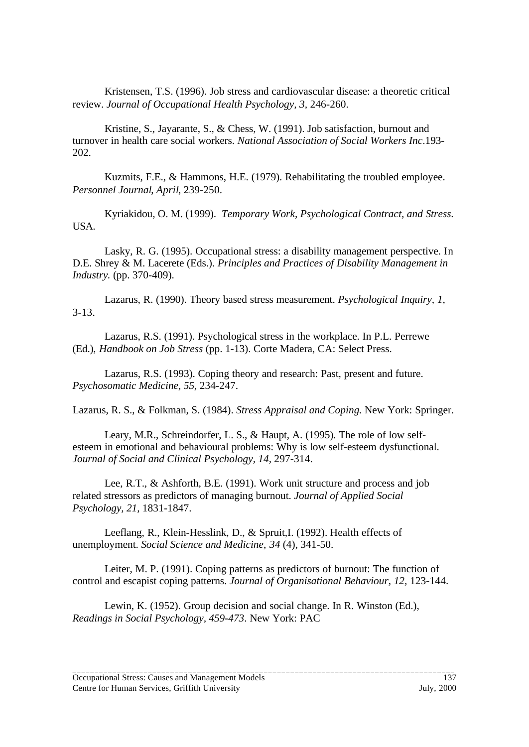Kristensen, T.S. (1996). Job stress and cardiovascular disease: a theoretic critical review. *Journal of Occupational Health Psychology, 3*, 246-260.

Kristine, S., Jayarante, S., & Chess, W. (1991). Job satisfaction, burnout and turnover in health care social workers. *National Association of Social Workers Inc*.193-202.

Kuzmits, F.E., & Hammons, H.E. (1979). Rehabilitating the troubled employee. *Personnel Journal*, *April*, 239-250.

Kyriakidou, O. M. (1999). *Temporary Work, Psychological Contract, and Stress.* USA.

Lasky, R. G. (1995). Occupational stress: a disability management perspective. In D.E. Shrey & M. Lacerete (Eds.). *Principles and Practices of Disability Management in Industry.* (pp. 370-409).

Lazarus, R. (1990). Theory based stress measurement. *Psychological Inquiry, 1*, 3-13.

Lazarus, R.S. (1991). Psychological stress in the workplace. In P.L. Perrewe (Ed.), *Handbook on Job Stress* (pp. 1-13). Corte Madera, CA: Select Press.

Lazarus, R.S. (1993). Coping theory and research: Past, present and future. *Psychosomatic Medicine, 55*, 234-247.

Lazarus, R. S., & Folkman, S. (1984). *Stress Appraisal and Coping.* New York: Springer.

Leary, M.R., Schreindorfer, L. S., & Haupt, A. (1995). The role of low self-esteem in emotional and behavioural problems: Why is low self-esteem dysfunctional. *Journal of Social and Clinical Psychology, 14*, 297-314.

Lee, R.T., & Ashforth, B.E. (1991). Work unit structure and process and job related stressors as predictors of managing burnout. *Journal of Applied Social Psychology, 21*, 1831-1847.

Leeflang, R., Klein-Hesslink, D., & Spruit,I. (1992). Health effects of unemployment. *Social Science and Medicine*, *34* (4), 341-50.

Leiter, M. P. (1991). Coping patterns as predictors of burnout: The function of control and escapist coping patterns. *Journal of Organisational Behaviour, 12*, 123-144.

Lewin, K. (1952). Group decision and social change. In R. Winston (Ed.), *Readings in Social Psychology, 459-473*. New York: PAC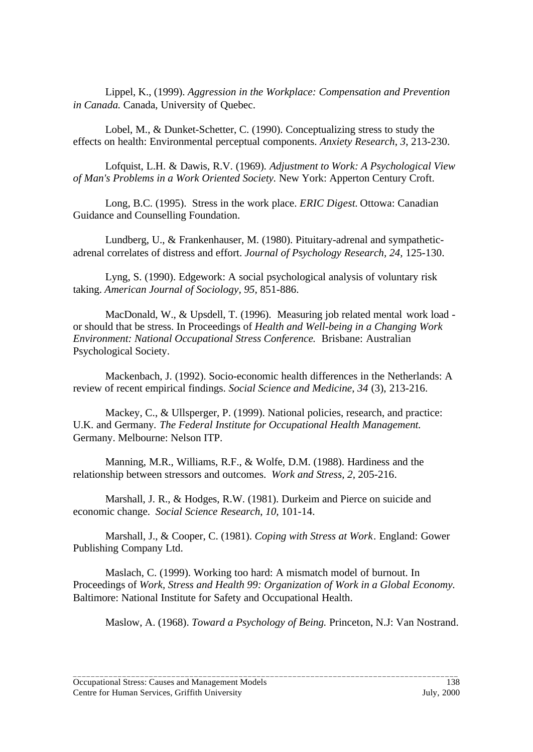Lippel, K., (1999). *Aggression in the Workplace: Compensation and Prevention in Canada.* Canada, University of Quebec.

Lobel, M., & Dunket-Schetter, C. (1990). Conceptualizing stress to study the effects on health: Environmental perceptual components. *Anxiety Research*, *3*, 213-230.

Lofquist, L.H. & Dawis, R.V. (1969). *Adjustment to Work: A Psychological View of Man's Problems in a Work Oriented Society.* New York: Apperton Century Croft.

Long, B.C. (1995). Stress in the work place. *ERIC Digest*. Ottowa: Canadian Guidance and Counselling Foundation.

Lundberg, U., & Frankenhauser, M. (1980). Pituitary-adrenal and sympathetic-adrenal correlates of distress and effort. *Journal of Psychology Research*, *24,* 125-130.

Lyng, S. (1990). Edgework: A social psychological analysis of voluntary risk taking. *American Journal of Sociology*, *95*, 851-886.

MacDonald, W., & Upsdell, T. (1996). Measuring job related mental work load - or should that be stress. In Proceedings of *Health and Well-being in a Changing Work Environment: National Occupational Stress Conference.* Brisbane: Australian Psychological Society.

Mackenbach, J. (1992). Socio-economic health differences in the Netherlands: A review of recent empirical findings. *Social Science and Medicine*, *34* (3), 213-216.

Mackey, C., & Ullsperger, P. (1999). National policies, research, and practice: U.K. and Germany. *The Federal Institute for Occupational Health Management.* Germany. Melbourne: Nelson ITP.

Manning, M.R., Williams, R.F., & Wolfe, D.M. (1988). Hardiness and the relationship between stressors and outcomes. *Work and Stress, 2,* 205-216.

Marshall, J. R., & Hodges, R.W. (1981). Durkeim and Pierce on suicide and economic change. *Social Science Research, 10,* 101-14.

Marshall, J., & Cooper, C. (1981). *Coping with Stress at Work*. England: Gower Publishing Company Ltd.

Maslach, C. (1999). Working too hard: A mismatch model of burnout. In Proceedings of *Work, Stress and Health 99: Organization of Work in a Global Economy.* Baltimore: National Institute for Safety and Occupational Health.

Maslow, A. (1968). *Toward a Psychology of Being.* Princeton, N.J: Van Nostrand.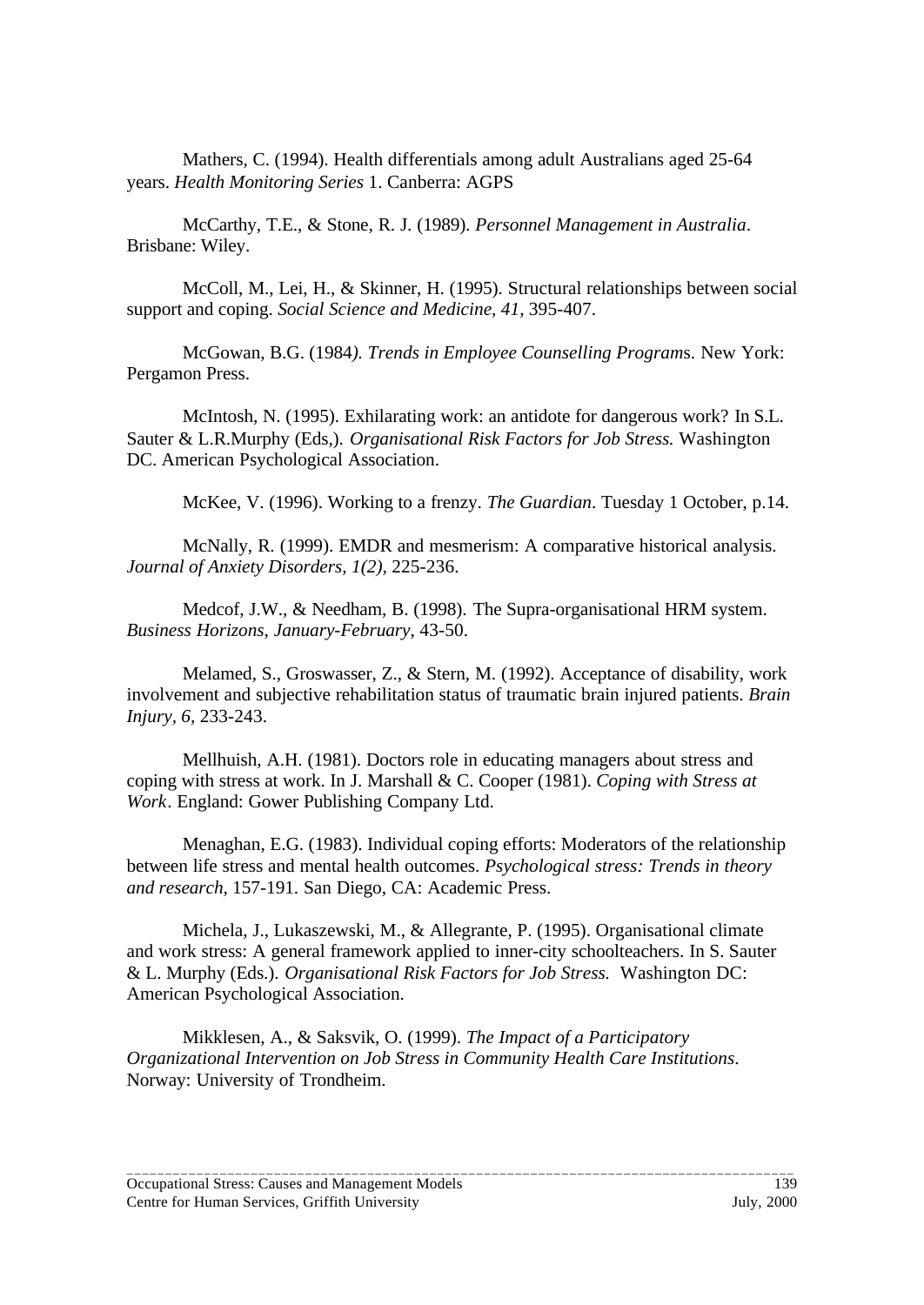Mathers, C. (1994). Health differentials among adult Australians aged 25-64 years. *Health Monitoring Series* 1. Canberra: AGPS

McCarthy, T.E., & Stone, R. J. (1989). *Personnel Management in Australia*. Brisbane: Wiley.

McColl, M., Lei, H., & Skinner, H. (1995). Structural relationships between social support and coping. *Social Science and Medicine, 41*, 395-407.

McGowan, B.G. (1984*). Trends in Employee Counselling Program*s. New York: Pergamon Press.

McIntosh, N. (1995). Exhilarating work: an antidote for dangerous work? In S.L. Sauter & L.R.Murphy (Eds,). *Organisational Risk Factors for Job Stress.* Washington DC. American Psychological Association.

McKee, V. (1996). Working to a frenzy. *The Guardian*. Tuesday 1 October, p.14.

McNally, R. (1999). EMDR and mesmerism: A comparative historical analysis. *Journal of Anxiety Disorders, 1(2),* 225-236.

Medcof, J.W., & Needham, B. (1998). The Supra-organisational HRM system. *Business Horizons, January-February*, 43-50.

Melamed, S., Groswasser, Z., & Stern, M. (1992). Acceptance of disability, work involvement and subjective rehabilitation status of traumatic brain injured patients. *Brain Injury, 6,* 233-243.

Mellhuish, A.H. (1981). Doctors role in educating managers about stress and coping with stress at work. In J. Marshall & C. Cooper (1981). *Coping with Stress at Work*. England: Gower Publishing Company Ltd.

Menaghan, E.G. (1983). Individual coping efforts: Moderators of the relationship between life stress and mental health outcomes. *Psychological stress: Trends in theory and research,* 157-191. San Diego, CA: Academic Press.

Michela, J., Lukaszewski, M., & Allegrante, P. (1995). Organisational climate and work stress: A general framework applied to inner-city schoolteachers. In S. Sauter & L. Murphy (Eds.). *Organisational Risk Factors for Job Stress.* Washington DC: American Psychological Association.

Mikklesen, A., & Saksvik, O. (1999). *The Impact of a Participatory Organizational Intervention on Job Stress in Community Health Care Institutions*. Norway: University of Trondheim.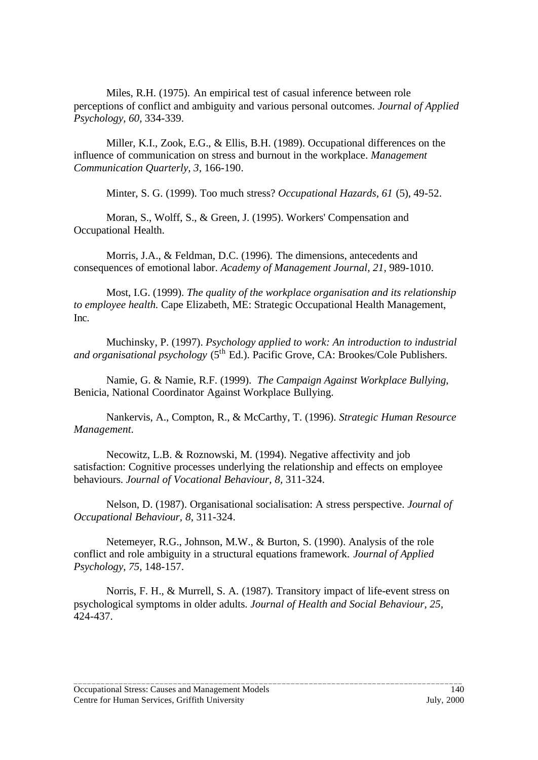Miles, R.H. (1975). An empirical test of casual inference between role perceptions of conflict and ambiguity and various personal outcomes. *Journal of Applied Psychology, 60*, 334-339.

Miller, K.I., Zook, E.G., & Ellis, B.H. (1989). Occupational differences on the influence of communication on stress and burnout in the workplace. *Management Communication Quarterly, 3*, 166-190.

Minter, S. G. (1999). Too much stress? *Occupational Hazards, 61* (5), 49-52.

Moran, S., Wolff, S., & Green, J. (1995). Workers' Compensation and Occupational Health.

Morris, J.A., & Feldman, D.C. (1996). The dimensions, antecedents and consequences of emotional labor. *Academy of Management Journal, 21*, 989-1010.

Most, I.G. (1999). *The quality of the workplace organisation and its relationship to employee health.* Cape Elizabeth, ME: Strategic Occupational Health Management, Inc.

Muchinsky, P. (1997). *Psychology applied to work: An introduction to industrial and organisational psychology* (5th Ed.). Pacific Grove, CA: Brookes/Cole Publishers.

Namie, G. & Namie, R.F. (1999). *The Campaign Against Workplace Bullying*, Benicia, National Coordinator Against Workplace Bullying.

Nankervis, A., Compton, R., & McCarthy, T. (1996). *Strategic Human Resource Management*.

Necowitz, L.B. & Roznowski, M. (1994). Negative affectivity and job satisfaction: Cognitive processes underlying the relationship and effects on employee behaviours. *Journal of Vocational Behaviour, 8*, 311-324.

Nelson, D. (1987). Organisational socialisation: A stress perspective. *Journal of Occupational Behaviour, 8*, 311-324.

Netemeyer, R.G., Johnson, M.W., & Burton, S. (1990). Analysis of the role conflict and role ambiguity in a structural equations framework. *Journal of Applied Psychology, 75*, 148-157.

Norris, F. H., & Murrell, S. A. (1987). Transitory impact of life-event stress on psychological symptoms in older adults. *Journal of Health and Social Behaviour, 25*, 424-437.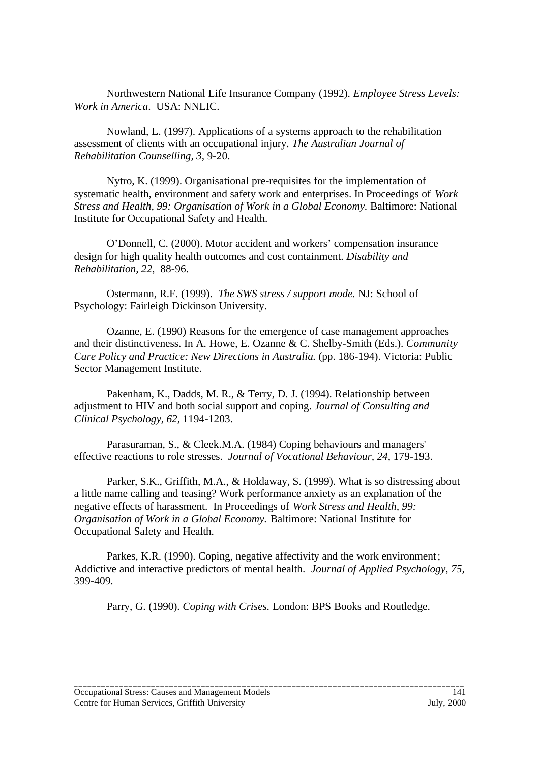Northwestern National Life Insurance Company (1992). *Employee Stress Levels: Work in America*. USA: NNLIC.

Nowland, L. (1997). Applications of a systems approach to the rehabilitation assessment of clients with an occupational injury. *The Australian Journal of Rehabilitation Counselling, 3,* 9-20.

Nytro, K. (1999). Organisational pre-requisites for the implementation of systematic health, environment and safety work and enterprises. In Proceedings of *Work Stress and Health, 99: Organisation of Work in a Global Economy.* Baltimore: National Institute for Occupational Safety and Health.

O'Donnell, C. (2000). Motor accident and workers' compensation insurance design for high quality health outcomes and cost containment. *Disability and Rehabilitation, 22,* 88-96.

Ostermann, R.F. (1999). *The SWS stress / support mode.* NJ: School of Psychology: Fairleigh Dickinson University.

Ozanne, E. (1990) Reasons for the emergence of case management approaches and their distinctiveness. In A. Howe, E. Ozanne & C. Shelby-Smith (Eds.). *Community Care Policy and Practice: New Directions in Australia.* (pp. 186-194). Victoria: Public Sector Management Institute.

Pakenham, K., Dadds, M. R., & Terry, D. J. (1994). Relationship between adjustment to HIV and both social support and coping. *Journal of Consulting and Clinical Psychology, 62,* 1194-1203.

Parasuraman, S., & Cleek.M.A. (1984) Coping behaviours and managers' effective reactions to role stresses. *Journal of Vocational Behaviour, 24*, 179-193.

Parker, S.K., Griffith, M.A., & Holdaway, S. (1999). What is so distressing about a little name calling and teasing? Work performance anxiety as an explanation of the negative effects of harassment. In Proceedings of *Work Stress and Health, 99: Organisation of Work in a Global Economy.* Baltimore: National Institute for Occupational Safety and Health.

Parkes, K.R. (1990). Coping, negative affectivity and the work environment; Addictive and interactive predictors of mental health. *Journal of Applied Psychology, 75*, 399-409.

Parry, G. (1990). *Coping with Crises.* London: BPS Books and Routledge.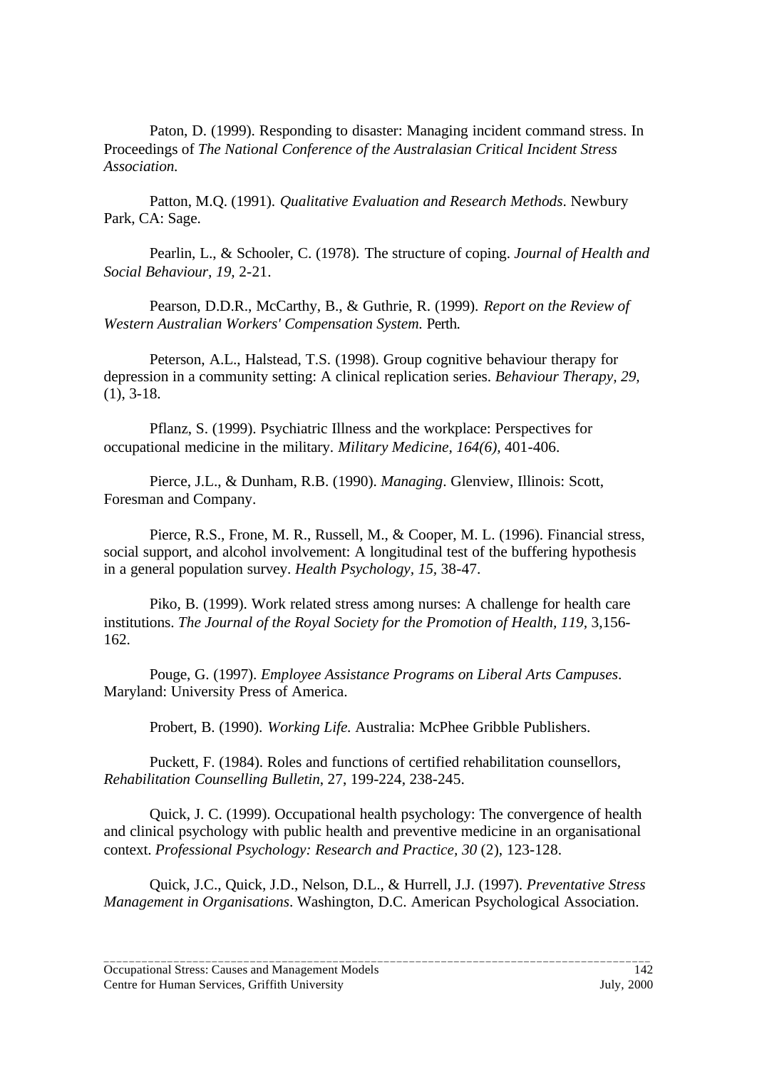Paton, D. (1999). Responding to disaster: Managing incident command stress. In Proceedings of *The National Conference of the Australasian Critical Incident Stress Association.*

Patton, M.Q. (1991). *Qualitative Evaluation and Research Methods*. Newbury Park, CA: Sage.

Pearlin, L., & Schooler, C. (1978). The structure of coping. *Journal of Health and Social Behaviour, 19,* 2-21.

Pearson, D.D.R., McCarthy, B., & Guthrie, R. (1999). *Report on the Review of Western Australian Workers' Compensation System.* Perth.

Peterson, A.L., Halstead, T.S. (1998). Group cognitive behaviour therapy for depression in a community setting: A clinical replication series. *Behaviour Therapy, 29,* (1), 3-18.

Pflanz, S. (1999). Psychiatric Illness and the workplace: Perspectives for occupational medicine in the military. *Military Medicine, 164(6),* 401-406.

Pierce, J.L., & Dunham, R.B. (1990). *Managing*. Glenview, Illinois: Scott, Foresman and Company.

Pierce, R.S., Frone, M. R., Russell, M., & Cooper, M. L. (1996). Financial stress, social support, and alcohol involvement: A longitudinal test of the buffering hypothesis in a general population survey. *Health Psychology, 15,* 38-47.

Piko, B. (1999). Work related stress among nurses: A challenge for health care institutions. *The Journal of the Royal Society for the Promotion of Health, 119,* 3,156-162.

Pouge, G. (1997). *Employee Assistance Programs on Liberal Arts Campuses*. Maryland: University Press of America.

Probert, B. (1990). *Working Life.* Australia: McPhee Gribble Publishers.

Puckett, F. (1984). Roles and functions of certified rehabilitation counsellors, *Rehabilitation Counselling Bulletin*, 27, 199-224, 238-245.

Quick, J. C. (1999). Occupational health psychology: The convergence of health and clinical psychology with public health and preventive medicine in an organisational context. *Professional Psychology: Research and Practice, 30* (2), 123-128.

Quick, J.C., Quick, J.D., Nelson, D.L., & Hurrell, J.J. (1997). *Preventative Stress Management in Organisations*. Washington, D.C. American Psychological Association.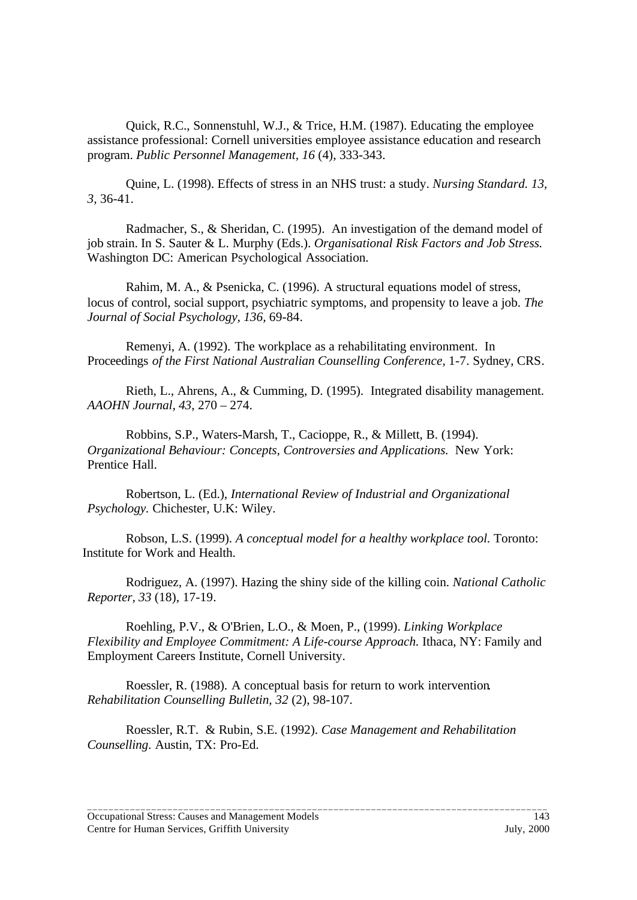Quick, R.C., Sonnenstuhl, W.J., & Trice, H.M. (1987). Educating the employee assistance professional: Cornell universities employee assistance education and research program. *Public Personnel Management, 16* (4), 333-343.

Quine, L. (1998). Effects of stress in an NHS trust: a study. *Nursing Standard. 13, 3*, 36-41.

Radmacher, S., & Sheridan, C. (1995). An investigation of the demand model of job strain. In S. Sauter & L. Murphy (Eds.). *Organisational Risk Factors and Job Stress.* Washington DC: American Psychological Association.

Rahim, M. A., & Psenicka, C. (1996). A structural equations model of stress, locus of control, social support, psychiatric symptoms, and propensity to leave a job. *The Journal of Social Psychology, 136,* 69-84.

Remenyi, A. (1992). The workplace as a rehabilitating environment. In Proceedings *of the First National Australian Counselling Conference,* 1-7. Sydney, CRS.

Rieth, L., Ahrens, A., & Cumming, D. (1995). Integrated disability management. *AAOHN Journal, 43*, 270 – 274.

Robbins, S.P., Waters-Marsh, T., Cacioppe, R., & Millett, B. (1994). *Organizational Behaviour: Concepts, Controversies and Applications.* New York: Prentice Hall.

Robertson, L. (Ed.), *International Review of Industrial and Organizational Psychology.* Chichester, U.K: Wiley.

Robson, L.S. (1999). *A conceptual model for a healthy workplace tool.* Toronto: Institute for Work and Health.

Rodriguez, A. (1997). Hazing the shiny side of the killing coin. *National Catholic Reporter, 33* (18), 17-19.

Roehling, P.V., & O'Brien, L.O., & Moen, P., (1999). *Linking Workplace Flexibility and Employee Commitment: A Life-course Approach.* Ithaca, NY: Family and Employment Careers Institute, Cornell University.

Roessler, R. (1988). A conceptual basis for return to work intervention. *Rehabilitation Counselling Bulletin, 32* (2), 98-107.

Roessler, R.T. & Rubin, S.E. (1992). *Case Management and Rehabilitation Counselling.* Austin, TX: Pro-Ed.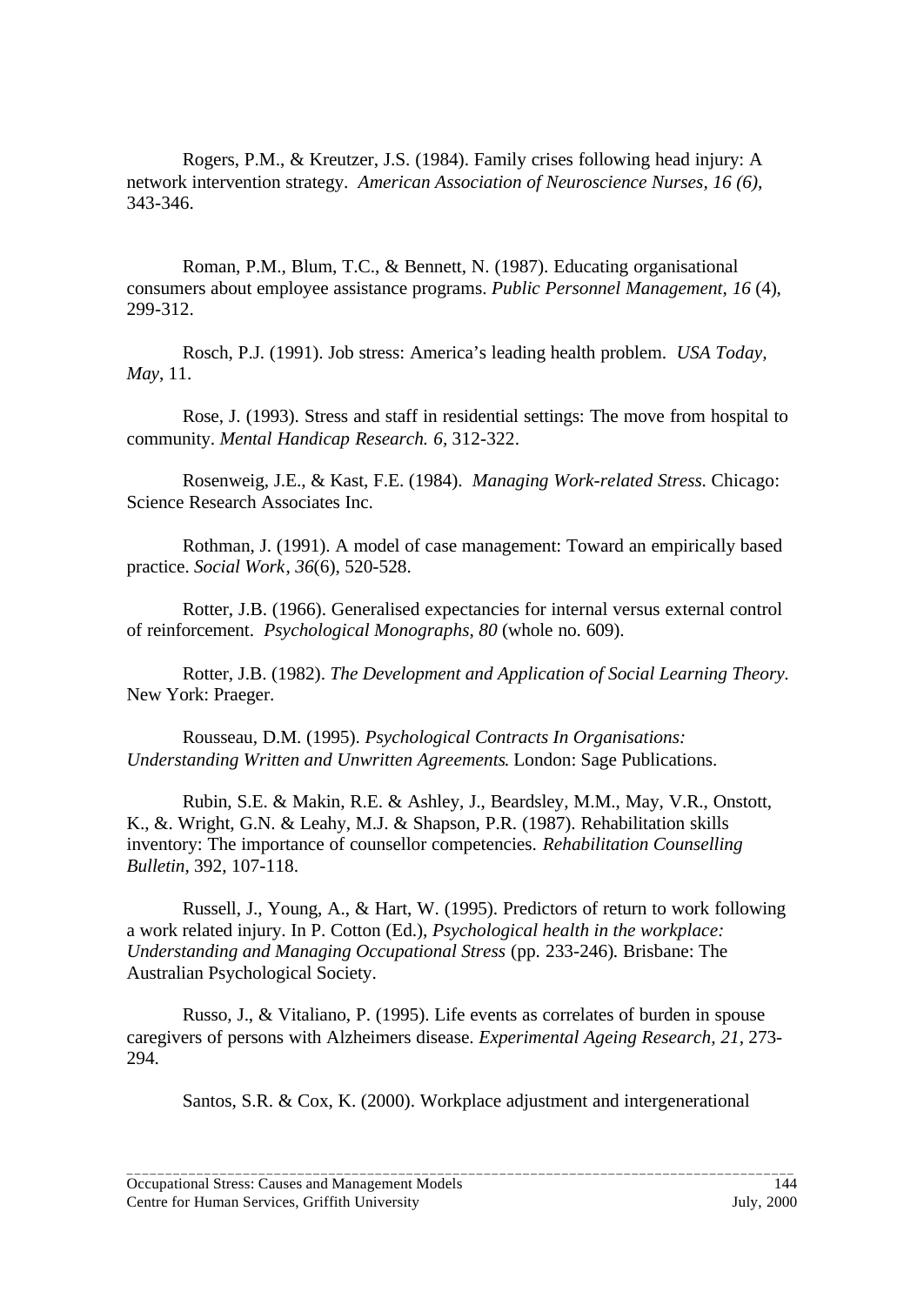Rogers, P.M., & Kreutzer, J.S. (1984). Family crises following head injury: A network intervention strategy. *American Association of Neuroscience Nurses, 16 (6)*, 343-346.

Roman, P.M., Blum, T.C., & Bennett, N. (1987). Educating organisational consumers about employee assistance programs. *Public Personnel Management, 16* (4), 299-312.

Rosch, P.J. (1991). Job stress: America's leading health problem. *USA Today, May*, 11.

Rose, J. (1993). Stress and staff in residential settings: The move from hospital to community. *Mental Handicap Research. 6*, 312-322.

Rosenweig, J.E., & Kast, F.E. (1984). *Managing Work-related Stress.* Chicago: Science Research Associates Inc.

Rothman, J. (1991). A model of case management: Toward an empirically based practice. *Social Work, 36*(6), 520-528.

Rotter, J.B. (1966). Generalised expectancies for internal versus external control of reinforcement. *Psychological Monographs, 80* (whole no. 609).

Rotter, J.B. (1982). *The Development and Application of Social Learning Theory.* New York: Praeger.

Rousseau, D.M. (1995). *Psychological Contracts In Organisations: Understanding Written and Unwritten Agreements*. London: Sage Publications.

Rubin, S.E. & Makin, R.E. & Ashley, J., Beardsley, M.M., May, V.R., Onstott, K., &. Wright, G.N. & Leahy, M.J. & Shapson, P.R. (1987). Rehabilitation skills inventory: The importance of counsellor competencies. *Rehabilitation Counselling Bulletin*, 392, 107-118.

Russell, J., Young, A., & Hart, W. (1995). Predictors of return to work following a work related injury. In P. Cotton (Ed.), *Psychological health in the workplace: Understanding and Managing Occupational Stress* (pp. 233-246). Brisbane: The Australian Psychological Society.

Russo, J., & Vitaliano, P. (1995). Life events as correlates of burden in spouse caregivers of persons with Alzheimers disease. *Experimental Ageing Research, 21*, 273-294.

Santos, S.R. & Cox, K. (2000). Workplace adjustment and intergenerational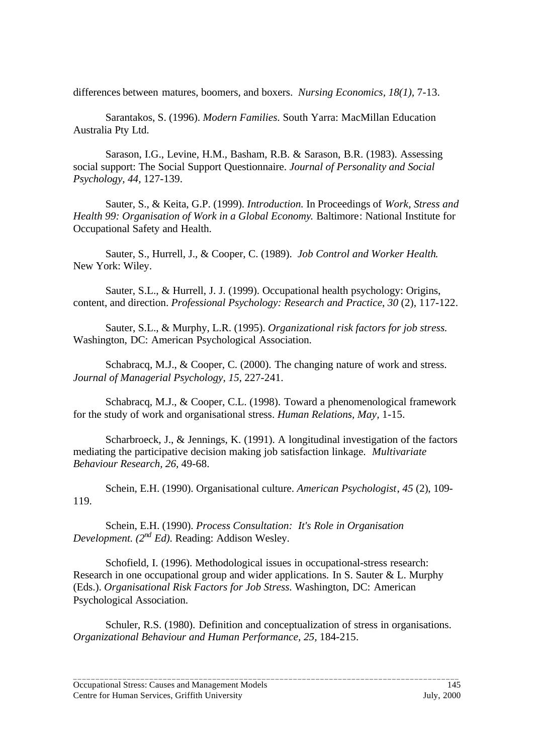differences between matures, boomers, and boxers. *Nursing Economics, 18(1),* 7-13.

Sarantakos, S. (1996). *Modern Families.* South Yarra: MacMillan Education Australia Pty Ltd.

Sarason, I.G., Levine, H.M., Basham, R.B. & Sarason, B.R. (1983). Assessing social support: The Social Support Questionnaire. *Journal of Personality and Social Psychology, 44,* 127-139.

Sauter, S., & Keita, G.P. (1999). *Introduction.* In Proceedings of *Work, Stress and Health 99: Organisation of Work in a Global Economy.* Baltimore: National Institute for Occupational Safety and Health.

Sauter, S., Hurrell, J., & Cooper, C. (1989). *Job Control and Worker Health.* New York: Wiley.

Sauter, S.L., & Hurrell, J. J. (1999). Occupational health psychology: Origins, content, and direction. *Professional Psychology: Research and Practice*, *30* (2), 117-122.

Sauter, S.L., & Murphy, L.R. (1995). *Organizational risk factors for job stress.* Washington, DC: American Psychological Association.

Schabracq, M.J., & Cooper, C. (2000). The changing nature of work and stress. *Journal of Managerial Psychology, 15,* 227-241.

Schabracq, M.J., & Cooper, C.L. (1998). Toward a phenomenological framework for the study of work and organisational stress. *Human Relations, May,* 1-15.

Scharbroeck, J., & Jennings, K. (1991). A longitudinal investigation of the factors mediating the participative decision making job satisfaction linkage. *Multivariate Behaviour Research, 26,* 49-68.

Schein, E.H. (1990). Organisational culture. *American Psychologist*, *45* (2), 109-119.

Schein, E.H. (1990). *Process Consultation: It's Role in Organisation Development. (2nd Ed).* Reading: Addison Wesley.

Schofield, I. (1996). Methodological issues in occupational-stress research: Research in one occupational group and wider applications. In S. Sauter & L. Murphy (Eds.). *Organisational Risk Factors for Job Stress.* Washington, DC: American Psychological Association.

Schuler, R.S. (1980). Definition and conceptualization of stress in organisations. *Organizational Behaviour and Human Performance, 25,* 184-215.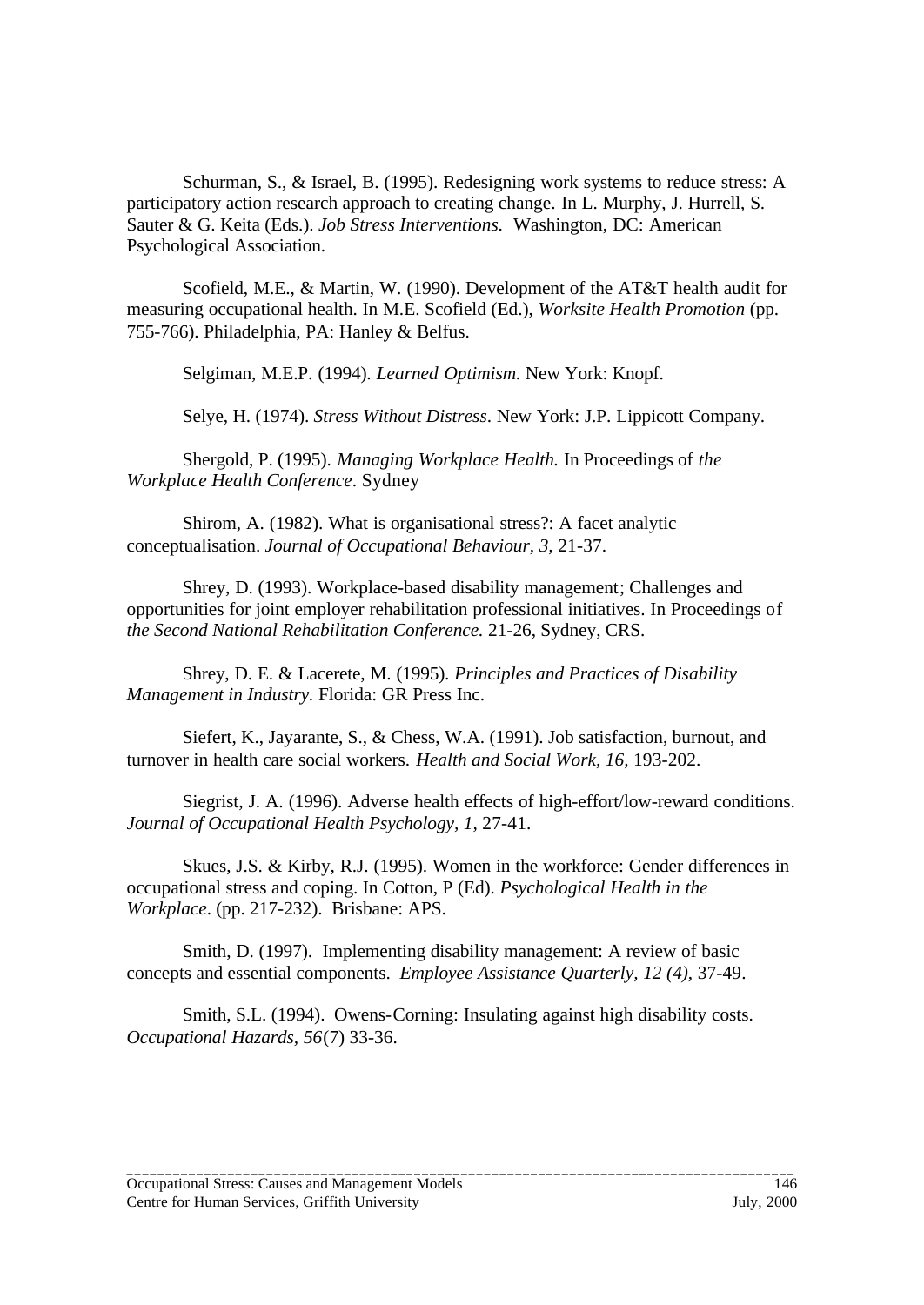Schurman, S., & Israel, B. (1995). Redesigning work systems to reduce stress: A participatory action research approach to creating change. In L. Murphy, J. Hurrell, S. Sauter & G. Keita (Eds.). *Job Stress Interventions.* Washington, DC: American Psychological Association.

Scofield, M.E., & Martin, W. (1990). Development of the AT&T health audit for measuring occupational health. In M.E. Scofield (Ed.), *Worksite Health Promotion* (pp. 755-766). Philadelphia, PA: Hanley & Belfus.

Selgiman, M.E.P. (1994). *Learned Optimism*. New York: Knopf.

Selye, H. (1974). *Stress Without Distress*. New York: J.P. Lippicott Company.

Shergold, P. (1995). *Managing Workplace Health.* In Proceedings of *the Workplace Health Conference*. Sydney

Shirom, A. (1982). What is organisational stress?: A facet analytic conceptualisation. *Journal of Occupational Behaviour, 3,* 21-37.

Shrey, D. (1993). Workplace-based disability management; Challenges and opportunities for joint employer rehabilitation professional initiatives. In Proceedings of *the Second National Rehabilitation Conference.* 21-26, Sydney, CRS.

Shrey, D. E. & Lacerete, M. (1995). *Principles and Practices of Disability Management in Industry.* Florida: GR Press Inc.

Siefert, K., Jayarante, S., & Chess, W.A. (1991). Job satisfaction, burnout, and turnover in health care social workers. *Health and Social Work, 16,* 193-202.

Siegrist, J. A. (1996). Adverse health effects of high-effort/low-reward conditions. *Journal of Occupational Health Psychology, 1,* 27-41.

Skues, J.S. & Kirby, R.J. (1995). Women in the workforce: Gender differences in occupational stress and coping. In Cotton, P (Ed). *Psychological Health in the Workplace*. (pp. 217-232). Brisbane: APS.

Smith, D. (1997). Implementing disability management: A review of basic concepts and essential components. *Employee Assistance Quarterly, 12 (4)*, 37-49.

Smith, S.L. (1994). Owens-Corning: Insulating against high disability costs. *Occupational Hazards*, *56*(7) 33-36.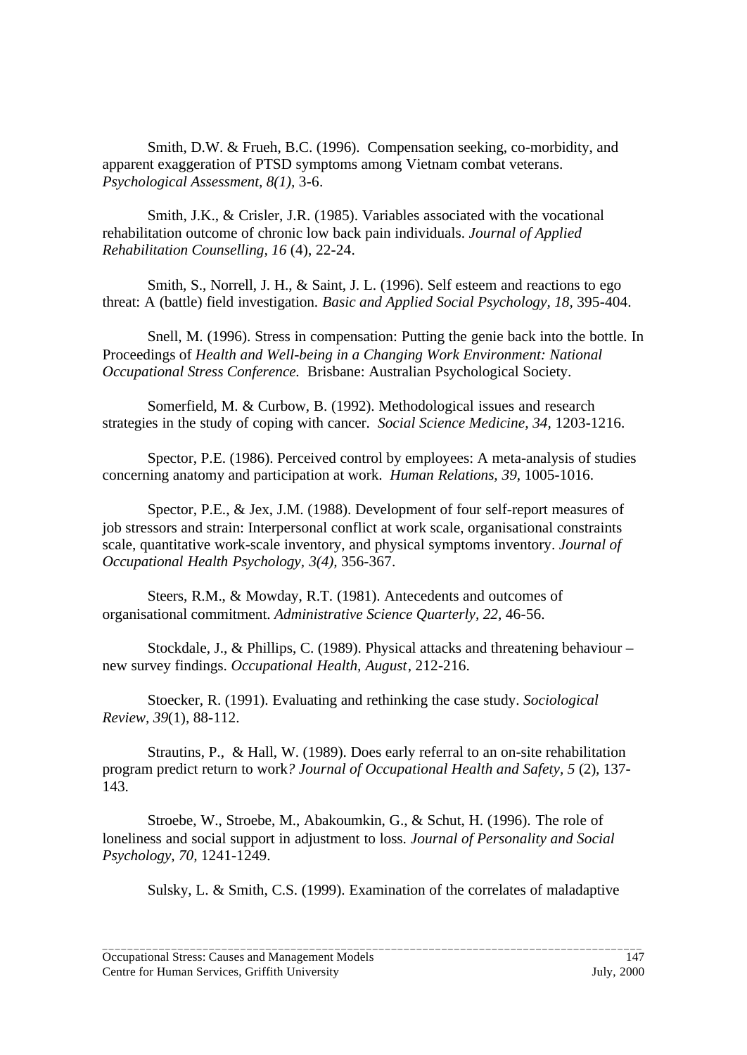Smith, D.W. & Frueh, B.C. (1996). Compensation seeking, co-morbidity, and apparent exaggeration of PTSD symptoms among Vietnam combat veterans. *Psychological Assessment, 8(1),* 3-6.

Smith, J.K., & Crisler, J.R. (1985). Variables associated with the vocational rehabilitation outcome of chronic low back pain individuals. *Journal of Applied Rehabilitation Counselling, 16* (4), 22-24.

Smith, S., Norrell, J. H., & Saint, J. L. (1996). Self esteem and reactions to ego threat: A (battle) field investigation. *Basic and Applied Social Psychology, 18,* 395-404.

Snell, M. (1996). Stress in compensation: Putting the genie back into the bottle. In Proceedings of *Health and Well-being in a Changing Work Environment: National Occupational Stress Conference.* Brisbane: Australian Psychological Society.

Somerfield, M. & Curbow, B. (1992). Methodological issues and research strategies in the study of coping with cancer. *Social Science Medicine, 34,* 1203-1216.

Spector, P.E. (1986). Perceived control by employees: A meta-analysis of studies concerning anatomy and participation at work. *Human Relations, 39*, 1005-1016.

Spector, P.E., & Jex, J.M. (1988). Development of four self-report measures of job stressors and strain: Interpersonal conflict at work scale, organisational constraints scale, quantitative work-scale inventory, and physical symptoms inventory. *Journal of Occupational Health Psychology, 3(4),* 356-367.

Steers, R.M., & Mowday, R.T. (1981). Antecedents and outcomes of organisational commitment. *Administrative Science Quarterly, 22,* 46-56.

Stockdale, J., & Phillips, C. (1989). Physical attacks and threatening behaviour – new survey findings. *Occupational Health, August*, 212-216.

Stoecker, R. (1991). Evaluating and rethinking the case study. *Sociological Review, 39*(1), 88-112.

Strautins, P., & Hall, W. (1989). Does early referral to an on-site rehabilitation program predict return to work*? Journal of Occupational Health and Safety, 5* (2), 137-143.

Stroebe, W., Stroebe, M., Abakoumkin, G., & Schut, H. (1996). The role of loneliness and social support in adjustment to loss. *Journal of Personality and Social Psychology, 70,* 1241-1249.

Sulsky, L. & Smith, C.S. (1999). Examination of the correlates of maladaptive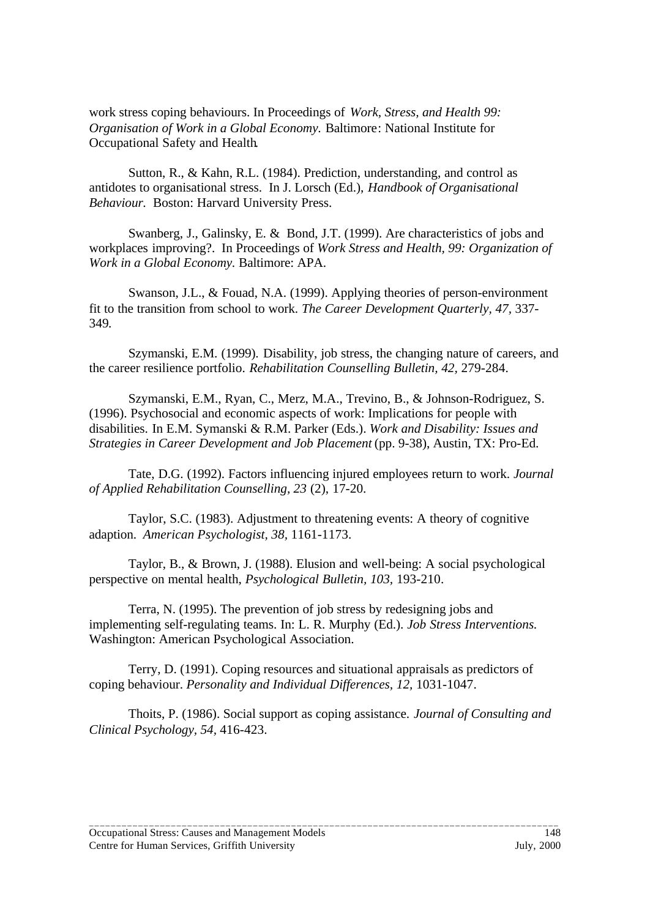work stress coping behaviours. In Proceedings of *Work, Stress, and Health 99: Organisation of Work in a Global Economy.* Baltimore: National Institute for Occupational Safety and Health.

Sutton, R., & Kahn, R.L. (1984). Prediction, understanding, and control as antidotes to organisational stress. In J. Lorsch (Ed.), *Handbook of Organisational Behaviour.* Boston: Harvard University Press.

Swanberg, J., Galinsky, E. & Bond, J.T. (1999). Are characteristics of jobs and workplaces improving?. In Proceedings of *Work Stress and Health, 99: Organization of Work in a Global Economy.* Baltimore: APA.

Swanson, J.L., & Fouad, N.A. (1999). Applying theories of person-environment fit to the transition from school to work. *The Career Development Quarterly, 47,* 337-349.

Szymanski, E.M. (1999). Disability, job stress, the changing nature of careers, and the career resilience portfolio. *Rehabilitation Counselling Bulletin, 42,* 279-284.

Szymanski, E.M., Ryan, C., Merz, M.A., Trevino, B., & Johnson-Rodriguez, S. (1996). Psychosocial and economic aspects of work: Implications for people with disabilities. In E.M. Symanski & R.M. Parker (Eds.). *Work and Disability: Issues and Strategies in Career Development and Job Placement* (pp. 9-38), Austin, TX: Pro-Ed.

Tate, D.G. (1992). Factors influencing injured employees return to work. *Journal of Applied Rehabilitation Counselling, 23* (2), 17-20.

Taylor, S.C. (1983). Adjustment to threatening events: A theory of cognitive adaption. *American Psychologist, 38,* 1161-1173.

Taylor, B., & Brown, J. (1988). Elusion and well-being: A social psychological perspective on mental health, *Psychological Bulletin, 103,* 193-210.

Terra, N. (1995). The prevention of job stress by redesigning jobs and implementing self-regulating teams. In: L. R. Murphy (Ed.). *Job Stress Interventions.* Washington: American Psychological Association.

Terry, D. (1991). Coping resources and situational appraisals as predictors of coping behaviour. *Personality and Individual Differences, 12,* 1031-1047.

Thoits, P. (1986). Social support as coping assistance. *Journal of Consulting and Clinical Psychology, 54,* 416-423.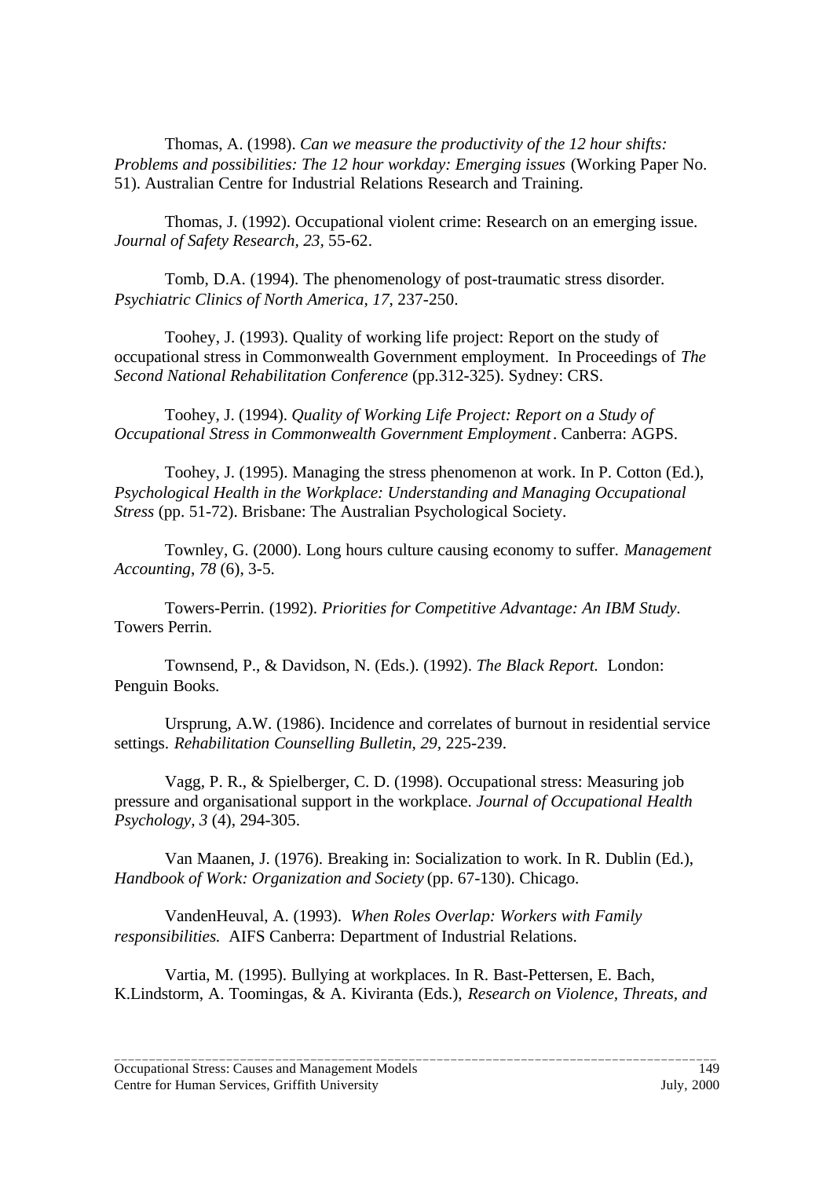Thomas, A. (1998). *Can we measure the productivity of the 12 hour shifts: Problems and possibilities: The 12 hour workday: Emerging issues* (Working Paper No. 51). Australian Centre for Industrial Relations Research and Training.

Thomas, J. (1992). Occupational violent crime: Research on an emerging issue. *Journal of Safety Research, 23,* 55-62.

Tomb, D.A. (1994). The phenomenology of post-traumatic stress disorder. *Psychiatric Clinics of North America, 17,* 237-250.

Toohey, J. (1993). Quality of working life project: Report on the study of occupational stress in Commonwealth Government employment. In Proceedings of *The Second National Rehabilitation Conference* (pp.312-325). Sydney: CRS.

Toohey, J. (1994). *Quality of Working Life Project: Report on a Study of Occupational Stress in Commonwealth Government Employment*. Canberra: AGPS.

Toohey, J. (1995). Managing the stress phenomenon at work. In P. Cotton (Ed.), *Psychological Health in the Workplace: Understanding and Managing Occupational Stress* (pp. 51-72). Brisbane: The Australian Psychological Society.

Townley, G. (2000). Long hours culture causing economy to suffer. *Management Accounting*, *78* (6), 3-5.

Towers-Perrin. (1992). *Priorities for Competitive Advantage: An IBM Study*. Towers Perrin.

Townsend, P., & Davidson, N. (Eds.). (1992). *The Black Report.* London: Penguin Books.

Ursprung, A.W. (1986). Incidence and correlates of burnout in residential service settings. *Rehabilitation Counselling Bulletin, 29,* 225-239.

Vagg, P. R., & Spielberger, C. D. (1998). Occupational stress: Measuring job pressure and organisational support in the workplace. *Journal of Occupational Health Psychology, 3* (4), 294-305.

Van Maanen, J. (1976). Breaking in: Socialization to work. In R. Dublin (Ed.), *Handbook of Work: Organization and Society* (pp. 67-130). Chicago.

VandenHeuval, A. (1993). *When Roles Overlap: Workers with Family responsibilities.* AIFS Canberra: Department of Industrial Relations.

Vartia, M. (1995). Bullying at workplaces. In R. Bast-Pettersen, E. Bach, K.Lindstorm, A. Toomingas, & A. Kiviranta (Eds.), *Research on Violence, Threats, and*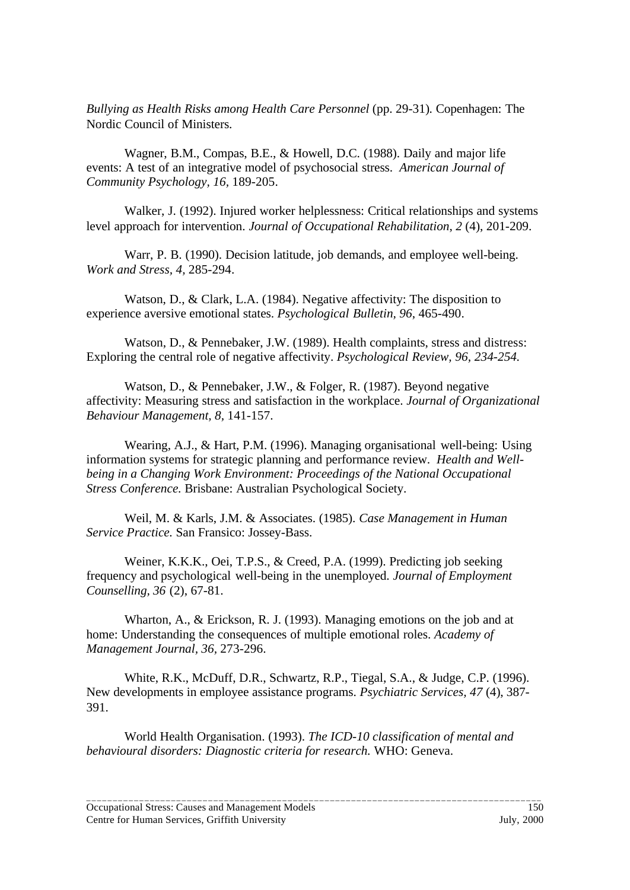*Bullying as Health Risks among Health Care Personnel* (pp. 29-31). Copenhagen: The Nordic Council of Ministers.

Wagner, B.M., Compas, B.E., & Howell, D.C. (1988). Daily and major life events: A test of an integrative model of psychosocial stress. *American Journal of Community Psychology, 16,* 189-205.

Walker, J. (1992). Injured worker helplessness: Critical relationships and systems level approach for intervention. *Journal of Occupational Rehabilitation*, *2* (4), 201-209.

Warr, P. B. (1990). Decision latitude, job demands, and employee well-being. *Work and Stress, 4,* 285-294.

Watson, D., & Clark, L.A. (1984). Negative affectivity: The disposition to experience aversive emotional states. *Psychological Bulletin, 96*, 465-490.

Watson, D., & Pennebaker, J.W. (1989). Health complaints, stress and distress: Exploring the central role of negative affectivity. *Psychological Review, 96, 234-254.*

Watson, D., & Pennebaker, J.W., & Folger, R. (1987). Beyond negative affectivity: Measuring stress and satisfaction in the workplace. *Journal of Organizational Behaviour Management, 8,* 141-157.

Wearing, A.J., & Hart, P.M. (1996). Managing organisational well-being: Using information systems for strategic planning and performance review. *Health and Well-being in a Changing Work Environment: Proceedings of the National Occupational Stress Conference.* Brisbane: Australian Psychological Society.

Weil, M. & Karls, J.M. & Associates. (1985). *Case Management in Human Service Practice.* San Fransico: Jossey-Bass.

Weiner, K.K.K., Oei, T.P.S., & Creed, P.A. (1999). Predicting job seeking frequency and psychological well-being in the unemployed. *Journal of Employment Counselling, 36* (2), 67-81.

Wharton, A., & Erickson, R. J. (1993). Managing emotions on the job and at home: Understanding the consequences of multiple emotional roles. *Academy of Management Journal, 36,* 273-296.

White, R.K., McDuff, D.R., Schwartz, R.P., Tiegal, S.A., & Judge, C.P. (1996). New developments in employee assistance programs. *Psychiatric Services, 47* (4), 387-391.

World Health Organisation. (1993). *The ICD-10 classification of mental and behavioural disorders: Diagnostic criteria for research.* WHO: Geneva.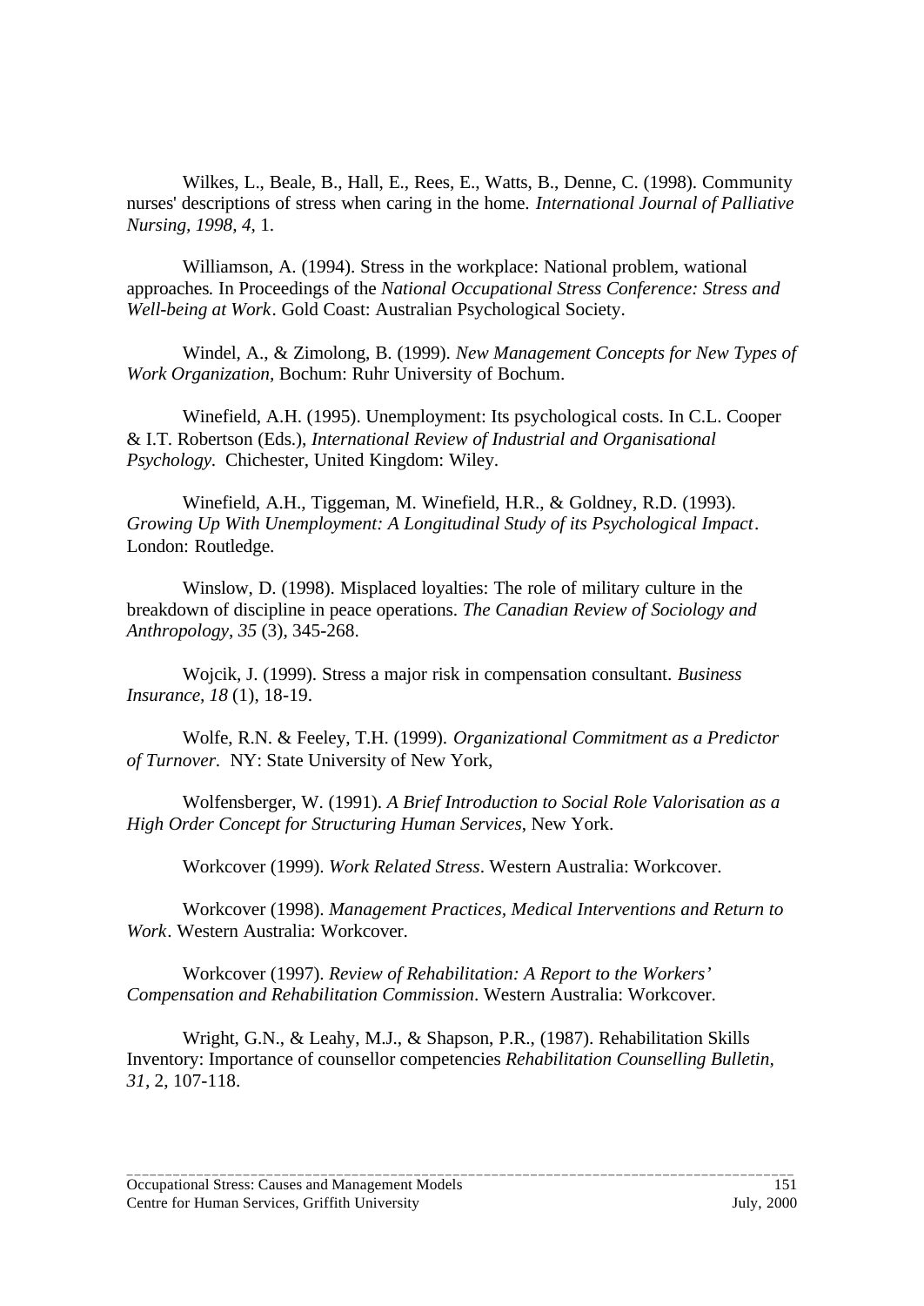Wilkes, L., Beale, B., Hall, E., Rees, E., Watts, B., Denne, C. (1998). Community nurses' descriptions of stress when caring in the home. *International Journal of Palliative Nursing, 1998, 4,* 1.

Williamson, A. (1994). Stress in the workplace: National problem, wational approaches. In Proceedings of the *National Occupational Stress Conference: Stress and Well-being at Work*. Gold Coast: Australian Psychological Society.

Windel, A., & Zimolong, B. (1999). *New Management Concepts for New Types of Work Organization,* Bochum: Ruhr University of Bochum.

Winefield, A.H. (1995). Unemployment: Its psychological costs. In C.L. Cooper & I.T. Robertson (Eds.), *International Review of Industrial and Organisational Psychology*. Chichester, United Kingdom: Wiley.

Winefield, A.H., Tiggeman, M. Winefield, H.R., & Goldney, R.D. (1993). *Growing Up With Unemployment: A Longitudinal Study of its Psychological Impact*. London: Routledge.

Winslow, D. (1998). Misplaced loyalties: The role of military culture in the breakdown of discipline in peace operations. *The Canadian Review of Sociology and Anthropology, 35* (3), 345-268.

Wojcik, J. (1999). Stress a major risk in compensation consultant. *Business Insurance, 18* (1), 18-19.

Wolfe, R.N. & Feeley, T.H. (1999). *Organizational Commitment as a Predictor of Turnover*. NY: State University of New York,

Wolfensberger, W. (1991). *A Brief Introduction to Social Role Valorisation as a High Order Concept for Structuring Human Services,* New York.

Workcover (1999). *Work Related Stress*. Western Australia: Workcover.

Workcover (1998). *Management Practices, Medical Interventions and Return to Work*. Western Australia: Workcover.

Workcover (1997). *Review of Rehabilitation: A Report to the Workers' Compensation and Rehabilitation Commission*. Western Australia: Workcover.

Wright, G.N., & Leahy, M.J., & Shapson, P.R., (1987). Rehabilitation Skills Inventory: Importance of counsellor competencies *Rehabilitation Counselling Bulletin, 31,* 2, 107-118.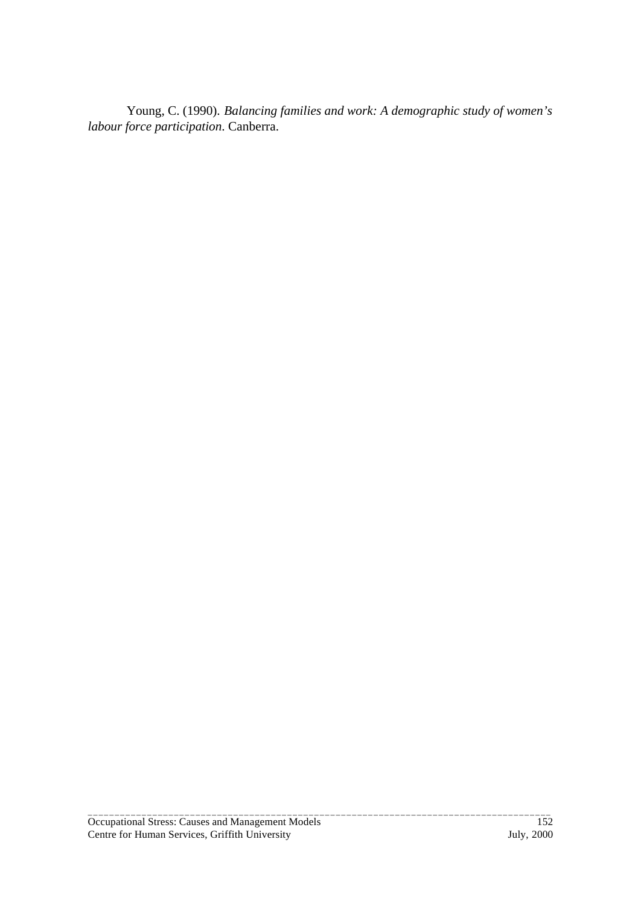Young, C. (1990). *Balancing families and work: A demographic study of women's labour force participation*. Canberra.